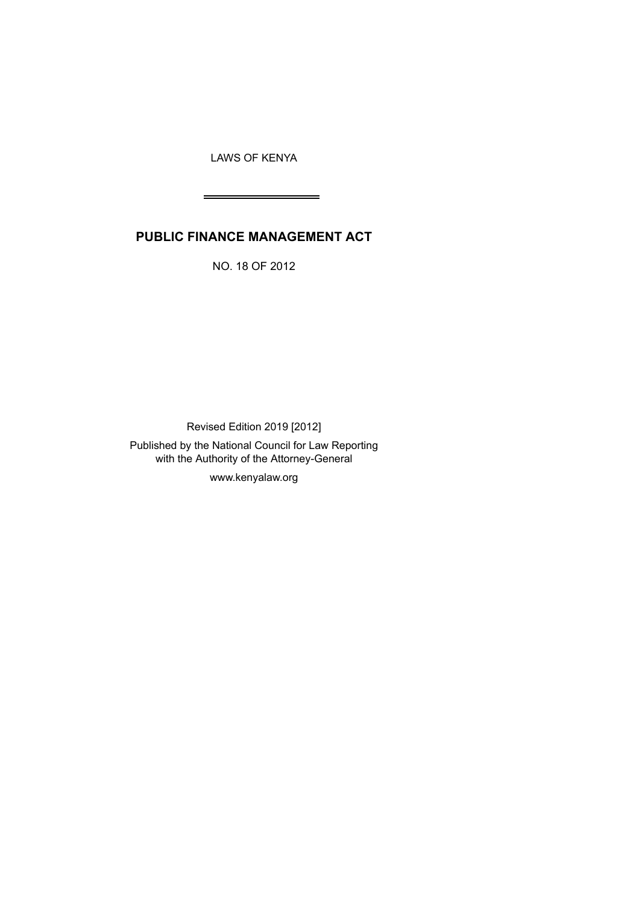LAWS OF KENYA

# PUBLIC FINANCE MANAGEMENT ACT

NO. 18 OF 2012

Revised Edition 2019 [2012]

Published by the National Council for Law Reporting
with the Authority of the Attorney-General

www.kenyalaw.org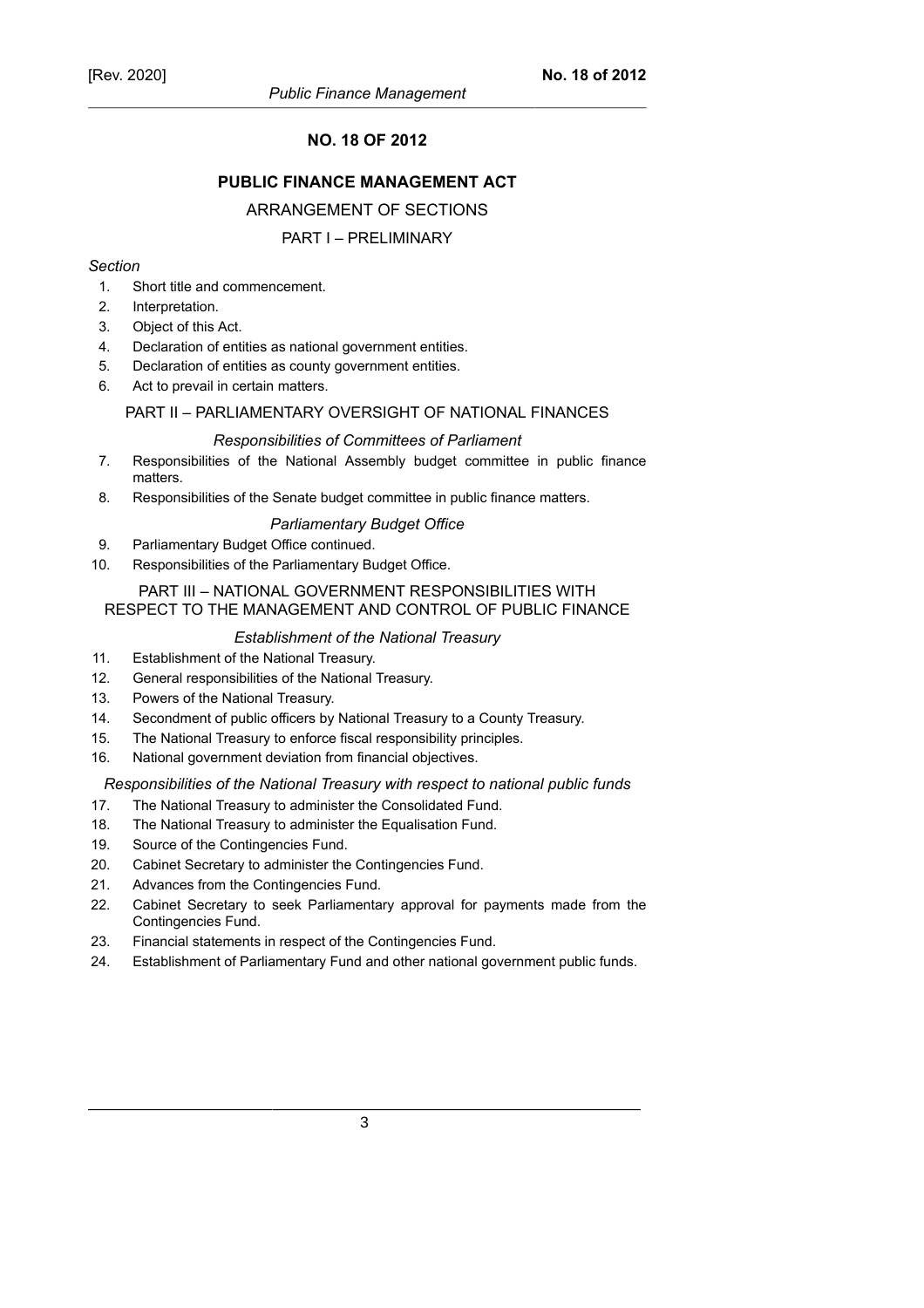# NO. 18 OF 2012

## PUBLIC FINANCE MANAGEMENT ACT

ARRANGEMENT OF SECTIONS

### PART I – PRELIMINARY

*Section*

1. Short title and commencement.
2. Interpretation.
3. Object of this Act.
4. Declaration of entities as national government entities.
5. Declaration of entities as county government entities.
6. Act to prevail in certain matters.

### PART II – PARLIAMENTARY OVERSIGHT OF NATIONAL FINANCES

*Responsibilities of Committees of Parliament*

7. Responsibilities of the National Assembly budget committee in public finance matters.
8. Responsibilities of the Senate budget committee in public finance matters.

*Parliamentary Budget Office*

9. Parliamentary Budget Office continued.
10. Responsibilities of the Parliamentary Budget Office.

### PART III – NATIONAL GOVERNMENT RESPONSIBILITIES WITH RESPECT TO THE MANAGEMENT AND CONTROL OF PUBLIC FINANCE

*Establishment of the National Treasury*

11. Establishment of the National Treasury.
12. General responsibilities of the National Treasury.
13. Powers of the National Treasury.
14. Secondment of public officers by National Treasury to a County Treasury.
15. The National Treasury to enforce fiscal responsibility principles.
16. National government deviation from financial objectives.

*Responsibilities of the National Treasury with respect to national public funds*

17. The National Treasury to administer the Consolidated Fund.
18. The National Treasury to administer the Equalisation Fund.
19. Source of the Contingencies Fund.
20. Cabinet Secretary to administer the Contingencies Fund.
21. Advances from the Contingencies Fund.
22. Cabinet Secretary to seek Parliamentary approval for payments made from the Contingencies Fund.
23. Financial statements in respect of the Contingencies Fund.
24. Establishment of Parliamentary Fund and other national government public funds.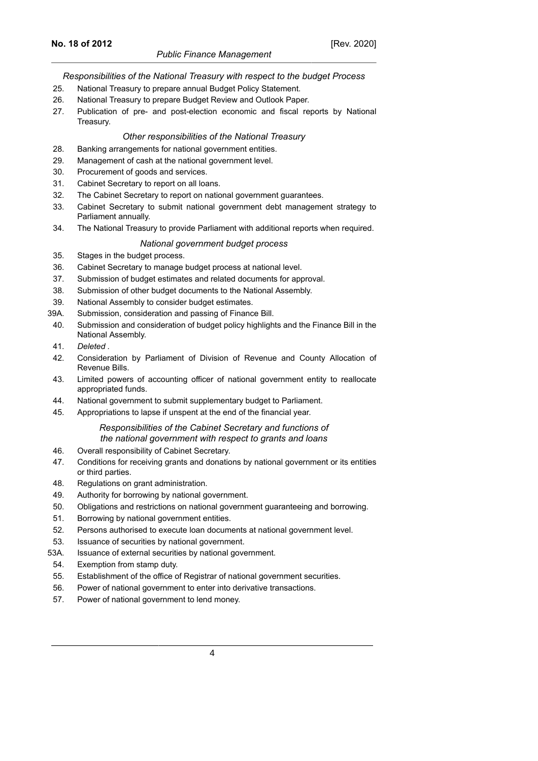*Responsibilities of the National Treasury with respect to the budget Process*

25. National Treasury to prepare annual Budget Policy Statement.
26. National Treasury to prepare Budget Review and Outlook Paper.
27. Publication of pre- and post-election economic and fiscal reports by National Treasury.

*Other responsibilities of the National Treasury*

28. Banking arrangements for national government entities.
29. Management of cash at the national government level.
30. Procurement of goods and services.
31. Cabinet Secretary to report on all loans.
32. The Cabinet Secretary to report on national government guarantees.
33. Cabinet Secretary to submit national government debt management strategy to Parliament annually.
34. The National Treasury to provide Parliament with additional reports when required.

*National government budget process*

35. Stages in the budget process.
36. Cabinet Secretary to manage budget process at national level.
37. Submission of budget estimates and related documents for approval.
38. Submission of other budget documents to the National Assembly.
39. National Assembly to consider budget estimates.

39A. Submission, consideration and passing of Finance Bill.

40. Submission and consideration of budget policy highlights and the Finance Bill in the National Assembly.
41. *Deleted* .
42. Consideration by Parliament of Division of Revenue and County Allocation of Revenue Bills.
43. Limited powers of accounting officer of national government entity to reallocate appropriated funds.
44. National government to submit supplementary budget to Parliament.
45. Appropriations to lapse if unspent at the end of the financial year.

*Responsibilities of the Cabinet Secretary and functions of the national government with respect to grants and loans*

46. Overall responsibility of Cabinet Secretary.
47. Conditions for receiving grants and donations by national government or its entities or third parties.
48. Regulations on grant administration.
49. Authority for borrowing by national government.
50. Obligations and restrictions on national government guaranteeing and borrowing.
51. Borrowing by national government entities.
52. Persons authorised to execute loan documents at national government level.
53. Issuance of securities by national government.

53A. Issuance of external securities by national government.

54. Exemption from stamp duty.
55. Establishment of the office of Registrar of national government securities.
56. Power of national government to enter into derivative transactions.
57. Power of national government to lend money.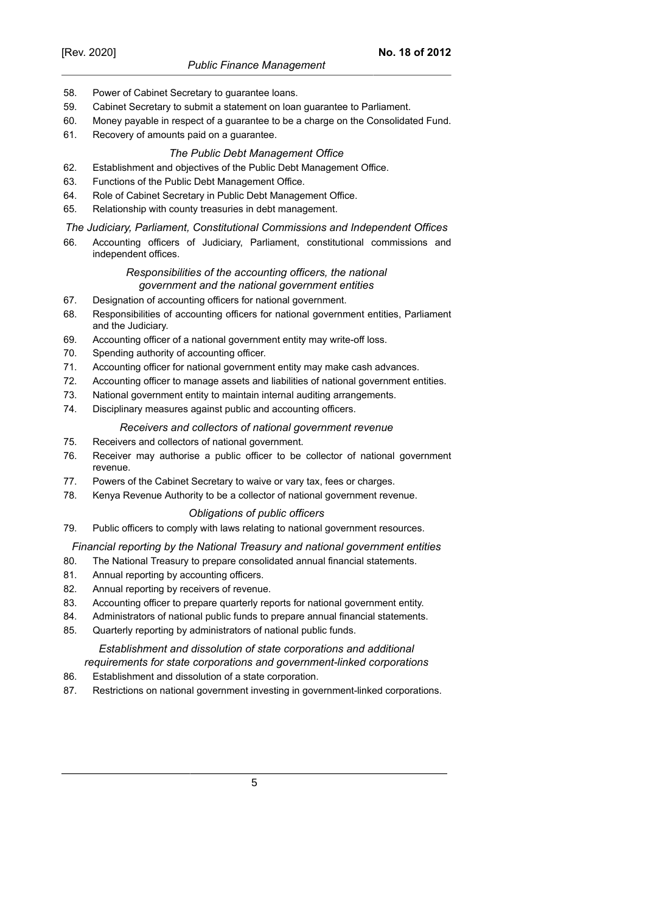58. Power of Cabinet Secretary to guarantee loans.
59. Cabinet Secretary to submit a statement on loan guarantee to Parliament.
60. Money payable in respect of a guarantee to be a charge on the Consolidated Fund.
61. Recovery of amounts paid on a guarantee.

*The Public Debt Management Office*

62. Establishment and objectives of the Public Debt Management Office.
63. Functions of the Public Debt Management Office.
64. Role of Cabinet Secretary in Public Debt Management Office.
65. Relationship with county treasuries in debt management.

*The Judiciary, Parliament, Constitutional Commissions and Independent Offices*

66. Accounting officers of Judiciary, Parliament, constitutional commissions and independent offices.

*Responsibilities of the accounting officers, the national government and the national government entities*

67. Designation of accounting officers for national government.
68. Responsibilities of accounting officers for national government entities, Parliament and the Judiciary.
69. Accounting officer of a national government entity may write-off loss.
70. Spending authority of accounting officer.
71. Accounting officer for national government entity may make cash advances.
72. Accounting officer to manage assets and liabilities of national government entities.
73. National government entity to maintain internal auditing arrangements.
74. Disciplinary measures against public and accounting officers.

*Receivers and collectors of national government revenue*

75. Receivers and collectors of national government.
76. Receiver may authorise a public officer to be collector of national government revenue.
77. Powers of the Cabinet Secretary to waive or vary tax, fees or charges.
78. Kenya Revenue Authority to be a collector of national government revenue.

*Obligations of public officers*

79. Public officers to comply with laws relating to national government resources.

*Financial reporting by the National Treasury and national government entities*

80. The National Treasury to prepare consolidated annual financial statements.
81. Annual reporting by accounting officers.
82. Annual reporting by receivers of revenue.
83. Accounting officer to prepare quarterly reports for national government entity.
84. Administrators of national public funds to prepare annual financial statements.
85. Quarterly reporting by administrators of national public funds.

*Establishment and dissolution of state corporations and additional requirements for state corporations and government-linked corporations*

86. Establishment and dissolution of a state corporation.
87. Restrictions on national government investing in government-linked corporations.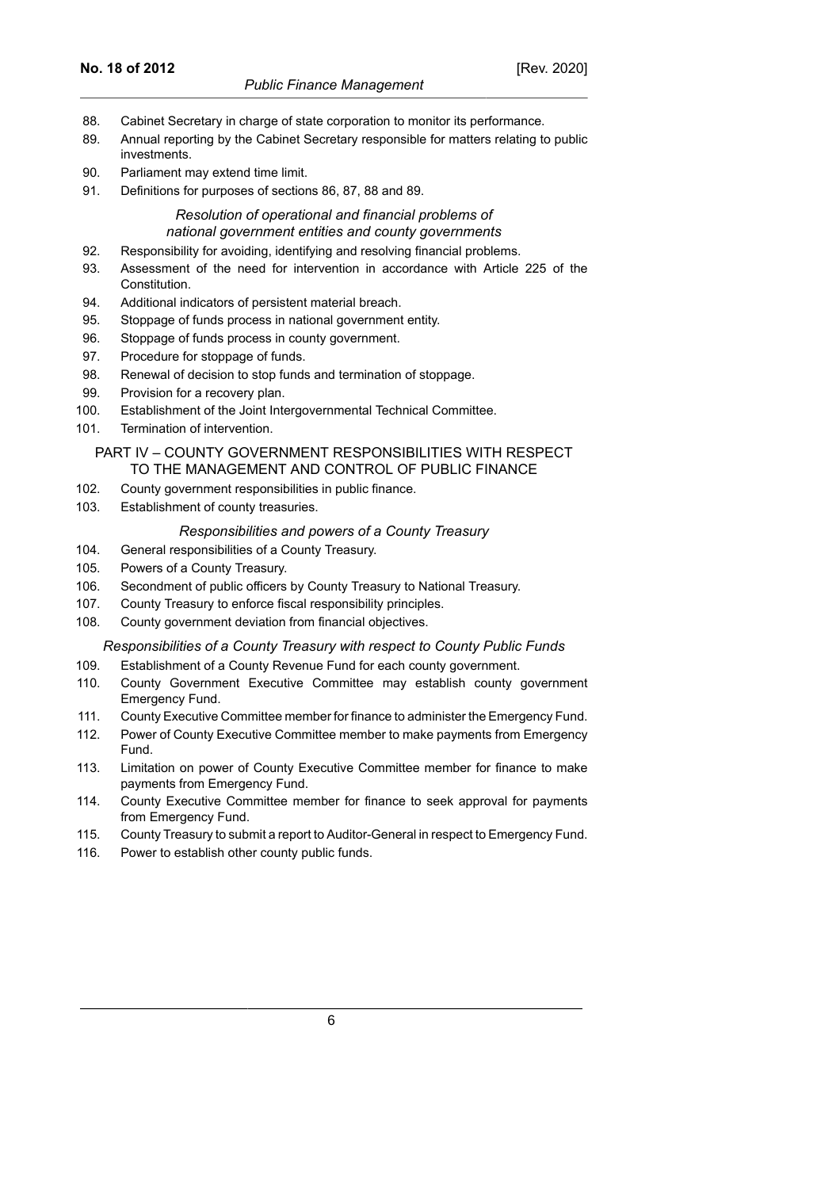88. Cabinet Secretary in charge of state corporation to monitor its performance.
89. Annual reporting by the Cabinet Secretary responsible for matters relating to public investments.
90. Parliament may extend time limit.
91. Definitions for purposes of sections 86, 87, 88 and 89.

*Resolution of operational and financial problems of national government entities and county governments*

92. Responsibility for avoiding, identifying and resolving financial problems.
93. Assessment of the need for intervention in accordance with Article 225 of the Constitution.
94. Additional indicators of persistent material breach.
95. Stoppage of funds process in national government entity.
96. Stoppage of funds process in county government.
97. Procedure for stoppage of funds.
98. Renewal of decision to stop funds and termination of stoppage.
99. Provision for a recovery plan.
100. Establishment of the Joint Intergovernmental Technical Committee.
101. Termination of intervention.

PART IV – COUNTY GOVERNMENT RESPONSIBILITIES WITH RESPECT TO THE MANAGEMENT AND CONTROL OF PUBLIC FINANCE

102. County government responsibilities in public finance.
103. Establishment of county treasuries.

*Responsibilities and powers of a County Treasury*

104. General responsibilities of a County Treasury.
105. Powers of a County Treasury.
106. Secondment of public officers by County Treasury to National Treasury.
107. County Treasury to enforce fiscal responsibility principles.
108. County government deviation from financial objectives.

*Responsibilities of a County Treasury with respect to County Public Funds*

109. Establishment of a County Revenue Fund for each county government.
110. County Government Executive Committee may establish county government Emergency Fund.
111. County Executive Committee member for finance to administer the Emergency Fund.
112. Power of County Executive Committee member to make payments from Emergency Fund.
113. Limitation on power of County Executive Committee member for finance to make payments from Emergency Fund.
114. County Executive Committee member for finance to seek approval for payments from Emergency Fund.
115. County Treasury to submit a report to Auditor-General in respect to Emergency Fund.
116. Power to establish other county public funds.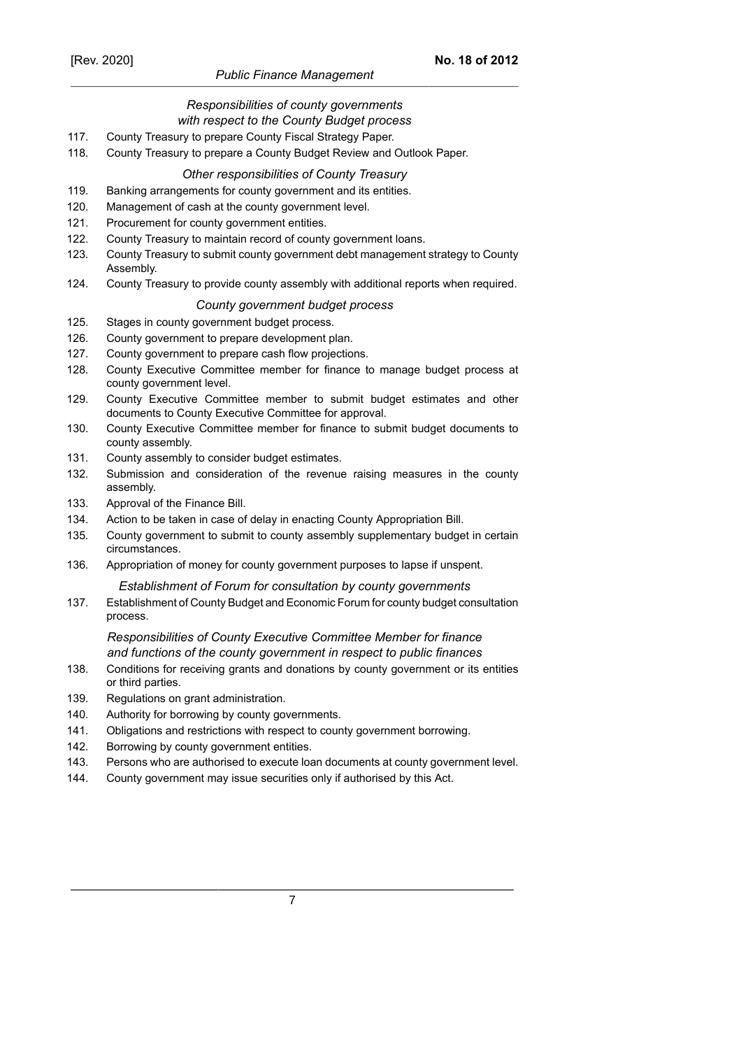*Responsibilities of county governments with respect to the County Budget process*

117. County Treasury to prepare County Fiscal Strategy Paper.
118. County Treasury to prepare a County Budget Review and Outlook Paper.

*Other responsibilities of County Treasury*

119. Banking arrangements for county government and its entities.
120. Management of cash at the county government level.
121. Procurement for county government entities.
122. County Treasury to maintain record of county government loans.
123. County Treasury to submit county government debt management strategy to County Assembly.
124. County Treasury to provide county assembly with additional reports when required.

*County government budget process*

125. Stages in county government budget process.
126. County government to prepare development plan.
127. County government to prepare cash flow projections.
128. County Executive Committee member for finance to manage budget process at county government level.
129. County Executive Committee member to submit budget estimates and other documents to County Executive Committee for approval.
130. County Executive Committee member for finance to submit budget documents to county assembly.
131. County assembly to consider budget estimates.
132. Submission and consideration of the revenue raising measures in the county assembly.
133. Approval of the Finance Bill.
134. Action to be taken in case of delay in enacting County Appropriation Bill.
135. County government to submit to county assembly supplementary budget in certain circumstances.
136. Appropriation of money for county government purposes to lapse if unspent.

*Establishment of Forum for consultation by county governments*

137. Establishment of County Budget and Economic Forum for county budget consultation process.

*Responsibilities of County Executive Committee Member for finance and functions of the county government in respect to public finances*

138. Conditions for receiving grants and donations by county government or its entities or third parties.
139. Regulations on grant administration.
140. Authority for borrowing by county governments.
141. Obligations and restrictions with respect to county government borrowing.
142. Borrowing by county government entities.
143. Persons who are authorised to execute loan documents at county government level.
144. County government may issue securities only if authorised by this Act.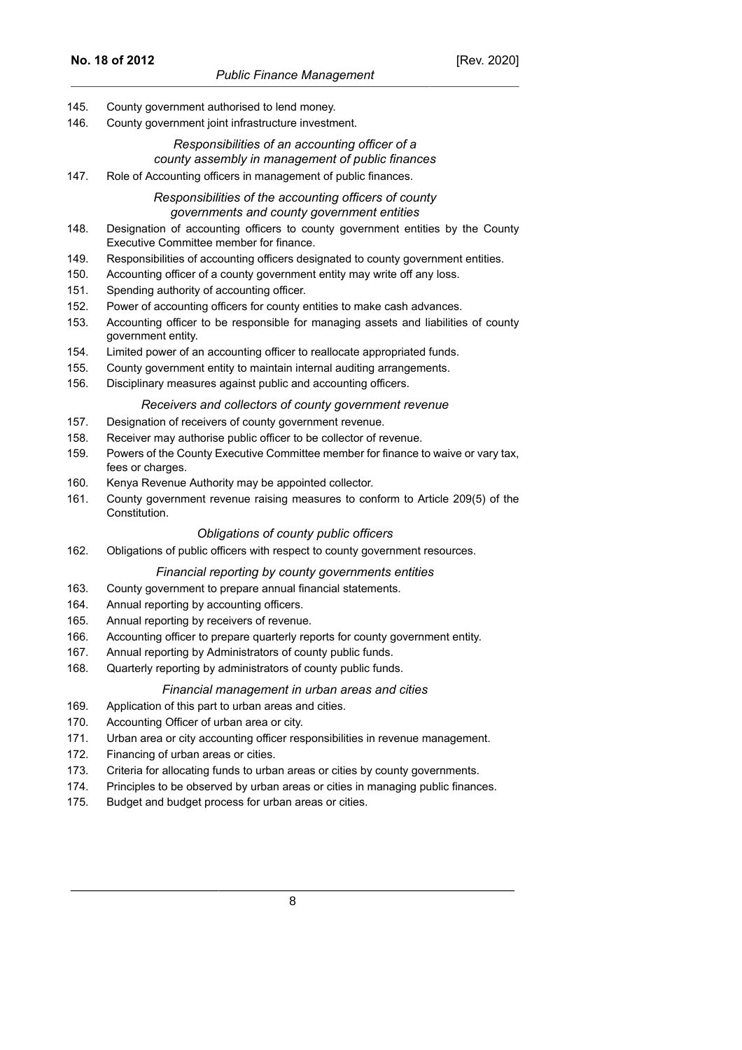145. County government authorised to lend money.
146. County government joint infrastructure investment.

*Responsibilities of an accounting officer of a county assembly in management of public finances*

147. Role of Accounting officers in management of public finances.

*Responsibilities of the accounting officers of county governments and county government entities*

148. Designation of accounting officers to county government entities by the County Executive Committee member for finance.
149. Responsibilities of accounting officers designated to county government entities.
150. Accounting officer of a county government entity may write off any loss.
151. Spending authority of accounting officer.
152. Power of accounting officers for county entities to make cash advances.
153. Accounting officer to be responsible for managing assets and liabilities of county government entity.
154. Limited power of an accounting officer to reallocate appropriated funds.
155. County government entity to maintain internal auditing arrangements.
156. Disciplinary measures against public and accounting officers.

*Receivers and collectors of county government revenue*

157. Designation of receivers of county government revenue.
158. Receiver may authorise public officer to be collector of revenue.
159. Powers of the County Executive Committee member for finance to waive or vary tax, fees or charges.
160. Kenya Revenue Authority may be appointed collector.
161. County government revenue raising measures to conform to Article 209(5) of the Constitution.

*Obligations of county public officers*

162. Obligations of public officers with respect to county government resources.

*Financial reporting by county governments entities*

163. County government to prepare annual financial statements.
164. Annual reporting by accounting officers.
165. Annual reporting by receivers of revenue.
166. Accounting officer to prepare quarterly reports for county government entity.
167. Annual reporting by Administrators of county public funds.
168. Quarterly reporting by administrators of county public funds.

*Financial management in urban areas and cities*

169. Application of this part to urban areas and cities.
170. Accounting Officer of urban area or city.
171. Urban area or city accounting officer responsibilities in revenue management.
172. Financing of urban areas or cities.
173. Criteria for allocating funds to urban areas or cities by county governments.
174. Principles to be observed by urban areas or cities in managing public finances.
175. Budget and budget process for urban areas or cities.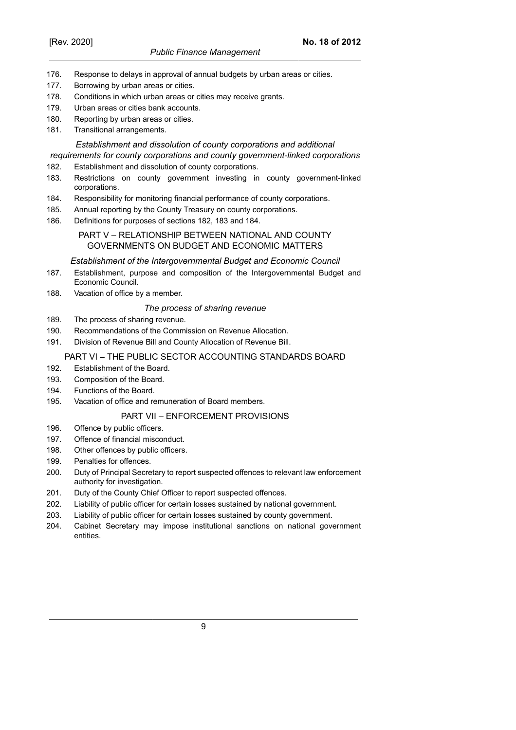176. Response to delays in approval of annual budgets by urban areas or cities.
177. Borrowing by urban areas or cities.
178. Conditions in which urban areas or cities may receive grants.
179. Urban areas or cities bank accounts.
180. Reporting by urban areas or cities.
181. Transitional arrangements.

*Establishment and dissolution of county corporations and additional requirements for county corporations and county government-linked corporations*

182. Establishment and dissolution of county corporations.
183. Restrictions on county government investing in county government-linked corporations.
184. Responsibility for monitoring financial performance of county corporations.
185. Annual reporting by the County Treasury on county corporations.
186. Definitions for purposes of sections 182, 183 and 184.

## PART V – RELATIONSHIP BETWEEN NATIONAL AND COUNTY GOVERNMENTS ON BUDGET AND ECONOMIC MATTERS

*Establishment of the Intergovernmental Budget and Economic Council*

187. Establishment, purpose and composition of the Intergovernmental Budget and Economic Council.
188. Vacation of office by a member.

*The process of sharing revenue*

189. The process of sharing revenue.
190. Recommendations of the Commission on Revenue Allocation.
191. Division of Revenue Bill and County Allocation of Revenue Bill.

## PART VI – THE PUBLIC SECTOR ACCOUNTING STANDARDS BOARD

192. Establishment of the Board.
193. Composition of the Board.
194. Functions of the Board.
195. Vacation of office and remuneration of Board members.

## PART VII – ENFORCEMENT PROVISIONS

196. Offence by public officers.
197. Offence of financial misconduct.
198. Other offences by public officers.
199. Penalties for offences.
200. Duty of Principal Secretary to report suspected offences to relevant law enforcement authority for investigation.
201. Duty of the County Chief Officer to report suspected offences.
202. Liability of public officer for certain losses sustained by national government.
203. Liability of public officer for certain losses sustained by county government.
204. Cabinet Secretary may impose institutional sanctions on national government entities.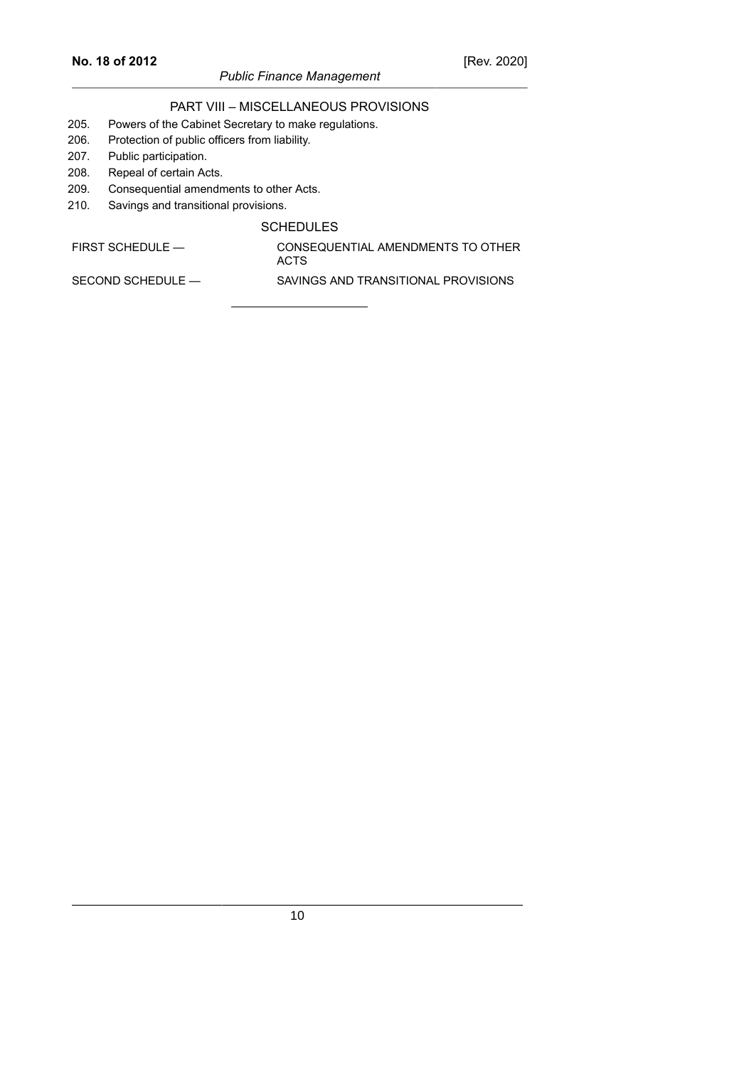## PART VIII – MISCELLANEOUS PROVISIONS

205. Powers of the Cabinet Secretary to make regulations.
206. Protection of public officers from liability.
207. Public participation.
208. Repeal of certain Acts.
209. Consequential amendments to other Acts.
210. Savings and transitional provisions.

## SCHEDULES

| | |
|---|---|
| FIRST SCHEDULE — | CONSEQUENTIAL AMENDMENTS TO OTHER ACTS |
| SECOND SCHEDULE — | SAVINGS AND TRANSITIONAL PROVISIONS |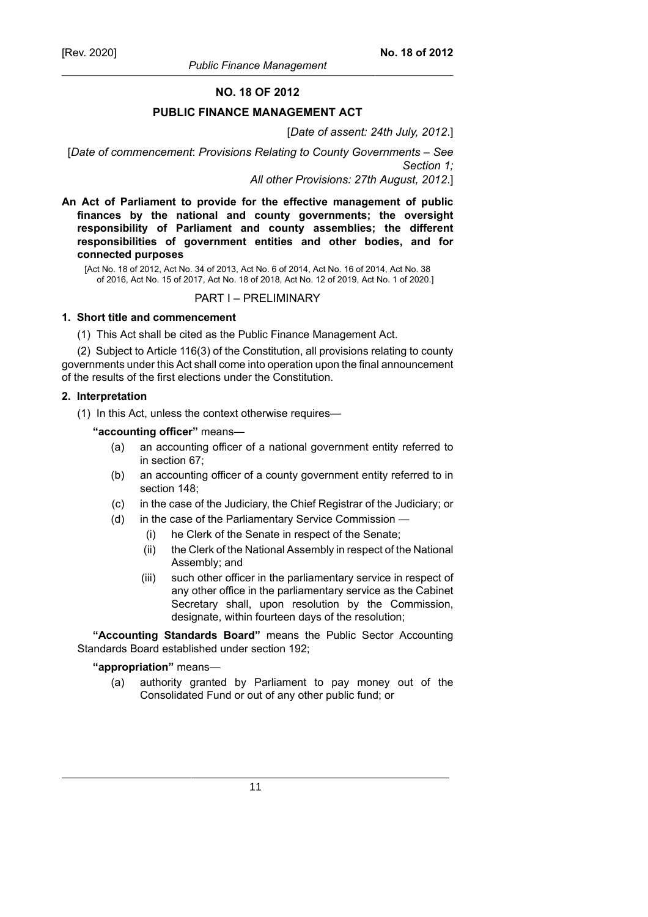**NO. 18 OF 2012**

**PUBLIC FINANCE MANAGEMENT ACT**

[*Date of assent: 24th July, 2012*.]

[*Date of commencement*: *Provisions Relating to County Governments – See Section 1;*
*All other Provisions: 27th August, 2012*.]

**An Act of Parliament to provide for the effective management of public finances by the national and county governments; the oversight responsibility of Parliament and county assemblies; the different responsibilities of government entities and other bodies, and for connected purposes**

[Act No. 18 of 2012, Act No. 34 of 2013, Act No. 6 of 2014, Act No. 16 of 2014, Act No. 38 of 2016, Act No. 15 of 2017, Act No. 18 of 2018, Act No. 12 of 2019, Act No. 1 of 2020.]

## PART I – PRELIMINARY

### 1. Short title and commencement

(1) This Act shall be cited as the Public Finance Management Act.

(2) Subject to Article 116(3) of the Constitution, all provisions relating to county governments under this Act shall come into operation upon the final announcement of the results of the first elections under the Constitution.

### 2. Interpretation

(1) In this Act, unless the context otherwise requires—

**"accounting officer"** means—

(a) an accounting officer of a national government entity referred to in section 67;

(b) an accounting officer of a county government entity referred to in section 148;

(c) in the case of the Judiciary, the Chief Registrar of the Judiciary; or

(d) in the case of the Parliamentary Service Commission —

(i) he Clerk of the Senate in respect of the Senate;

(ii) the Clerk of the National Assembly in respect of the National Assembly; and

(iii) such other officer in the parliamentary service in respect of any other office in the parliamentary service as the Cabinet Secretary shall, upon resolution by the Commission, designate, within fourteen days of the resolution;

**"Accounting Standards Board"** means the Public Sector Accounting Standards Board established under section 192;

**"appropriation"** means—

(a) authority granted by Parliament to pay money out of the Consolidated Fund or out of any other public fund; or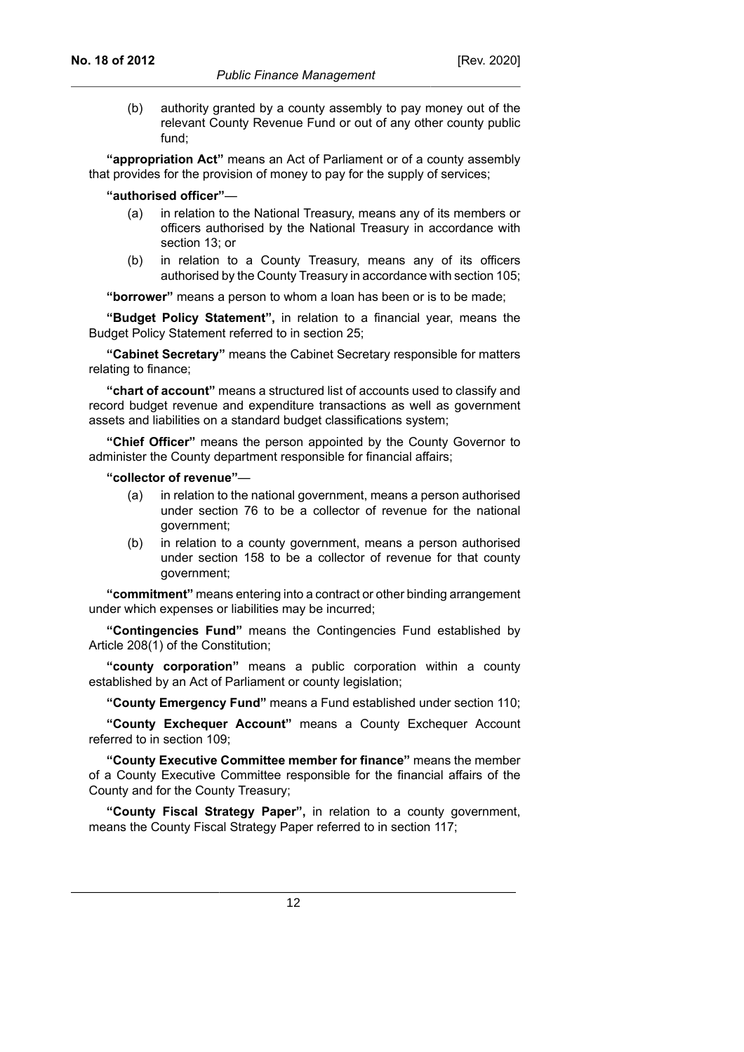(b) authority granted by a county assembly to pay money out of the relevant County Revenue Fund or out of any other county public fund;

**"appropriation Act"** means an Act of Parliament or of a county assembly that provides for the provision of money to pay for the supply of services;

**"authorised officer"**—

(a) in relation to the National Treasury, means any of its members or officers authorised by the National Treasury in accordance with section 13; or

(b) in relation to a County Treasury, means any of its officers authorised by the County Treasury in accordance with section 105;

**"borrower"** means a person to whom a loan has been or is to be made;

**"Budget Policy Statement",** in relation to a financial year, means the Budget Policy Statement referred to in section 25;

**"Cabinet Secretary"** means the Cabinet Secretary responsible for matters relating to finance;

**"chart of account"** means a structured list of accounts used to classify and record budget revenue and expenditure transactions as well as government assets and liabilities on a standard budget classifications system;

**"Chief Officer"** means the person appointed by the County Governor to administer the County department responsible for financial affairs;

**"collector of revenue"**—

(a) in relation to the national government, means a person authorised under section 76 to be a collector of revenue for the national government;

(b) in relation to a county government, means a person authorised under section 158 to be a collector of revenue for that county government;

**"commitment"** means entering into a contract or other binding arrangement under which expenses or liabilities may be incurred;

**"Contingencies Fund"** means the Contingencies Fund established by Article 208(1) of the Constitution;

**"county corporation"** means a public corporation within a county established by an Act of Parliament or county legislation;

**"County Emergency Fund"** means a Fund established under section 110;

**"County Exchequer Account"** means a County Exchequer Account referred to in section 109;

**"County Executive Committee member for finance"** means the member of a County Executive Committee responsible for the financial affairs of the County and for the County Treasury;

**"County Fiscal Strategy Paper",** in relation to a county government, means the County Fiscal Strategy Paper referred to in section 117;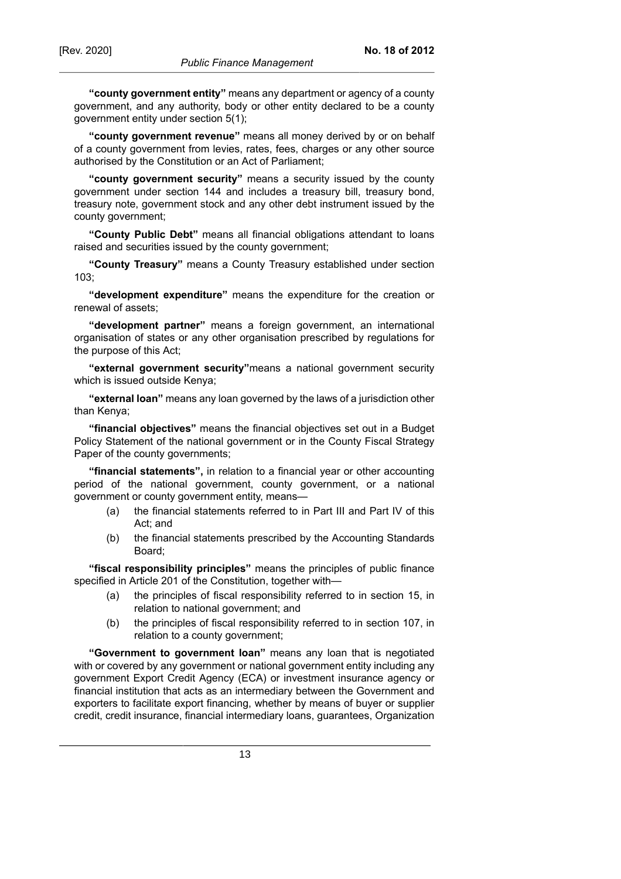**"county government entity"** means any department or agency of a county government, and any authority, body or other entity declared to be a county government entity under section 5(1);

**"county government revenue"** means all money derived by or on behalf of a county government from levies, rates, fees, charges or any other source authorised by the Constitution or an Act of Parliament;

**"county government security"** means a security issued by the county government under section 144 and includes a treasury bill, treasury bond, treasury note, government stock and any other debt instrument issued by the county government;

**"County Public Debt"** means all financial obligations attendant to loans raised and securities issued by the county government;

**"County Treasury"** means a County Treasury established under section 103;

**"development expenditure"** means the expenditure for the creation or renewal of assets;

**"development partner"** means a foreign government, an international organisation of states or any other organisation prescribed by regulations for the purpose of this Act;

**"external government security"**means a national government security which is issued outside Kenya;

**"external loan"** means any loan governed by the laws of a jurisdiction other than Kenya;

**"financial objectives"** means the financial objectives set out in a Budget Policy Statement of the national government or in the County Fiscal Strategy Paper of the county governments;

**"financial statements",** in relation to a financial year or other accounting period of the national government, county government, or a national government or county government entity, means—

(a) the financial statements referred to in Part III and Part IV of this Act; and

(b) the financial statements prescribed by the Accounting Standards Board;

**"fiscal responsibility principles"** means the principles of public finance specified in Article 201 of the Constitution, together with—

(a) the principles of fiscal responsibility referred to in section 15, in relation to national government; and

(b) the principles of fiscal responsibility referred to in section 107, in relation to a county government;

**"Government to government loan"** means any loan that is negotiated with or covered by any government or national government entity including any government Export Credit Agency (ECA) or investment insurance agency or financial institution that acts as an intermediary between the Government and exporters to facilitate export financing, whether by means of buyer or supplier credit, credit insurance, financial intermediary loans, guarantees, Organization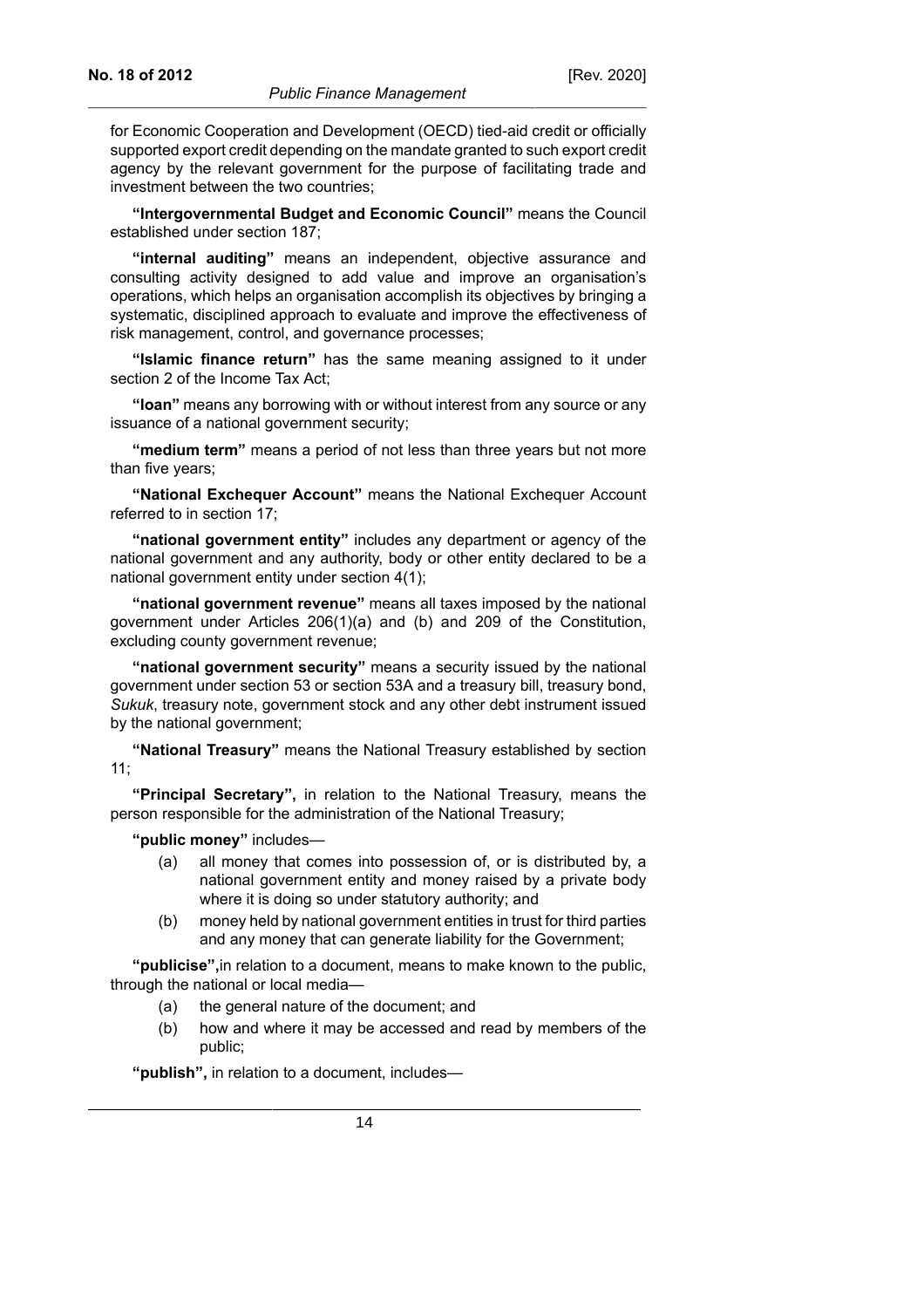for Economic Cooperation and Development (OECD) tied-aid credit or officially supported export credit depending on the mandate granted to such export credit agency by the relevant government for the purpose of facilitating trade and investment between the two countries;

**"Intergovernmental Budget and Economic Council"** means the Council established under section 187;

**"internal auditing"** means an independent, objective assurance and consulting activity designed to add value and improve an organisation's operations, which helps an organisation accomplish its objectives by bringing a systematic, disciplined approach to evaluate and improve the effectiveness of risk management, control, and governance processes;

**"Islamic finance return"** has the same meaning assigned to it under section 2 of the Income Tax Act;

**"loan"** means any borrowing with or without interest from any source or any issuance of a national government security;

**"medium term"** means a period of not less than three years but not more than five years;

**"National Exchequer Account"** means the National Exchequer Account referred to in section 17;

**"national government entity"** includes any department or agency of the national government and any authority, body or other entity declared to be a national government entity under section 4(1);

**"national government revenue"** means all taxes imposed by the national government under Articles 206(1)(a) and (b) and 209 of the Constitution, excluding county government revenue;

**"national government security"** means a security issued by the national government under section 53 or section 53A and a treasury bill, treasury bond, *Sukuk*, treasury note, government stock and any other debt instrument issued by the national government;

**"National Treasury"** means the National Treasury established by section 11;

**"Principal Secretary",** in relation to the National Treasury, means the person responsible for the administration of the National Treasury;

**"public money"** includes—

(a) all money that comes into possession of, or is distributed by, a national government entity and money raised by a private body where it is doing so under statutory authority; and

(b) money held by national government entities in trust for third parties and any money that can generate liability for the Government;

**"publicise",**in relation to a document, means to make known to the public, through the national or local media—

(a) the general nature of the document; and

(b) how and where it may be accessed and read by members of the public;

**"publish",** in relation to a document, includes—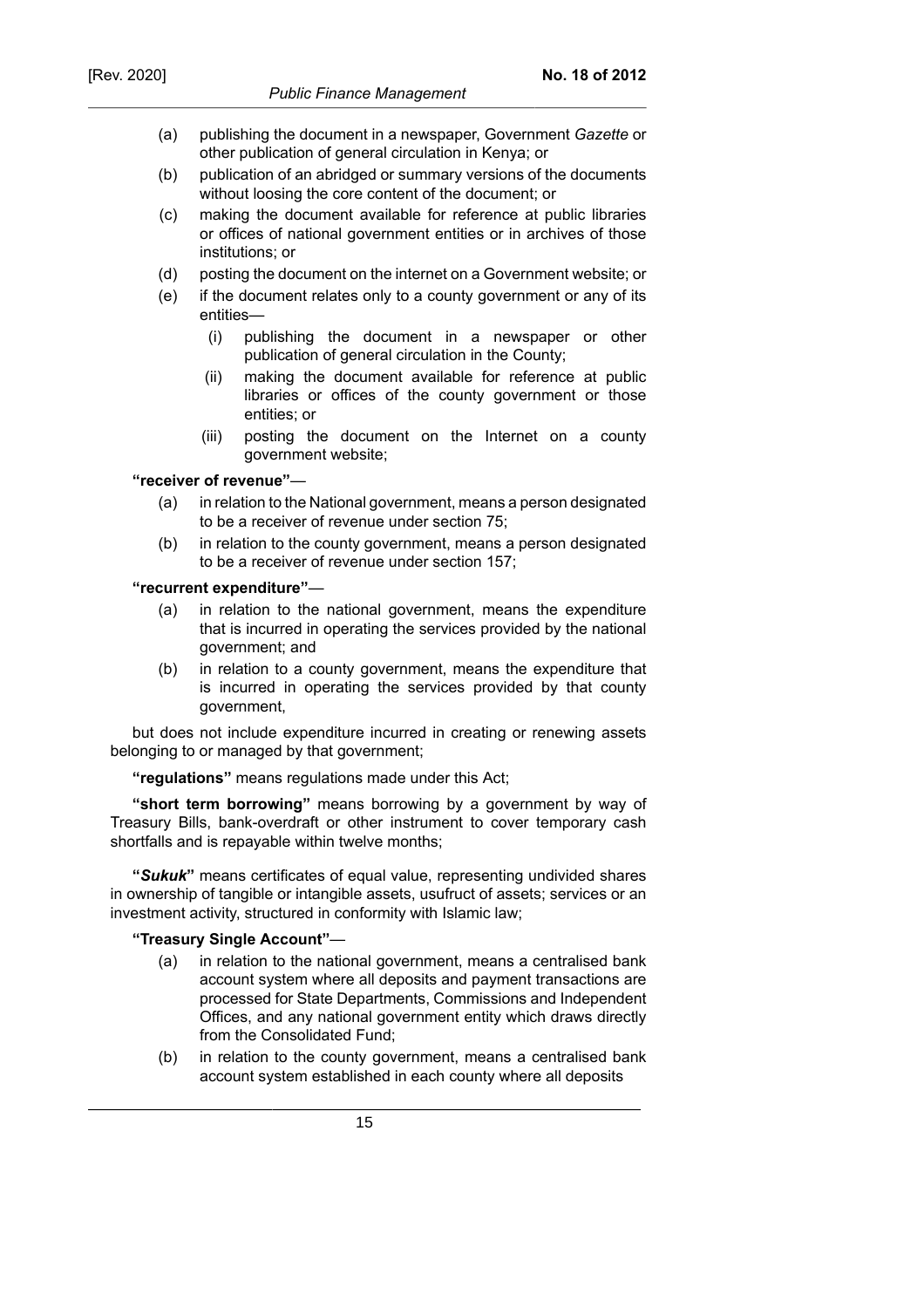(a) publishing the document in a newspaper, Government *Gazette* or other publication of general circulation in Kenya; or

(b) publication of an abridged or summary versions of the documents without loosing the core content of the document; or

(c) making the document available for reference at public libraries or offices of national government entities or in archives of those institutions; or

(d) posting the document on the internet on a Government website; or

(e) if the document relates only to a county government or any of its entities—

  (i) publishing the document in a newspaper or other publication of general circulation in the County;

  (ii) making the document available for reference at public libraries or offices of the county government or those entities; or

  (iii) posting the document on the Internet on a county government website;

**"receiver of revenue"**—

(a) in relation to the National government, means a person designated to be a receiver of revenue under section 75;

(b) in relation to the county government, means a person designated to be a receiver of revenue under section 157;

**"recurrent expenditure"**—

(a) in relation to the national government, means the expenditure that is incurred in operating the services provided by the national government; and

(b) in relation to a county government, means the expenditure that is incurred in operating the services provided by that county government,

but does not include expenditure incurred in creating or renewing assets belonging to or managed by that government;

**"regulations"** means regulations made under this Act;

**"short term borrowing"** means borrowing by a government by way of Treasury Bills, bank-overdraft or other instrument to cover temporary cash shortfalls and is repayable within twelve months;

**"*Sukuk*"** means certificates of equal value, representing undivided shares in ownership of tangible or intangible assets, usufruct of assets; services or an investment activity, structured in conformity with Islamic law;

**"Treasury Single Account"**—

(a) in relation to the national government, means a centralised bank account system where all deposits and payment transactions are processed for State Departments, Commissions and Independent Offices, and any national government entity which draws directly from the Consolidated Fund;

(b) in relation to the county government, means a centralised bank account system established in each county where all deposits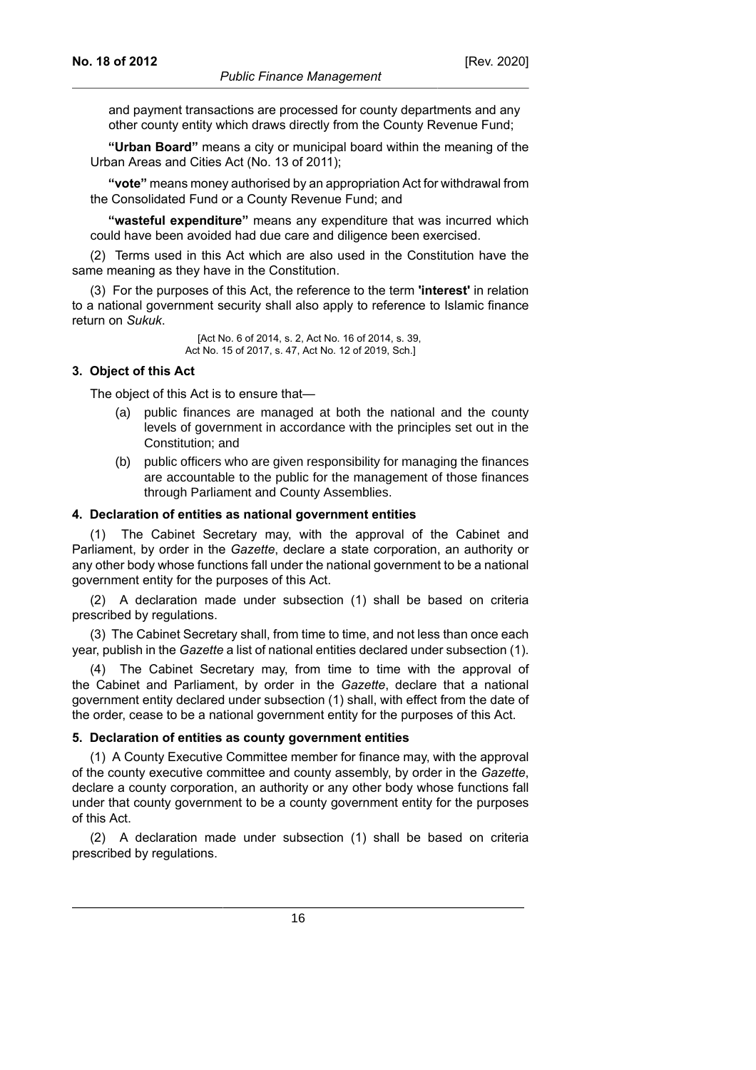and payment transactions are processed for county departments and any other county entity which draws directly from the County Revenue Fund;

**"Urban Board"** means a city or municipal board within the meaning of the Urban Areas and Cities Act (No. 13 of 2011);

**"vote"** means money authorised by an appropriation Act for withdrawal from the Consolidated Fund or a County Revenue Fund; and

**"wasteful expenditure"** means any expenditure that was incurred which could have been avoided had due care and diligence been exercised.

(2) Terms used in this Act which are also used in the Constitution have the same meaning as they have in the Constitution.

(3) For the purposes of this Act, the reference to the term **'interest'** in relation to a national government security shall also apply to reference to Islamic finance return on *Sukuk*.

[Act No. 6 of 2014, s. 2, Act No. 16 of 2014, s. 39, Act No. 15 of 2017, s. 47, Act No. 12 of 2019, Sch.]

#### 3. Object of this Act

The object of this Act is to ensure that—

(a) public finances are managed at both the national and the county levels of government in accordance with the principles set out in the Constitution; and

(b) public officers who are given responsibility for managing the finances are accountable to the public for the management of those finances through Parliament and County Assemblies.

#### 4. Declaration of entities as national government entities

(1) The Cabinet Secretary may, with the approval of the Cabinet and Parliament, by order in the *Gazette*, declare a state corporation, an authority or any other body whose functions fall under the national government to be a national government entity for the purposes of this Act.

(2) A declaration made under subsection (1) shall be based on criteria prescribed by regulations.

(3) The Cabinet Secretary shall, from time to time, and not less than once each year, publish in the *Gazette* a list of national entities declared under subsection (1).

(4) The Cabinet Secretary may, from time to time with the approval of the Cabinet and Parliament, by order in the *Gazette*, declare that a national government entity declared under subsection (1) shall, with effect from the date of the order, cease to be a national government entity for the purposes of this Act.

#### 5. Declaration of entities as county government entities

(1) A County Executive Committee member for finance may, with the approval of the county executive committee and county assembly, by order in the *Gazette*, declare a county corporation, an authority or any other body whose functions fall under that county government to be a county government entity for the purposes of this Act.

(2) A declaration made under subsection (1) shall be based on criteria prescribed by regulations.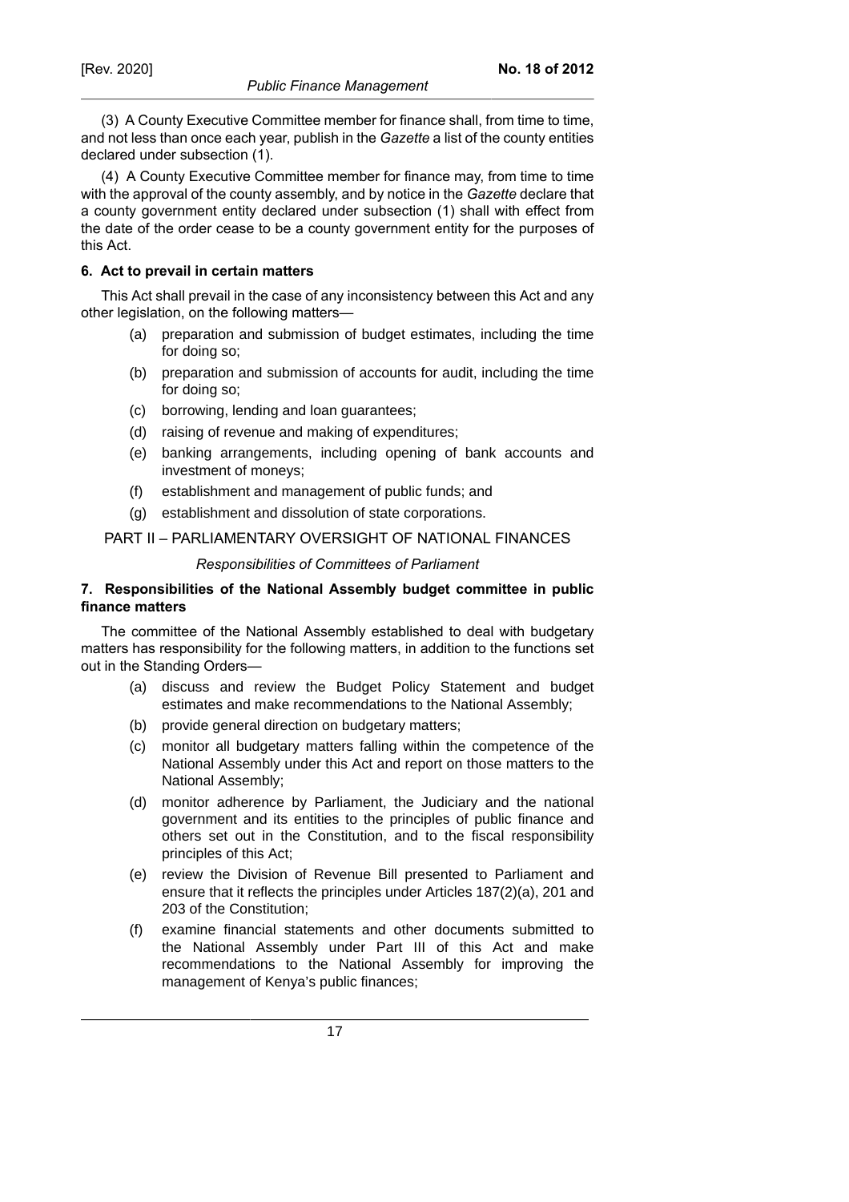(3) A County Executive Committee member for finance shall, from time to time, and not less than once each year, publish in the *Gazette* a list of the county entities declared under subsection (1).

(4) A County Executive Committee member for finance may, from time to time with the approval of the county assembly, and by notice in the *Gazette* declare that a county government entity declared under subsection (1) shall with effect from the date of the order cease to be a county government entity for the purposes of this Act.

**6. Act to prevail in certain matters**

This Act shall prevail in the case of any inconsistency between this Act and any other legislation, on the following matters—

(a) preparation and submission of budget estimates, including the time for doing so;

(b) preparation and submission of accounts for audit, including the time for doing so;

(c) borrowing, lending and loan guarantees;

(d) raising of revenue and making of expenditures;

(e) banking arrangements, including opening of bank accounts and investment of moneys;

(f) establishment and management of public funds; and

(g) establishment and dissolution of state corporations.

## PART II – PARLIAMENTARY OVERSIGHT OF NATIONAL FINANCES

*Responsibilities of Committees of Parliament*

**7. Responsibilities of the National Assembly budget committee in public finance matters**

The committee of the National Assembly established to deal with budgetary matters has responsibility for the following matters, in addition to the functions set out in the Standing Orders—

(a) discuss and review the Budget Policy Statement and budget estimates and make recommendations to the National Assembly;

(b) provide general direction on budgetary matters;

(c) monitor all budgetary matters falling within the competence of the National Assembly under this Act and report on those matters to the National Assembly;

(d) monitor adherence by Parliament, the Judiciary and the national government and its entities to the principles of public finance and others set out in the Constitution, and to the fiscal responsibility principles of this Act;

(e) review the Division of Revenue Bill presented to Parliament and ensure that it reflects the principles under Articles 187(2)(a), 201 and 203 of the Constitution;

(f) examine financial statements and other documents submitted to the National Assembly under Part III of this Act and make recommendations to the National Assembly for improving the management of Kenya's public finances;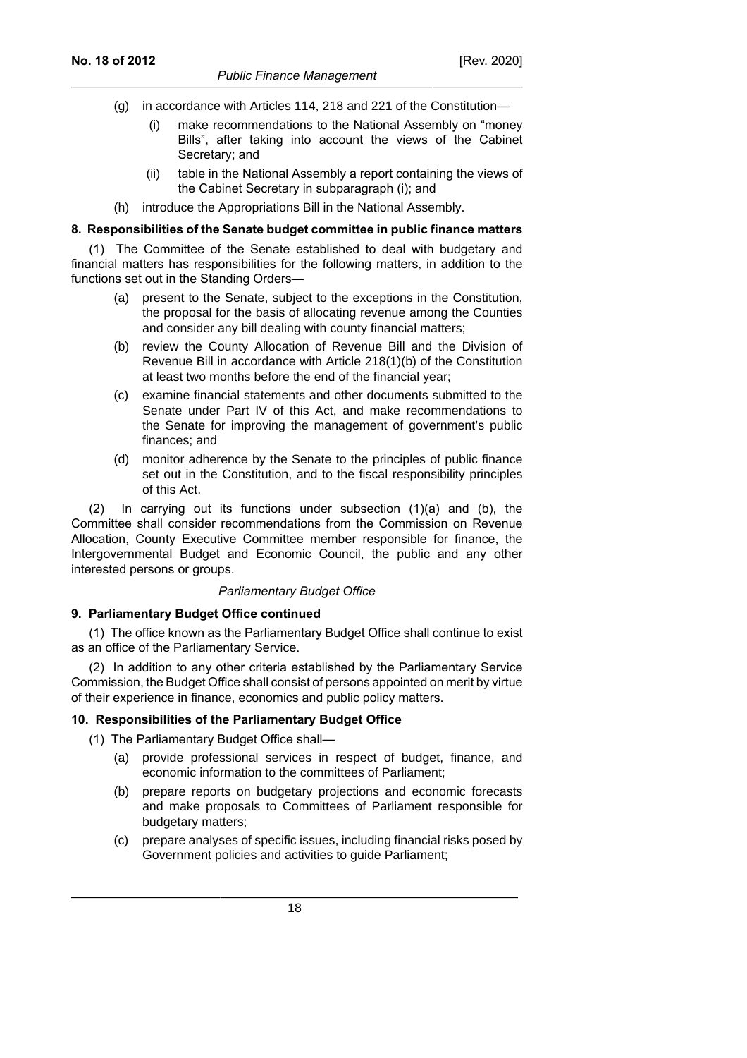(g) in accordance with Articles 114, 218 and 221 of the Constitution—

  (i) make recommendations to the National Assembly on "money Bills", after taking into account the views of the Cabinet Secretary; and

  (ii) table in the National Assembly a report containing the views of the Cabinet Secretary in subparagraph (i); and

(h) introduce the Appropriations Bill in the National Assembly.

**8. Responsibilities of the Senate budget committee in public finance matters**

(1) The Committee of the Senate established to deal with budgetary and financial matters has responsibilities for the following matters, in addition to the functions set out in the Standing Orders—

(a) present to the Senate, subject to the exceptions in the Constitution, the proposal for the basis of allocating revenue among the Counties and consider any bill dealing with county financial matters;

(b) review the County Allocation of Revenue Bill and the Division of Revenue Bill in accordance with Article 218(1)(b) of the Constitution at least two months before the end of the financial year;

(c) examine financial statements and other documents submitted to the Senate under Part IV of this Act, and make recommendations to the Senate for improving the management of government's public finances; and

(d) monitor adherence by the Senate to the principles of public finance set out in the Constitution, and to the fiscal responsibility principles of this Act.

(2) In carrying out its functions under subsection (1)(a) and (b), the Committee shall consider recommendations from the Commission on Revenue Allocation, County Executive Committee member responsible for finance, the Intergovernmental Budget and Economic Council, the public and any other interested persons or groups.

*Parliamentary Budget Office*

**9. Parliamentary Budget Office continued**

(1) The office known as the Parliamentary Budget Office shall continue to exist as an office of the Parliamentary Service.

(2) In addition to any other criteria established by the Parliamentary Service Commission, the Budget Office shall consist of persons appointed on merit by virtue of their experience in finance, economics and public policy matters.

**10. Responsibilities of the Parliamentary Budget Office**

(1) The Parliamentary Budget Office shall—

(a) provide professional services in respect of budget, finance, and economic information to the committees of Parliament;

(b) prepare reports on budgetary projections and economic forecasts and make proposals to Committees of Parliament responsible for budgetary matters;

(c) prepare analyses of specific issues, including financial risks posed by Government policies and activities to guide Parliament;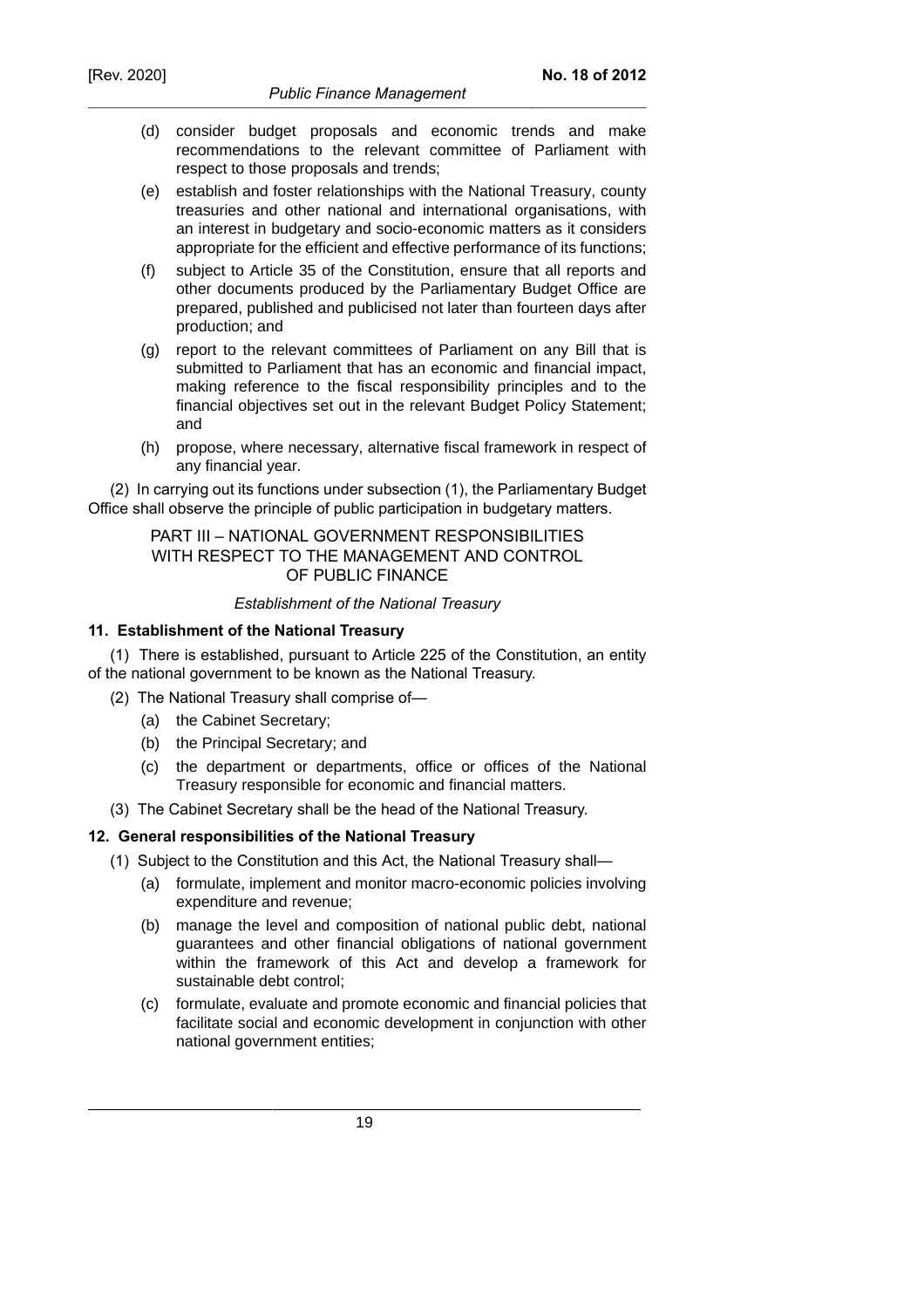(d) consider budget proposals and economic trends and make recommendations to the relevant committee of Parliament with respect to those proposals and trends;

(e) establish and foster relationships with the National Treasury, county treasuries and other national and international organisations, with an interest in budgetary and socio-economic matters as it considers appropriate for the efficient and effective performance of its functions;

(f) subject to Article 35 of the Constitution, ensure that all reports and other documents produced by the Parliamentary Budget Office are prepared, published and publicised not later than fourteen days after production; and

(g) report to the relevant committees of Parliament on any Bill that is submitted to Parliament that has an economic and financial impact, making reference to the fiscal responsibility principles and to the financial objectives set out in the relevant Budget Policy Statement; and

(h) propose, where necessary, alternative fiscal framework in respect of any financial year.

(2) In carrying out its functions under subsection (1), the Parliamentary Budget Office shall observe the principle of public participation in budgetary matters.

## PART III – NATIONAL GOVERNMENT RESPONSIBILITIES WITH RESPECT TO THE MANAGEMENT AND CONTROL OF PUBLIC FINANCE

*Establishment of the National Treasury*

### 11. Establishment of the National Treasury

(1) There is established, pursuant to Article 225 of the Constitution, an entity of the national government to be known as the National Treasury.

(2) The National Treasury shall comprise of—

(a) the Cabinet Secretary;

(b) the Principal Secretary; and

(c) the department or departments, office or offices of the National Treasury responsible for economic and financial matters.

(3) The Cabinet Secretary shall be the head of the National Treasury.

### 12. General responsibilities of the National Treasury

(1) Subject to the Constitution and this Act, the National Treasury shall—

(a) formulate, implement and monitor macro-economic policies involving expenditure and revenue;

(b) manage the level and composition of national public debt, national guarantees and other financial obligations of national government within the framework of this Act and develop a framework for sustainable debt control;

(c) formulate, evaluate and promote economic and financial policies that facilitate social and economic development in conjunction with other national government entities;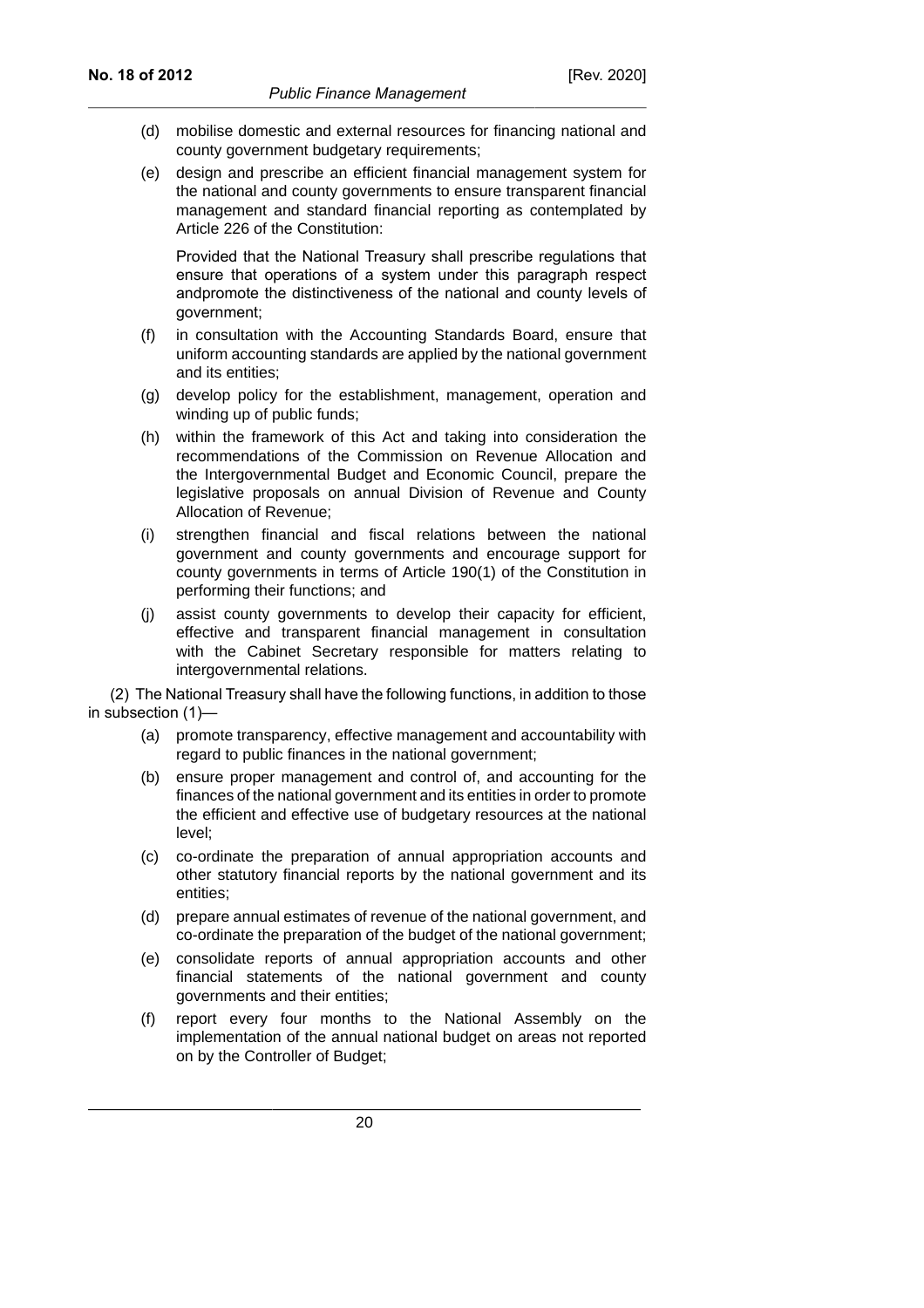(d) mobilise domestic and external resources for financing national and county government budgetary requirements;

(e) design and prescribe an efficient financial management system for the national and county governments to ensure transparent financial management and standard financial reporting as contemplated by Article 226 of the Constitution:

Provided that the National Treasury shall prescribe regulations that ensure that operations of a system under this paragraph respect andpromote the distinctiveness of the national and county levels of government;

(f) in consultation with the Accounting Standards Board, ensure that uniform accounting standards are applied by the national government and its entities;

(g) develop policy for the establishment, management, operation and winding up of public funds;

(h) within the framework of this Act and taking into consideration the recommendations of the Commission on Revenue Allocation and the Intergovernmental Budget and Economic Council, prepare the legislative proposals on annual Division of Revenue and County Allocation of Revenue;

(i) strengthen financial and fiscal relations between the national government and county governments and encourage support for county governments in terms of Article 190(1) of the Constitution in performing their functions; and

(j) assist county governments to develop their capacity for efficient, effective and transparent financial management in consultation with the Cabinet Secretary responsible for matters relating to intergovernmental relations.

(2) The National Treasury shall have the following functions, in addition to those in subsection (1)—

(a) promote transparency, effective management and accountability with regard to public finances in the national government;

(b) ensure proper management and control of, and accounting for the finances of the national government and its entities in order to promote the efficient and effective use of budgetary resources at the national level;

(c) co-ordinate the preparation of annual appropriation accounts and other statutory financial reports by the national government and its entities;

(d) prepare annual estimates of revenue of the national government, and co-ordinate the preparation of the budget of the national government;

(e) consolidate reports of annual appropriation accounts and other financial statements of the national government and county governments and their entities;

(f) report every four months to the National Assembly on the implementation of the annual national budget on areas not reported on by the Controller of Budget;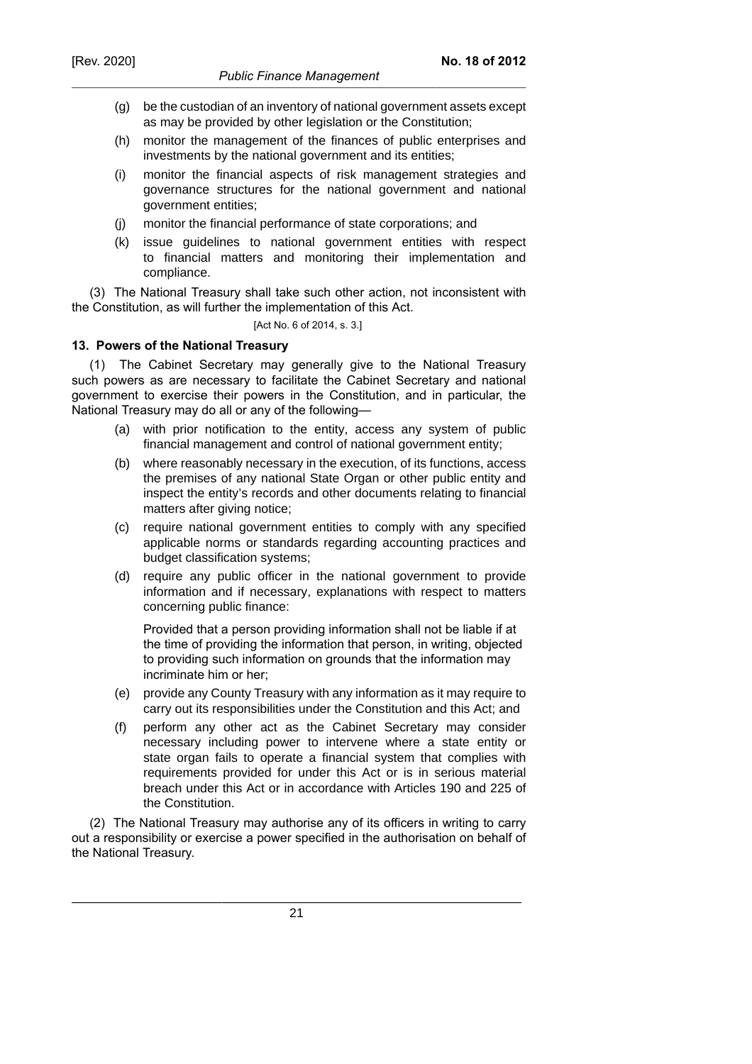(g) be the custodian of an inventory of national government assets except as may be provided by other legislation or the Constitution;

(h) monitor the management of the finances of public enterprises and investments by the national government and its entities;

(i) monitor the financial aspects of risk management strategies and governance structures for the national government and national government entities;

(j) monitor the financial performance of state corporations; and

(k) issue guidelines to national government entities with respect to financial matters and monitoring their implementation and compliance.

(3) The National Treasury shall take such other action, not inconsistent with the Constitution, as will further the implementation of this Act.

[Act No. 6 of 2014, s. 3.]

**13. Powers of the National Treasury**

(1) The Cabinet Secretary may generally give to the National Treasury such powers as are necessary to facilitate the Cabinet Secretary and national government to exercise their powers in the Constitution, and in particular, the National Treasury may do all or any of the following—

(a) with prior notification to the entity, access any system of public financial management and control of national government entity;

(b) where reasonably necessary in the execution, of its functions, access the premises of any national State Organ or other public entity and inspect the entity's records and other documents relating to financial matters after giving notice;

(c) require national government entities to comply with any specified applicable norms or standards regarding accounting practices and budget classification systems;

(d) require any public officer in the national government to provide information and if necessary, explanations with respect to matters concerning public finance:

Provided that a person providing information shall not be liable if at the time of providing the information that person, in writing, objected to providing such information on grounds that the information may incriminate him or her;

(e) provide any County Treasury with any information as it may require to carry out its responsibilities under the Constitution and this Act; and

(f) perform any other act as the Cabinet Secretary may consider necessary including power to intervene where a state entity or state organ fails to operate a financial system that complies with requirements provided for under this Act or is in serious material breach under this Act or in accordance with Articles 190 and 225 of the Constitution.

(2) The National Treasury may authorise any of its officers in writing to carry out a responsibility or exercise a power specified in the authorisation on behalf of the National Treasury.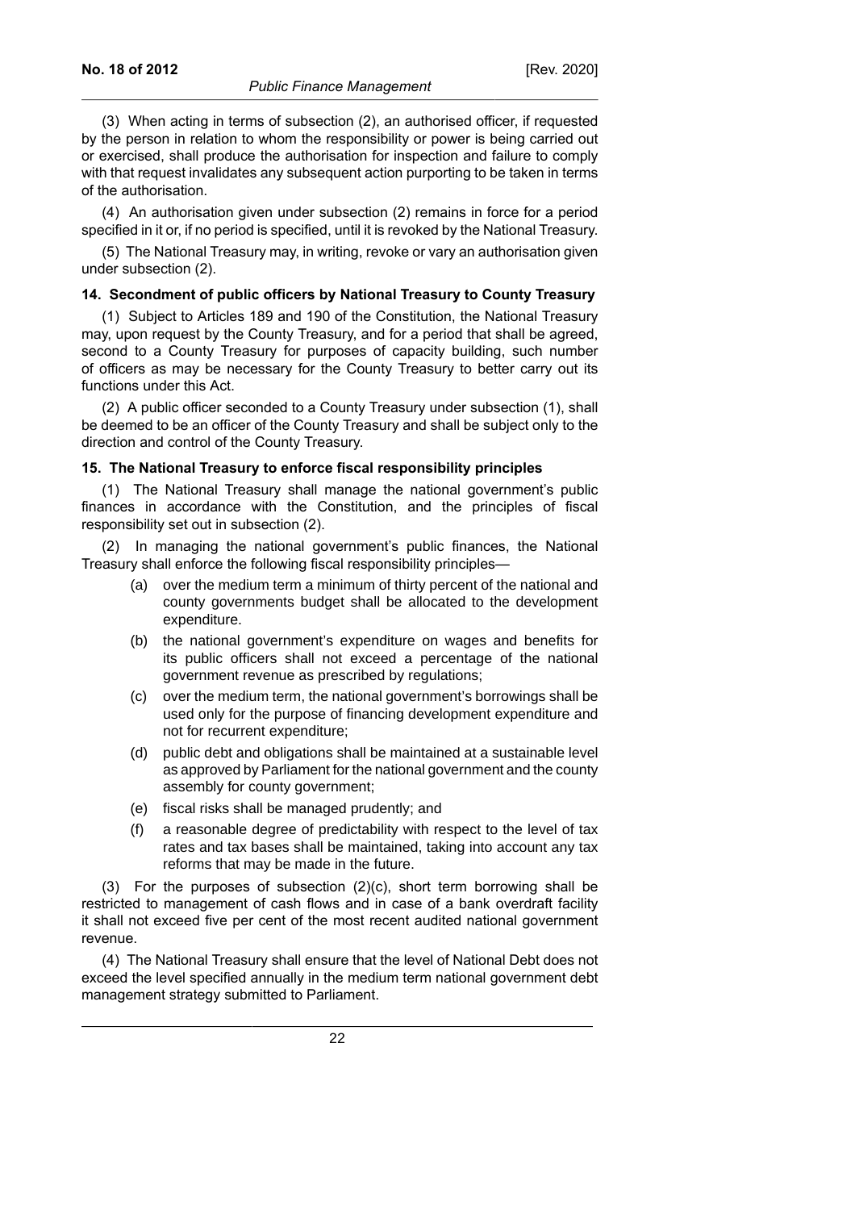(3) When acting in terms of subsection (2), an authorised officer, if requested by the person in relation to whom the responsibility or power is being carried out or exercised, shall produce the authorisation for inspection and failure to comply with that request invalidates any subsequent action purporting to be taken in terms of the authorisation.

(4) An authorisation given under subsection (2) remains in force for a period specified in it or, if no period is specified, until it is revoked by the National Treasury.

(5) The National Treasury may, in writing, revoke or vary an authorisation given under subsection (2).

**14. Secondment of public officers by National Treasury to County Treasury**

(1) Subject to Articles 189 and 190 of the Constitution, the National Treasury may, upon request by the County Treasury, and for a period that shall be agreed, second to a County Treasury for purposes of capacity building, such number of officers as may be necessary for the County Treasury to better carry out its functions under this Act.

(2) A public officer seconded to a County Treasury under subsection (1), shall be deemed to be an officer of the County Treasury and shall be subject only to the direction and control of the County Treasury.

**15. The National Treasury to enforce fiscal responsibility principles**

(1) The National Treasury shall manage the national government's public finances in accordance with the Constitution, and the principles of fiscal responsibility set out in subsection (2).

(2) In managing the national government's public finances, the National Treasury shall enforce the following fiscal responsibility principles—

- (a) over the medium term a minimum of thirty percent of the national and county governments budget shall be allocated to the development expenditure.
- (b) the national government's expenditure on wages and benefits for its public officers shall not exceed a percentage of the national government revenue as prescribed by regulations;
- (c) over the medium term, the national government's borrowings shall be used only for the purpose of financing development expenditure and not for recurrent expenditure;
- (d) public debt and obligations shall be maintained at a sustainable level as approved by Parliament for the national government and the county assembly for county government;
- (e) fiscal risks shall be managed prudently; and
- (f) a reasonable degree of predictability with respect to the level of tax rates and tax bases shall be maintained, taking into account any tax reforms that may be made in the future.

(3) For the purposes of subsection (2)(c), short term borrowing shall be restricted to management of cash flows and in case of a bank overdraft facility it shall not exceed five per cent of the most recent audited national government revenue.

(4) The National Treasury shall ensure that the level of National Debt does not exceed the level specified annually in the medium term national government debt management strategy submitted to Parliament.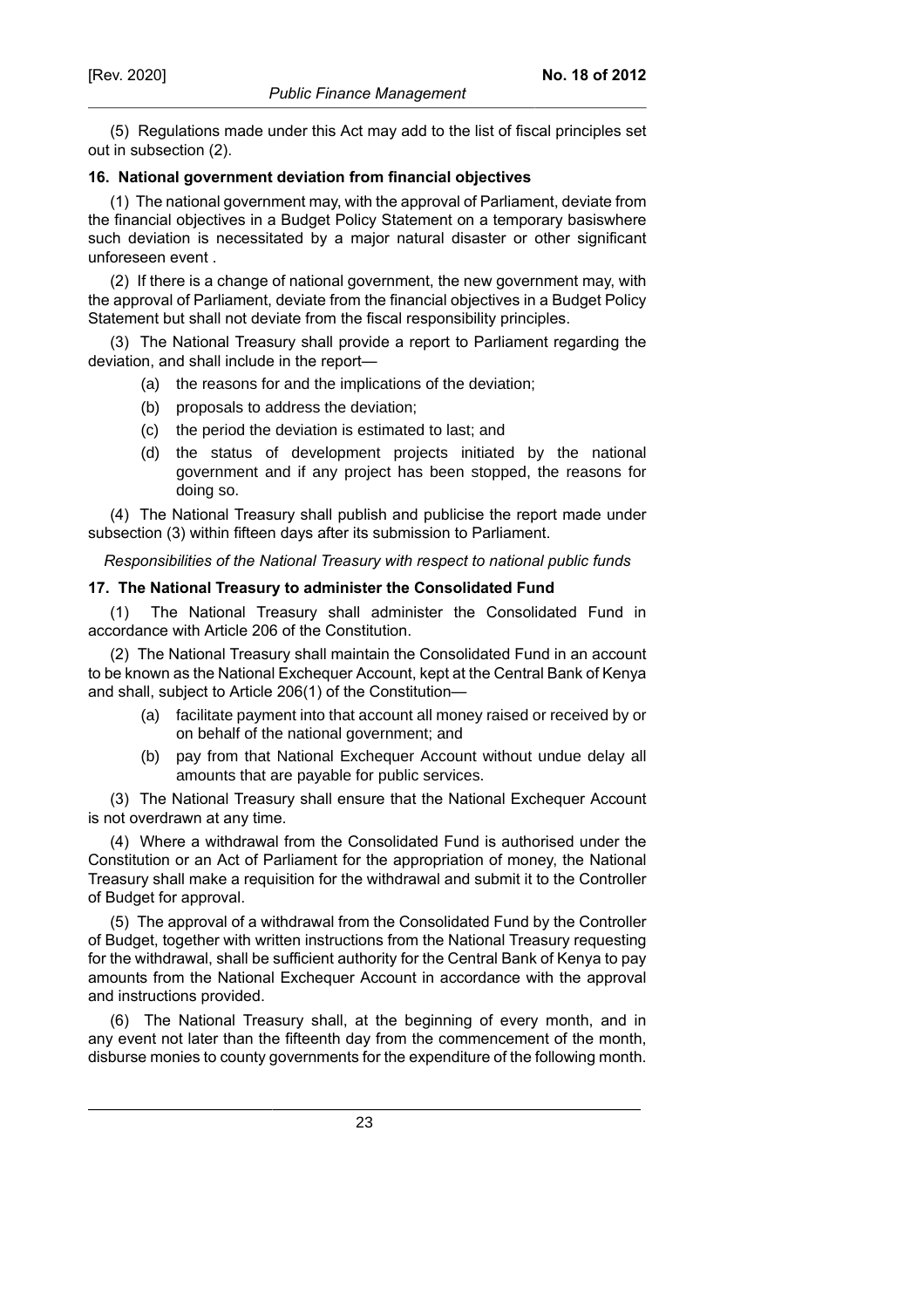(5) Regulations made under this Act may add to the list of fiscal principles set out in subsection (2).

**16. National government deviation from financial objectives**

(1) The national government may, with the approval of Parliament, deviate from the financial objectives in a Budget Policy Statement on a temporary basiswhere such deviation is necessitated by a major natural disaster or other significant unforeseen event .

(2) If there is a change of national government, the new government may, with the approval of Parliament, deviate from the financial objectives in a Budget Policy Statement but shall not deviate from the fiscal responsibility principles.

(3) The National Treasury shall provide a report to Parliament regarding the deviation, and shall include in the report—

- (a) the reasons for and the implications of the deviation;
- (b) proposals to address the deviation;
- (c) the period the deviation is estimated to last; and
- (d) the status of development projects initiated by the national government and if any project has been stopped, the reasons for doing so.

(4) The National Treasury shall publish and publicise the report made under subsection (3) within fifteen days after its submission to Parliament.

*Responsibilities of the National Treasury with respect to national public funds*

**17. The National Treasury to administer the Consolidated Fund**

(1) The National Treasury shall administer the Consolidated Fund in accordance with Article 206 of the Constitution.

(2) The National Treasury shall maintain the Consolidated Fund in an account to be known as the National Exchequer Account, kept at the Central Bank of Kenya and shall, subject to Article 206(1) of the Constitution—

- (a) facilitate payment into that account all money raised or received by or on behalf of the national government; and
- (b) pay from that National Exchequer Account without undue delay all amounts that are payable for public services.

(3) The National Treasury shall ensure that the National Exchequer Account is not overdrawn at any time.

(4) Where a withdrawal from the Consolidated Fund is authorised under the Constitution or an Act of Parliament for the appropriation of money, the National Treasury shall make a requisition for the withdrawal and submit it to the Controller of Budget for approval.

(5) The approval of a withdrawal from the Consolidated Fund by the Controller of Budget, together with written instructions from the National Treasury requesting for the withdrawal, shall be sufficient authority for the Central Bank of Kenya to pay amounts from the National Exchequer Account in accordance with the approval and instructions provided.

(6) The National Treasury shall, at the beginning of every month, and in any event not later than the fifteenth day from the commencement of the month, disburse monies to county governments for the expenditure of the following month.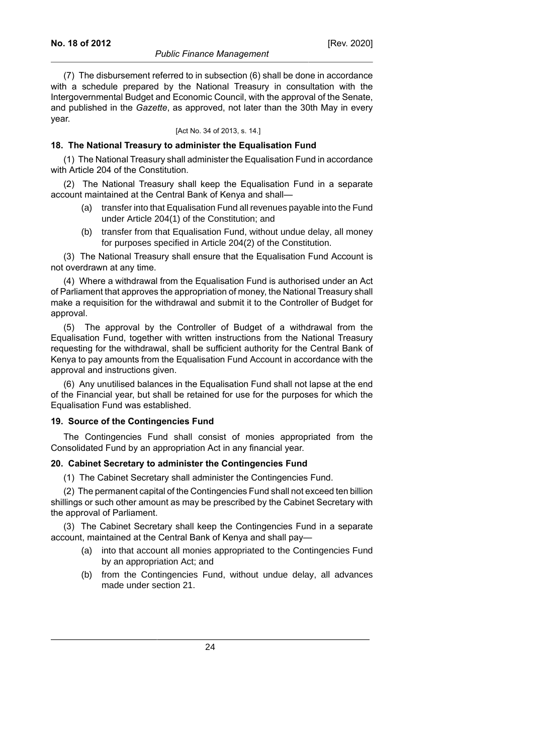(7) The disbursement referred to in subsection (6) shall be done in accordance with a schedule prepared by the National Treasury in consultation with the Intergovernmental Budget and Economic Council, with the approval of the Senate, and published in the *Gazette*, as approved, not later than the 30th May in every year.

[Act No. 34 of 2013, s. 14.]

**18. The National Treasury to administer the Equalisation Fund**

(1) The National Treasury shall administer the Equalisation Fund in accordance with Article 204 of the Constitution.

(2) The National Treasury shall keep the Equalisation Fund in a separate account maintained at the Central Bank of Kenya and shall—

(a) transfer into that Equalisation Fund all revenues payable into the Fund under Article 204(1) of the Constitution; and

(b) transfer from that Equalisation Fund, without undue delay, all money for purposes specified in Article 204(2) of the Constitution.

(3) The National Treasury shall ensure that the Equalisation Fund Account is not overdrawn at any time.

(4) Where a withdrawal from the Equalisation Fund is authorised under an Act of Parliament that approves the appropriation of money, the National Treasury shall make a requisition for the withdrawal and submit it to the Controller of Budget for approval.

(5) The approval by the Controller of Budget of a withdrawal from the Equalisation Fund, together with written instructions from the National Treasury requesting for the withdrawal, shall be sufficient authority for the Central Bank of Kenya to pay amounts from the Equalisation Fund Account in accordance with the approval and instructions given.

(6) Any unutilised balances in the Equalisation Fund shall not lapse at the end of the Financial year, but shall be retained for use for the purposes for which the Equalisation Fund was established.

**19. Source of the Contingencies Fund**

The Contingencies Fund shall consist of monies appropriated from the Consolidated Fund by an appropriation Act in any financial year.

**20. Cabinet Secretary to administer the Contingencies Fund**

(1) The Cabinet Secretary shall administer the Contingencies Fund.

(2) The permanent capital of the Contingencies Fund shall not exceed ten billion shillings or such other amount as may be prescribed by the Cabinet Secretary with the approval of Parliament.

(3) The Cabinet Secretary shall keep the Contingencies Fund in a separate account, maintained at the Central Bank of Kenya and shall pay—

(a) into that account all monies appropriated to the Contingencies Fund by an appropriation Act; and

(b) from the Contingencies Fund, without undue delay, all advances made under section 21.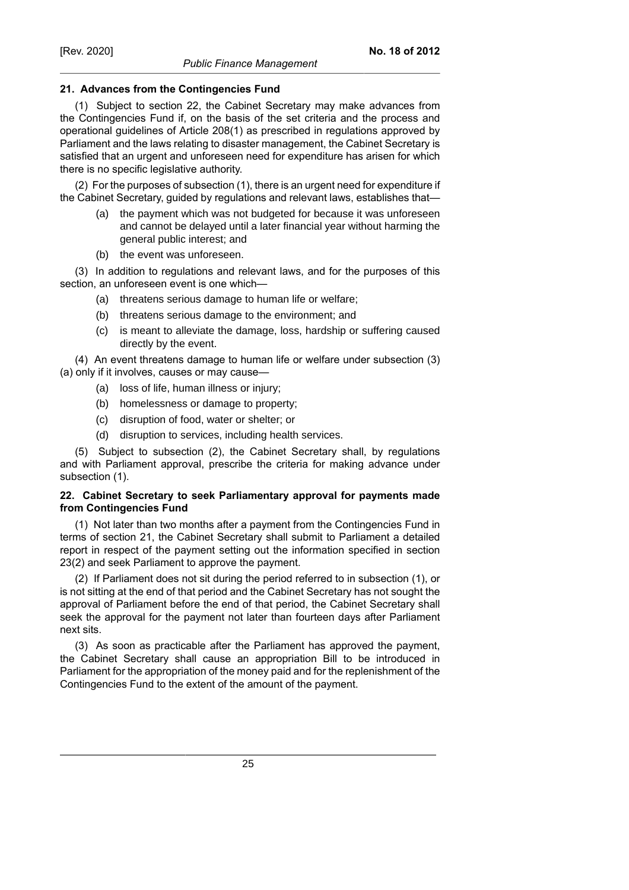**21. Advances from the Contingencies Fund**

(1) Subject to section 22, the Cabinet Secretary may make advances from the Contingencies Fund if, on the basis of the set criteria and the process and operational guidelines of Article 208(1) as prescribed in regulations approved by Parliament and the laws relating to disaster management, the Cabinet Secretary is satisfied that an urgent and unforeseen need for expenditure has arisen for which there is no specific legislative authority.

(2) For the purposes of subsection (1), there is an urgent need for expenditure if the Cabinet Secretary, guided by regulations and relevant laws, establishes that—

- (a) the payment which was not budgeted for because it was unforeseen and cannot be delayed until a later financial year without harming the general public interest; and
- (b) the event was unforeseen.

(3) In addition to regulations and relevant laws, and for the purposes of this section, an unforeseen event is one which—

- (a) threatens serious damage to human life or welfare;
- (b) threatens serious damage to the environment; and
- (c) is meant to alleviate the damage, loss, hardship or suffering caused directly by the event.

(4) An event threatens damage to human life or welfare under subsection (3) (a) only if it involves, causes or may cause—

- (a) loss of life, human illness or injury;
- (b) homelessness or damage to property;
- (c) disruption of food, water or shelter; or
- (d) disruption to services, including health services.

(5) Subject to subsection (2), the Cabinet Secretary shall, by regulations and with Parliament approval, prescribe the criteria for making advance under subsection (1).

**22. Cabinet Secretary to seek Parliamentary approval for payments made from Contingencies Fund**

(1) Not later than two months after a payment from the Contingencies Fund in terms of section 21, the Cabinet Secretary shall submit to Parliament a detailed report in respect of the payment setting out the information specified in section 23(2) and seek Parliament to approve the payment.

(2) If Parliament does not sit during the period referred to in subsection (1), or is not sitting at the end of that period and the Cabinet Secretary has not sought the approval of Parliament before the end of that period, the Cabinet Secretary shall seek the approval for the payment not later than fourteen days after Parliament next sits.

(3) As soon as practicable after the Parliament has approved the payment, the Cabinet Secretary shall cause an appropriation Bill to be introduced in Parliament for the appropriation of the money paid and for the replenishment of the Contingencies Fund to the extent of the amount of the payment.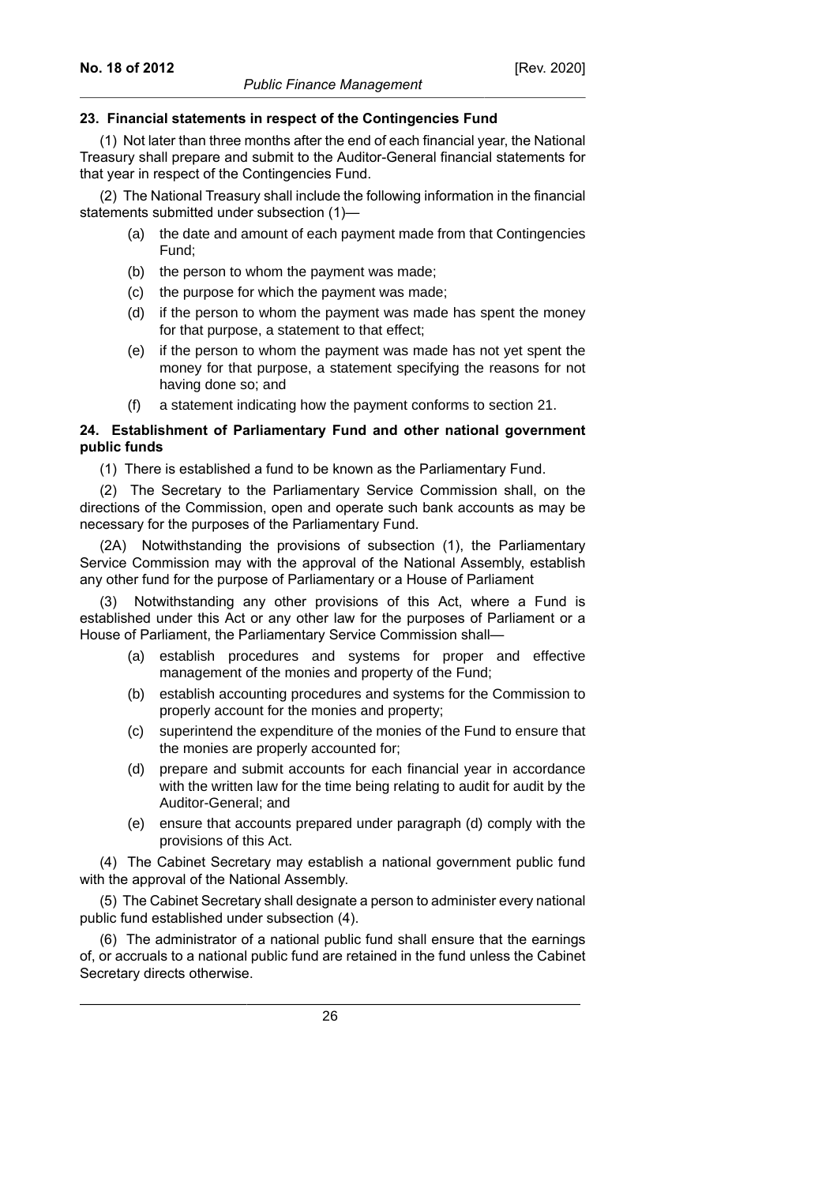### 23. Financial statements in respect of the Contingencies Fund

(1) Not later than three months after the end of each financial year, the National Treasury shall prepare and submit to the Auditor-General financial statements for that year in respect of the Contingencies Fund.

(2) The National Treasury shall include the following information in the financial statements submitted under subsection (1)—

- (a) the date and amount of each payment made from that Contingencies Fund;
- (b) the person to whom the payment was made;
- (c) the purpose for which the payment was made;
- (d) if the person to whom the payment was made has spent the money for that purpose, a statement to that effect;
- (e) if the person to whom the payment was made has not yet spent the money for that purpose, a statement specifying the reasons for not having done so; and
- (f) a statement indicating how the payment conforms to section 21.

### 24. Establishment of Parliamentary Fund and other national government public funds

(1) There is established a fund to be known as the Parliamentary Fund.

(2) The Secretary to the Parliamentary Service Commission shall, on the directions of the Commission, open and operate such bank accounts as may be necessary for the purposes of the Parliamentary Fund.

(2A) Notwithstanding the provisions of subsection (1), the Parliamentary Service Commission may with the approval of the National Assembly, establish any other fund for the purpose of Parliamentary or a House of Parliament

(3) Notwithstanding any other provisions of this Act, where a Fund is established under this Act or any other law for the purposes of Parliament or a House of Parliament, the Parliamentary Service Commission shall—

- (a) establish procedures and systems for proper and effective management of the monies and property of the Fund;
- (b) establish accounting procedures and systems for the Commission to properly account for the monies and property;
- (c) superintend the expenditure of the monies of the Fund to ensure that the monies are properly accounted for;
- (d) prepare and submit accounts for each financial year in accordance with the written law for the time being relating to audit for audit by the Auditor-General; and
- (e) ensure that accounts prepared under paragraph (d) comply with the provisions of this Act.

(4) The Cabinet Secretary may establish a national government public fund with the approval of the National Assembly.

(5) The Cabinet Secretary shall designate a person to administer every national public fund established under subsection (4).

(6) The administrator of a national public fund shall ensure that the earnings of, or accruals to a national public fund are retained in the fund unless the Cabinet Secretary directs otherwise.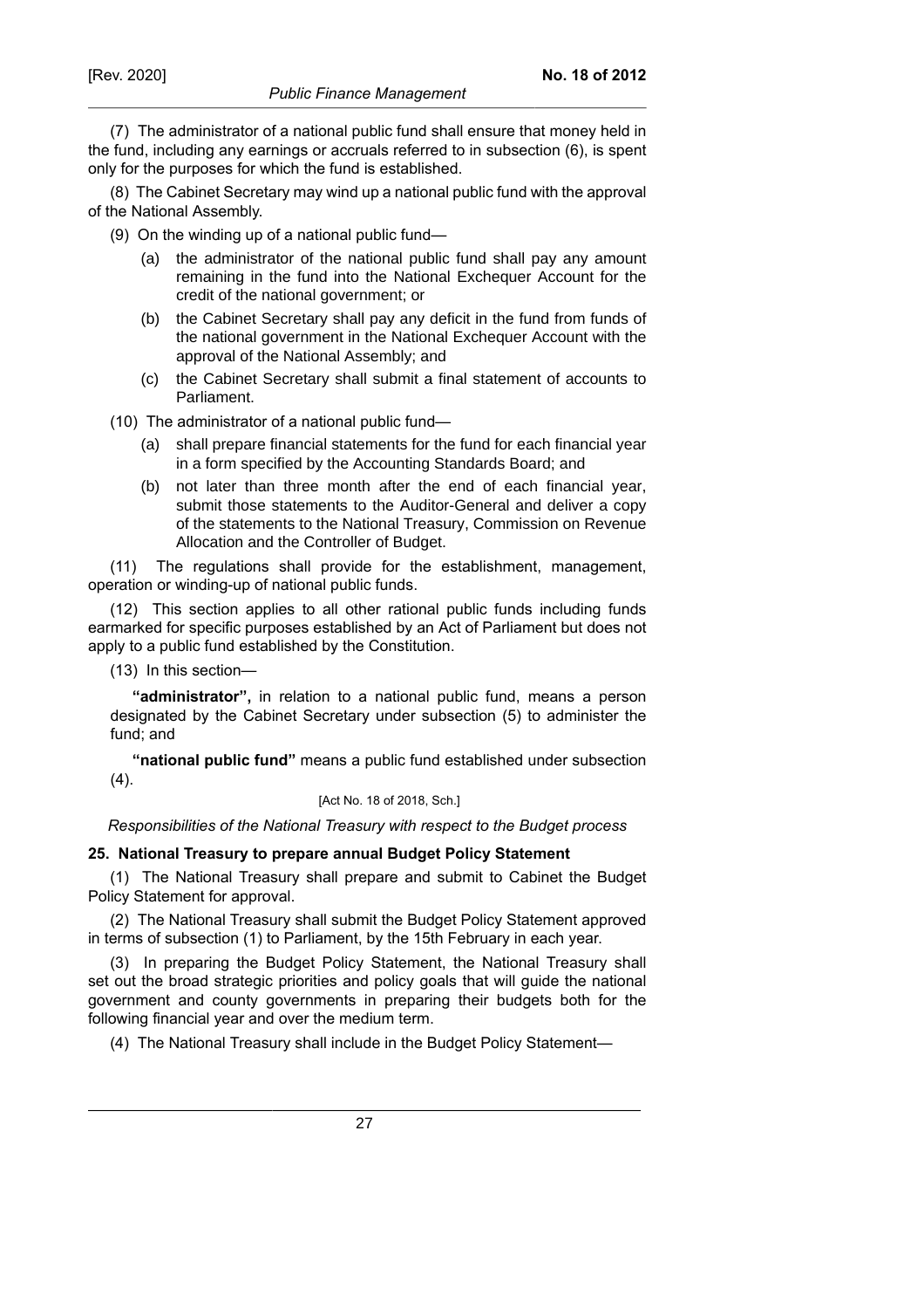(7) The administrator of a national public fund shall ensure that money held in the fund, including any earnings or accruals referred to in subsection (6), is spent only for the purposes for which the fund is established.

(8) The Cabinet Secretary may wind up a national public fund with the approval of the National Assembly.

(9) On the winding up of a national public fund—

- (a) the administrator of the national public fund shall pay any amount remaining in the fund into the National Exchequer Account for the credit of the national government; or
- (b) the Cabinet Secretary shall pay any deficit in the fund from funds of the national government in the National Exchequer Account with the approval of the National Assembly; and
- (c) the Cabinet Secretary shall submit a final statement of accounts to Parliament.

(10) The administrator of a national public fund—

- (a) shall prepare financial statements for the fund for each financial year in a form specified by the Accounting Standards Board; and
- (b) not later than three month after the end of each financial year, submit those statements to the Auditor-General and deliver a copy of the statements to the National Treasury, Commission on Revenue Allocation and the Controller of Budget.

(11) The regulations shall provide for the establishment, management, operation or winding-up of national public funds.

(12) This section applies to all other rational public funds including funds earmarked for specific purposes established by an Act of Parliament but does not apply to a public fund established by the Constitution.

(13) In this section—

**"administrator",** in relation to a national public fund, means a person designated by the Cabinet Secretary under subsection (5) to administer the fund; and

**"national public fund"** means a public fund established under subsection (4).

[Act No. 18 of 2018, Sch.]

*Responsibilities of the National Treasury with respect to the Budget process*

**25. National Treasury to prepare annual Budget Policy Statement**

(1) The National Treasury shall prepare and submit to Cabinet the Budget Policy Statement for approval.

(2) The National Treasury shall submit the Budget Policy Statement approved in terms of subsection (1) to Parliament, by the 15th February in each year.

(3) In preparing the Budget Policy Statement, the National Treasury shall set out the broad strategic priorities and policy goals that will guide the national government and county governments in preparing their budgets both for the following financial year and over the medium term.

(4) The National Treasury shall include in the Budget Policy Statement—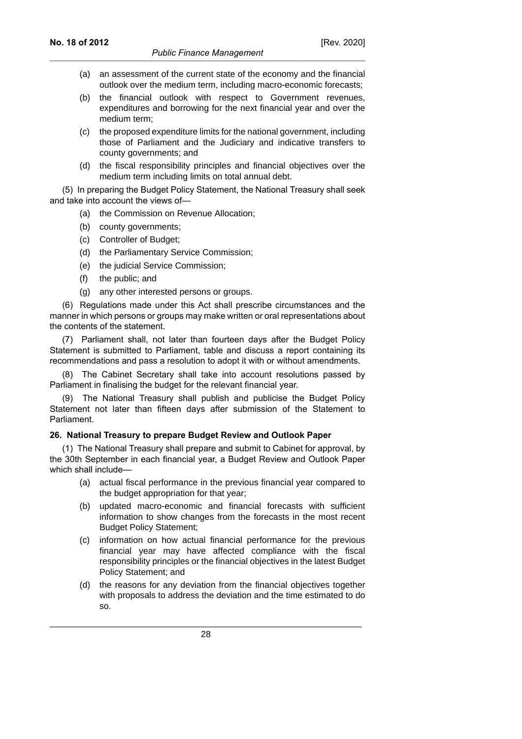(a) an assessment of the current state of the economy and the financial outlook over the medium term, including macro-economic forecasts;

(b) the financial outlook with respect to Government revenues, expenditures and borrowing for the next financial year and over the medium term;

(c) the proposed expenditure limits for the national government, including those of Parliament and the Judiciary and indicative transfers to county governments; and

(d) the fiscal responsibility principles and financial objectives over the medium term including limits on total annual debt.

(5) In preparing the Budget Policy Statement, the National Treasury shall seek and take into account the views of—

(a) the Commission on Revenue Allocation;

(b) county governments;

(c) Controller of Budget;

(d) the Parliamentary Service Commission;

(e) the judicial Service Commission;

(f) the public; and

(g) any other interested persons or groups.

(6) Regulations made under this Act shall prescribe circumstances and the manner in which persons or groups may make written or oral representations about the contents of the statement.

(7) Parliament shall, not later than fourteen days after the Budget Policy Statement is submitted to Parliament, table and discuss a report containing its recommendations and pass a resolution to adopt it with or without amendments.

(8) The Cabinet Secretary shall take into account resolutions passed by Parliament in finalising the budget for the relevant financial year.

(9) The National Treasury shall publish and publicise the Budget Policy Statement not later than fifteen days after submission of the Statement to Parliament.

**26. National Treasury to prepare Budget Review and Outlook Paper**

(1) The National Treasury shall prepare and submit to Cabinet for approval, by the 30th September in each financial year, a Budget Review and Outlook Paper which shall include—

(a) actual fiscal performance in the previous financial year compared to the budget appropriation for that year;

(b) updated macro-economic and financial forecasts with sufficient information to show changes from the forecasts in the most recent Budget Policy Statement;

(c) information on how actual financial performance for the previous financial year may have affected compliance with the fiscal responsibility principles or the financial objectives in the latest Budget Policy Statement; and

(d) the reasons for any deviation from the financial objectives together with proposals to address the deviation and the time estimated to do so.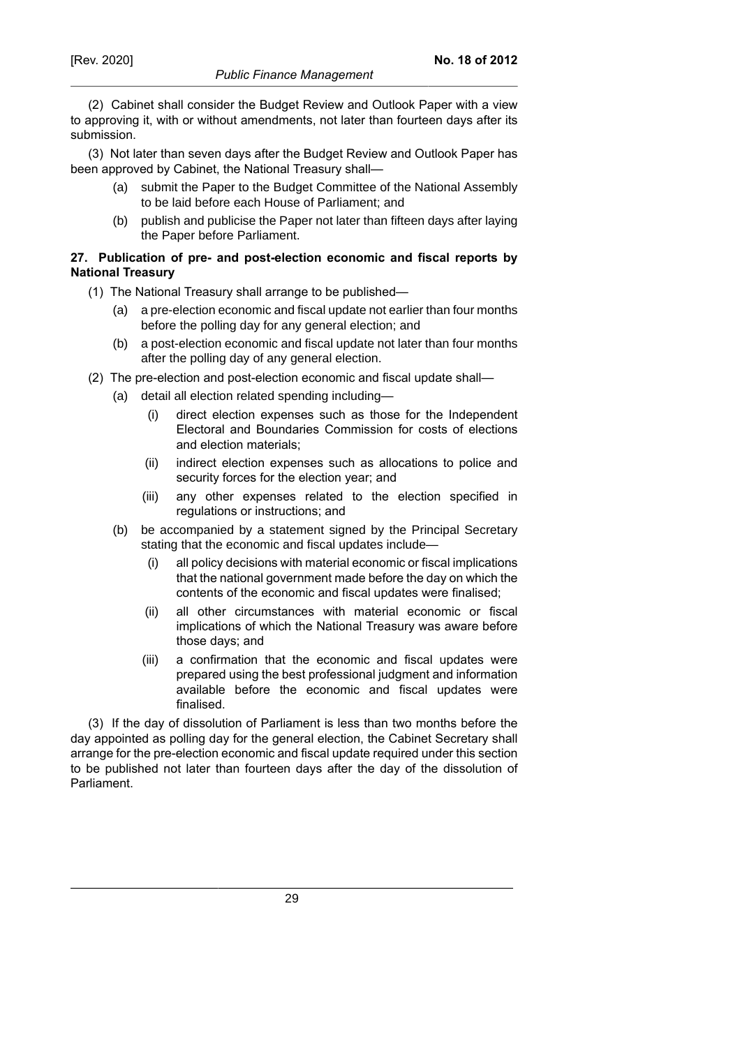(2) Cabinet shall consider the Budget Review and Outlook Paper with a view to approving it, with or without amendments, not later than fourteen days after its submission.

(3) Not later than seven days after the Budget Review and Outlook Paper has been approved by Cabinet, the National Treasury shall—

- (a) submit the Paper to the Budget Committee of the National Assembly to be laid before each House of Parliament; and
- (b) publish and publicise the Paper not later than fifteen days after laying the Paper before Parliament.

**27. Publication of pre- and post-election economic and fiscal reports by National Treasury**

(1) The National Treasury shall arrange to be published—

- (a) a pre-election economic and fiscal update not earlier than four months before the polling day for any general election; and
- (b) a post-election economic and fiscal update not later than four months after the polling day of any general election.

(2) The pre-election and post-election economic and fiscal update shall—

- (a) detail all election related spending including—
  - (i) direct election expenses such as those for the Independent Electoral and Boundaries Commission for costs of elections and election materials;
  - (ii) indirect election expenses such as allocations to police and security forces for the election year; and
  - (iii) any other expenses related to the election specified in regulations or instructions; and
- (b) be accompanied by a statement signed by the Principal Secretary stating that the economic and fiscal updates include—
  - (i) all policy decisions with material economic or fiscal implications that the national government made before the day on which the contents of the economic and fiscal updates were finalised;
  - (ii) all other circumstances with material economic or fiscal implications of which the National Treasury was aware before those days; and
  - (iii) a confirmation that the economic and fiscal updates were prepared using the best professional judgment and information available before the economic and fiscal updates were finalised.

(3) If the day of dissolution of Parliament is less than two months before the day appointed as polling day for the general election, the Cabinet Secretary shall arrange for the pre-election economic and fiscal update required under this section to be published not later than fourteen days after the day of the dissolution of Parliament.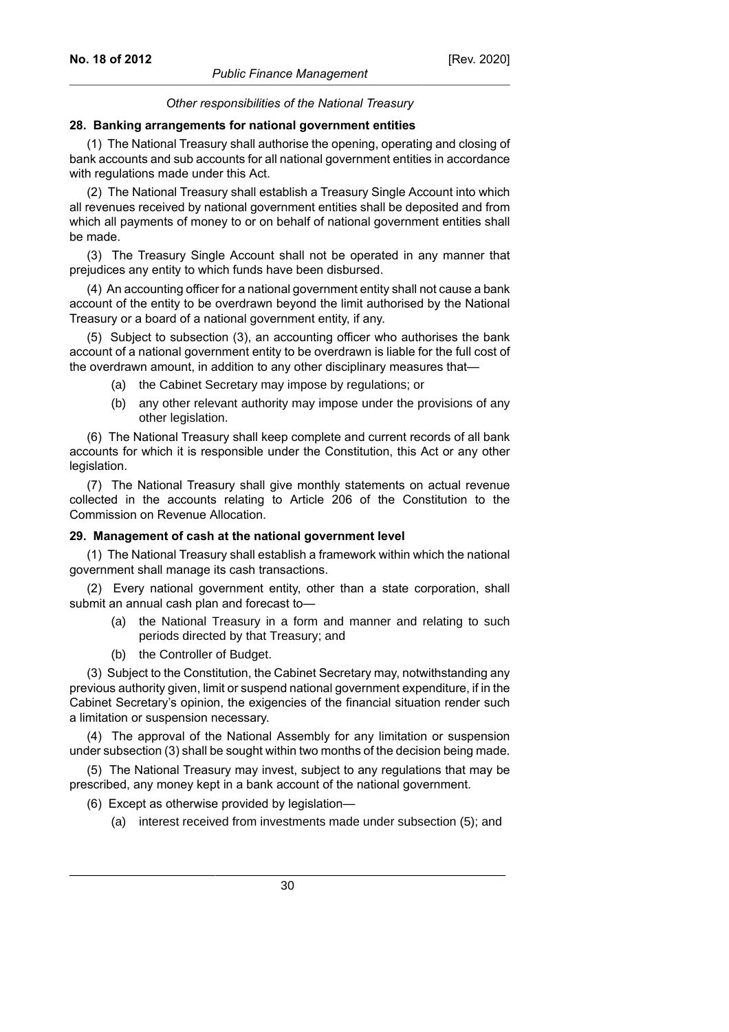*Other responsibilities of the National Treasury*

### 28. Banking arrangements for national government entities

(1) The National Treasury shall authorise the opening, operating and closing of bank accounts and sub accounts for all national government entities in accordance with regulations made under this Act.

(2) The National Treasury shall establish a Treasury Single Account into which all revenues received by national government entities shall be deposited and from which all payments of money to or on behalf of national government entities shall be made.

(3) The Treasury Single Account shall not be operated in any manner that prejudices any entity to which funds have been disbursed.

(4) An accounting officer for a national government entity shall not cause a bank account of the entity to be overdrawn beyond the limit authorised by the National Treasury or a board of a national government entity, if any.

(5) Subject to subsection (3), an accounting officer who authorises the bank account of a national government entity to be overdrawn is liable for the full cost of the overdrawn amount, in addition to any other disciplinary measures that—

- (a) the Cabinet Secretary may impose by regulations; or
- (b) any other relevant authority may impose under the provisions of any other legislation.

(6) The National Treasury shall keep complete and current records of all bank accounts for which it is responsible under the Constitution, this Act or any other legislation.

(7) The National Treasury shall give monthly statements on actual revenue collected in the accounts relating to Article 206 of the Constitution to the Commission on Revenue Allocation.

### 29. Management of cash at the national government level

(1) The National Treasury shall establish a framework within which the national government shall manage its cash transactions.

(2) Every national government entity, other than a state corporation, shall submit an annual cash plan and forecast to—

- (a) the National Treasury in a form and manner and relating to such periods directed by that Treasury; and
- (b) the Controller of Budget.

(3) Subject to the Constitution, the Cabinet Secretary may, notwithstanding any previous authority given, limit or suspend national government expenditure, if in the Cabinet Secretary's opinion, the exigencies of the financial situation render such a limitation or suspension necessary.

(4) The approval of the National Assembly for any limitation or suspension under subsection (3) shall be sought within two months of the decision being made.

(5) The National Treasury may invest, subject to any regulations that may be prescribed, any money kept in a bank account of the national government.

(6) Except as otherwise provided by legislation—

- (a) interest received from investments made under subsection (5); and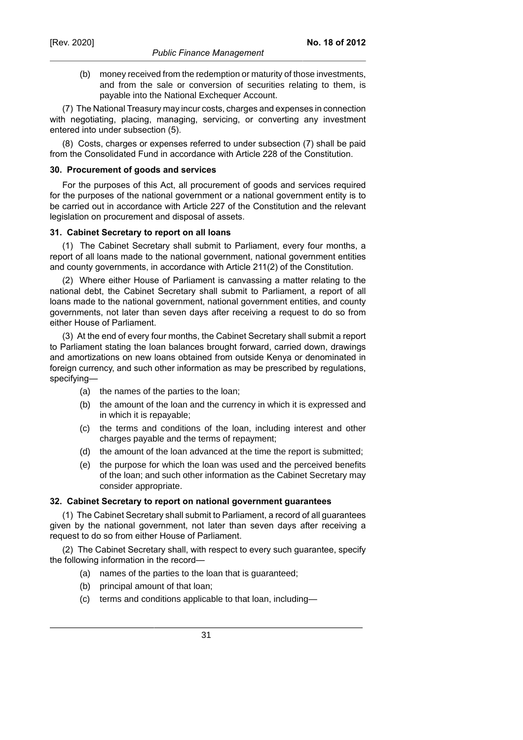(b) money received from the redemption or maturity of those investments, and from the sale or conversion of securities relating to them, is payable into the National Exchequer Account.

(7) The National Treasury may incur costs, charges and expenses in connection with negotiating, placing, managing, servicing, or converting any investment entered into under subsection (5).

(8) Costs, charges or expenses referred to under subsection (7) shall be paid from the Consolidated Fund in accordance with Article 228 of the Constitution.

### 30. Procurement of goods and services

For the purposes of this Act, all procurement of goods and services required for the purposes of the national government or a national government entity is to be carried out in accordance with Article 227 of the Constitution and the relevant legislation on procurement and disposal of assets.

### 31. Cabinet Secretary to report on all loans

(1) The Cabinet Secretary shall submit to Parliament, every four months, a report of all loans made to the national government, national government entities and county governments, in accordance with Article 211(2) of the Constitution.

(2) Where either House of Parliament is canvassing a matter relating to the national debt, the Cabinet Secretary shall submit to Parliament, a report of all loans made to the national government, national government entities, and county governments, not later than seven days after receiving a request to do so from either House of Parliament.

(3) At the end of every four months, the Cabinet Secretary shall submit a report to Parliament stating the loan balances brought forward, carried down, drawings and amortizations on new loans obtained from outside Kenya or denominated in foreign currency, and such other information as may be prescribed by regulations, specifying—

(a) the names of the parties to the loan;

(b) the amount of the loan and the currency in which it is expressed and in which it is repayable;

(c) the terms and conditions of the loan, including interest and other charges payable and the terms of repayment;

(d) the amount of the loan advanced at the time the report is submitted;

(e) the purpose for which the loan was used and the perceived benefits of the loan; and such other information as the Cabinet Secretary may consider appropriate.

### 32. Cabinet Secretary to report on national government guarantees

(1) The Cabinet Secretary shall submit to Parliament, a record of all guarantees given by the national government, not later than seven days after receiving a request to do so from either House of Parliament.

(2) The Cabinet Secretary shall, with respect to every such guarantee, specify the following information in the record—

(a) names of the parties to the loan that is guaranteed;

(b) principal amount of that loan;

(c) terms and conditions applicable to that loan, including—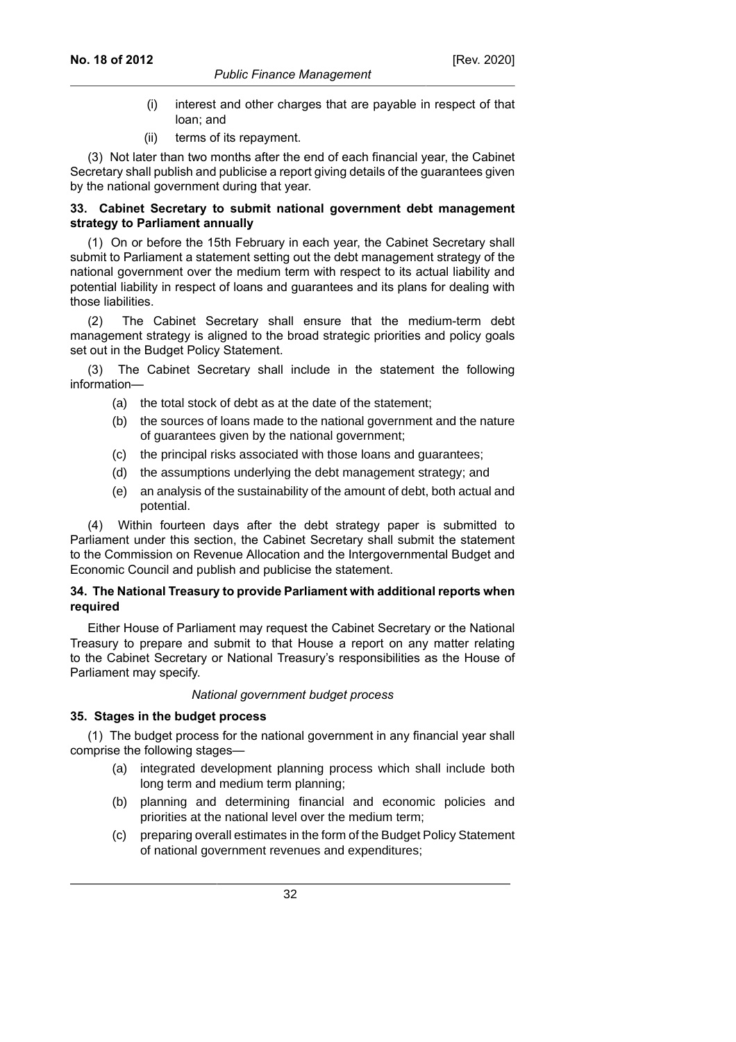(i) interest and other charges that are payable in respect of that loan; and

(ii) terms of its repayment.

(3) Not later than two months after the end of each financial year, the Cabinet Secretary shall publish and publicise a report giving details of the guarantees given by the national government during that year.

**33. Cabinet Secretary to submit national government debt management strategy to Parliament annually**

(1) On or before the 15th February in each year, the Cabinet Secretary shall submit to Parliament a statement setting out the debt management strategy of the national government over the medium term with respect to its actual liability and potential liability in respect of loans and guarantees and its plans for dealing with those liabilities.

(2) The Cabinet Secretary shall ensure that the medium-term debt management strategy is aligned to the broad strategic priorities and policy goals set out in the Budget Policy Statement.

(3) The Cabinet Secretary shall include in the statement the following information—

(a) the total stock of debt as at the date of the statement;

(b) the sources of loans made to the national government and the nature of guarantees given by the national government;

(c) the principal risks associated with those loans and guarantees;

(d) the assumptions underlying the debt management strategy; and

(e) an analysis of the sustainability of the amount of debt, both actual and potential.

(4) Within fourteen days after the debt strategy paper is submitted to Parliament under this section, the Cabinet Secretary shall submit the statement to the Commission on Revenue Allocation and the Intergovernmental Budget and Economic Council and publish and publicise the statement.

**34. The National Treasury to provide Parliament with additional reports when required**

Either House of Parliament may request the Cabinet Secretary or the National Treasury to prepare and submit to that House a report on any matter relating to the Cabinet Secretary or National Treasury's responsibilities as the House of Parliament may specify.

*National government budget process*

**35. Stages in the budget process**

(1) The budget process for the national government in any financial year shall comprise the following stages—

(a) integrated development planning process which shall include both long term and medium term planning;

(b) planning and determining financial and economic policies and priorities at the national level over the medium term;

(c) preparing overall estimates in the form of the Budget Policy Statement of national government revenues and expenditures;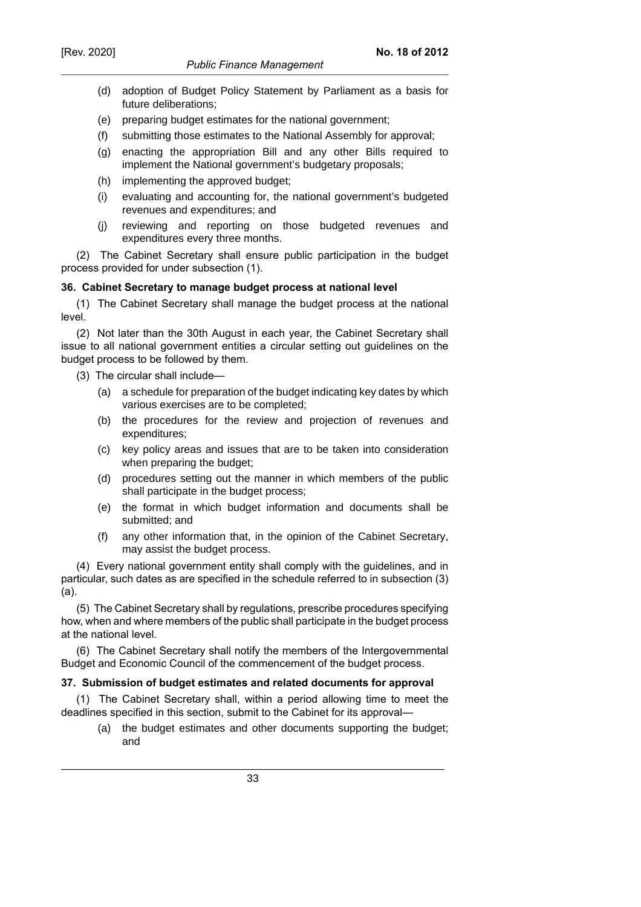(d) adoption of Budget Policy Statement by Parliament as a basis for future deliberations;

(e) preparing budget estimates for the national government;

(f) submitting those estimates to the National Assembly for approval;

(g) enacting the appropriation Bill and any other Bills required to implement the National government's budgetary proposals;

(h) implementing the approved budget;

(i) evaluating and accounting for, the national government's budgeted revenues and expenditures; and

(j) reviewing and reporting on those budgeted revenues and expenditures every three months.

(2) The Cabinet Secretary shall ensure public participation in the budget process provided for under subsection (1).

**36. Cabinet Secretary to manage budget process at national level**

(1) The Cabinet Secretary shall manage the budget process at the national level.

(2) Not later than the 30th August in each year, the Cabinet Secretary shall issue to all national government entities a circular setting out guidelines on the budget process to be followed by them.

(3) The circular shall include—

(a) a schedule for preparation of the budget indicating key dates by which various exercises are to be completed;

(b) the procedures for the review and projection of revenues and expenditures;

(c) key policy areas and issues that are to be taken into consideration when preparing the budget;

(d) procedures setting out the manner in which members of the public shall participate in the budget process;

(e) the format in which budget information and documents shall be submitted; and

(f) any other information that, in the opinion of the Cabinet Secretary, may assist the budget process.

(4) Every national government entity shall comply with the guidelines, and in particular, such dates as are specified in the schedule referred to in subsection (3)(a).

(5) The Cabinet Secretary shall by regulations, prescribe procedures specifying how, when and where members of the public shall participate in the budget process at the national level.

(6) The Cabinet Secretary shall notify the members of the Intergovernmental Budget and Economic Council of the commencement of the budget process.

**37. Submission of budget estimates and related documents for approval**

(1) The Cabinet Secretary shall, within a period allowing time to meet the deadlines specified in this section, submit to the Cabinet for its approval—

(a) the budget estimates and other documents supporting the budget; and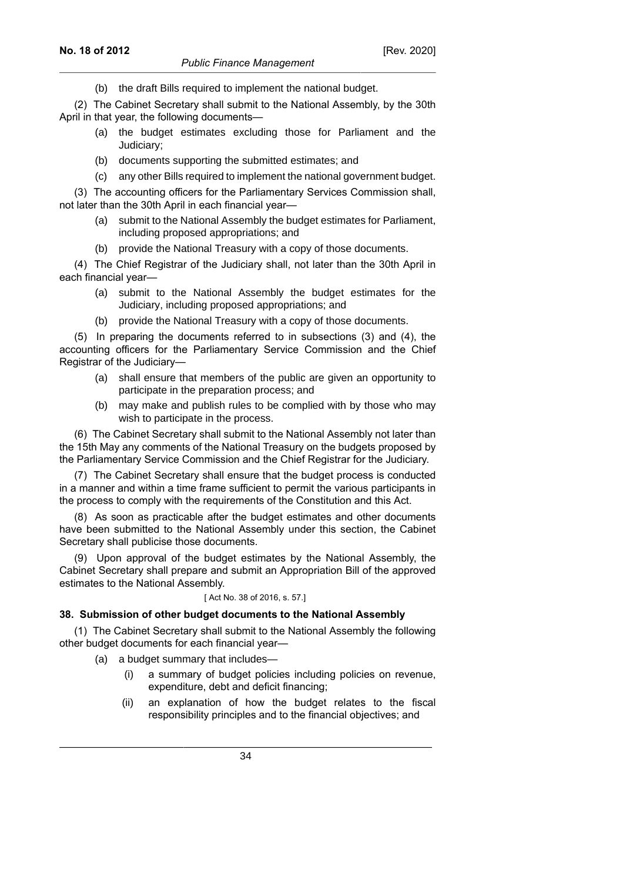(b) the draft Bills required to implement the national budget.

(2) The Cabinet Secretary shall submit to the National Assembly, by the 30th April in that year, the following documents—

(a) the budget estimates excluding those for Parliament and the Judiciary;

(b) documents supporting the submitted estimates; and

(c) any other Bills required to implement the national government budget.

(3) The accounting officers for the Parliamentary Services Commission shall, not later than the 30th April in each financial year—

(a) submit to the National Assembly the budget estimates for Parliament, including proposed appropriations; and

(b) provide the National Treasury with a copy of those documents.

(4) The Chief Registrar of the Judiciary shall, not later than the 30th April in each financial year—

(a) submit to the National Assembly the budget estimates for the Judiciary, including proposed appropriations; and

(b) provide the National Treasury with a copy of those documents.

(5) In preparing the documents referred to in subsections (3) and (4), the accounting officers for the Parliamentary Service Commission and the Chief Registrar of the Judiciary—

(a) shall ensure that members of the public are given an opportunity to participate in the preparation process; and

(b) may make and publish rules to be complied with by those who may wish to participate in the process.

(6) The Cabinet Secretary shall submit to the National Assembly not later than the 15th May any comments of the National Treasury on the budgets proposed by the Parliamentary Service Commission and the Chief Registrar for the Judiciary.

(7) The Cabinet Secretary shall ensure that the budget process is conducted in a manner and within a time frame sufficient to permit the various participants in the process to comply with the requirements of the Constitution and this Act.

(8) As soon as practicable after the budget estimates and other documents have been submitted to the National Assembly under this section, the Cabinet Secretary shall publicise those documents.

(9) Upon approval of the budget estimates by the National Assembly, the Cabinet Secretary shall prepare and submit an Appropriation Bill of the approved estimates to the National Assembly.

[ Act No. 38 of 2016, s. 57.]

**38. Submission of other budget documents to the National Assembly**

(1) The Cabinet Secretary shall submit to the National Assembly the following other budget documents for each financial year—

(a) a budget summary that includes—

(i) a summary of budget policies including policies on revenue, expenditure, debt and deficit financing;

(ii) an explanation of how the budget relates to the fiscal responsibility principles and to the financial objectives; and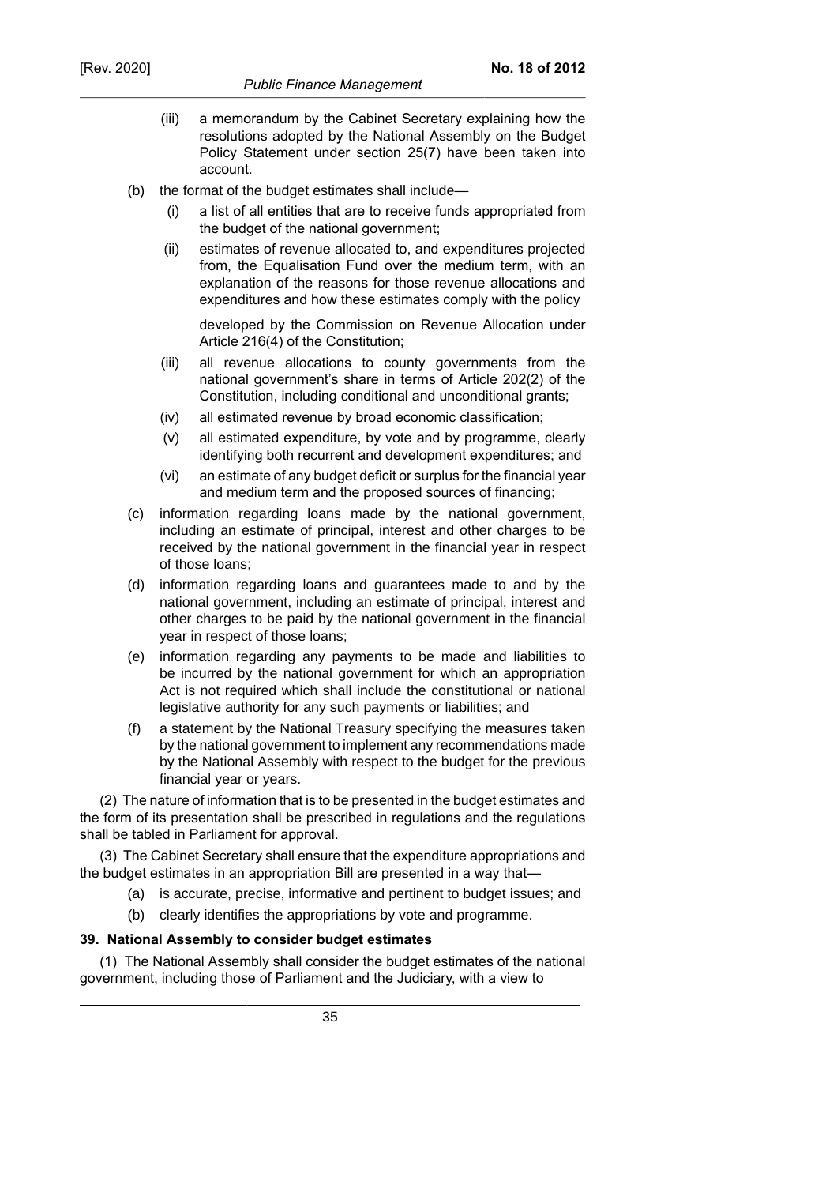(iii) a memorandum by the Cabinet Secretary explaining how the resolutions adopted by the National Assembly on the Budget Policy Statement under section 25(7) have been taken into account.

(b) the format of the budget estimates shall include—

(i) a list of all entities that are to receive funds appropriated from the budget of the national government;

(ii) estimates of revenue allocated to, and expenditures projected from, the Equalisation Fund over the medium term, with an explanation of the reasons for those revenue allocations and expenditures and how these estimates comply with the policy developed by the Commission on Revenue Allocation under Article 216(4) of the Constitution;

(iii) all revenue allocations to county governments from the national government's share in terms of Article 202(2) of the Constitution, including conditional and unconditional grants;

(iv) all estimated revenue by broad economic classification;

(v) all estimated expenditure, by vote and by programme, clearly identifying both recurrent and development expenditures; and

(vi) an estimate of any budget deficit or surplus for the financial year and medium term and the proposed sources of financing;

(c) information regarding loans made by the national government, including an estimate of principal, interest and other charges to be received by the national government in the financial year in respect of those loans;

(d) information regarding loans and guarantees made to and by the national government, including an estimate of principal, interest and other charges to be paid by the national government in the financial year in respect of those loans;

(e) information regarding any payments to be made and liabilities to be incurred by the national government for which an appropriation Act is not required which shall include the constitutional or national legislative authority for any such payments or liabilities; and

(f) a statement by the National Treasury specifying the measures taken by the national government to implement any recommendations made by the National Assembly with respect to the budget for the previous financial year or years.

(2) The nature of information that is to be presented in the budget estimates and the form of its presentation shall be prescribed in regulations and the regulations shall be tabled in Parliament for approval.

(3) The Cabinet Secretary shall ensure that the expenditure appropriations and the budget estimates in an appropriation Bill are presented in a way that—

(a) is accurate, precise, informative and pertinent to budget issues; and

(b) clearly identifies the appropriations by vote and programme.

**39. National Assembly to consider budget estimates**

(1) The National Assembly shall consider the budget estimates of the national government, including those of Parliament and the Judiciary, with a view to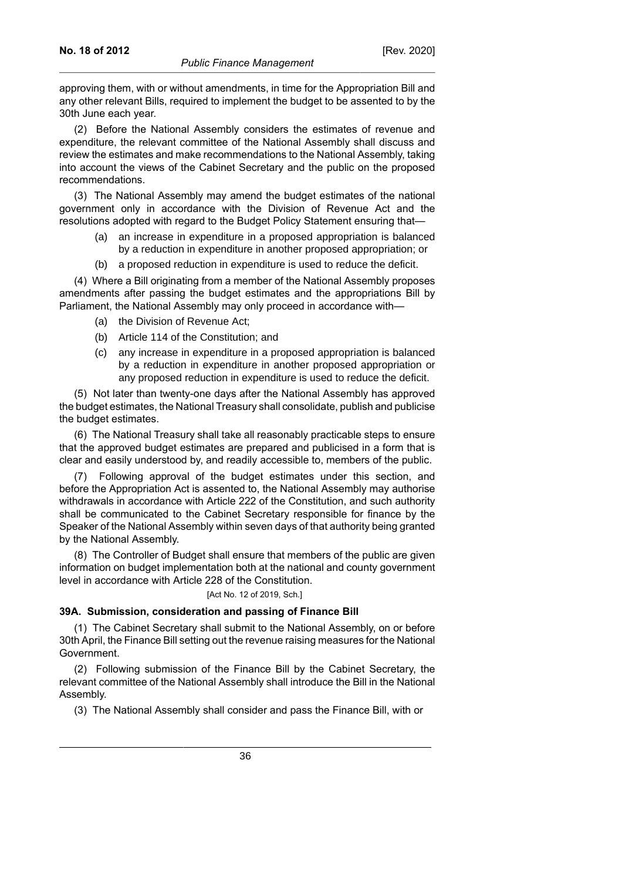approving them, with or without amendments, in time for the Appropriation Bill and any other relevant Bills, required to implement the budget to be assented to by the 30th June each year.

(2) Before the National Assembly considers the estimates of revenue and expenditure, the relevant committee of the National Assembly shall discuss and review the estimates and make recommendations to the National Assembly, taking into account the views of the Cabinet Secretary and the public on the proposed recommendations.

(3) The National Assembly may amend the budget estimates of the national government only in accordance with the Division of Revenue Act and the resolutions adopted with regard to the Budget Policy Statement ensuring that—

(a) an increase in expenditure in a proposed appropriation is balanced by a reduction in expenditure in another proposed appropriation; or

(b) a proposed reduction in expenditure is used to reduce the deficit.

(4) Where a Bill originating from a member of the National Assembly proposes amendments after passing the budget estimates and the appropriations Bill by Parliament, the National Assembly may only proceed in accordance with—

(a) the Division of Revenue Act;

(b) Article 114 of the Constitution; and

(c) any increase in expenditure in a proposed appropriation is balanced by a reduction in expenditure in another proposed appropriation or any proposed reduction in expenditure is used to reduce the deficit.

(5) Not later than twenty-one days after the National Assembly has approved the budget estimates, the National Treasury shall consolidate, publish and publicise the budget estimates.

(6) The National Treasury shall take all reasonably practicable steps to ensure that the approved budget estimates are prepared and publicised in a form that is clear and easily understood by, and readily accessible to, members of the public.

(7) Following approval of the budget estimates under this section, and before the Appropriation Act is assented to, the National Assembly may authorise withdrawals in accordance with Article 222 of the Constitution, and such authority shall be communicated to the Cabinet Secretary responsible for finance by the Speaker of the National Assembly within seven days of that authority being granted by the National Assembly.

(8) The Controller of Budget shall ensure that members of the public are given information on budget implementation both at the national and county government level in accordance with Article 228 of the Constitution.

[Act No. 12 of 2019, Sch.]

**39A. Submission, consideration and passing of Finance Bill**

(1) The Cabinet Secretary shall submit to the National Assembly, on or before 30th April, the Finance Bill setting out the revenue raising measures for the National Government.

(2) Following submission of the Finance Bill by the Cabinet Secretary, the relevant committee of the National Assembly shall introduce the Bill in the National Assembly.

(3) The National Assembly shall consider and pass the Finance Bill, with or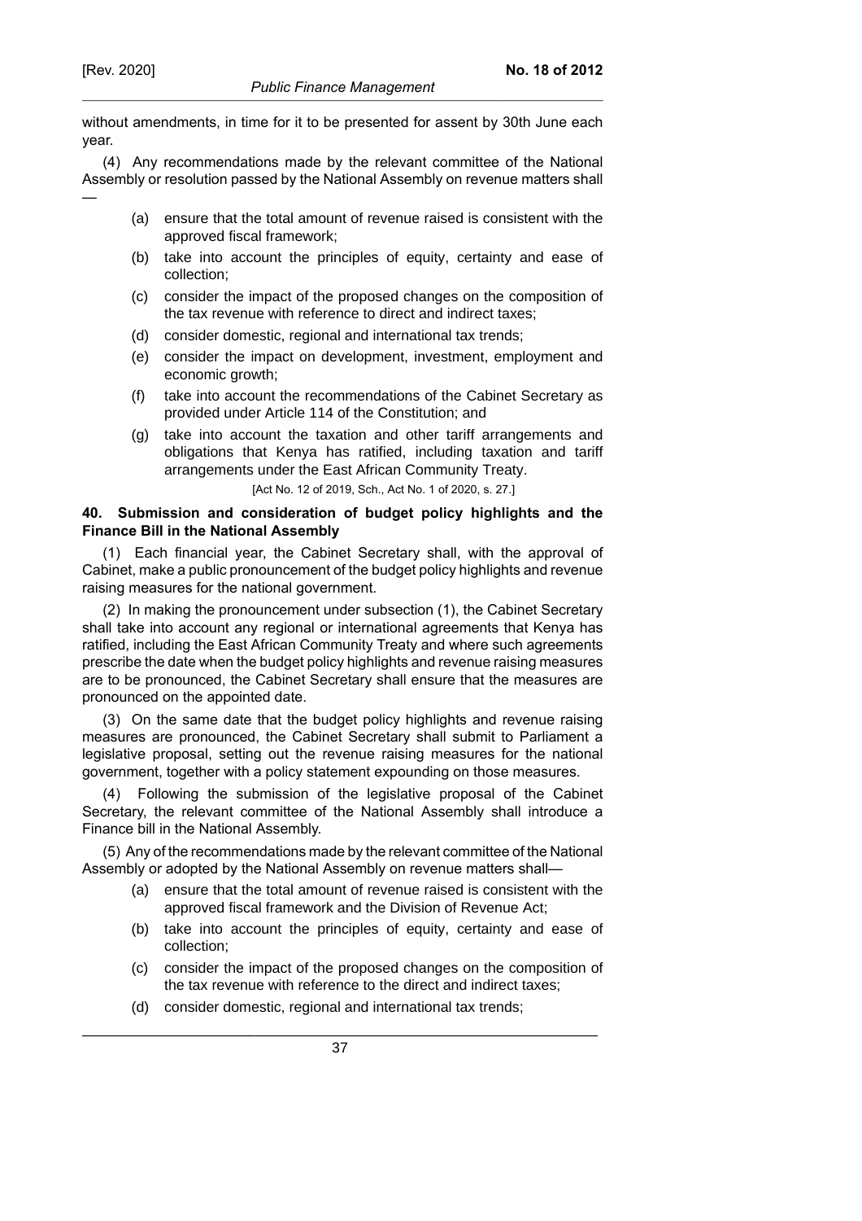without amendments, in time for it to be presented for assent by 30th June each year.

(4) Any recommendations made by the relevant committee of the National Assembly or resolution passed by the National Assembly on revenue matters shall —

(a) ensure that the total amount of revenue raised is consistent with the approved fiscal framework;

(b) take into account the principles of equity, certainty and ease of collection;

(c) consider the impact of the proposed changes on the composition of the tax revenue with reference to direct and indirect taxes;

(d) consider domestic, regional and international tax trends;

(e) consider the impact on development, investment, employment and economic growth;

(f) take into account the recommendations of the Cabinet Secretary as provided under Article 114 of the Constitution; and

(g) take into account the taxation and other tariff arrangements and obligations that Kenya has ratified, including taxation and tariff arrangements under the East African Community Treaty.

[Act No. 12 of 2019, Sch., Act No. 1 of 2020, s. 27.]

**40. Submission and consideration of budget policy highlights and the Finance Bill in the National Assembly**

(1) Each financial year, the Cabinet Secretary shall, with the approval of Cabinet, make a public pronouncement of the budget policy highlights and revenue raising measures for the national government.

(2) In making the pronouncement under subsection (1), the Cabinet Secretary shall take into account any regional or international agreements that Kenya has ratified, including the East African Community Treaty and where such agreements prescribe the date when the budget policy highlights and revenue raising measures are to be pronounced, the Cabinet Secretary shall ensure that the measures are pronounced on the appointed date.

(3) On the same date that the budget policy highlights and revenue raising measures are pronounced, the Cabinet Secretary shall submit to Parliament a legislative proposal, setting out the revenue raising measures for the national government, together with a policy statement expounding on those measures.

(4) Following the submission of the legislative proposal of the Cabinet Secretary, the relevant committee of the National Assembly shall introduce a Finance bill in the National Assembly.

(5) Any of the recommendations made by the relevant committee of the National Assembly or adopted by the National Assembly on revenue matters shall—

(a) ensure that the total amount of revenue raised is consistent with the approved fiscal framework and the Division of Revenue Act;

(b) take into account the principles of equity, certainty and ease of collection;

(c) consider the impact of the proposed changes on the composition of the tax revenue with reference to the direct and indirect taxes;

(d) consider domestic, regional and international tax trends;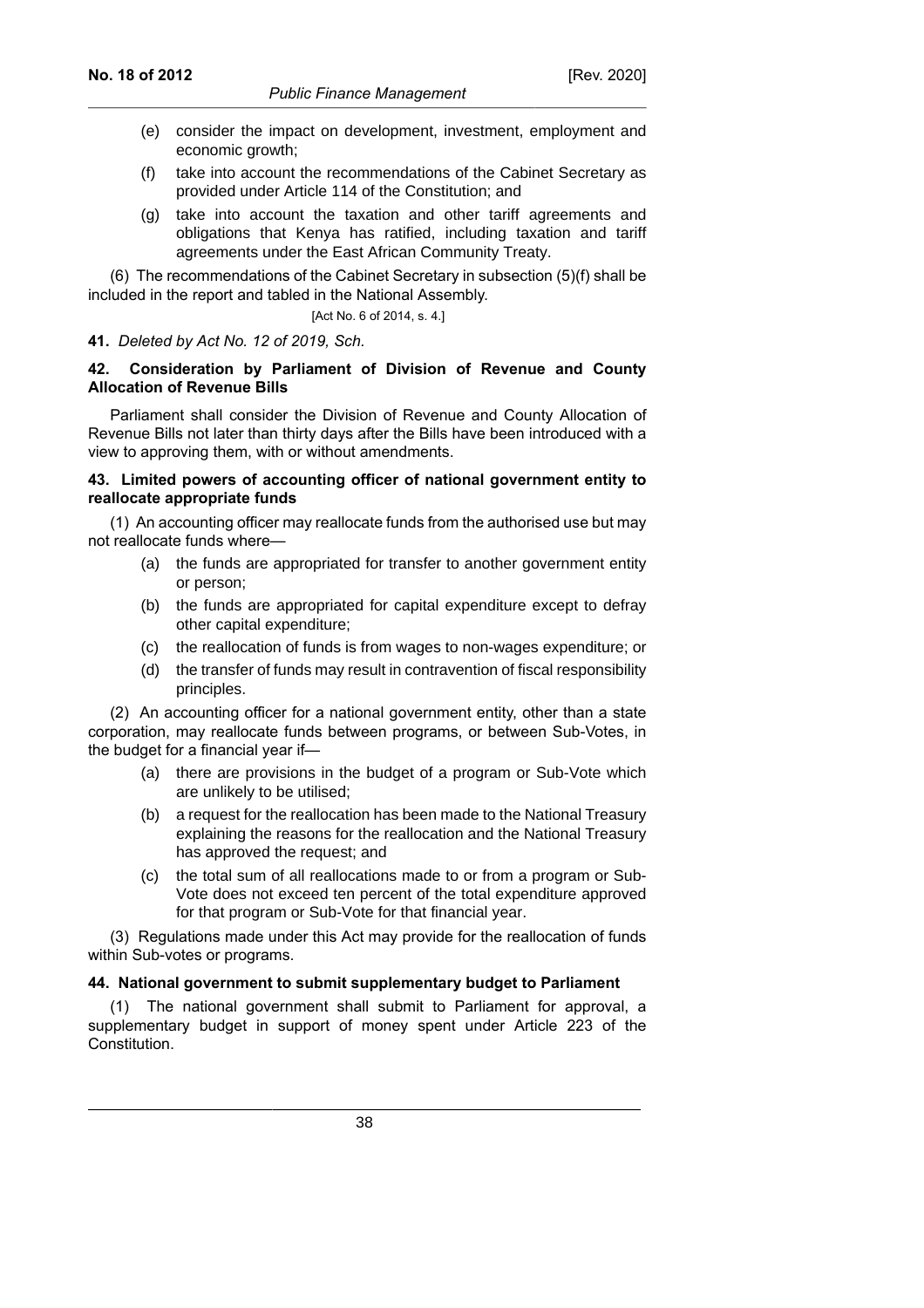(e) consider the impact on development, investment, employment and economic growth;

(f) take into account the recommendations of the Cabinet Secretary as provided under Article 114 of the Constitution; and

(g) take into account the taxation and other tariff agreements and obligations that Kenya has ratified, including taxation and tariff agreements under the East African Community Treaty.

(6) The recommendations of the Cabinet Secretary in subsection (5)(f) shall be included in the report and tabled in the National Assembly.

[Act No. 6 of 2014, s. 4.]

**41.** *Deleted by Act No. 12 of 2019, Sch.*

**42. Consideration by Parliament of Division of Revenue and County Allocation of Revenue Bills**

Parliament shall consider the Division of Revenue and County Allocation of Revenue Bills not later than thirty days after the Bills have been introduced with a view to approving them, with or without amendments.

**43. Limited powers of accounting officer of national government entity to reallocate appropriate funds**

(1) An accounting officer may reallocate funds from the authorised use but may not reallocate funds where—

(a) the funds are appropriated for transfer to another government entity or person;

(b) the funds are appropriated for capital expenditure except to defray other capital expenditure;

(c) the reallocation of funds is from wages to non-wages expenditure; or

(d) the transfer of funds may result in contravention of fiscal responsibility principles.

(2) An accounting officer for a national government entity, other than a state corporation, may reallocate funds between programs, or between Sub-Votes, in the budget for a financial year if—

(a) there are provisions in the budget of a program or Sub-Vote which are unlikely to be utilised;

(b) a request for the reallocation has been made to the National Treasury explaining the reasons for the reallocation and the National Treasury has approved the request; and

(c) the total sum of all reallocations made to or from a program or Sub-Vote does not exceed ten percent of the total expenditure approved for that program or Sub-Vote for that financial year.

(3) Regulations made under this Act may provide for the reallocation of funds within Sub-votes or programs.

**44. National government to submit supplementary budget to Parliament**

(1) The national government shall submit to Parliament for approval, a supplementary budget in support of money spent under Article 223 of the Constitution.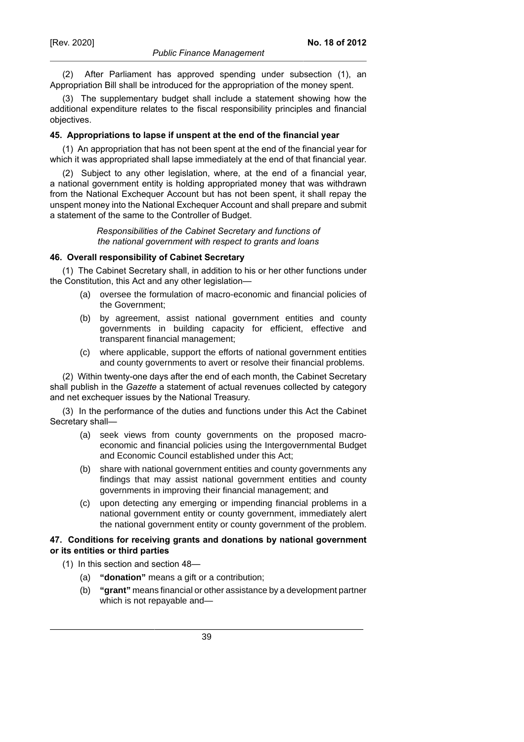(2) After Parliament has approved spending under subsection (1), an Appropriation Bill shall be introduced for the appropriation of the money spent.

(3) The supplementary budget shall include a statement showing how the additional expenditure relates to the fiscal responsibility principles and financial objectives.

#### 45. Appropriations to lapse if unspent at the end of the financial year

(1) An appropriation that has not been spent at the end of the financial year for which it was appropriated shall lapse immediately at the end of that financial year.

(2) Subject to any other legislation, where, at the end of a financial year, a national government entity is holding appropriated money that was withdrawn from the National Exchequer Account but has not been spent, it shall repay the unspent money into the National Exchequer Account and shall prepare and submit a statement of the same to the Controller of Budget.

*Responsibilities of the Cabinet Secretary and functions of the national government with respect to grants and loans*

#### 46. Overall responsibility of Cabinet Secretary

(1) The Cabinet Secretary shall, in addition to his or her other functions under the Constitution, this Act and any other legislation—

- (a) oversee the formulation of macro-economic and financial policies of the Government;
- (b) by agreement, assist national government entities and county governments in building capacity for efficient, effective and transparent financial management;
- (c) where applicable, support the efforts of national government entities and county governments to avert or resolve their financial problems.

(2) Within twenty-one days after the end of each month, the Cabinet Secretary shall publish in the *Gazette* a statement of actual revenues collected by category and net exchequer issues by the National Treasury.

(3) In the performance of the duties and functions under this Act the Cabinet Secretary shall—

- (a) seek views from county governments on the proposed macro-economic and financial policies using the Intergovernmental Budget and Economic Council established under this Act;
- (b) share with national government entities and county governments any findings that may assist national government entities and county governments in improving their financial management; and
- (c) upon detecting any emerging or impending financial problems in a national government entity or county government, immediately alert the national government entity or county government of the problem.

#### 47. Conditions for receiving grants and donations by national government or its entities or third parties

(1) In this section and section 48—

- (a) **"donation"** means a gift or a contribution;
- (b) **"grant"** means financial or other assistance by a development partner which is not repayable and—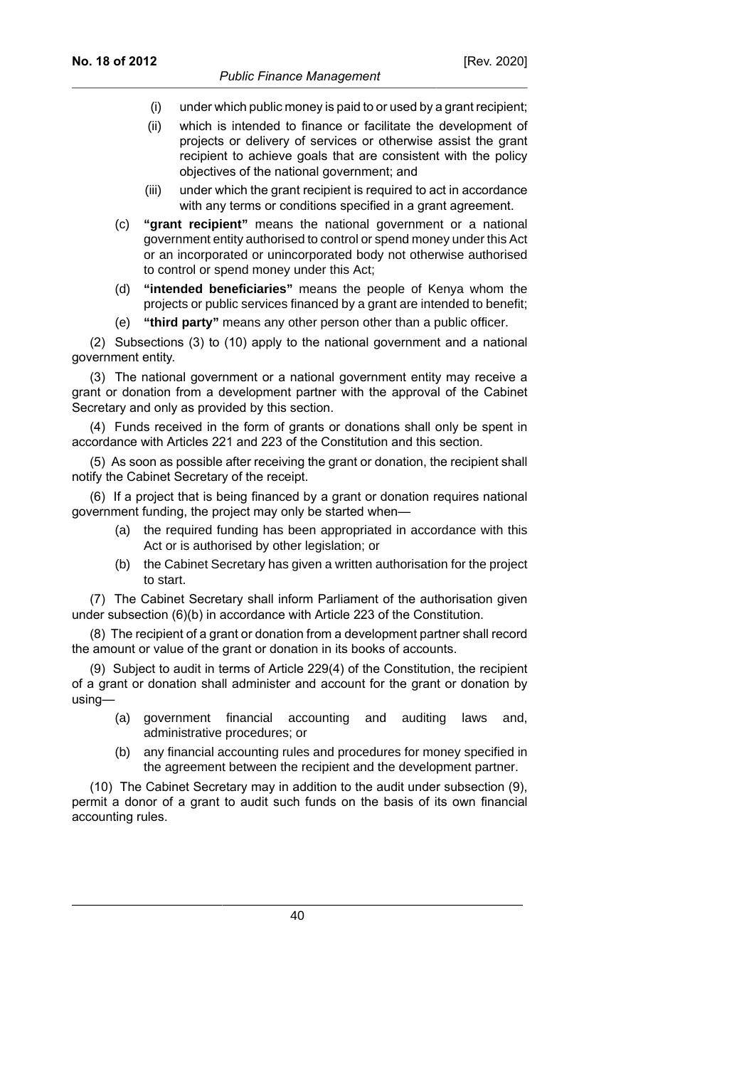(i) under which public money is paid to or used by a grant recipient;

(ii) which is intended to finance or facilitate the development of projects or delivery of services or otherwise assist the grant recipient to achieve goals that are consistent with the policy objectives of the national government; and

(iii) under which the grant recipient is required to act in accordance with any terms or conditions specified in a grant agreement.

(c) **"grant recipient"** means the national government or a national government entity authorised to control or spend money under this Act or an incorporated or unincorporated body not otherwise authorised to control or spend money under this Act;

(d) **"intended beneficiaries"** means the people of Kenya whom the projects or public services financed by a grant are intended to benefit;

(e) **"third party"** means any other person other than a public officer.

(2) Subsections (3) to (10) apply to the national government and a national government entity.

(3) The national government or a national government entity may receive a grant or donation from a development partner with the approval of the Cabinet Secretary and only as provided by this section.

(4) Funds received in the form of grants or donations shall only be spent in accordance with Articles 221 and 223 of the Constitution and this section.

(5) As soon as possible after receiving the grant or donation, the recipient shall notify the Cabinet Secretary of the receipt.

(6) If a project that is being financed by a grant or donation requires national government funding, the project may only be started when—

(a) the required funding has been appropriated in accordance with this Act or is authorised by other legislation; or

(b) the Cabinet Secretary has given a written authorisation for the project to start.

(7) The Cabinet Secretary shall inform Parliament of the authorisation given under subsection (6)(b) in accordance with Article 223 of the Constitution.

(8) The recipient of a grant or donation from a development partner shall record the amount or value of the grant or donation in its books of accounts.

(9) Subject to audit in terms of Article 229(4) of the Constitution, the recipient of a grant or donation shall administer and account for the grant or donation by using—

(a) government financial accounting and auditing laws and, administrative procedures; or

(b) any financial accounting rules and procedures for money specified in the agreement between the recipient and the development partner.

(10) The Cabinet Secretary may in addition to the audit under subsection (9), permit a donor of a grant to audit such funds on the basis of its own financial accounting rules.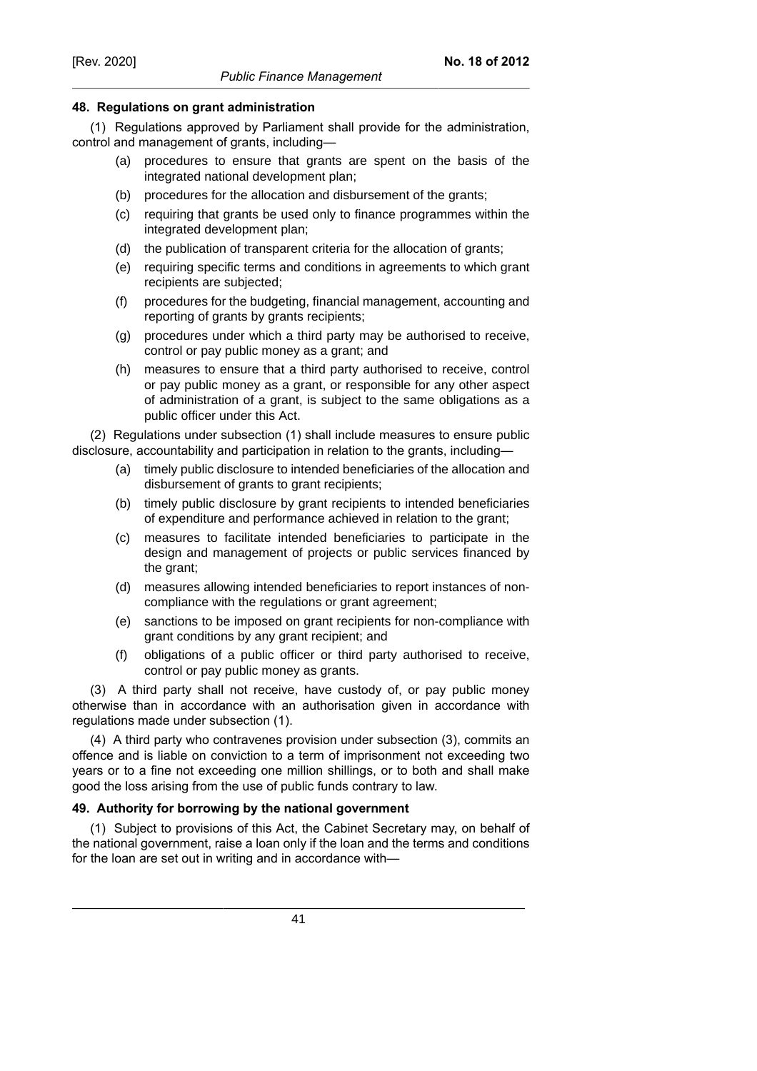### 48. Regulations on grant administration

(1) Regulations approved by Parliament shall provide for the administration, control and management of grants, including—

- (a) procedures to ensure that grants are spent on the basis of the integrated national development plan;
- (b) procedures for the allocation and disbursement of the grants;
- (c) requiring that grants be used only to finance programmes within the integrated development plan;
- (d) the publication of transparent criteria for the allocation of grants;
- (e) requiring specific terms and conditions in agreements to which grant recipients are subjected;
- (f) procedures for the budgeting, financial management, accounting and reporting of grants by grants recipients;
- (g) procedures under which a third party may be authorised to receive, control or pay public money as a grant; and
- (h) measures to ensure that a third party authorised to receive, control or pay public money as a grant, or responsible for any other aspect of administration of a grant, is subject to the same obligations as a public officer under this Act.

(2) Regulations under subsection (1) shall include measures to ensure public disclosure, accountability and participation in relation to the grants, including—

- (a) timely public disclosure to intended beneficiaries of the allocation and disbursement of grants to grant recipients;
- (b) timely public disclosure by grant recipients to intended beneficiaries of expenditure and performance achieved in relation to the grant;
- (c) measures to facilitate intended beneficiaries to participate in the design and management of projects or public services financed by the grant;
- (d) measures allowing intended beneficiaries to report instances of non-compliance with the regulations or grant agreement;
- (e) sanctions to be imposed on grant recipients for non-compliance with grant conditions by any grant recipient; and
- (f) obligations of a public officer or third party authorised to receive, control or pay public money as grants.

(3) A third party shall not receive, have custody of, or pay public money otherwise than in accordance with an authorisation given in accordance with regulations made under subsection (1).

(4) A third party who contravenes provision under subsection (3), commits an offence and is liable on conviction to a term of imprisonment not exceeding two years or to a fine not exceeding one million shillings, or to both and shall make good the loss arising from the use of public funds contrary to law.

### 49. Authority for borrowing by the national government

(1) Subject to provisions of this Act, the Cabinet Secretary may, on behalf of the national government, raise a loan only if the loan and the terms and conditions for the loan are set out in writing and in accordance with—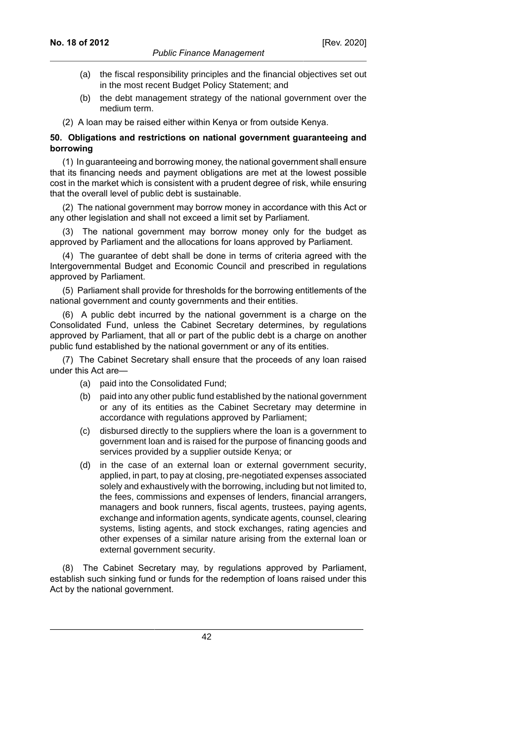(a) the fiscal responsibility principles and the financial objectives set out in the most recent Budget Policy Statement; and

(b) the debt management strategy of the national government over the medium term.

(2) A loan may be raised either within Kenya or from outside Kenya.

**50. Obligations and restrictions on national government guaranteeing and borrowing**

(1) In guaranteeing and borrowing money, the national government shall ensure that its financing needs and payment obligations are met at the lowest possible cost in the market which is consistent with a prudent degree of risk, while ensuring that the overall level of public debt is sustainable.

(2) The national government may borrow money in accordance with this Act or any other legislation and shall not exceed a limit set by Parliament.

(3) The national government may borrow money only for the budget as approved by Parliament and the allocations for loans approved by Parliament.

(4) The guarantee of debt shall be done in terms of criteria agreed with the Intergovernmental Budget and Economic Council and prescribed in regulations approved by Parliament.

(5) Parliament shall provide for thresholds for the borrowing entitlements of the national government and county governments and their entities.

(6) A public debt incurred by the national government is a charge on the Consolidated Fund, unless the Cabinet Secretary determines, by regulations approved by Parliament, that all or part of the public debt is a charge on another public fund established by the national government or any of its entities.

(7) The Cabinet Secretary shall ensure that the proceeds of any loan raised under this Act are—

(a) paid into the Consolidated Fund;

(b) paid into any other public fund established by the national government or any of its entities as the Cabinet Secretary may determine in accordance with regulations approved by Parliament;

(c) disbursed directly to the suppliers where the loan is a government to government loan and is raised for the purpose of financing goods and services provided by a supplier outside Kenya; or

(d) in the case of an external loan or external government security, applied, in part, to pay at closing, pre-negotiated expenses associated solely and exhaustively with the borrowing, including but not limited to, the fees, commissions and expenses of lenders, financial arrangers, managers and book runners, fiscal agents, trustees, paying agents, exchange and information agents, syndicate agents, counsel, clearing systems, listing agents, and stock exchanges, rating agencies and other expenses of a similar nature arising from the external loan or external government security.

(8) The Cabinet Secretary may, by regulations approved by Parliament, establish such sinking fund or funds for the redemption of loans raised under this Act by the national government.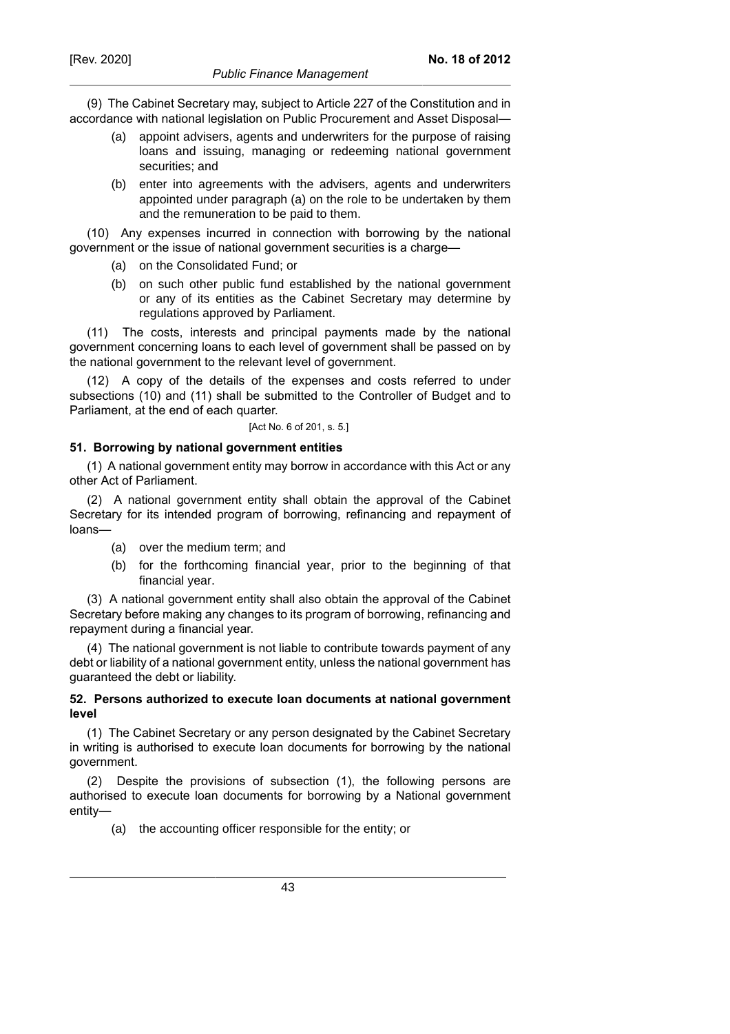(9) The Cabinet Secretary may, subject to Article 227 of the Constitution and in accordance with national legislation on Public Procurement and Asset Disposal—

(a) appoint advisers, agents and underwriters for the purpose of raising loans and issuing, managing or redeeming national government securities; and

(b) enter into agreements with the advisers, agents and underwriters appointed under paragraph (a) on the role to be undertaken by them and the remuneration to be paid to them.

(10) Any expenses incurred in connection with borrowing by the national government or the issue of national government securities is a charge—

(a) on the Consolidated Fund; or

(b) on such other public fund established by the national government or any of its entities as the Cabinet Secretary may determine by regulations approved by Parliament.

(11) The costs, interests and principal payments made by the national government concerning loans to each level of government shall be passed on by the national government to the relevant level of government.

(12) A copy of the details of the expenses and costs referred to under subsections (10) and (11) shall be submitted to the Controller of Budget and to Parliament, at the end of each quarter.

[Act No. 6 of 201, s. 5.]

**51. Borrowing by national government entities**

(1) A national government entity may borrow in accordance with this Act or any other Act of Parliament.

(2) A national government entity shall obtain the approval of the Cabinet Secretary for its intended program of borrowing, refinancing and repayment of loans—

(a) over the medium term; and

(b) for the forthcoming financial year, prior to the beginning of that financial year.

(3) A national government entity shall also obtain the approval of the Cabinet Secretary before making any changes to its program of borrowing, refinancing and repayment during a financial year.

(4) The national government is not liable to contribute towards payment of any debt or liability of a national government entity, unless the national government has guaranteed the debt or liability.

**52. Persons authorized to execute loan documents at national government level**

(1) The Cabinet Secretary or any person designated by the Cabinet Secretary in writing is authorised to execute loan documents for borrowing by the national government.

(2) Despite the provisions of subsection (1), the following persons are authorised to execute loan documents for borrowing by a National government entity—

(a) the accounting officer responsible for the entity; or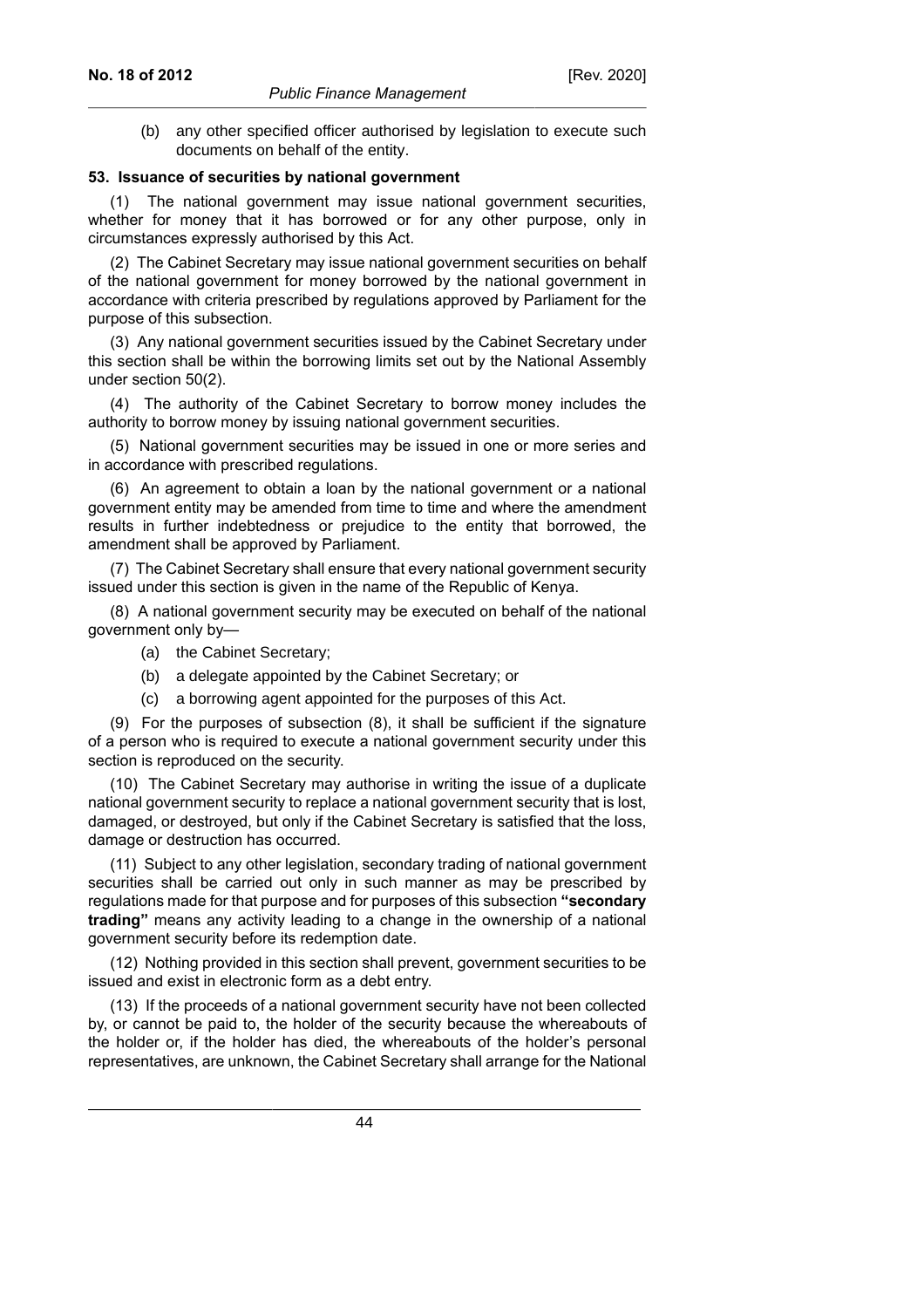(b) any other specified officer authorised by legislation to execute such documents on behalf of the entity.

**53. Issuance of securities by national government**

(1) The national government may issue national government securities, whether for money that it has borrowed or for any other purpose, only in circumstances expressly authorised by this Act.

(2) The Cabinet Secretary may issue national government securities on behalf of the national government for money borrowed by the national government in accordance with criteria prescribed by regulations approved by Parliament for the purpose of this subsection.

(3) Any national government securities issued by the Cabinet Secretary under this section shall be within the borrowing limits set out by the National Assembly under section 50(2).

(4) The authority of the Cabinet Secretary to borrow money includes the authority to borrow money by issuing national government securities.

(5) National government securities may be issued in one or more series and in accordance with prescribed regulations.

(6) An agreement to obtain a loan by the national government or a national government entity may be amended from time to time and where the amendment results in further indebtedness or prejudice to the entity that borrowed, the amendment shall be approved by Parliament.

(7) The Cabinet Secretary shall ensure that every national government security issued under this section is given in the name of the Republic of Kenya.

(8) A national government security may be executed on behalf of the national government only by—

(a) the Cabinet Secretary;

(b) a delegate appointed by the Cabinet Secretary; or

(c) a borrowing agent appointed for the purposes of this Act.

(9) For the purposes of subsection (8), it shall be sufficient if the signature of a person who is required to execute a national government security under this section is reproduced on the security.

(10) The Cabinet Secretary may authorise in writing the issue of a duplicate national government security to replace a national government security that is lost, damaged, or destroyed, but only if the Cabinet Secretary is satisfied that the loss, damage or destruction has occurred.

(11) Subject to any other legislation, secondary trading of national government securities shall be carried out only in such manner as may be prescribed by regulations made for that purpose and for purposes of this subsection **"secondary trading"** means any activity leading to a change in the ownership of a national government security before its redemption date.

(12) Nothing provided in this section shall prevent, government securities to be issued and exist in electronic form as a debt entry.

(13) If the proceeds of a national government security have not been collected by, or cannot be paid to, the holder of the security because the whereabouts of the holder or, if the holder has died, the whereabouts of the holder's personal representatives, are unknown, the Cabinet Secretary shall arrange for the National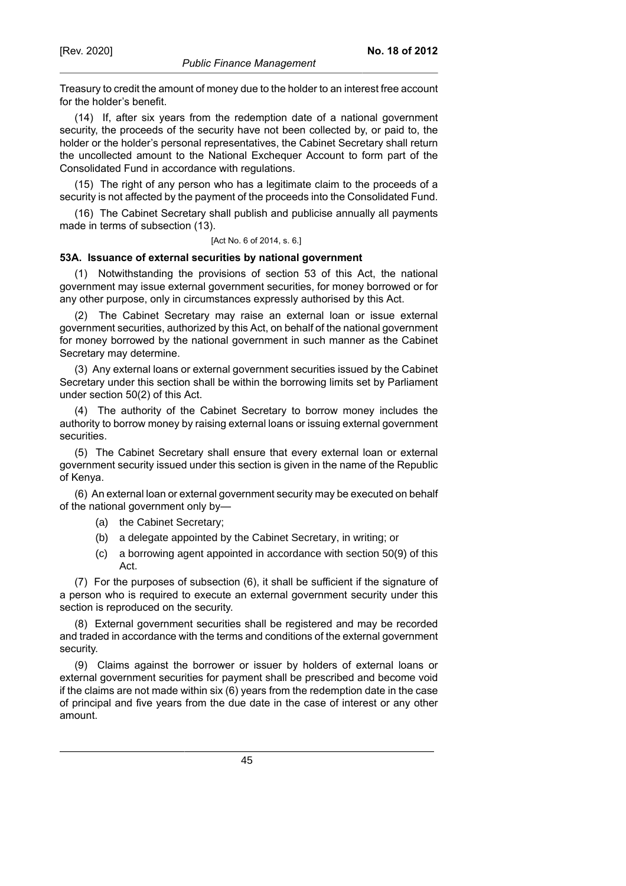Treasury to credit the amount of money due to the holder to an interest free account for the holder's benefit.

(14) If, after six years from the redemption date of a national government security, the proceeds of the security have not been collected by, or paid to, the holder or the holder's personal representatives, the Cabinet Secretary shall return the uncollected amount to the National Exchequer Account to form part of the Consolidated Fund in accordance with regulations.

(15) The right of any person who has a legitimate claim to the proceeds of a security is not affected by the payment of the proceeds into the Consolidated Fund.

(16) The Cabinet Secretary shall publish and publicise annually all payments made in terms of subsection (13).

[Act No. 6 of 2014, s. 6.]

**53A. Issuance of external securities by national government**

(1) Notwithstanding the provisions of section 53 of this Act, the national government may issue external government securities, for money borrowed or for any other purpose, only in circumstances expressly authorised by this Act.

(2) The Cabinet Secretary may raise an external loan or issue external government securities, authorized by this Act, on behalf of the national government for money borrowed by the national government in such manner as the Cabinet Secretary may determine.

(3) Any external loans or external government securities issued by the Cabinet Secretary under this section shall be within the borrowing limits set by Parliament under section 50(2) of this Act.

(4) The authority of the Cabinet Secretary to borrow money includes the authority to borrow money by raising external loans or issuing external government securities.

(5) The Cabinet Secretary shall ensure that every external loan or external government security issued under this section is given in the name of the Republic of Kenya.

(6) An external loan or external government security may be executed on behalf of the national government only by—

(a) the Cabinet Secretary;

(b) a delegate appointed by the Cabinet Secretary, in writing; or

(c) a borrowing agent appointed in accordance with section 50(9) of this Act.

(7) For the purposes of subsection (6), it shall be sufficient if the signature of a person who is required to execute an external government security under this section is reproduced on the security.

(8) External government securities shall be registered and may be recorded and traded in accordance with the terms and conditions of the external government security.

(9) Claims against the borrower or issuer by holders of external loans or external government securities for payment shall be prescribed and become void if the claims are not made within six (6) years from the redemption date in the case of principal and five years from the due date in the case of interest or any other amount.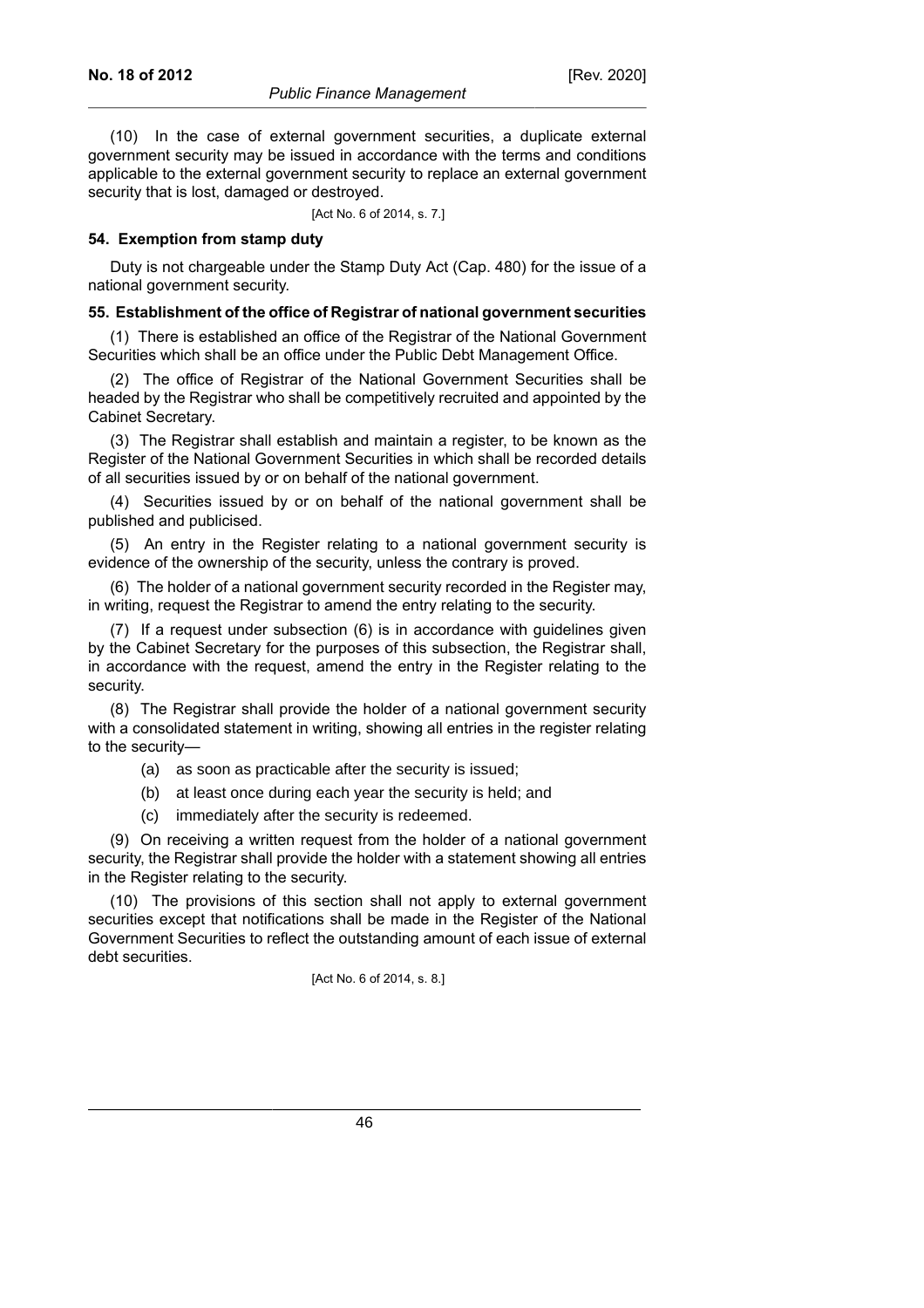(10) In the case of external government securities, a duplicate external government security may be issued in accordance with the terms and conditions applicable to the external government security to replace an external government security that is lost, damaged or destroyed.

[Act No. 6 of 2014, s. 7.]

### 54. Exemption from stamp duty

Duty is not chargeable under the Stamp Duty Act (Cap. 480) for the issue of a national government security.

### 55. Establishment of the office of Registrar of national government securities

(1) There is established an office of the Registrar of the National Government Securities which shall be an office under the Public Debt Management Office.

(2) The office of Registrar of the National Government Securities shall be headed by the Registrar who shall be competitively recruited and appointed by the Cabinet Secretary.

(3) The Registrar shall establish and maintain a register, to be known as the Register of the National Government Securities in which shall be recorded details of all securities issued by or on behalf of the national government.

(4) Securities issued by or on behalf of the national government shall be published and publicised.

(5) An entry in the Register relating to a national government security is evidence of the ownership of the security, unless the contrary is proved.

(6) The holder of a national government security recorded in the Register may, in writing, request the Registrar to amend the entry relating to the security.

(7) If a request under subsection (6) is in accordance with guidelines given by the Cabinet Secretary for the purposes of this subsection, the Registrar shall, in accordance with the request, amend the entry in the Register relating to the security.

(8) The Registrar shall provide the holder of a national government security with a consolidated statement in writing, showing all entries in the register relating to the security—

(a) as soon as practicable after the security is issued;

(b) at least once during each year the security is held; and

(c) immediately after the security is redeemed.

(9) On receiving a written request from the holder of a national government security, the Registrar shall provide the holder with a statement showing all entries in the Register relating to the security.

(10) The provisions of this section shall not apply to external government securities except that notifications shall be made in the Register of the National Government Securities to reflect the outstanding amount of each issue of external debt securities.

[Act No. 6 of 2014, s. 8.]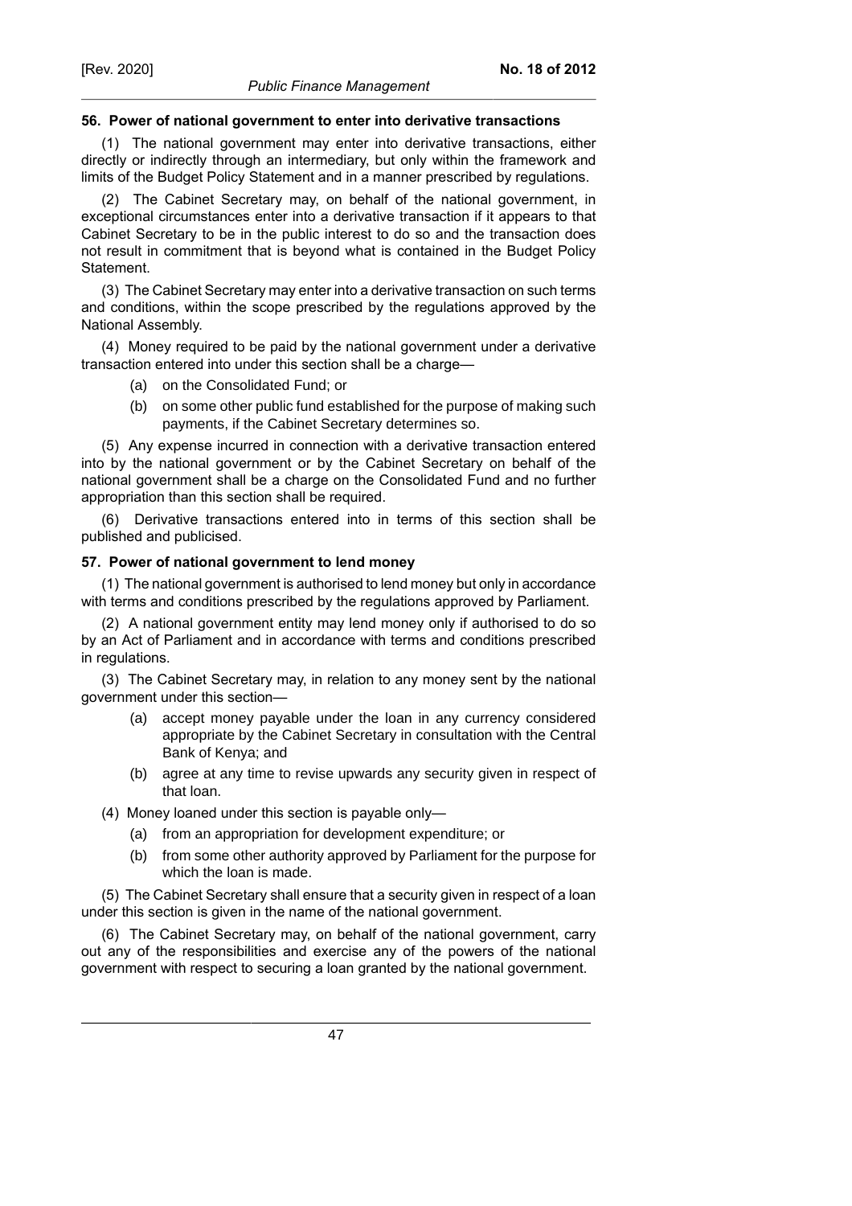**56. Power of national government to enter into derivative transactions**

(1) The national government may enter into derivative transactions, either directly or indirectly through an intermediary, but only within the framework and limits of the Budget Policy Statement and in a manner prescribed by regulations.

(2) The Cabinet Secretary may, on behalf of the national government, in exceptional circumstances enter into a derivative transaction if it appears to that Cabinet Secretary to be in the public interest to do so and the transaction does not result in commitment that is beyond what is contained in the Budget Policy Statement.

(3) The Cabinet Secretary may enter into a derivative transaction on such terms and conditions, within the scope prescribed by the regulations approved by the National Assembly.

(4) Money required to be paid by the national government under a derivative transaction entered into under this section shall be a charge—

- (a) on the Consolidated Fund; or
- (b) on some other public fund established for the purpose of making such payments, if the Cabinet Secretary determines so.

(5) Any expense incurred in connection with a derivative transaction entered into by the national government or by the Cabinet Secretary on behalf of the national government shall be a charge on the Consolidated Fund and no further appropriation than this section shall be required.

(6) Derivative transactions entered into in terms of this section shall be published and publicised.

**57. Power of national government to lend money**

(1) The national government is authorised to lend money but only in accordance with terms and conditions prescribed by the regulations approved by Parliament.

(2) A national government entity may lend money only if authorised to do so by an Act of Parliament and in accordance with terms and conditions prescribed in regulations.

(3) The Cabinet Secretary may, in relation to any money sent by the national government under this section—

- (a) accept money payable under the loan in any currency considered appropriate by the Cabinet Secretary in consultation with the Central Bank of Kenya; and
- (b) agree at any time to revise upwards any security given in respect of that loan.

(4) Money loaned under this section is payable only—

- (a) from an appropriation for development expenditure; or
- (b) from some other authority approved by Parliament for the purpose for which the loan is made.

(5) The Cabinet Secretary shall ensure that a security given in respect of a loan under this section is given in the name of the national government.

(6) The Cabinet Secretary may, on behalf of the national government, carry out any of the responsibilities and exercise any of the powers of the national government with respect to securing a loan granted by the national government.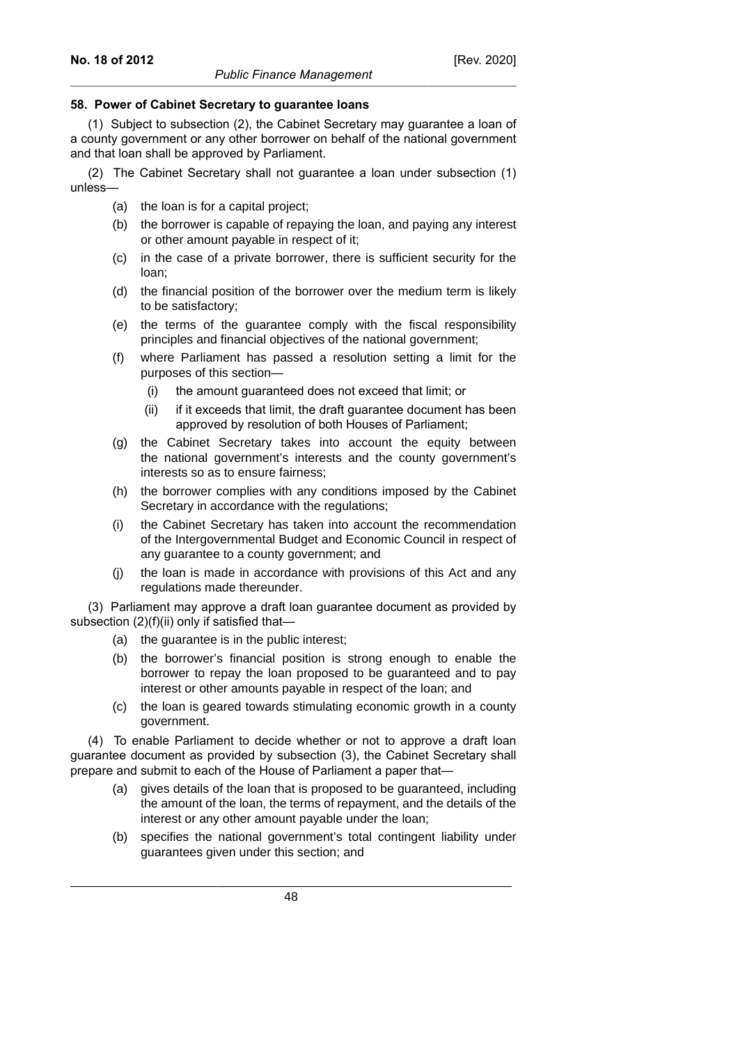### 58. Power of Cabinet Secretary to guarantee loans

(1) Subject to subsection (2), the Cabinet Secretary may guarantee a loan of a county government or any other borrower on behalf of the national government and that loan shall be approved by Parliament.

(2) The Cabinet Secretary shall not guarantee a loan under subsection (1) unless—

- (a) the loan is for a capital project;
- (b) the borrower is capable of repaying the loan, and paying any interest or other amount payable in respect of it;
- (c) in the case of a private borrower, there is sufficient security for the loan;
- (d) the financial position of the borrower over the medium term is likely to be satisfactory;
- (e) the terms of the guarantee comply with the fiscal responsibility principles and financial objectives of the national government;
- (f) where Parliament has passed a resolution setting a limit for the purposes of this section—
  - (i) the amount guaranteed does not exceed that limit; or
  - (ii) if it exceeds that limit, the draft guarantee document has been approved by resolution of both Houses of Parliament;
- (g) the Cabinet Secretary takes into account the equity between the national government's interests and the county government's interests so as to ensure fairness;
- (h) the borrower complies with any conditions imposed by the Cabinet Secretary in accordance with the regulations;
- (i) the Cabinet Secretary has taken into account the recommendation of the Intergovernmental Budget and Economic Council in respect of any guarantee to a county government; and
- (j) the loan is made in accordance with provisions of this Act and any regulations made thereunder.

(3) Parliament may approve a draft loan guarantee document as provided by subsection (2)(f)(ii) only if satisfied that—

- (a) the guarantee is in the public interest;
- (b) the borrower's financial position is strong enough to enable the borrower to repay the loan proposed to be guaranteed and to pay interest or other amounts payable in respect of the loan; and
- (c) the loan is geared towards stimulating economic growth in a county government.

(4) To enable Parliament to decide whether or not to approve a draft loan guarantee document as provided by subsection (3), the Cabinet Secretary shall prepare and submit to each of the House of Parliament a paper that—

- (a) gives details of the loan that is proposed to be guaranteed, including the amount of the loan, the terms of repayment, and the details of the interest or any other amount payable under the loan;
- (b) specifies the national government's total contingent liability under guarantees given under this section; and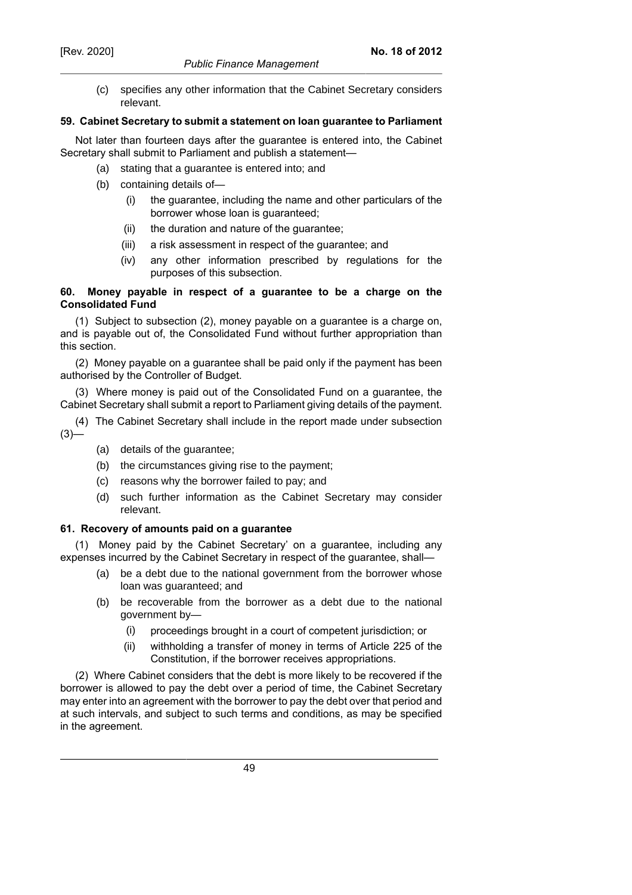(c) specifies any other information that the Cabinet Secretary considers relevant.

**59. Cabinet Secretary to submit a statement on loan guarantee to Parliament**

Not later than fourteen days after the guarantee is entered into, the Cabinet Secretary shall submit to Parliament and publish a statement—

(a) stating that a guarantee is entered into; and

(b) containing details of—

(i) the guarantee, including the name and other particulars of the borrower whose loan is guaranteed;

(ii) the duration and nature of the guarantee;

(iii) a risk assessment in respect of the guarantee; and

(iv) any other information prescribed by regulations for the purposes of this subsection.

**60. Money payable in respect of a guarantee to be a charge on the Consolidated Fund**

(1) Subject to subsection (2), money payable on a guarantee is a charge on, and is payable out of, the Consolidated Fund without further appropriation than this section.

(2) Money payable on a guarantee shall be paid only if the payment has been authorised by the Controller of Budget.

(3) Where money is paid out of the Consolidated Fund on a guarantee, the Cabinet Secretary shall submit a report to Parliament giving details of the payment.

(4) The Cabinet Secretary shall include in the report made under subsection (3)—

(a) details of the guarantee;

(b) the circumstances giving rise to the payment;

(c) reasons why the borrower failed to pay; and

(d) such further information as the Cabinet Secretary may consider relevant.

**61. Recovery of amounts paid on a guarantee**

(1) Money paid by the Cabinet Secretary' on a guarantee, including any expenses incurred by the Cabinet Secretary in respect of the guarantee, shall—

(a) be a debt due to the national government from the borrower whose loan was guaranteed; and

(b) be recoverable from the borrower as a debt due to the national government by—

(i) proceedings brought in a court of competent jurisdiction; or

(ii) withholding a transfer of money in terms of Article 225 of the Constitution, if the borrower receives appropriations.

(2) Where Cabinet considers that the debt is more likely to be recovered if the borrower is allowed to pay the debt over a period of time, the Cabinet Secretary may enter into an agreement with the borrower to pay the debt over that period and at such intervals, and subject to such terms and conditions, as may be specified in the agreement.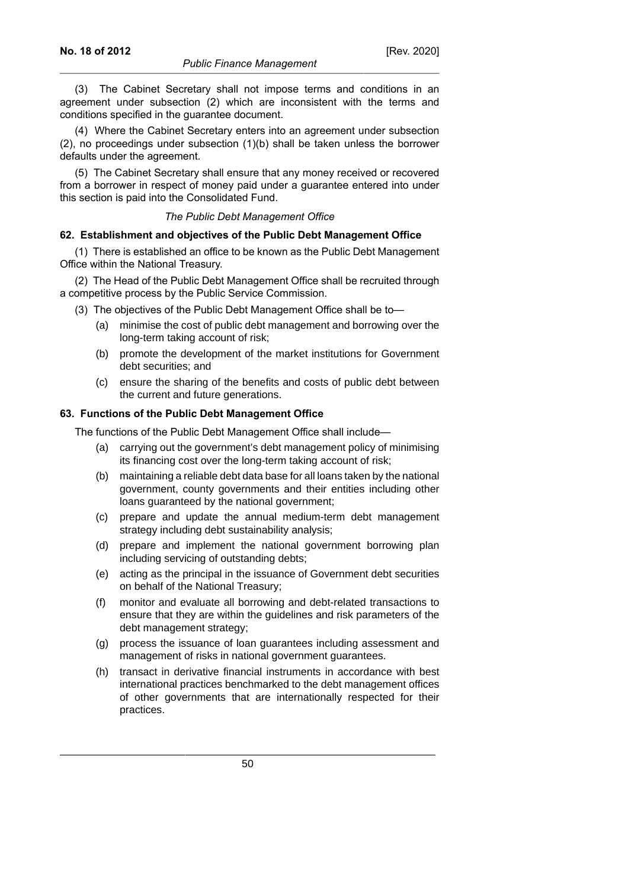(3) The Cabinet Secretary shall not impose terms and conditions in an agreement under subsection (2) which are inconsistent with the terms and conditions specified in the guarantee document.

(4) Where the Cabinet Secretary enters into an agreement under subsection (2), no proceedings under subsection (1)(b) shall be taken unless the borrower defaults under the agreement.

(5) The Cabinet Secretary shall ensure that any money received or recovered from a borrower in respect of money paid under a guarantee entered into under this section is paid into the Consolidated Fund.

*The Public Debt Management Office*

**62. Establishment and objectives of the Public Debt Management Office**

(1) There is established an office to be known as the Public Debt Management Office within the National Treasury.

(2) The Head of the Public Debt Management Office shall be recruited through a competitive process by the Public Service Commission.

(3) The objectives of the Public Debt Management Office shall be to—

- (a) minimise the cost of public debt management and borrowing over the long-term taking account of risk;
- (b) promote the development of the market institutions for Government debt securities; and
- (c) ensure the sharing of the benefits and costs of public debt between the current and future generations.

**63. Functions of the Public Debt Management Office**

The functions of the Public Debt Management Office shall include—

- (a) carrying out the government's debt management policy of minimising its financing cost over the long-term taking account of risk;
- (b) maintaining a reliable debt data base for all loans taken by the national government, county governments and their entities including other loans guaranteed by the national government;
- (c) prepare and update the annual medium-term debt management strategy including debt sustainability analysis;
- (d) prepare and implement the national government borrowing plan including servicing of outstanding debts;
- (e) acting as the principal in the issuance of Government debt securities on behalf of the National Treasury;
- (f) monitor and evaluate all borrowing and debt-related transactions to ensure that they are within the guidelines and risk parameters of the debt management strategy;
- (g) process the issuance of loan guarantees including assessment and management of risks in national government guarantees.
- (h) transact in derivative financial instruments in accordance with best international practices benchmarked to the debt management offices of other governments that are internationally respected for their practices.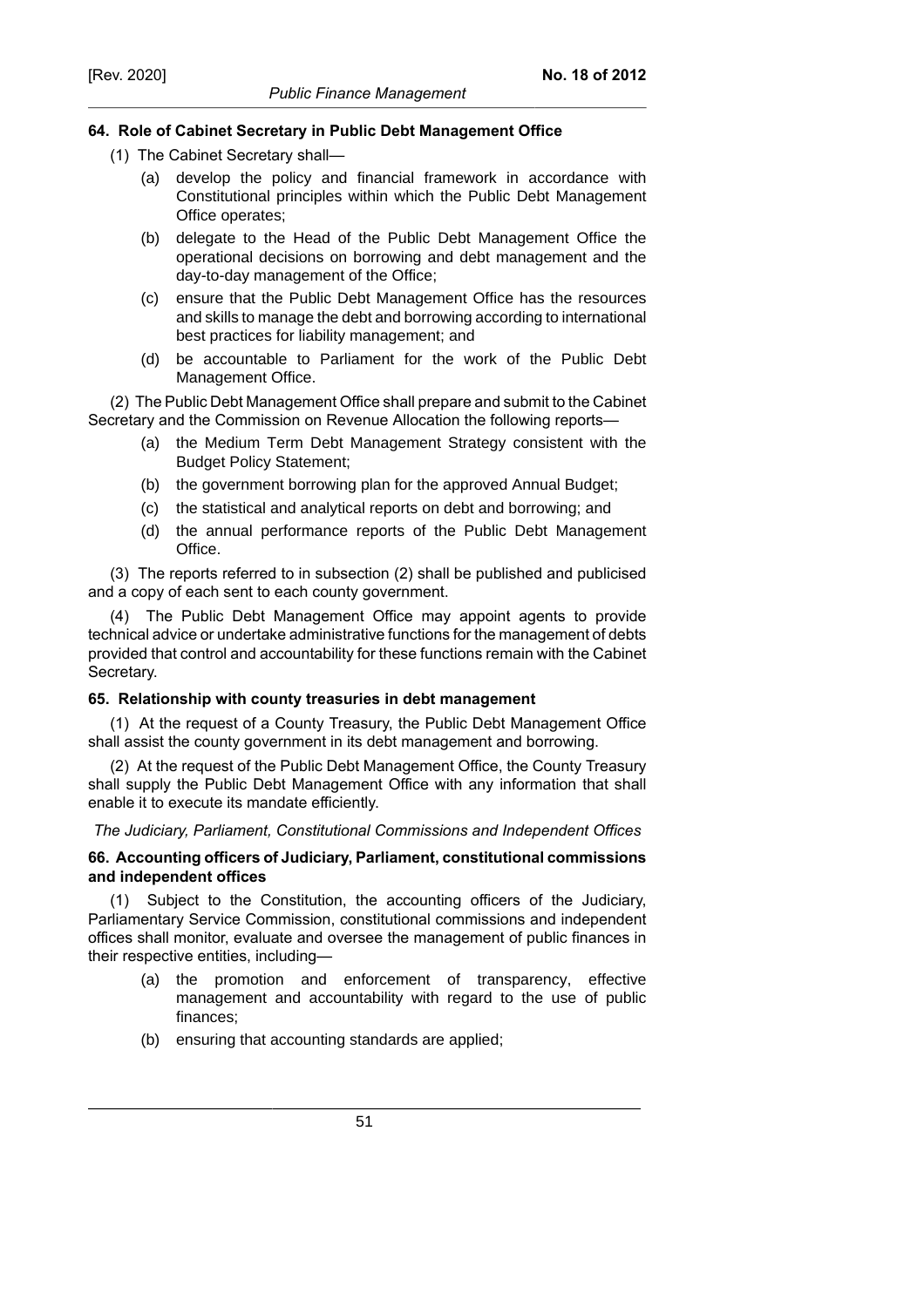### 64. Role of Cabinet Secretary in Public Debt Management Office

(1) The Cabinet Secretary shall—

(a) develop the policy and financial framework in accordance with Constitutional principles within which the Public Debt Management Office operates;

(b) delegate to the Head of the Public Debt Management Office the operational decisions on borrowing and debt management and the day-to-day management of the Office;

(c) ensure that the Public Debt Management Office has the resources and skills to manage the debt and borrowing according to international best practices for liability management; and

(d) be accountable to Parliament for the work of the Public Debt Management Office.

(2) The Public Debt Management Office shall prepare and submit to the Cabinet Secretary and the Commission on Revenue Allocation the following reports—

(a) the Medium Term Debt Management Strategy consistent with the Budget Policy Statement;

(b) the government borrowing plan for the approved Annual Budget;

(c) the statistical and analytical reports on debt and borrowing; and

(d) the annual performance reports of the Public Debt Management Office.

(3) The reports referred to in subsection (2) shall be published and publicised and a copy of each sent to each county government.

(4) The Public Debt Management Office may appoint agents to provide technical advice or undertake administrative functions for the management of debts provided that control and accountability for these functions remain with the Cabinet Secretary.

### 65. Relationship with county treasuries in debt management

(1) At the request of a County Treasury, the Public Debt Management Office shall assist the county government in its debt management and borrowing.

(2) At the request of the Public Debt Management Office, the County Treasury shall supply the Public Debt Management Office with any information that shall enable it to execute its mandate efficiently.

*The Judiciary, Parliament, Constitutional Commissions and Independent Offices*

### 66. Accounting officers of Judiciary, Parliament, constitutional commissions and independent offices

(1) Subject to the Constitution, the accounting officers of the Judiciary, Parliamentary Service Commission, constitutional commissions and independent offices shall monitor, evaluate and oversee the management of public finances in their respective entities, including—

(a) the promotion and enforcement of transparency, effective management and accountability with regard to the use of public finances;

(b) ensuring that accounting standards are applied;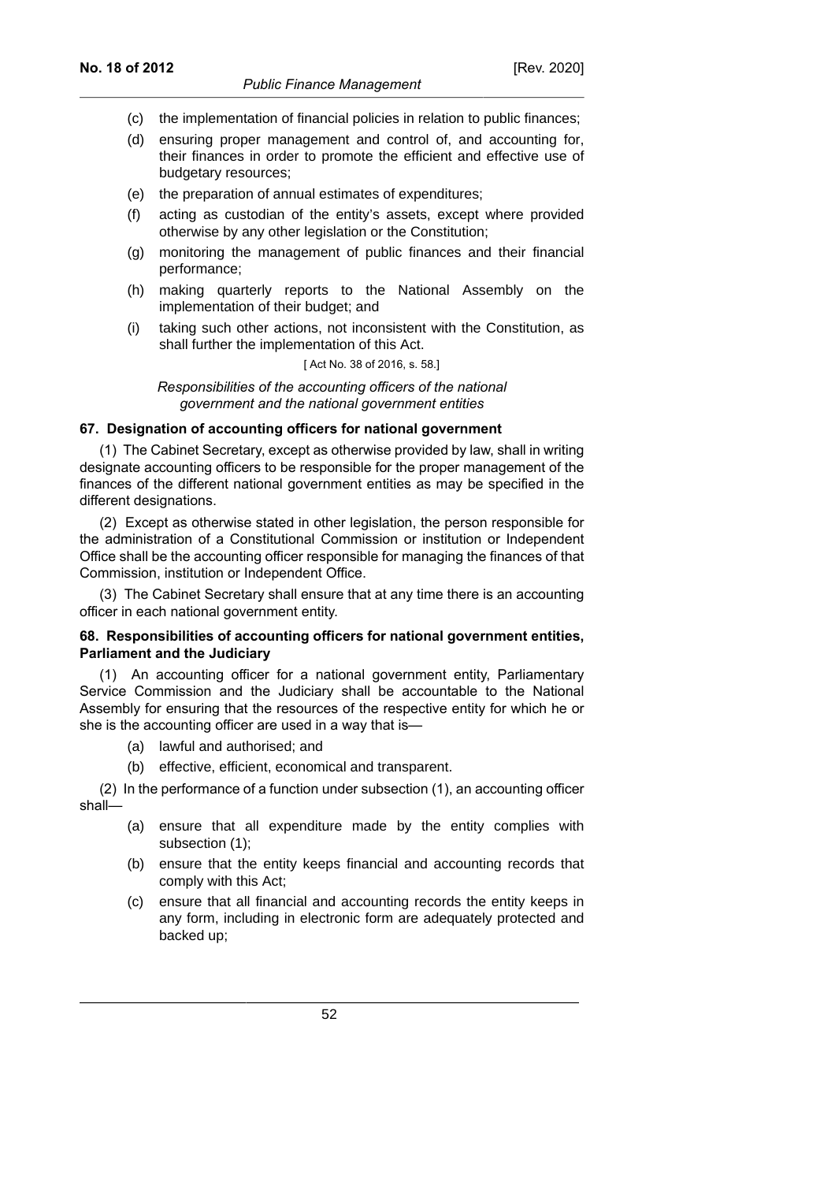(c) the implementation of financial policies in relation to public finances;

(d) ensuring proper management and control of, and accounting for, their finances in order to promote the efficient and effective use of budgetary resources;

(e) the preparation of annual estimates of expenditures;

(f) acting as custodian of the entity's assets, except where provided otherwise by any other legislation or the Constitution;

(g) monitoring the management of public finances and their financial performance;

(h) making quarterly reports to the National Assembly on the implementation of their budget; and

(i) taking such other actions, not inconsistent with the Constitution, as shall further the implementation of this Act.

[ Act No. 38 of 2016, s. 58.]

*Responsibilities of the accounting officers of the national government and the national government entities*

**67. Designation of accounting officers for national government**

(1) The Cabinet Secretary, except as otherwise provided by law, shall in writing designate accounting officers to be responsible for the proper management of the finances of the different national government entities as may be specified in the different designations.

(2) Except as otherwise stated in other legislation, the person responsible for the administration of a Constitutional Commission or institution or Independent Office shall be the accounting officer responsible for managing the finances of that Commission, institution or Independent Office.

(3) The Cabinet Secretary shall ensure that at any time there is an accounting officer in each national government entity.

**68. Responsibilities of accounting officers for national government entities, Parliament and the Judiciary**

(1) An accounting officer for a national government entity, Parliamentary Service Commission and the Judiciary shall be accountable to the National Assembly for ensuring that the resources of the respective entity for which he or she is the accounting officer are used in a way that is—

(a) lawful and authorised; and

(b) effective, efficient, economical and transparent.

(2) In the performance of a function under subsection (1), an accounting officer shall—

(a) ensure that all expenditure made by the entity complies with subsection (1);

(b) ensure that the entity keeps financial and accounting records that comply with this Act;

(c) ensure that all financial and accounting records the entity keeps in any form, including in electronic form are adequately protected and backed up;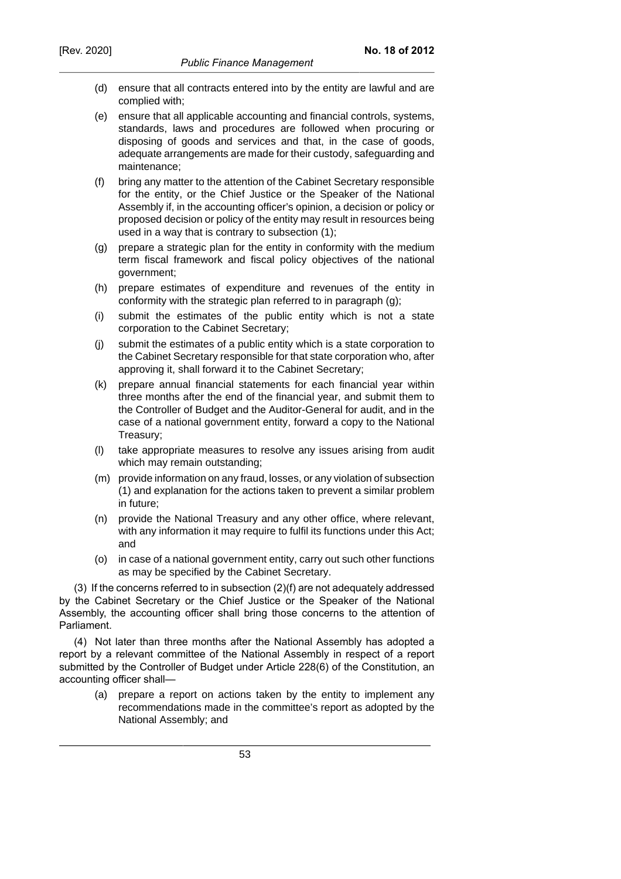(d) ensure that all contracts entered into by the entity are lawful and are complied with;

(e) ensure that all applicable accounting and financial controls, systems, standards, laws and procedures are followed when procuring or disposing of goods and services and that, in the case of goods, adequate arrangements are made for their custody, safeguarding and maintenance;

(f) bring any matter to the attention of the Cabinet Secretary responsible for the entity, or the Chief Justice or the Speaker of the National Assembly if, in the accounting officer's opinion, a decision or policy or proposed decision or policy of the entity may result in resources being used in a way that is contrary to subsection (1);

(g) prepare a strategic plan for the entity in conformity with the medium term fiscal framework and fiscal policy objectives of the national government;

(h) prepare estimates of expenditure and revenues of the entity in conformity with the strategic plan referred to in paragraph (g);

(i) submit the estimates of the public entity which is not a state corporation to the Cabinet Secretary;

(j) submit the estimates of a public entity which is a state corporation to the Cabinet Secretary responsible for that state corporation who, after approving it, shall forward it to the Cabinet Secretary;

(k) prepare annual financial statements for each financial year within three months after the end of the financial year, and submit them to the Controller of Budget and the Auditor-General for audit, and in the case of a national government entity, forward a copy to the National Treasury;

(l) take appropriate measures to resolve any issues arising from audit which may remain outstanding;

(m) provide information on any fraud, losses, or any violation of subsection (1) and explanation for the actions taken to prevent a similar problem in future;

(n) provide the National Treasury and any other office, where relevant, with any information it may require to fulfil its functions under this Act; and

(o) in case of a national government entity, carry out such other functions as may be specified by the Cabinet Secretary.

(3) If the concerns referred to in subsection (2)(f) are not adequately addressed by the Cabinet Secretary or the Chief Justice or the Speaker of the National Assembly, the accounting officer shall bring those concerns to the attention of Parliament.

(4) Not later than three months after the National Assembly has adopted a report by a relevant committee of the National Assembly in respect of a report submitted by the Controller of Budget under Article 228(6) of the Constitution, an accounting officer shall—

(a) prepare a report on actions taken by the entity to implement any recommendations made in the committee's report as adopted by the National Assembly; and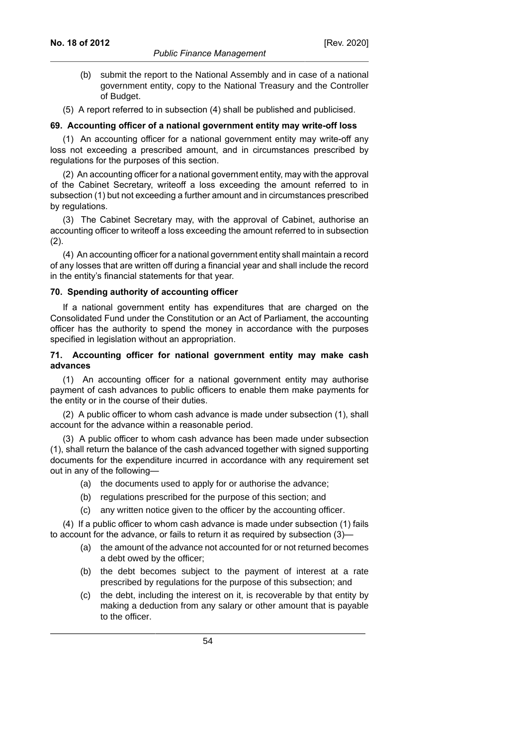(b) submit the report to the National Assembly and in case of a national government entity, copy to the National Treasury and the Controller of Budget.

(5) A report referred to in subsection (4) shall be published and publicised.

**69. Accounting officer of a national government entity may write-off loss**

(1) An accounting officer for a national government entity may write-off any loss not exceeding a prescribed amount, and in circumstances prescribed by regulations for the purposes of this section.

(2) An accounting officer for a national government entity, may with the approval of the Cabinet Secretary, writeoff a loss exceeding the amount referred to in subsection (1) but not exceeding a further amount and in circumstances prescribed by regulations.

(3) The Cabinet Secretary may, with the approval of Cabinet, authorise an accounting officer to writeoff a loss exceeding the amount referred to in subsection (2).

(4) An accounting officer for a national government entity shall maintain a record of any losses that are written off during a financial year and shall include the record in the entity's financial statements for that year.

**70. Spending authority of accounting officer**

If a national government entity has expenditures that are charged on the Consolidated Fund under the Constitution or an Act of Parliament, the accounting officer has the authority to spend the money in accordance with the purposes specified in legislation without an appropriation.

**71. Accounting officer for national government entity may make cash advances**

(1) An accounting officer for a national government entity may authorise payment of cash advances to public officers to enable them make payments for the entity or in the course of their duties.

(2) A public officer to whom cash advance is made under subsection (1), shall account for the advance within a reasonable period.

(3) A public officer to whom cash advance has been made under subsection (1), shall return the balance of the cash advanced together with signed supporting documents for the expenditure incurred in accordance with any requirement set out in any of the following—

(a) the documents used to apply for or authorise the advance;

(b) regulations prescribed for the purpose of this section; and

(c) any written notice given to the officer by the accounting officer.

(4) If a public officer to whom cash advance is made under subsection (1) fails to account for the advance, or fails to return it as required by subsection (3)—

(a) the amount of the advance not accounted for or not returned becomes a debt owed by the officer;

(b) the debt becomes subject to the payment of interest at a rate prescribed by regulations for the purpose of this subsection; and

(c) the debt, including the interest on it, is recoverable by that entity by making a deduction from any salary or other amount that is payable to the officer.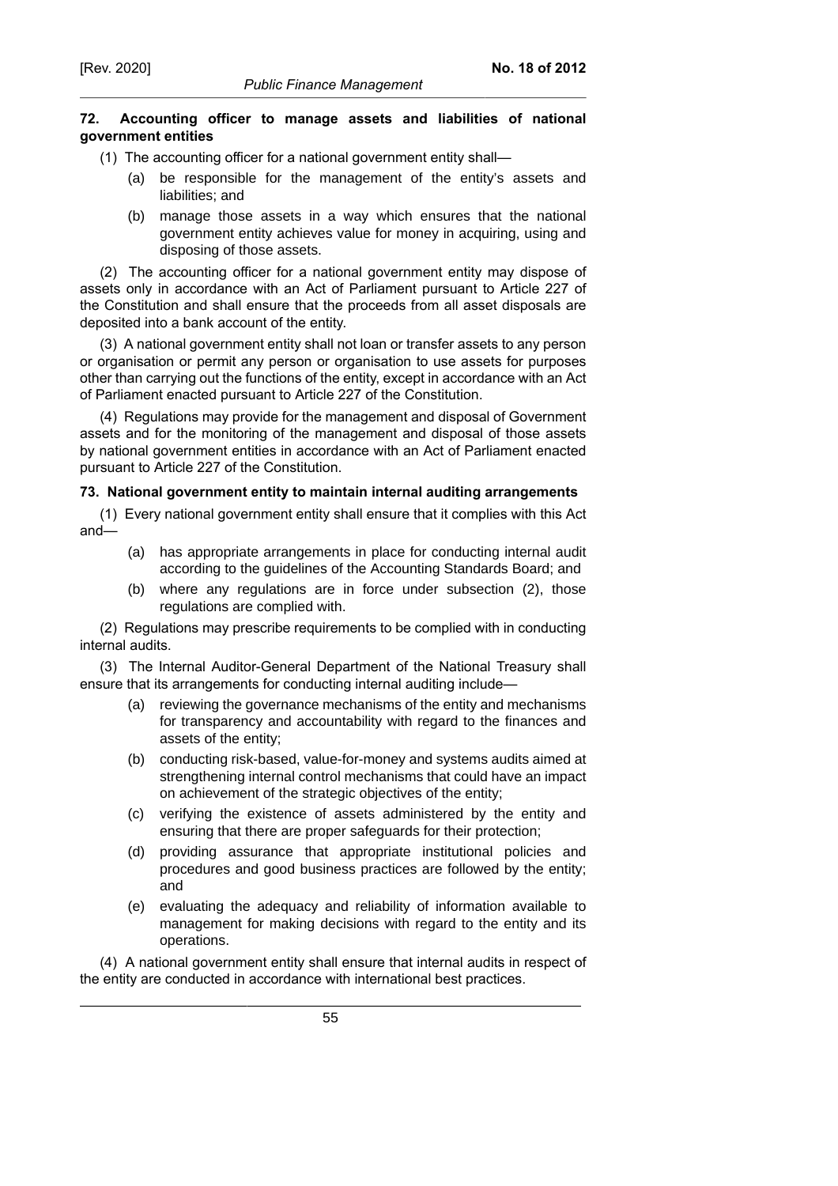**72. Accounting officer to manage assets and liabilities of national government entities**

(1) The accounting officer for a national government entity shall—

(a) be responsible for the management of the entity's assets and liabilities; and

(b) manage those assets in a way which ensures that the national government entity achieves value for money in acquiring, using and disposing of those assets.

(2) The accounting officer for a national government entity may dispose of assets only in accordance with an Act of Parliament pursuant to Article 227 of the Constitution and shall ensure that the proceeds from all asset disposals are deposited into a bank account of the entity.

(3) A national government entity shall not loan or transfer assets to any person or organisation or permit any person or organisation to use assets for purposes other than carrying out the functions of the entity, except in accordance with an Act of Parliament enacted pursuant to Article 227 of the Constitution.

(4) Regulations may provide for the management and disposal of Government assets and for the monitoring of the management and disposal of those assets by national government entities in accordance with an Act of Parliament enacted pursuant to Article 227 of the Constitution.

**73. National government entity to maintain internal auditing arrangements**

(1) Every national government entity shall ensure that it complies with this Act and—

(a) has appropriate arrangements in place for conducting internal audit according to the guidelines of the Accounting Standards Board; and

(b) where any regulations are in force under subsection (2), those regulations are complied with.

(2) Regulations may prescribe requirements to be complied with in conducting internal audits.

(3) The Internal Auditor-General Department of the National Treasury shall ensure that its arrangements for conducting internal auditing include—

(a) reviewing the governance mechanisms of the entity and mechanisms for transparency and accountability with regard to the finances and assets of the entity;

(b) conducting risk-based, value-for-money and systems audits aimed at strengthening internal control mechanisms that could have an impact on achievement of the strategic objectives of the entity;

(c) verifying the existence of assets administered by the entity and ensuring that there are proper safeguards for their protection;

(d) providing assurance that appropriate institutional policies and procedures and good business practices are followed by the entity; and

(e) evaluating the adequacy and reliability of information available to management for making decisions with regard to the entity and its operations.

(4) A national government entity shall ensure that internal audits in respect of the entity are conducted in accordance with international best practices.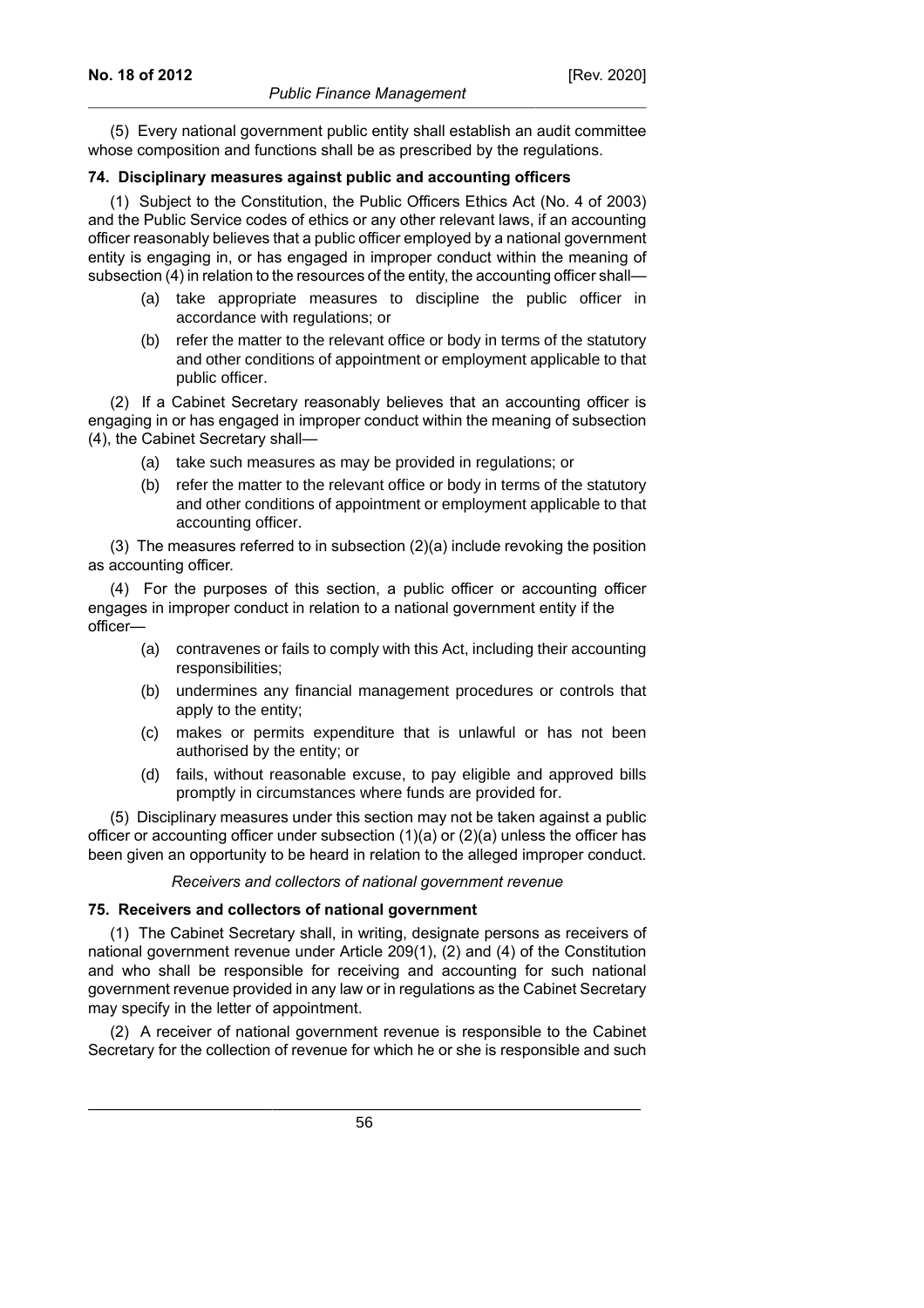(5) Every national government public entity shall establish an audit committee whose composition and functions shall be as prescribed by the regulations.

### 74. Disciplinary measures against public and accounting officers

(1) Subject to the Constitution, the Public Officers Ethics Act (No. 4 of 2003) and the Public Service codes of ethics or any other relevant laws, if an accounting officer reasonably believes that a public officer employed by a national government entity is engaging in, or has engaged in improper conduct within the meaning of subsection (4) in relation to the resources of the entity, the accounting officer shall—

- (a) take appropriate measures to discipline the public officer in accordance with regulations; or
- (b) refer the matter to the relevant office or body in terms of the statutory and other conditions of appointment or employment applicable to that public officer.

(2) If a Cabinet Secretary reasonably believes that an accounting officer is engaging in or has engaged in improper conduct within the meaning of subsection (4), the Cabinet Secretary shall—

- (a) take such measures as may be provided in regulations; or
- (b) refer the matter to the relevant office or body in terms of the statutory and other conditions of appointment or employment applicable to that accounting officer.

(3) The measures referred to in subsection (2)(a) include revoking the position as accounting officer.

(4) For the purposes of this section, a public officer or accounting officer engages in improper conduct in relation to a national government entity if the officer—

- (a) contravenes or fails to comply with this Act, including their accounting responsibilities;
- (b) undermines any financial management procedures or controls that apply to the entity;
- (c) makes or permits expenditure that is unlawful or has not been authorised by the entity; or
- (d) fails, without reasonable excuse, to pay eligible and approved bills promptly in circumstances where funds are provided for.

(5) Disciplinary measures under this section may not be taken against a public officer or accounting officer under subsection (1)(a) or (2)(a) unless the officer has been given an opportunity to be heard in relation to the alleged improper conduct.

*Receivers and collectors of national government revenue*

### 75. Receivers and collectors of national government

(1) The Cabinet Secretary shall, in writing, designate persons as receivers of national government revenue under Article 209(1), (2) and (4) of the Constitution and who shall be responsible for receiving and accounting for such national government revenue provided in any law or in regulations as the Cabinet Secretary may specify in the letter of appointment.

(2) A receiver of national government revenue is responsible to the Cabinet Secretary for the collection of revenue for which he or she is responsible and such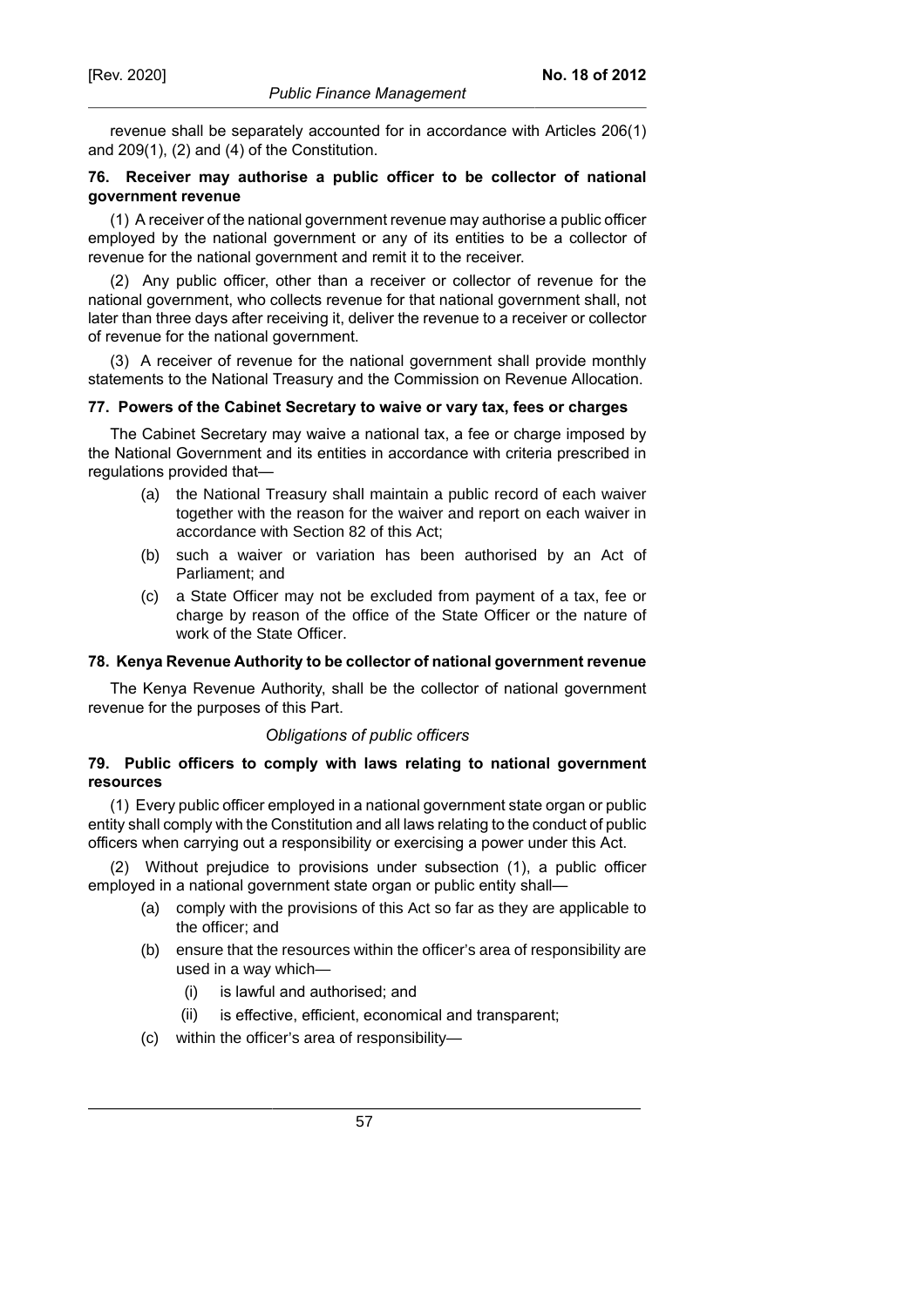revenue shall be separately accounted for in accordance with Articles 206(1) and 209(1), (2) and (4) of the Constitution.

**76. Receiver may authorise a public officer to be collector of national government revenue**

(1) A receiver of the national government revenue may authorise a public officer employed by the national government or any of its entities to be a collector of revenue for the national government and remit it to the receiver.

(2) Any public officer, other than a receiver or collector of revenue for the national government, who collects revenue for that national government shall, not later than three days after receiving it, deliver the revenue to a receiver or collector of revenue for the national government.

(3) A receiver of revenue for the national government shall provide monthly statements to the National Treasury and the Commission on Revenue Allocation.

**77. Powers of the Cabinet Secretary to waive or vary tax, fees or charges**

The Cabinet Secretary may waive a national tax, a fee or charge imposed by the National Government and its entities in accordance with criteria prescribed in regulations provided that—

(a) the National Treasury shall maintain a public record of each waiver together with the reason for the waiver and report on each waiver in accordance with Section 82 of this Act;

(b) such a waiver or variation has been authorised by an Act of Parliament; and

(c) a State Officer may not be excluded from payment of a tax, fee or charge by reason of the office of the State Officer or the nature of work of the State Officer.

**78. Kenya Revenue Authority to be collector of national government revenue**

The Kenya Revenue Authority, shall be the collector of national government revenue for the purposes of this Part.

*Obligations of public officers*

**79. Public officers to comply with laws relating to national government resources**

(1) Every public officer employed in a national government state organ or public entity shall comply with the Constitution and all laws relating to the conduct of public officers when carrying out a responsibility or exercising a power under this Act.

(2) Without prejudice to provisions under subsection (1), a public officer employed in a national government state organ or public entity shall—

(a) comply with the provisions of this Act so far as they are applicable to the officer; and

(b) ensure that the resources within the officer's area of responsibility are used in a way which—

(i) is lawful and authorised; and

(ii) is effective, efficient, economical and transparent;

(c) within the officer's area of responsibility—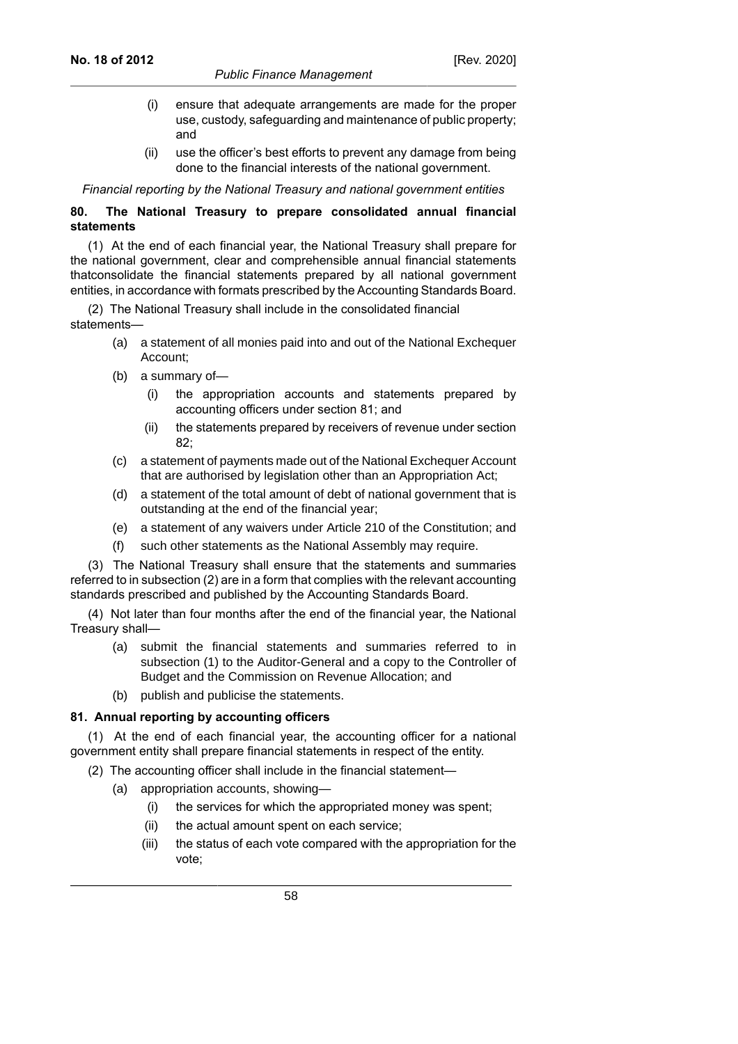(i) ensure that adequate arrangements are made for the proper use, custody, safeguarding and maintenance of public property; and

(ii) use the officer's best efforts to prevent any damage from being done to the financial interests of the national government.

*Financial reporting by the National Treasury and national government entities*

### 80. The National Treasury to prepare consolidated annual financial statements

(1) At the end of each financial year, the National Treasury shall prepare for the national government, clear and comprehensible annual financial statements thatconsolidate the financial statements prepared by all national government entities, in accordance with formats prescribed by the Accounting Standards Board.

(2) The National Treasury shall include in the consolidated financial statements—

(a) a statement of all monies paid into and out of the National Exchequer Account;

(b) a summary of—

(i) the appropriation accounts and statements prepared by accounting officers under section 81; and

(ii) the statements prepared by receivers of revenue under section 82;

(c) a statement of payments made out of the National Exchequer Account that are authorised by legislation other than an Appropriation Act;

(d) a statement of the total amount of debt of national government that is outstanding at the end of the financial year;

(e) a statement of any waivers under Article 210 of the Constitution; and

(f) such other statements as the National Assembly may require.

(3) The National Treasury shall ensure that the statements and summaries referred to in subsection (2) are in a form that complies with the relevant accounting standards prescribed and published by the Accounting Standards Board.

(4) Not later than four months after the end of the financial year, the National Treasury shall—

(a) submit the financial statements and summaries referred to in subsection (1) to the Auditor-General and a copy to the Controller of Budget and the Commission on Revenue Allocation; and

(b) publish and publicise the statements.

### 81. Annual reporting by accounting officers

(1) At the end of each financial year, the accounting officer for a national government entity shall prepare financial statements in respect of the entity.

(2) The accounting officer shall include in the financial statement—

(a) appropriation accounts, showing—

(i) the services for which the appropriated money was spent;

(ii) the actual amount spent on each service;

(iii) the status of each vote compared with the appropriation for the vote;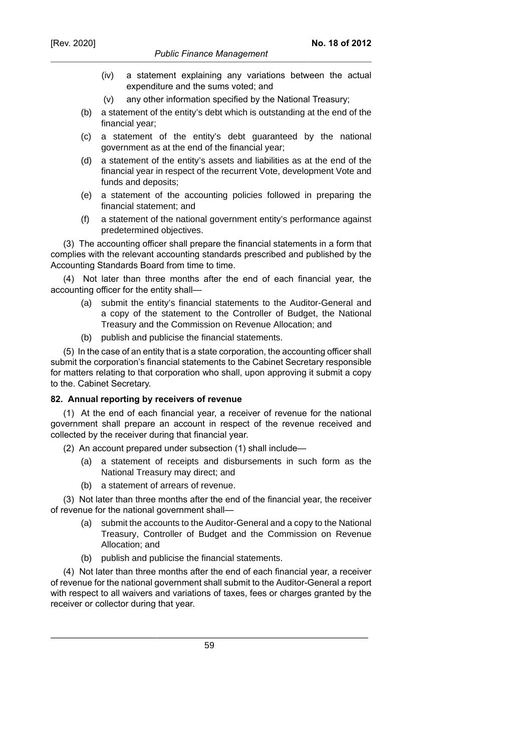(iv) a statement explaining any variations between the actual expenditure and the sums voted; and

(v) any other information specified by the National Treasury;

(b) a statement of the entity's debt which is outstanding at the end of the financial year;

(c) a statement of the entity's debt guaranteed by the national government as at the end of the financial year;

(d) a statement of the entity's assets and liabilities as at the end of the financial year in respect of the recurrent Vote, development Vote and funds and deposits;

(e) a statement of the accounting policies followed in preparing the financial statement; and

(f) a statement of the national government entity's performance against predetermined objectives.

(3) The accounting officer shall prepare the financial statements in a form that complies with the relevant accounting standards prescribed and published by the Accounting Standards Board from time to time.

(4) Not later than three months after the end of each financial year, the accounting officer for the entity shall—

(a) submit the entity's financial statements to the Auditor-General and a copy of the statement to the Controller of Budget, the National Treasury and the Commission on Revenue Allocation; and

(b) publish and publicise the financial statements.

(5) In the case of an entity that is a state corporation, the accounting officer shall submit the corporation's financial statements to the Cabinet Secretary responsible for matters relating to that corporation who shall, upon approving it submit a copy to the. Cabinet Secretary.

**82. Annual reporting by receivers of revenue**

(1) At the end of each financial year, a receiver of revenue for the national government shall prepare an account in respect of the revenue received and collected by the receiver during that financial year.

(2) An account prepared under subsection (1) shall include—

(a) a statement of receipts and disbursements in such form as the National Treasury may direct; and

(b) a statement of arrears of revenue.

(3) Not later than three months after the end of the financial year, the receiver of revenue for the national government shall—

(a) submit the accounts to the Auditor-General and a copy to the National Treasury, Controller of Budget and the Commission on Revenue Allocation; and

(b) publish and publicise the financial statements.

(4) Not later than three months after the end of each financial year, a receiver of revenue for the national government shall submit to the Auditor-General a report with respect to all waivers and variations of taxes, fees or charges granted by the receiver or collector during that year.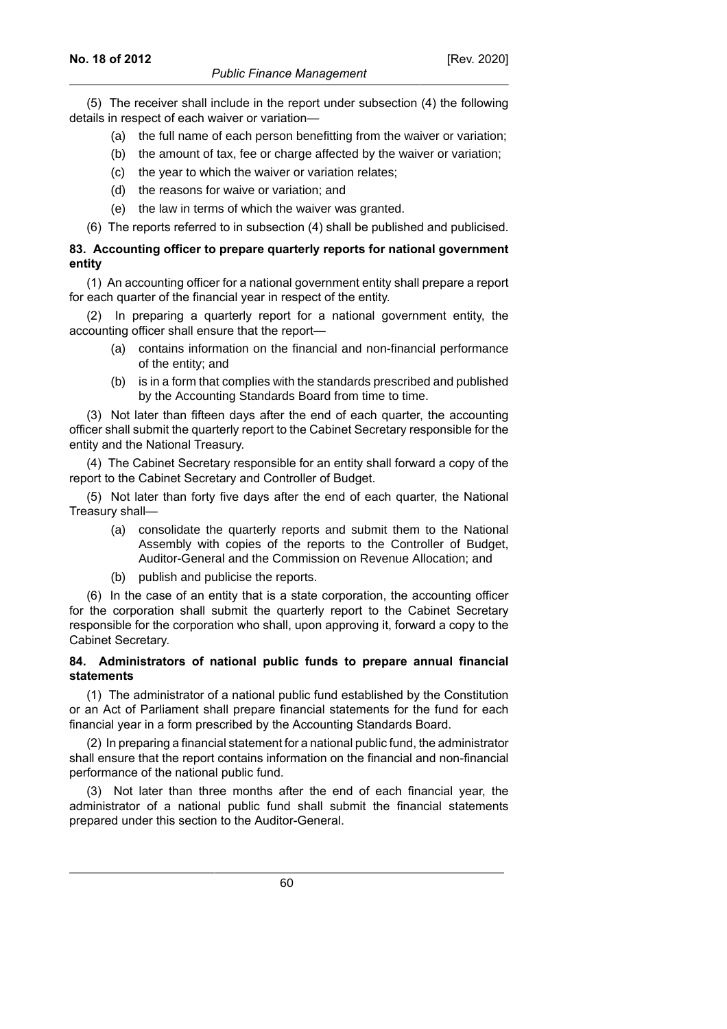(5) The receiver shall include in the report under subsection (4) the following details in respect of each waiver or variation—

(a) the full name of each person benefitting from the waiver or variation;

(b) the amount of tax, fee or charge affected by the waiver or variation;

(c) the year to which the waiver or variation relates;

(d) the reasons for waive or variation; and

(e) the law in terms of which the waiver was granted.

(6) The reports referred to in subsection (4) shall be published and publicised.

**83. Accounting officer to prepare quarterly reports for national government entity**

(1) An accounting officer for a national government entity shall prepare a report for each quarter of the financial year in respect of the entity.

(2) In preparing a quarterly report for a national government entity, the accounting officer shall ensure that the report—

(a) contains information on the financial and non-financial performance of the entity; and

(b) is in a form that complies with the standards prescribed and published by the Accounting Standards Board from time to time.

(3) Not later than fifteen days after the end of each quarter, the accounting officer shall submit the quarterly report to the Cabinet Secretary responsible for the entity and the National Treasury.

(4) The Cabinet Secretary responsible for an entity shall forward a copy of the report to the Cabinet Secretary and Controller of Budget.

(5) Not later than forty five days after the end of each quarter, the National Treasury shall—

(a) consolidate the quarterly reports and submit them to the National Assembly with copies of the reports to the Controller of Budget, Auditor-General and the Commission on Revenue Allocation; and

(b) publish and publicise the reports.

(6) In the case of an entity that is a state corporation, the accounting officer for the corporation shall submit the quarterly report to the Cabinet Secretary responsible for the corporation who shall, upon approving it, forward a copy to the Cabinet Secretary.

**84. Administrators of national public funds to prepare annual financial statements**

(1) The administrator of a national public fund established by the Constitution or an Act of Parliament shall prepare financial statements for the fund for each financial year in a form prescribed by the Accounting Standards Board.

(2) In preparing a financial statement for a national public fund, the administrator shall ensure that the report contains information on the financial and non-financial performance of the national public fund.

(3) Not later than three months after the end of each financial year, the administrator of a national public fund shall submit the financial statements prepared under this section to the Auditor-General.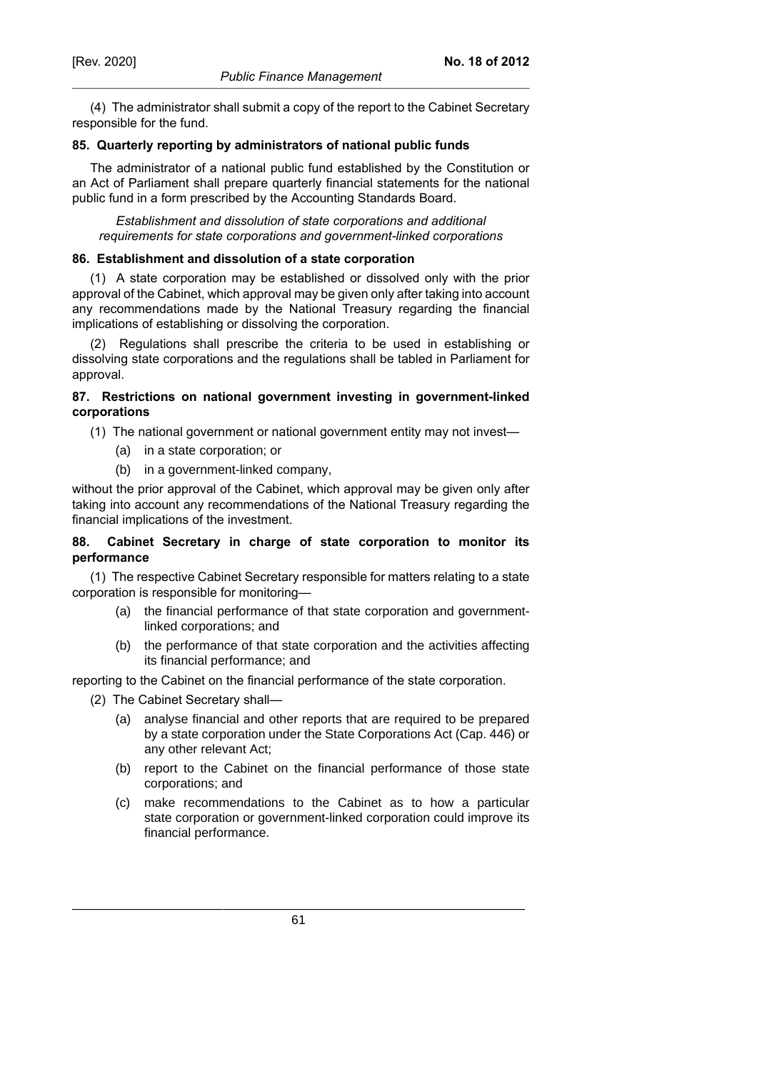(4) The administrator shall submit a copy of the report to the Cabinet Secretary responsible for the fund.

**85. Quarterly reporting by administrators of national public funds**

The administrator of a national public fund established by the Constitution or an Act of Parliament shall prepare quarterly financial statements for the national public fund in a form prescribed by the Accounting Standards Board.

*Establishment and dissolution of state corporations and additional requirements for state corporations and government-linked corporations*

**86. Establishment and dissolution of a state corporation**

(1) A state corporation may be established or dissolved only with the prior approval of the Cabinet, which approval may be given only after taking into account any recommendations made by the National Treasury regarding the financial implications of establishing or dissolving the corporation.

(2) Regulations shall prescribe the criteria to be used in establishing or dissolving state corporations and the regulations shall be tabled in Parliament for approval.

**87. Restrictions on national government investing in government-linked corporations**

(1) The national government or national government entity may not invest—

(a) in a state corporation; or

(b) in a government-linked company,

without the prior approval of the Cabinet, which approval may be given only after taking into account any recommendations of the National Treasury regarding the financial implications of the investment.

**88. Cabinet Secretary in charge of state corporation to monitor its performance**

(1) The respective Cabinet Secretary responsible for matters relating to a state corporation is responsible for monitoring—

(a) the financial performance of that state corporation and government-linked corporations; and

(b) the performance of that state corporation and the activities affecting its financial performance; and

reporting to the Cabinet on the financial performance of the state corporation.

(2) The Cabinet Secretary shall—

(a) analyse financial and other reports that are required to be prepared by a state corporation under the State Corporations Act (Cap. 446) or any other relevant Act;

(b) report to the Cabinet on the financial performance of those state corporations; and

(c) make recommendations to the Cabinet as to how a particular state corporation or government-linked corporation could improve its financial performance.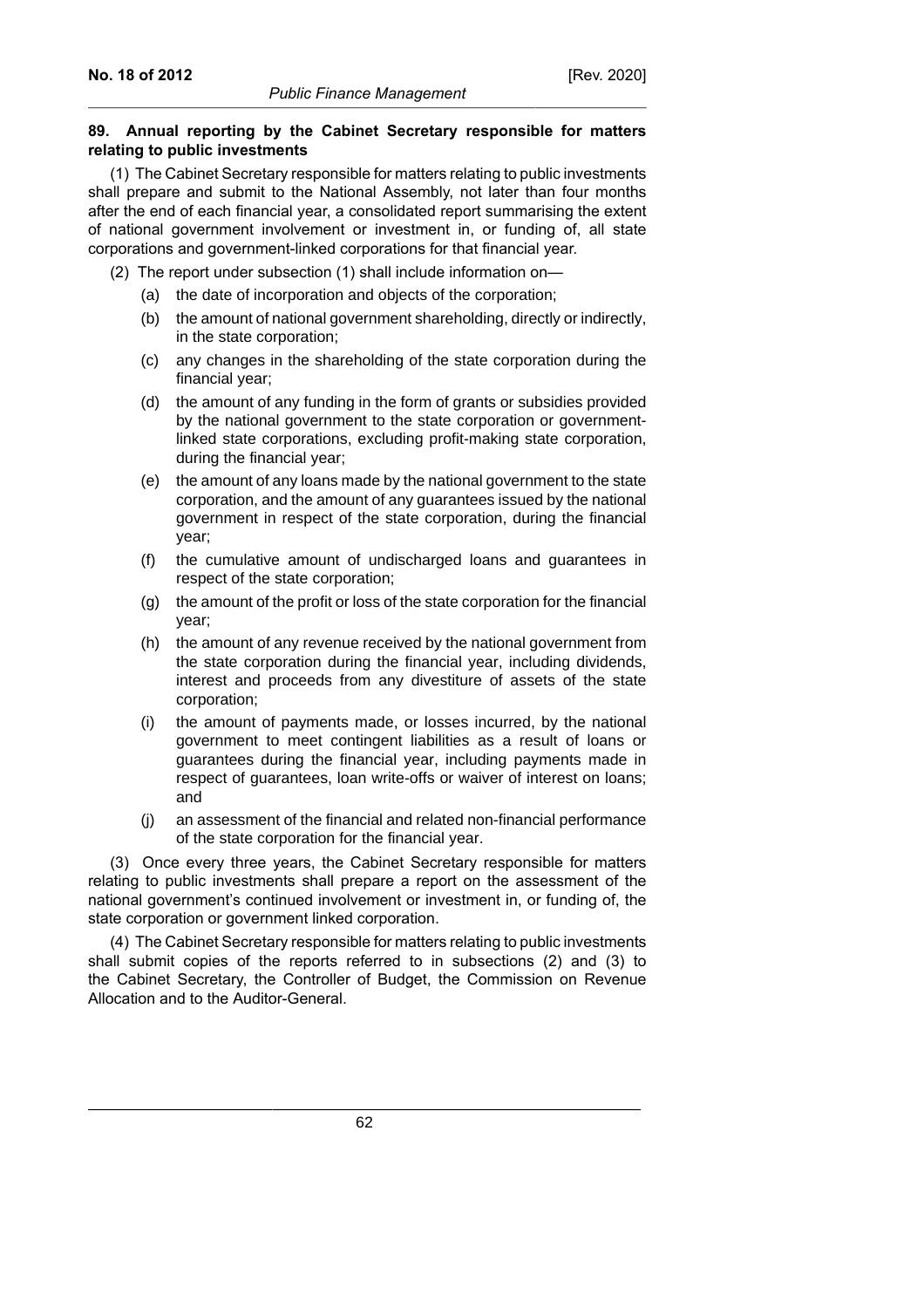**89. Annual reporting by the Cabinet Secretary responsible for matters relating to public investments**

(1) The Cabinet Secretary responsible for matters relating to public investments shall prepare and submit to the National Assembly, not later than four months after the end of each financial year, a consolidated report summarising the extent of national government involvement or investment in, or funding of, all state corporations and government-linked corporations for that financial year.

(2) The report under subsection (1) shall include information on—

(a) the date of incorporation and objects of the corporation;

(b) the amount of national government shareholding, directly or indirectly, in the state corporation;

(c) any changes in the shareholding of the state corporation during the financial year;

(d) the amount of any funding in the form of grants or subsidies provided by the national government to the state corporation or government-linked state corporations, excluding profit-making state corporation, during the financial year;

(e) the amount of any loans made by the national government to the state corporation, and the amount of any guarantees issued by the national government in respect of the state corporation, during the financial year;

(f) the cumulative amount of undischarged loans and guarantees in respect of the state corporation;

(g) the amount of the profit or loss of the state corporation for the financial year;

(h) the amount of any revenue received by the national government from the state corporation during the financial year, including dividends, interest and proceeds from any divestiture of assets of the state corporation;

(i) the amount of payments made, or losses incurred, by the national government to meet contingent liabilities as a result of loans or guarantees during the financial year, including payments made in respect of guarantees, loan write-offs or waiver of interest on loans; and

(j) an assessment of the financial and related non-financial performance of the state corporation for the financial year.

(3) Once every three years, the Cabinet Secretary responsible for matters relating to public investments shall prepare a report on the assessment of the national government's continued involvement or investment in, or funding of, the state corporation or government linked corporation.

(4) The Cabinet Secretary responsible for matters relating to public investments shall submit copies of the reports referred to in subsections (2) and (3) to the Cabinet Secretary, the Controller of Budget, the Commission on Revenue Allocation and to the Auditor-General.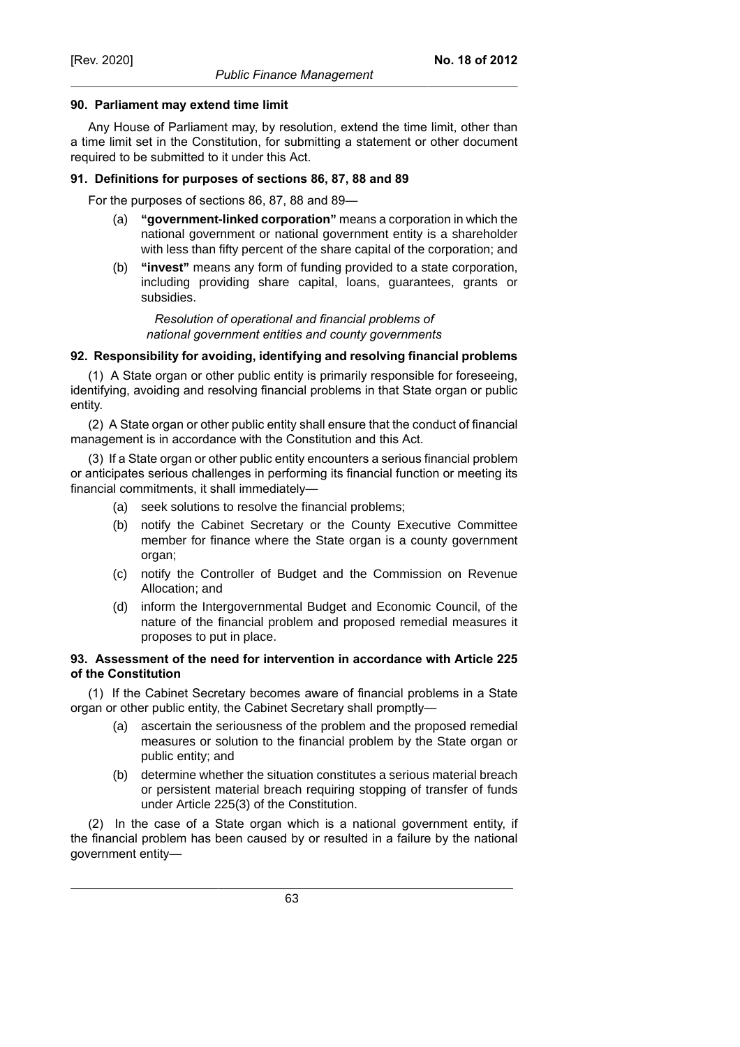**90. Parliament may extend time limit**

Any House of Parliament may, by resolution, extend the time limit, other than a time limit set in the Constitution, for submitting a statement or other document required to be submitted to it under this Act.

**91. Definitions for purposes of sections 86, 87, 88 and 89**

For the purposes of sections 86, 87, 88 and 89—

(a) **"government-linked corporation"** means a corporation in which the national government or national government entity is a shareholder with less than fifty percent of the share capital of the corporation; and

(b) **"invest"** means any form of funding provided to a state corporation, including providing share capital, loans, guarantees, grants or subsidies.

*Resolution of operational and financial problems of national government entities and county governments*

**92. Responsibility for avoiding, identifying and resolving financial problems**

(1) A State organ or other public entity is primarily responsible for foreseeing, identifying, avoiding and resolving financial problems in that State organ or public entity.

(2) A State organ or other public entity shall ensure that the conduct of financial management is in accordance with the Constitution and this Act.

(3) If a State organ or other public entity encounters a serious financial problem or anticipates serious challenges in performing its financial function or meeting its financial commitments, it shall immediately—

(a) seek solutions to resolve the financial problems;

(b) notify the Cabinet Secretary or the County Executive Committee member for finance where the State organ is a county government organ;

(c) notify the Controller of Budget and the Commission on Revenue Allocation; and

(d) inform the Intergovernmental Budget and Economic Council, of the nature of the financial problem and proposed remedial measures it proposes to put in place.

**93. Assessment of the need for intervention in accordance with Article 225 of the Constitution**

(1) If the Cabinet Secretary becomes aware of financial problems in a State organ or other public entity, the Cabinet Secretary shall promptly—

(a) ascertain the seriousness of the problem and the proposed remedial measures or solution to the financial problem by the State organ or public entity; and

(b) determine whether the situation constitutes a serious material breach or persistent material breach requiring stopping of transfer of funds under Article 225(3) of the Constitution.

(2) In the case of a State organ which is a national government entity, if the financial problem has been caused by or resulted in a failure by the national government entity—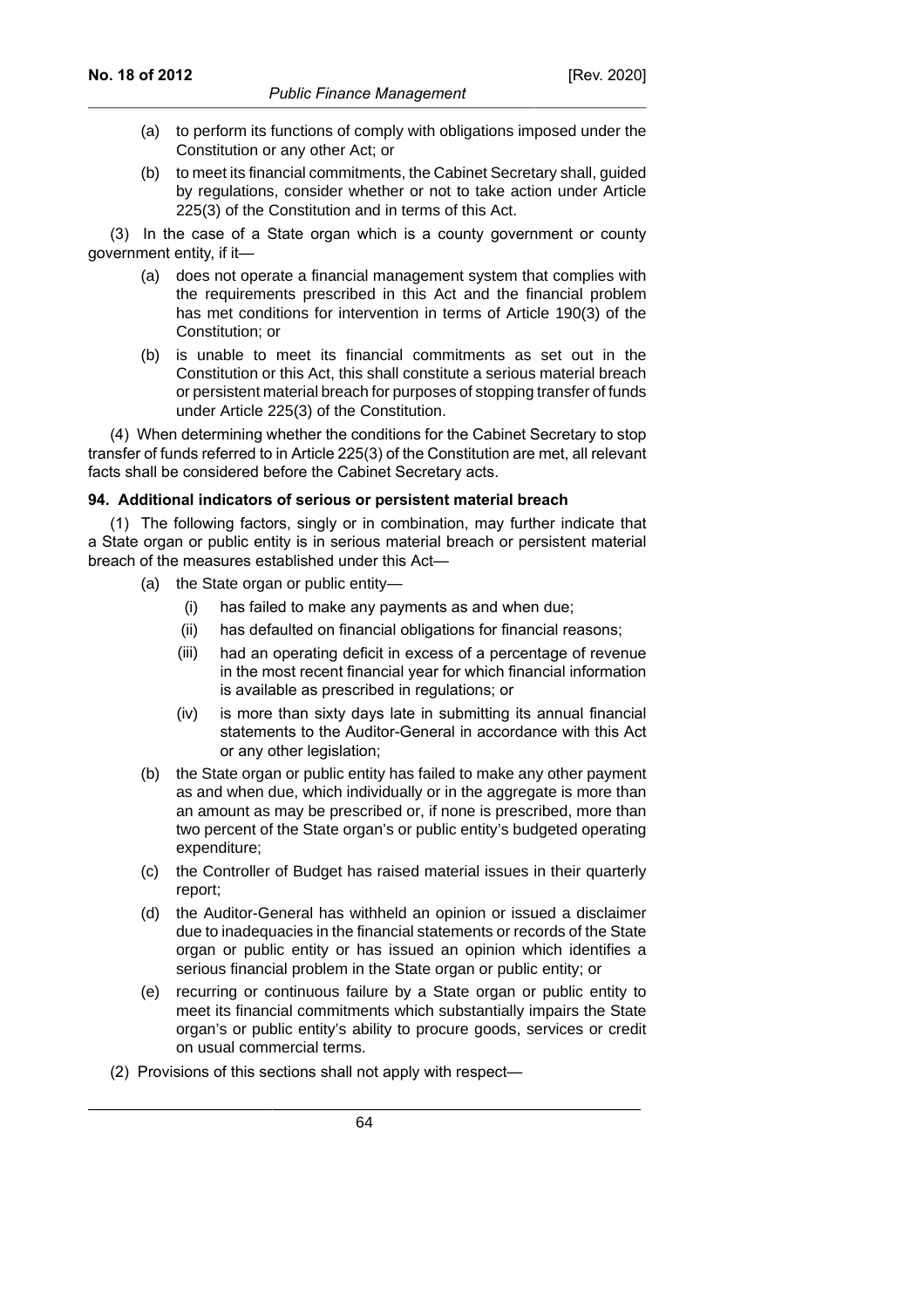(a) to perform its functions of comply with obligations imposed under the Constitution or any other Act; or

(b) to meet its financial commitments, the Cabinet Secretary shall, guided by regulations, consider whether or not to take action under Article 225(3) of the Constitution and in terms of this Act.

(3) In the case of a State organ which is a county government or county government entity, if it—

(a) does not operate a financial management system that complies with the requirements prescribed in this Act and the financial problem has met conditions for intervention in terms of Article 190(3) of the Constitution; or

(b) is unable to meet its financial commitments as set out in the Constitution or this Act, this shall constitute a serious material breach or persistent material breach for purposes of stopping transfer of funds under Article 225(3) of the Constitution.

(4) When determining whether the conditions for the Cabinet Secretary to stop transfer of funds referred to in Article 225(3) of the Constitution are met, all relevant facts shall be considered before the Cabinet Secretary acts.

**94. Additional indicators of serious or persistent material breach**

(1) The following factors, singly or in combination, may further indicate that a State organ or public entity is in serious material breach or persistent material breach of the measures established under this Act—

(a) the State organ or public entity—

(i) has failed to make any payments as and when due;

(ii) has defaulted on financial obligations for financial reasons;

(iii) had an operating deficit in excess of a percentage of revenue in the most recent financial year for which financial information is available as prescribed in regulations; or

(iv) is more than sixty days late in submitting its annual financial statements to the Auditor-General in accordance with this Act or any other legislation;

(b) the State organ or public entity has failed to make any other payment as and when due, which individually or in the aggregate is more than an amount as may be prescribed or, if none is prescribed, more than two percent of the State organ's or public entity's budgeted operating expenditure;

(c) the Controller of Budget has raised material issues in their quarterly report;

(d) the Auditor-General has withheld an opinion or issued a disclaimer due to inadequacies in the financial statements or records of the State organ or public entity or has issued an opinion which identifies a serious financial problem in the State organ or public entity; or

(e) recurring or continuous failure by a State organ or public entity to meet its financial commitments which substantially impairs the State organ's or public entity's ability to procure goods, services or credit on usual commercial terms.

(2) Provisions of this sections shall not apply with respect—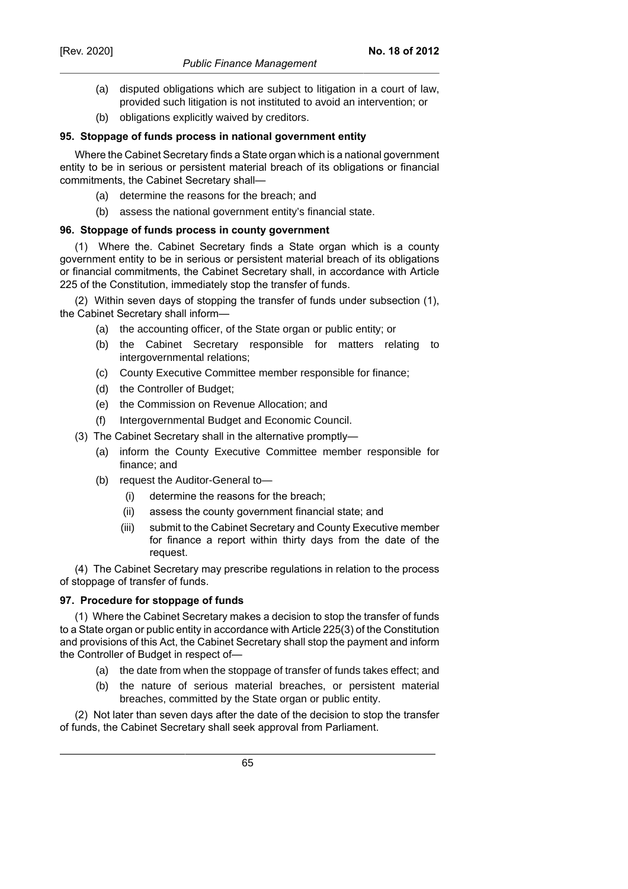(a) disputed obligations which are subject to litigation in a court of law, provided such litigation is not instituted to avoid an intervention; or

(b) obligations explicitly waived by creditors.

**95. Stoppage of funds process in national government entity**

Where the Cabinet Secretary finds a State organ which is a national government entity to be in serious or persistent material breach of its obligations or financial commitments, the Cabinet Secretary shall—

(a) determine the reasons for the breach; and

(b) assess the national government entity's financial state.

**96. Stoppage of funds process in county government**

(1) Where the. Cabinet Secretary finds a State organ which is a county government entity to be in serious or persistent material breach of its obligations or financial commitments, the Cabinet Secretary shall, in accordance with Article 225 of the Constitution, immediately stop the transfer of funds.

(2) Within seven days of stopping the transfer of funds under subsection (1), the Cabinet Secretary shall inform—

(a) the accounting officer, of the State organ or public entity; or

(b) the Cabinet Secretary responsible for matters relating to intergovernmental relations;

(c) County Executive Committee member responsible for finance;

(d) the Controller of Budget;

(e) the Commission on Revenue Allocation; and

(f) Intergovernmental Budget and Economic Council.

(3) The Cabinet Secretary shall in the alternative promptly—

(a) inform the County Executive Committee member responsible for finance; and

(b) request the Auditor-General to—

(i) determine the reasons for the breach;

(ii) assess the county government financial state; and

(iii) submit to the Cabinet Secretary and County Executive member for finance a report within thirty days from the date of the request.

(4) The Cabinet Secretary may prescribe regulations in relation to the process of stoppage of transfer of funds.

**97. Procedure for stoppage of funds**

(1) Where the Cabinet Secretary makes a decision to stop the transfer of funds to a State organ or public entity in accordance with Article 225(3) of the Constitution and provisions of this Act, the Cabinet Secretary shall stop the payment and inform the Controller of Budget in respect of—

(a) the date from when the stoppage of transfer of funds takes effect; and

(b) the nature of serious material breaches, or persistent material breaches, committed by the State organ or public entity.

(2) Not later than seven days after the date of the decision to stop the transfer of funds, the Cabinet Secretary shall seek approval from Parliament.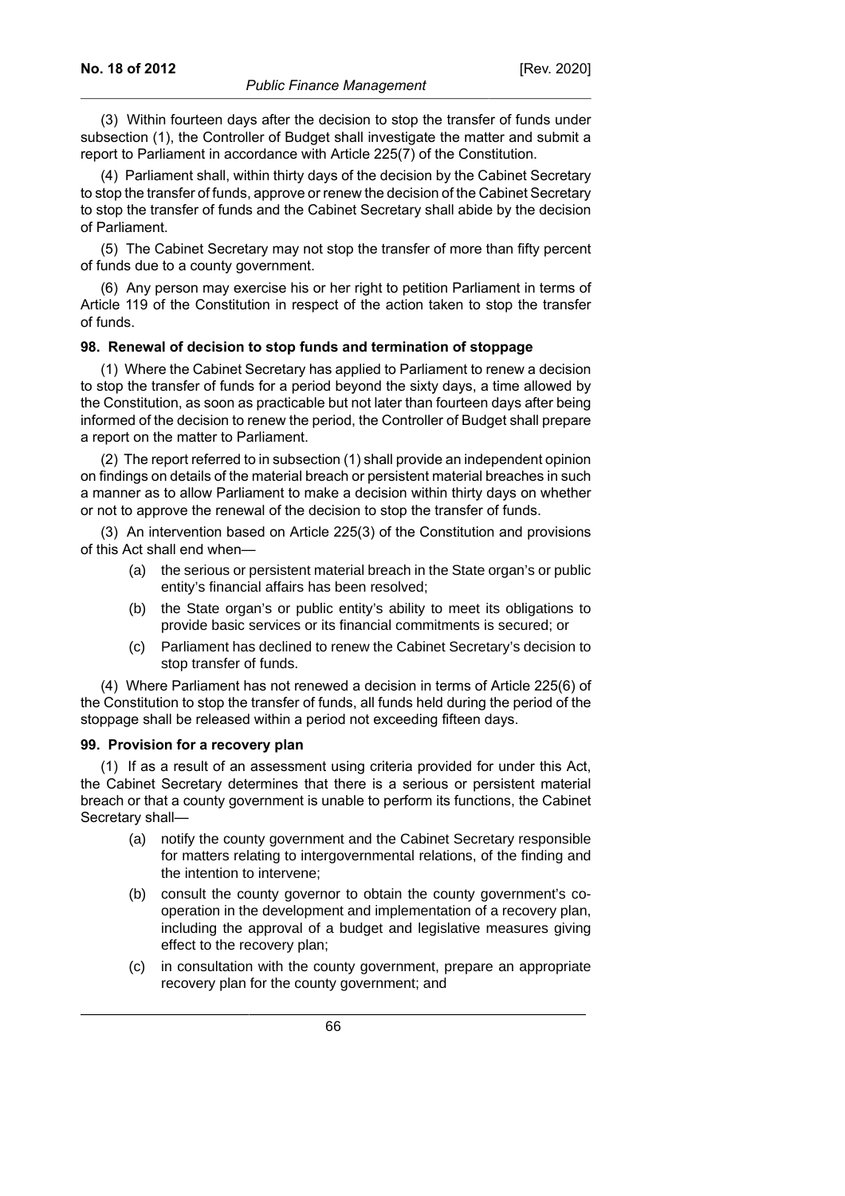(3) Within fourteen days after the decision to stop the transfer of funds under subsection (1), the Controller of Budget shall investigate the matter and submit a report to Parliament in accordance with Article 225(7) of the Constitution.

(4) Parliament shall, within thirty days of the decision by the Cabinet Secretary to stop the transfer of funds, approve or renew the decision of the Cabinet Secretary to stop the transfer of funds and the Cabinet Secretary shall abide by the decision of Parliament.

(5) The Cabinet Secretary may not stop the transfer of more than fifty percent of funds due to a county government.

(6) Any person may exercise his or her right to petition Parliament in terms of Article 119 of the Constitution in respect of the action taken to stop the transfer of funds.

### 98. Renewal of decision to stop funds and termination of stoppage

(1) Where the Cabinet Secretary has applied to Parliament to renew a decision to stop the transfer of funds for a period beyond the sixty days, a time allowed by the Constitution, as soon as practicable but not later than fourteen days after being informed of the decision to renew the period, the Controller of Budget shall prepare a report on the matter to Parliament.

(2) The report referred to in subsection (1) shall provide an independent opinion on findings on details of the material breach or persistent material breaches in such a manner as to allow Parliament to make a decision within thirty days on whether or not to approve the renewal of the decision to stop the transfer of funds.

(3) An intervention based on Article 225(3) of the Constitution and provisions of this Act shall end when—

(a) the serious or persistent material breach in the State organ's or public entity's financial affairs has been resolved;

(b) the State organ's or public entity's ability to meet its obligations to provide basic services or its financial commitments is secured; or

(c) Parliament has declined to renew the Cabinet Secretary's decision to stop transfer of funds.

(4) Where Parliament has not renewed a decision in terms of Article 225(6) of the Constitution to stop the transfer of funds, all funds held during the period of the stoppage shall be released within a period not exceeding fifteen days.

### 99. Provision for a recovery plan

(1) If as a result of an assessment using criteria provided for under this Act, the Cabinet Secretary determines that there is a serious or persistent material breach or that a county government is unable to perform its functions, the Cabinet Secretary shall—

(a) notify the county government and the Cabinet Secretary responsible for matters relating to intergovernmental relations, of the finding and the intention to intervene;

(b) consult the county governor to obtain the county government's co-operation in the development and implementation of a recovery plan, including the approval of a budget and legislative measures giving effect to the recovery plan;

(c) in consultation with the county government, prepare an appropriate recovery plan for the county government; and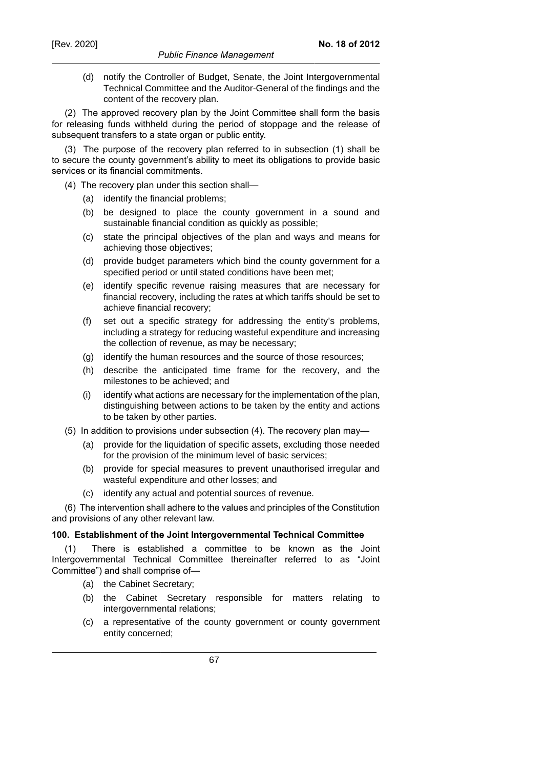(d) notify the Controller of Budget, Senate, the Joint Intergovernmental Technical Committee and the Auditor-General of the findings and the content of the recovery plan.

(2) The approved recovery plan by the Joint Committee shall form the basis for releasing funds withheld during the period of stoppage and the release of subsequent transfers to a state organ or public entity.

(3) The purpose of the recovery plan referred to in subsection (1) shall be to secure the county government's ability to meet its obligations to provide basic services or its financial commitments.

(4) The recovery plan under this section shall—

(a) identify the financial problems;

(b) be designed to place the county government in a sound and sustainable financial condition as quickly as possible;

(c) state the principal objectives of the plan and ways and means for achieving those objectives;

(d) provide budget parameters which bind the county government for a specified period or until stated conditions have been met;

(e) identify specific revenue raising measures that are necessary for financial recovery, including the rates at which tariffs should be set to achieve financial recovery;

(f) set out a specific strategy for addressing the entity's problems, including a strategy for reducing wasteful expenditure and increasing the collection of revenue, as may be necessary;

(g) identify the human resources and the source of those resources;

(h) describe the anticipated time frame for the recovery, and the milestones to be achieved; and

(i) identify what actions are necessary for the implementation of the plan, distinguishing between actions to be taken by the entity and actions to be taken by other parties.

(5) In addition to provisions under subsection (4). The recovery plan may—

(a) provide for the liquidation of specific assets, excluding those needed for the provision of the minimum level of basic services;

(b) provide for special measures to prevent unauthorised irregular and wasteful expenditure and other losses; and

(c) identify any actual and potential sources of revenue.

(6) The intervention shall adhere to the values and principles of the Constitution and provisions of any other relevant law.

**100. Establishment of the Joint Intergovernmental Technical Committee**

(1) There is established a committee to be known as the Joint Intergovernmental Technical Committee thereinafter referred to as "Joint Committee") and shall comprise of—

(a) the Cabinet Secretary;

(b) the Cabinet Secretary responsible for matters relating to intergovernmental relations;

(c) a representative of the county government or county government entity concerned;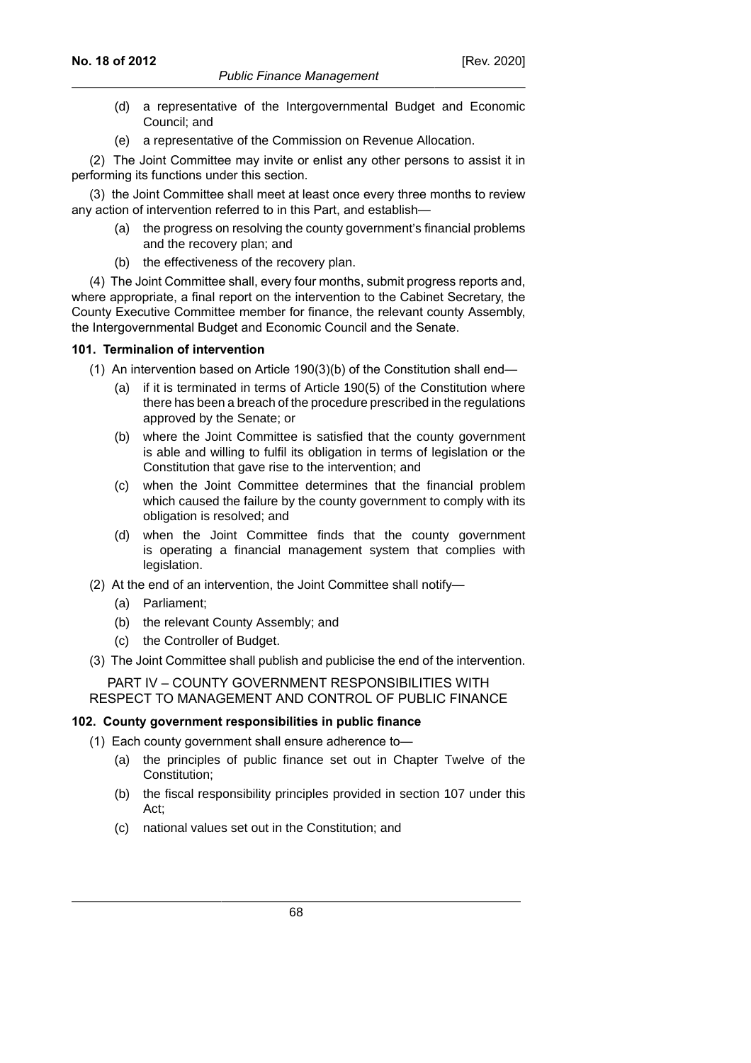(d) a representative of the Intergovernmental Budget and Economic Council; and

(e) a representative of the Commission on Revenue Allocation.

(2) The Joint Committee may invite or enlist any other persons to assist it in performing its functions under this section.

(3) the Joint Committee shall meet at least once every three months to review any action of intervention referred to in this Part, and establish—

(a) the progress on resolving the county government's financial problems and the recovery plan; and

(b) the effectiveness of the recovery plan.

(4) The Joint Committee shall, every four months, submit progress reports and, where appropriate, a final report on the intervention to the Cabinet Secretary, the County Executive Committee member for finance, the relevant county Assembly, the Intergovernmental Budget and Economic Council and the Senate.

**101. Terminalion of intervention**

(1) An intervention based on Article 190(3)(b) of the Constitution shall end—

(a) if it is terminated in terms of Article 190(5) of the Constitution where there has been a breach of the procedure prescribed in the regulations approved by the Senate; or

(b) where the Joint Committee is satisfied that the county government is able and willing to fulfil its obligation in terms of legislation or the Constitution that gave rise to the intervention; and

(c) when the Joint Committee determines that the financial problem which caused the failure by the county government to comply with its obligation is resolved; and

(d) when the Joint Committee finds that the county government is operating a financial management system that complies with legislation.

(2) At the end of an intervention, the Joint Committee shall notify—

(a) Parliament;

(b) the relevant County Assembly; and

(c) the Controller of Budget.

(3) The Joint Committee shall publish and publicise the end of the intervention.

PART IV – COUNTY GOVERNMENT RESPONSIBILITIES WITH RESPECT TO MANAGEMENT AND CONTROL OF PUBLIC FINANCE

**102. County government responsibilities in public finance**

(1) Each county government shall ensure adherence to—

(a) the principles of public finance set out in Chapter Twelve of the Constitution;

(b) the fiscal responsibility principles provided in section 107 under this Act;

(c) national values set out in the Constitution; and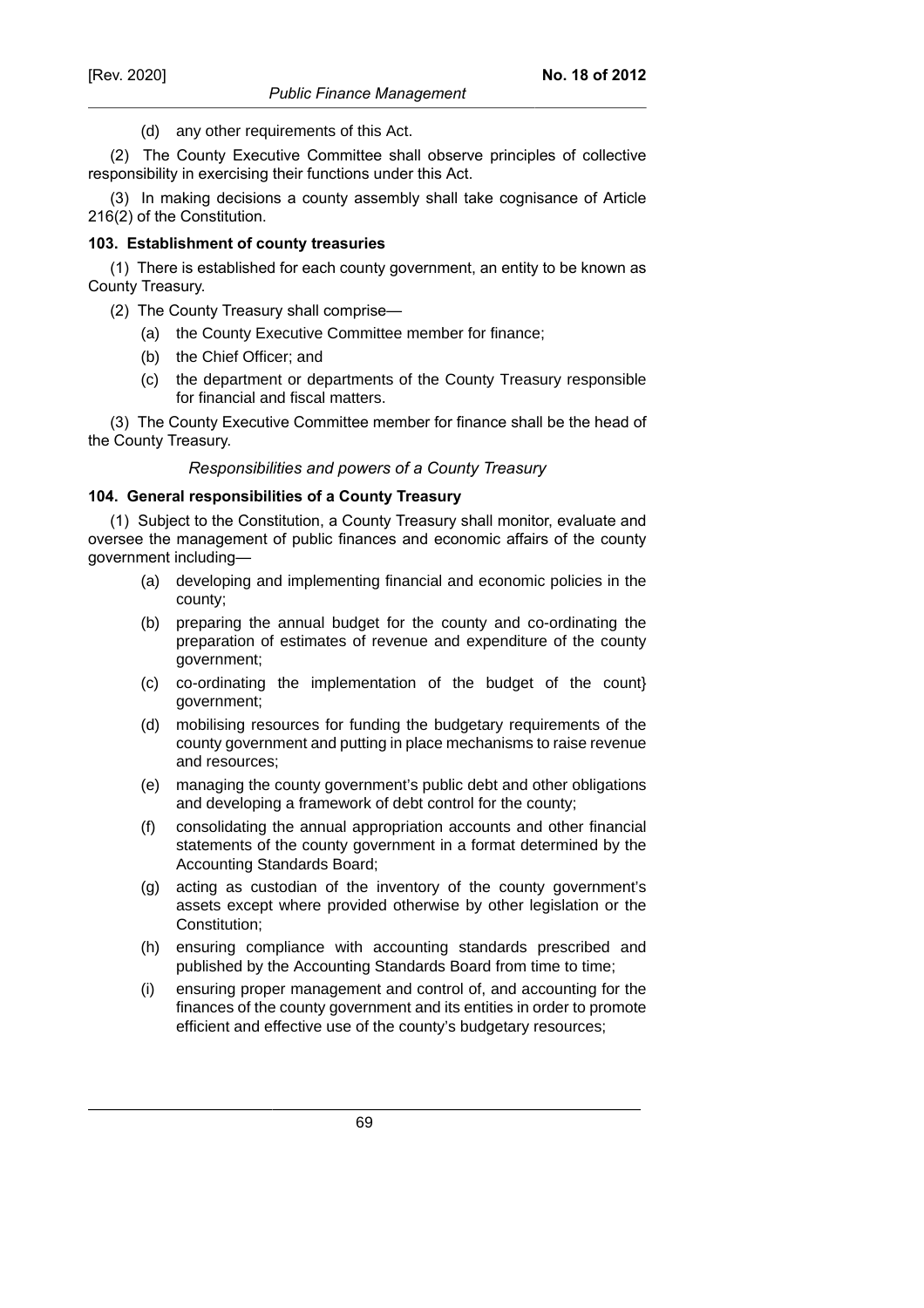(d) any other requirements of this Act.

(2) The County Executive Committee shall observe principles of collective responsibility in exercising their functions under this Act.

(3) In making decisions a county assembly shall take cognisance of Article 216(2) of the Constitution.

**103. Establishment of county treasuries**

(1) There is established for each county government, an entity to be known as County Treasury.

(2) The County Treasury shall comprise—

(a) the County Executive Committee member for finance;

(b) the Chief Officer; and

(c) the department or departments of the County Treasury responsible for financial and fiscal matters.

(3) The County Executive Committee member for finance shall be the head of the County Treasury.

*Responsibilities and powers of a County Treasury*

**104. General responsibilities of a County Treasury**

(1) Subject to the Constitution, a County Treasury shall monitor, evaluate and oversee the management of public finances and economic affairs of the county government including—

(a) developing and implementing financial and economic policies in the county;

(b) preparing the annual budget for the county and co-ordinating the preparation of estimates of revenue and expenditure of the county government;

(c) co-ordinating the implementation of the budget of the count} government;

(d) mobilising resources for funding the budgetary requirements of the county government and putting in place mechanisms to raise revenue and resources;

(e) managing the county government's public debt and other obligations and developing a framework of debt control for the county;

(f) consolidating the annual appropriation accounts and other financial statements of the county government in a format determined by the Accounting Standards Board;

(g) acting as custodian of the inventory of the county government's assets except where provided otherwise by other legislation or the Constitution;

(h) ensuring compliance with accounting standards prescribed and published by the Accounting Standards Board from time to time;

(i) ensuring proper management and control of, and accounting for the finances of the county government and its entities in order to promote efficient and effective use of the county's budgetary resources;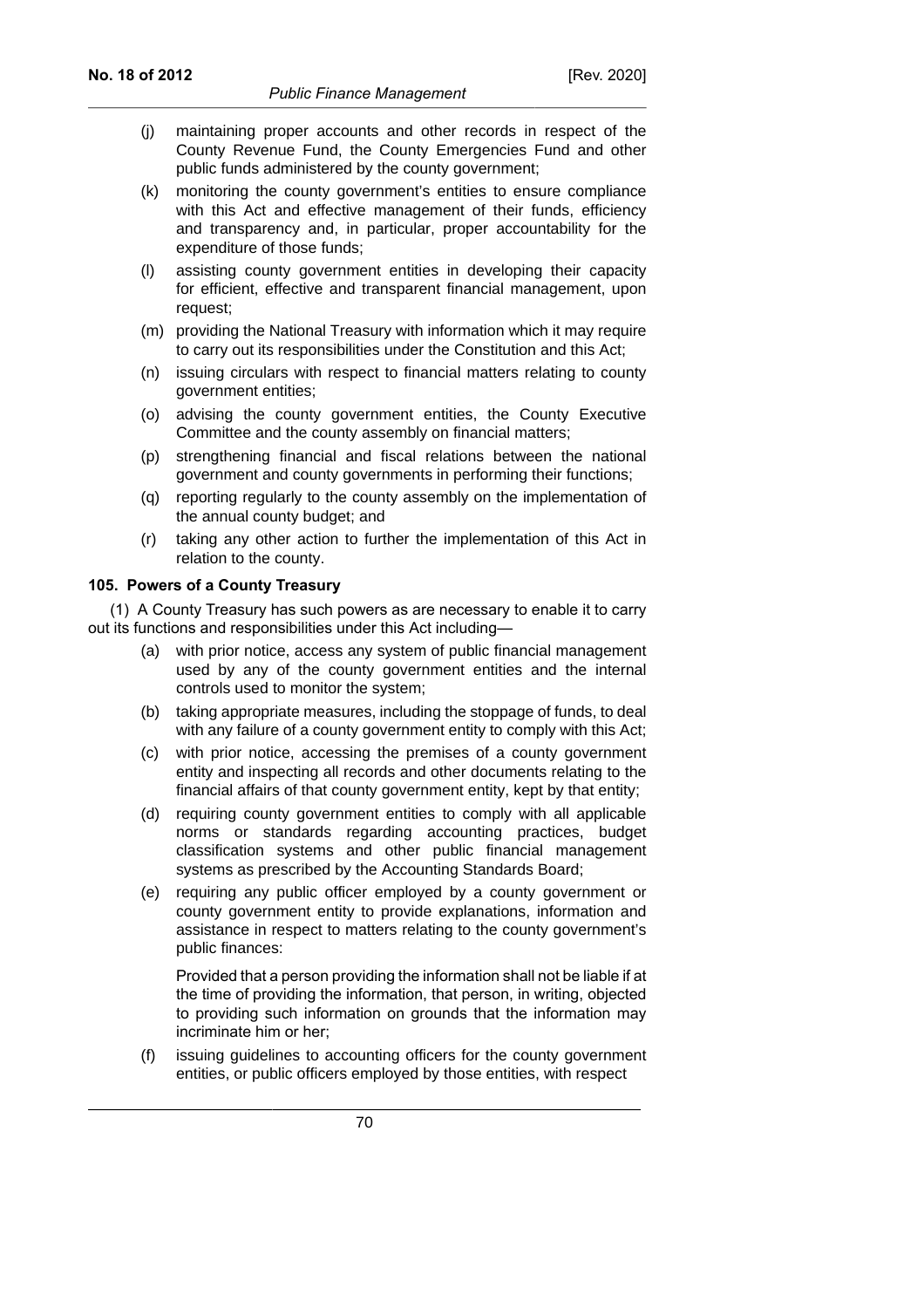(j) maintaining proper accounts and other records in respect of the County Revenue Fund, the County Emergencies Fund and other public funds administered by the county government;

(k) monitoring the county government's entities to ensure compliance with this Act and effective management of their funds, efficiency and transparency and, in particular, proper accountability for the expenditure of those funds;

(l) assisting county government entities in developing their capacity for efficient, effective and transparent financial management, upon request;

(m) providing the National Treasury with information which it may require to carry out its responsibilities under the Constitution and this Act;

(n) issuing circulars with respect to financial matters relating to county government entities;

(o) advising the county government entities, the County Executive Committee and the county assembly on financial matters;

(p) strengthening financial and fiscal relations between the national government and county governments in performing their functions;

(q) reporting regularly to the county assembly on the implementation of the annual county budget; and

(r) taking any other action to further the implementation of this Act in relation to the county.

**105. Powers of a County Treasury**

(1) A County Treasury has such powers as are necessary to enable it to carry out its functions and responsibilities under this Act including—

(a) with prior notice, access any system of public financial management used by any of the county government entities and the internal controls used to monitor the system;

(b) taking appropriate measures, including the stoppage of funds, to deal with any failure of a county government entity to comply with this Act;

(c) with prior notice, accessing the premises of a county government entity and inspecting all records and other documents relating to the financial affairs of that county government entity, kept by that entity;

(d) requiring county government entities to comply with all applicable norms or standards regarding accounting practices, budget classification systems and other public financial management systems as prescribed by the Accounting Standards Board;

(e) requiring any public officer employed by a county government or county government entity to provide explanations, information and assistance in respect to matters relating to the county government's public finances:

Provided that a person providing the information shall not be liable if at the time of providing the information, that person, in writing, objected to providing such information on grounds that the information may incriminate him or her;

(f) issuing guidelines to accounting officers for the county government entities, or public officers employed by those entities, with respect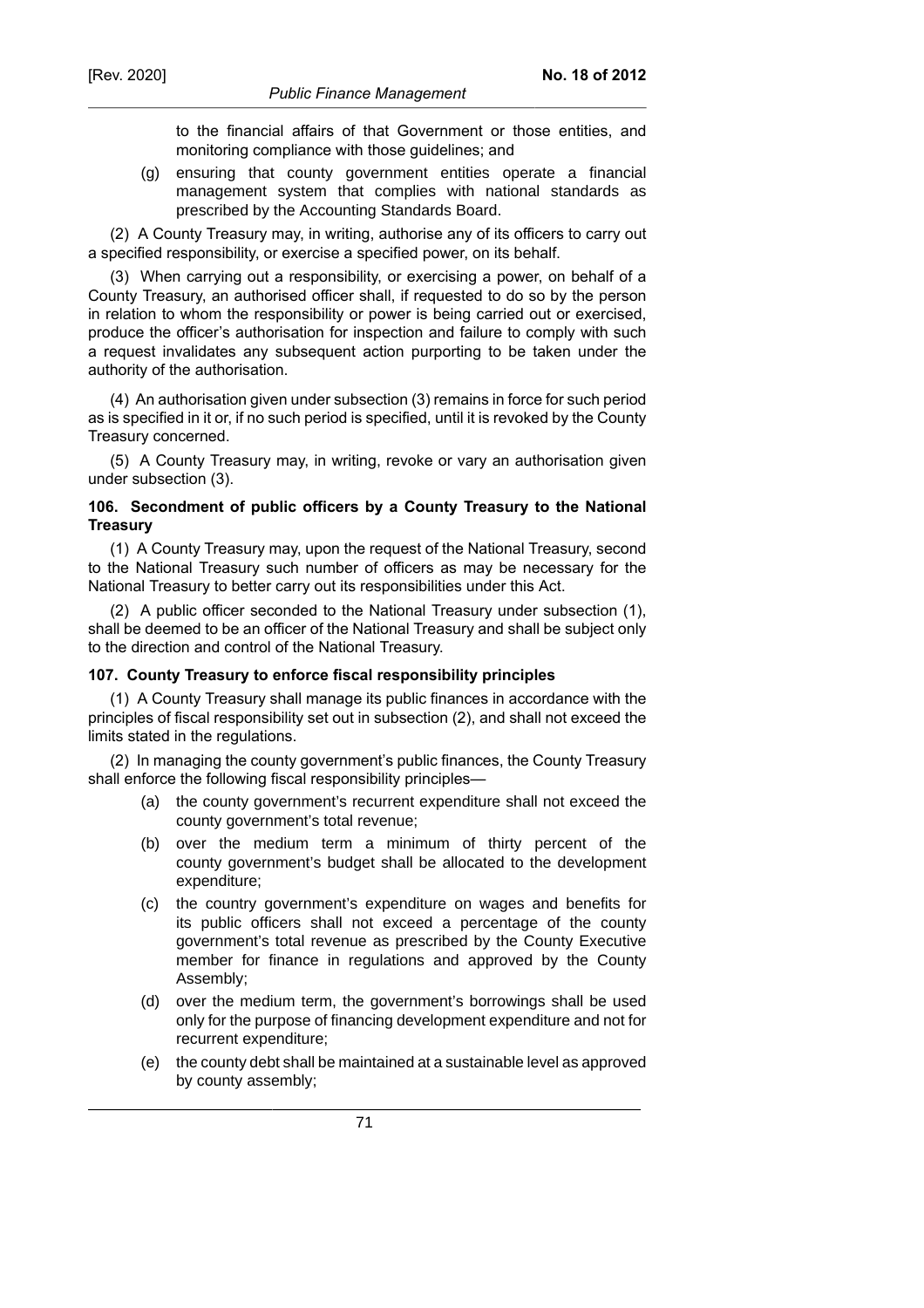to the financial affairs of that Government or those entities, and monitoring compliance with those guidelines; and

(g) ensuring that county government entities operate a financial management system that complies with national standards as prescribed by the Accounting Standards Board.

(2) A County Treasury may, in writing, authorise any of its officers to carry out a specified responsibility, or exercise a specified power, on its behalf.

(3) When carrying out a responsibility, or exercising a power, on behalf of a County Treasury, an authorised officer shall, if requested to do so by the person in relation to whom the responsibility or power is being carried out or exercised, produce the officer's authorisation for inspection and failure to comply with such a request invalidates any subsequent action purporting to be taken under the authority of the authorisation.

(4) An authorisation given under subsection (3) remains in force for such period as is specified in it or, if no such period is specified, until it is revoked by the County Treasury concerned.

(5) A County Treasury may, in writing, revoke or vary an authorisation given under subsection (3).

**106. Secondment of public officers by a County Treasury to the National Treasury**

(1) A County Treasury may, upon the request of the National Treasury, second to the National Treasury such number of officers as may be necessary for the National Treasury to better carry out its responsibilities under this Act.

(2) A public officer seconded to the National Treasury under subsection (1), shall be deemed to be an officer of the National Treasury and shall be subject only to the direction and control of the National Treasury.

**107. County Treasury to enforce fiscal responsibility principles**

(1) A County Treasury shall manage its public finances in accordance with the principles of fiscal responsibility set out in subsection (2), and shall not exceed the limits stated in the regulations.

(2) In managing the county government's public finances, the County Treasury shall enforce the following fiscal responsibility principles—

(a) the county government's recurrent expenditure shall not exceed the county government's total revenue;

(b) over the medium term a minimum of thirty percent of the county government's budget shall be allocated to the development expenditure;

(c) the country government's expenditure on wages and benefits for its public officers shall not exceed a percentage of the county government's total revenue as prescribed by the County Executive member for finance in regulations and approved by the County Assembly;

(d) over the medium term, the government's borrowings shall be used only for the purpose of financing development expenditure and not for recurrent expenditure;

(e) the county debt shall be maintained at a sustainable level as approved by county assembly;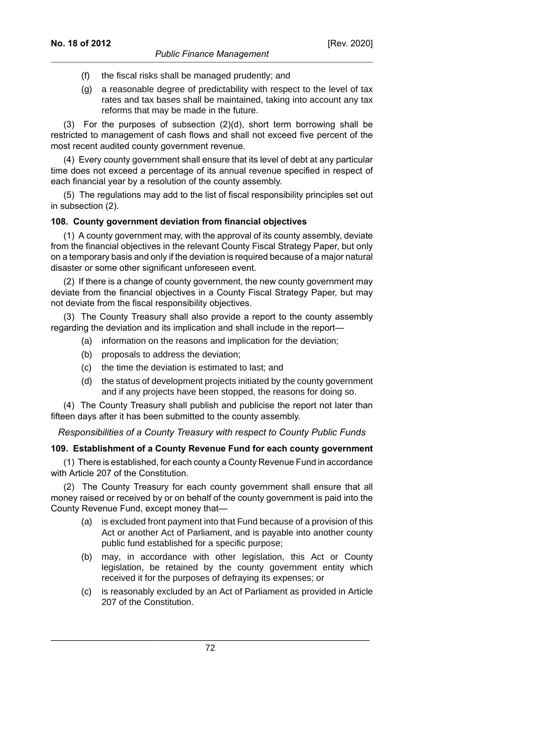(f) the fiscal risks shall be managed prudently; and

(g) a reasonable degree of predictability with respect to the level of tax rates and tax bases shall be maintained, taking into account any tax reforms that may be made in the future.

(3) For the purposes of subsection (2)(d), short term borrowing shall be restricted to management of cash flows and shall not exceed five percent of the most recent audited county government revenue.

(4) Every county government shall ensure that its level of debt at any particular time does not exceed a percentage of its annual revenue specified in respect of each financial year by a resolution of the county assembly.

(5) The regulations may add to the list of fiscal responsibility principles set out in subsection (2).

**108. County government deviation from financial objectives**

(1) A county government may, with the approval of its county assembly, deviate from the financial objectives in the relevant County Fiscal Strategy Paper, but only on a temporary basis and only if the deviation is required because of a major natural disaster or some other significant unforeseen event.

(2) If there is a change of county government, the new county government may deviate from the financial objectives in a County Fiscal Strategy Paper, but may not deviate from the fiscal responsibility objectives.

(3) The County Treasury shall also provide a report to the county assembly regarding the deviation and its implication and shall include in the report—

(a) information on the reasons and implication for the deviation;

(b) proposals to address the deviation;

(c) the time the deviation is estimated to last; and

(d) the status of development projects initiated by the county government and if any projects have been stopped, the reasons for doing so.

(4) The County Treasury shall publish and publicise the report not later than fifteen days after it has been submitted to the county assembly.

*Responsibilities of a County Treasury with respect to County Public Funds*

**109. Establishment of a County Revenue Fund for each county government**

(1) There is established, for each county a County Revenue Fund in accordance with Article 207 of the Constitution.

(2) The County Treasury for each county government shall ensure that all money raised or received by or on behalf of the county government is paid into the County Revenue Fund, except money that—

(a) is excluded front payment into that Fund because of a provision of this Act or another Act of Parliament, and is payable into another county public fund established for a specific purpose;

(b) may, in accordance with other legislation, this Act or County legislation, be retained by the county government entity which received it for the purposes of defraying its expenses; or

(c) is reasonably excluded by an Act of Parliament as provided in Article 207 of the Constitution.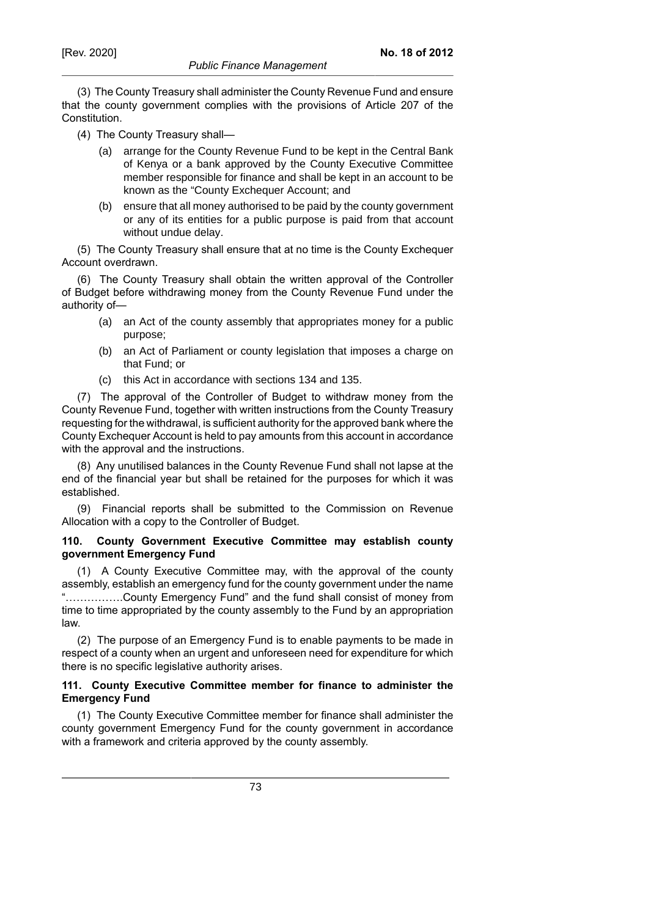(3) The County Treasury shall administer the County Revenue Fund and ensure that the county government complies with the provisions of Article 207 of the Constitution.

(4) The County Treasury shall—

(a) arrange for the County Revenue Fund to be kept in the Central Bank of Kenya or a bank approved by the County Executive Committee member responsible for finance and shall be kept in an account to be known as the "County Exchequer Account; and

(b) ensure that all money authorised to be paid by the county government or any of its entities for a public purpose is paid from that account without undue delay.

(5) The County Treasury shall ensure that at no time is the County Exchequer Account overdrawn.

(6) The County Treasury shall obtain the written approval of the Controller of Budget before withdrawing money from the County Revenue Fund under the authority of—

(a) an Act of the county assembly that appropriates money for a public purpose;

(b) an Act of Parliament or county legislation that imposes a charge on that Fund; or

(c) this Act in accordance with sections 134 and 135.

(7) The approval of the Controller of Budget to withdraw money from the County Revenue Fund, together with written instructions from the County Treasury requesting for the withdrawal, is sufficient authority for the approved bank where the County Exchequer Account is held to pay amounts from this account in accordance with the approval and the instructions.

(8) Any unutilised balances in the County Revenue Fund shall not lapse at the end of the financial year but shall be retained for the purposes for which it was established.

(9) Financial reports shall be submitted to the Commission on Revenue Allocation with a copy to the Controller of Budget.

**110. County Government Executive Committee may establish county government Emergency Fund**

(1) A County Executive Committee may, with the approval of the county assembly, establish an emergency fund for the county government under the name "…………….County Emergency Fund" and the fund shall consist of money from time to time appropriated by the county assembly to the Fund by an appropriation law.

(2) The purpose of an Emergency Fund is to enable payments to be made in respect of a county when an urgent and unforeseen need for expenditure for which there is no specific legislative authority arises.

**111. County Executive Committee member for finance to administer the Emergency Fund**

(1) The County Executive Committee member for finance shall administer the county government Emergency Fund for the county government in accordance with a framework and criteria approved by the county assembly.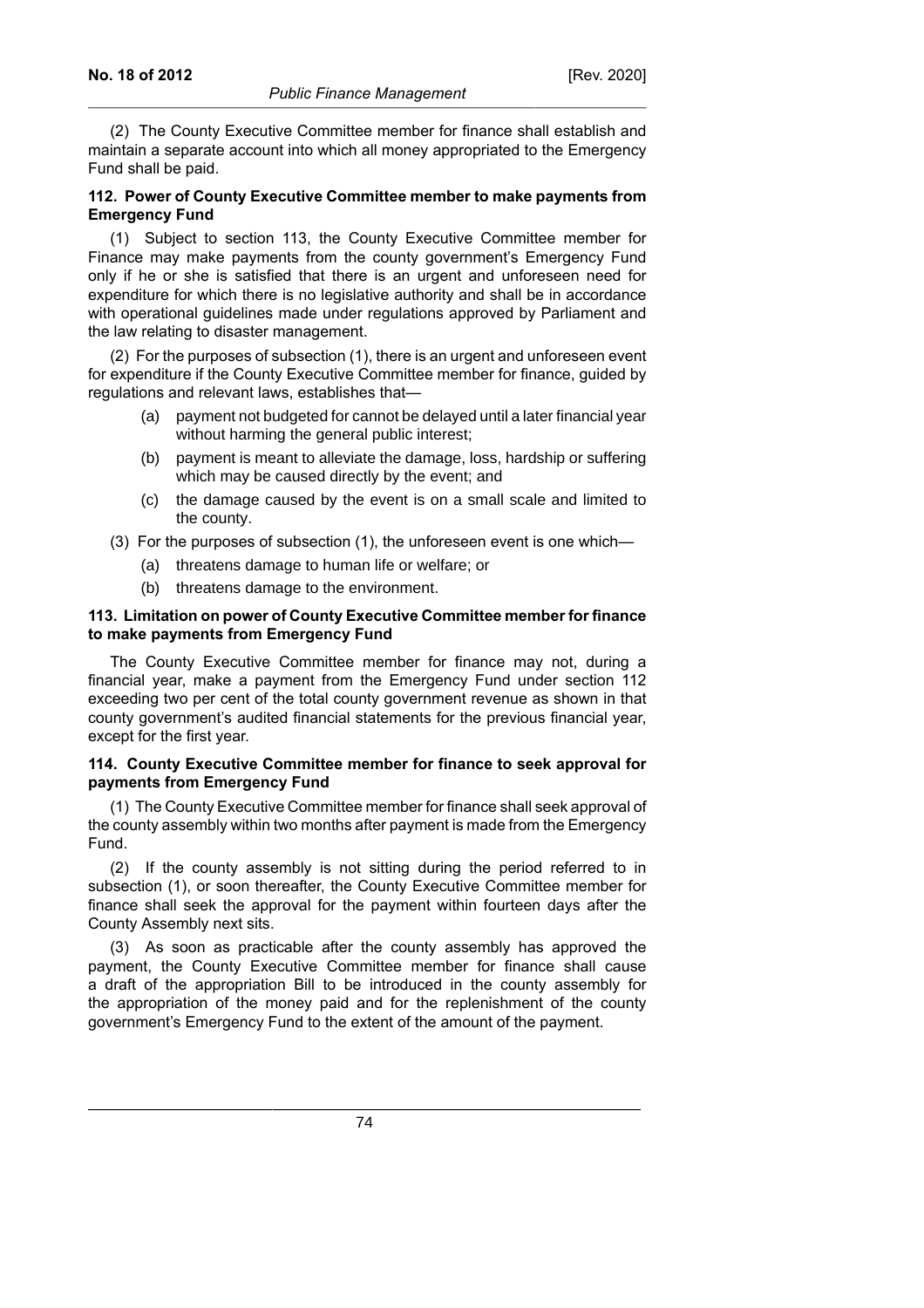(2) The County Executive Committee member for finance shall establish and maintain a separate account into which all money appropriated to the Emergency Fund shall be paid.

#### 112. Power of County Executive Committee member to make payments from Emergency Fund

(1) Subject to section 113, the County Executive Committee member for Finance may make payments from the county government's Emergency Fund only if he or she is satisfied that there is an urgent and unforeseen need for expenditure for which there is no legislative authority and shall be in accordance with operational guidelines made under regulations approved by Parliament and the law relating to disaster management.

(2) For the purposes of subsection (1), there is an urgent and unforeseen event for expenditure if the County Executive Committee member for finance, guided by regulations and relevant laws, establishes that—

- (a) payment not budgeted for cannot be delayed until a later financial year without harming the general public interest;
- (b) payment is meant to alleviate the damage, loss, hardship or suffering which may be caused directly by the event; and
- (c) the damage caused by the event is on a small scale and limited to the county.

(3) For the purposes of subsection (1), the unforeseen event is one which—

- (a) threatens damage to human life or welfare; or
- (b) threatens damage to the environment.

#### 113. Limitation on power of County Executive Committee member for finance to make payments from Emergency Fund

The County Executive Committee member for finance may not, during a financial year, make a payment from the Emergency Fund under section 112 exceeding two per cent of the total county government revenue as shown in that county government's audited financial statements for the previous financial year, except for the first year.

#### 114. County Executive Committee member for finance to seek approval for payments from Emergency Fund

(1) The County Executive Committee member for finance shall seek approval of the county assembly within two months after payment is made from the Emergency Fund.

(2) If the county assembly is not sitting during the period referred to in subsection (1), or soon thereafter, the County Executive Committee member for finance shall seek the approval for the payment within fourteen days after the County Assembly next sits.

(3) As soon as practicable after the county assembly has approved the payment, the County Executive Committee member for finance shall cause a draft of the appropriation Bill to be introduced in the county assembly for the appropriation of the money paid and for the replenishment of the county government's Emergency Fund to the extent of the amount of the payment.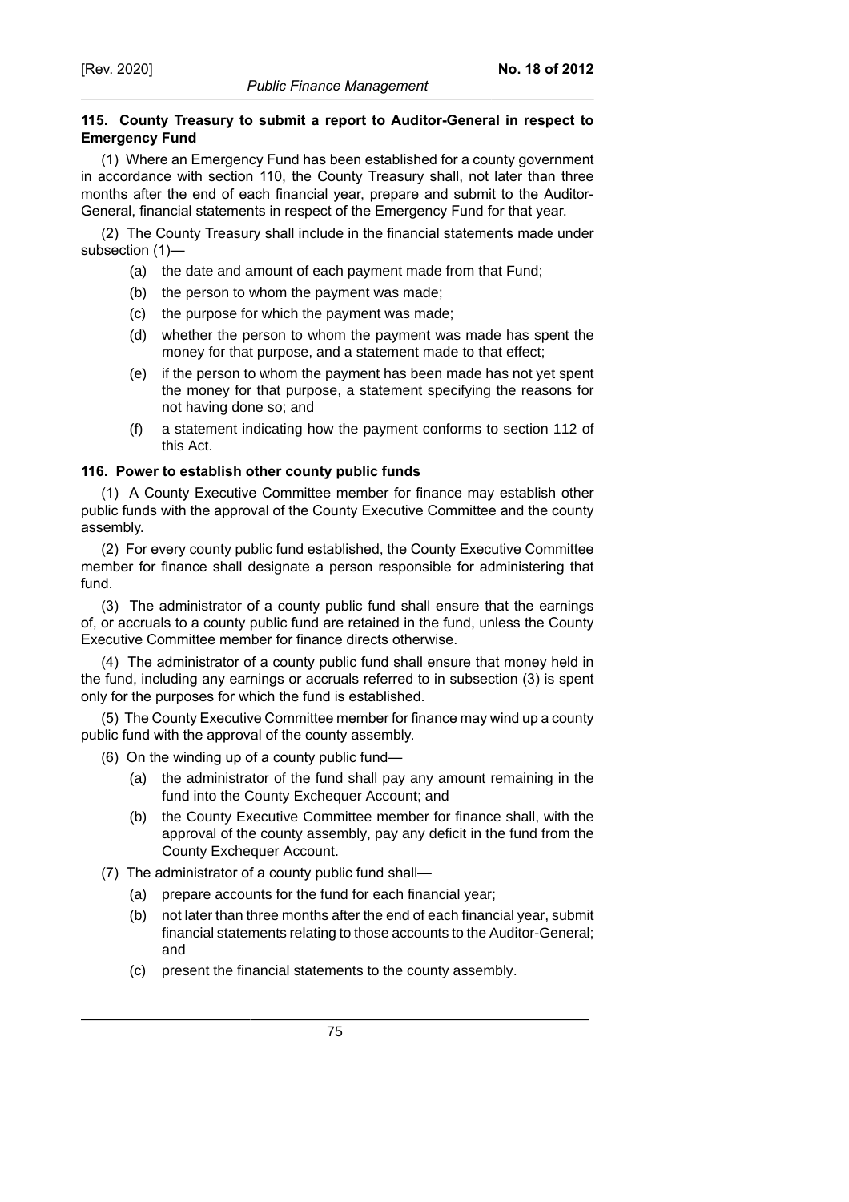**115. County Treasury to submit a report to Auditor-General in respect to Emergency Fund**

(1) Where an Emergency Fund has been established for a county government in accordance with section 110, the County Treasury shall, not later than three months after the end of each financial year, prepare and submit to the Auditor-General, financial statements in respect of the Emergency Fund for that year.

(2) The County Treasury shall include in the financial statements made under subsection (1)—

- (a) the date and amount of each payment made from that Fund;
- (b) the person to whom the payment was made;
- (c) the purpose for which the payment was made;
- (d) whether the person to whom the payment was made has spent the money for that purpose, and a statement made to that effect;
- (e) if the person to whom the payment has been made has not yet spent the money for that purpose, a statement specifying the reasons for not having done so; and
- (f) a statement indicating how the payment conforms to section 112 of this Act.

**116. Power to establish other county public funds**

(1) A County Executive Committee member for finance may establish other public funds with the approval of the County Executive Committee and the county assembly.

(2) For every county public fund established, the County Executive Committee member for finance shall designate a person responsible for administering that fund.

(3) The administrator of a county public fund shall ensure that the earnings of, or accruals to a county public fund are retained in the fund, unless the County Executive Committee member for finance directs otherwise.

(4) The administrator of a county public fund shall ensure that money held in the fund, including any earnings or accruals referred to in subsection (3) is spent only for the purposes for which the fund is established.

(5) The County Executive Committee member for finance may wind up a county public fund with the approval of the county assembly.

(6) On the winding up of a county public fund—

- (a) the administrator of the fund shall pay any amount remaining in the fund into the County Exchequer Account; and
- (b) the County Executive Committee member for finance shall, with the approval of the county assembly, pay any deficit in the fund from the County Exchequer Account.

(7) The administrator of a county public fund shall—

- (a) prepare accounts for the fund for each financial year;
- (b) not later than three months after the end of each financial year, submit financial statements relating to those accounts to the Auditor-General; and
- (c) present the financial statements to the county assembly.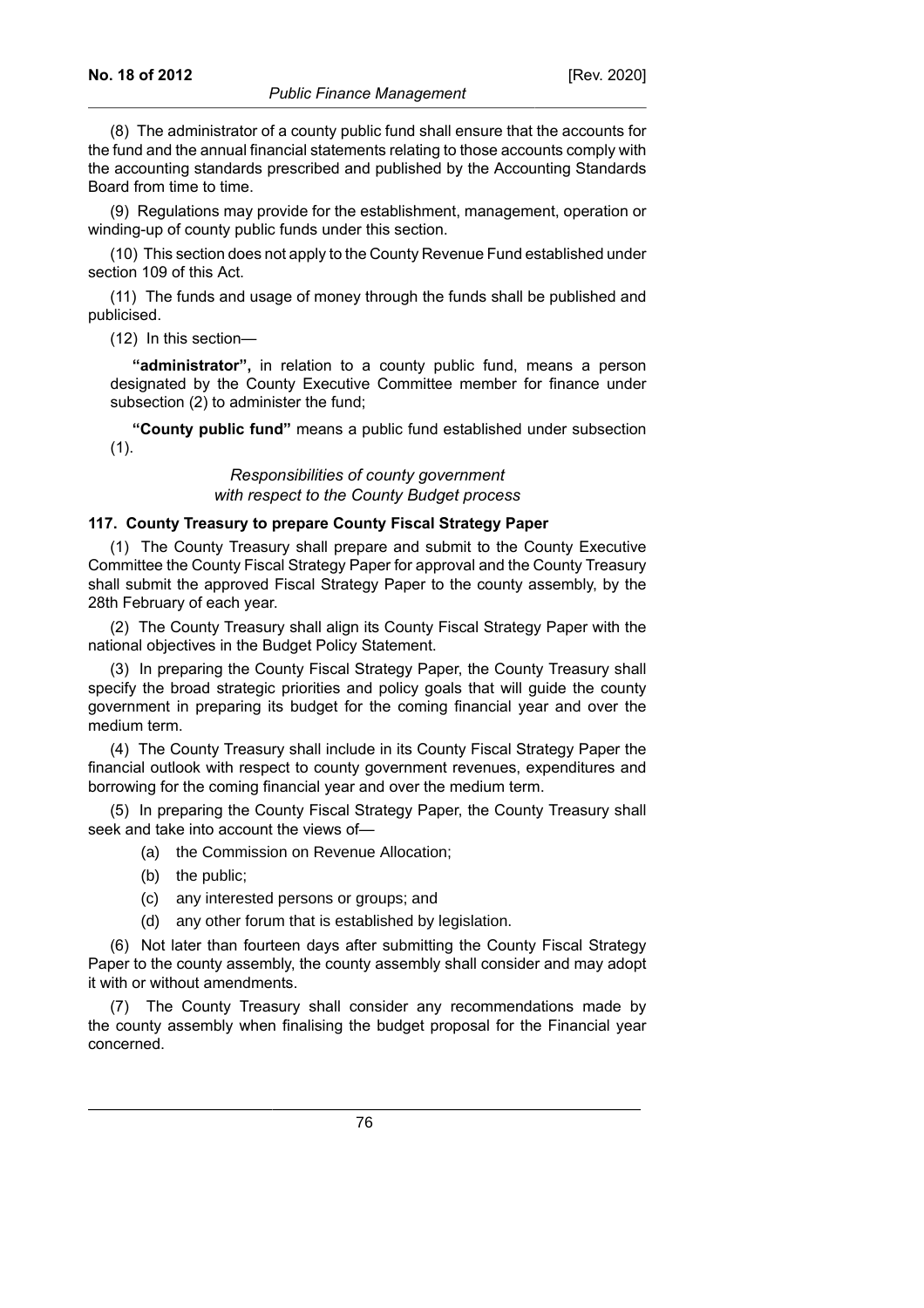(8) The administrator of a county public fund shall ensure that the accounts for the fund and the annual financial statements relating to those accounts comply with the accounting standards prescribed and published by the Accounting Standards Board from time to time.

(9) Regulations may provide for the establishment, management, operation or winding-up of county public funds under this section.

(10) This section does not apply to the County Revenue Fund established under section 109 of this Act.

(11) The funds and usage of money through the funds shall be published and publicised.

(12) In this section—

**"administrator",** in relation to a county public fund, means a person designated by the County Executive Committee member for finance under subsection (2) to administer the fund;

**"County public fund"** means a public fund established under subsection (1).

*Responsibilities of county government with respect to the County Budget process*

**117. County Treasury to prepare County Fiscal Strategy Paper**

(1) The County Treasury shall prepare and submit to the County Executive Committee the County Fiscal Strategy Paper for approval and the County Treasury shall submit the approved Fiscal Strategy Paper to the county assembly, by the 28th February of each year.

(2) The County Treasury shall align its County Fiscal Strategy Paper with the national objectives in the Budget Policy Statement.

(3) In preparing the County Fiscal Strategy Paper, the County Treasury shall specify the broad strategic priorities and policy goals that will guide the county government in preparing its budget for the coming financial year and over the medium term.

(4) The County Treasury shall include in its County Fiscal Strategy Paper the financial outlook with respect to county government revenues, expenditures and borrowing for the coming financial year and over the medium term.

(5) In preparing the County Fiscal Strategy Paper, the County Treasury shall seek and take into account the views of—

(a) the Commission on Revenue Allocation;

(b) the public;

(c) any interested persons or groups; and

(d) any other forum that is established by legislation.

(6) Not later than fourteen days after submitting the County Fiscal Strategy Paper to the county assembly, the county assembly shall consider and may adopt it with or without amendments.

(7) The County Treasury shall consider any recommendations made by the county assembly when finalising the budget proposal for the Financial year concerned.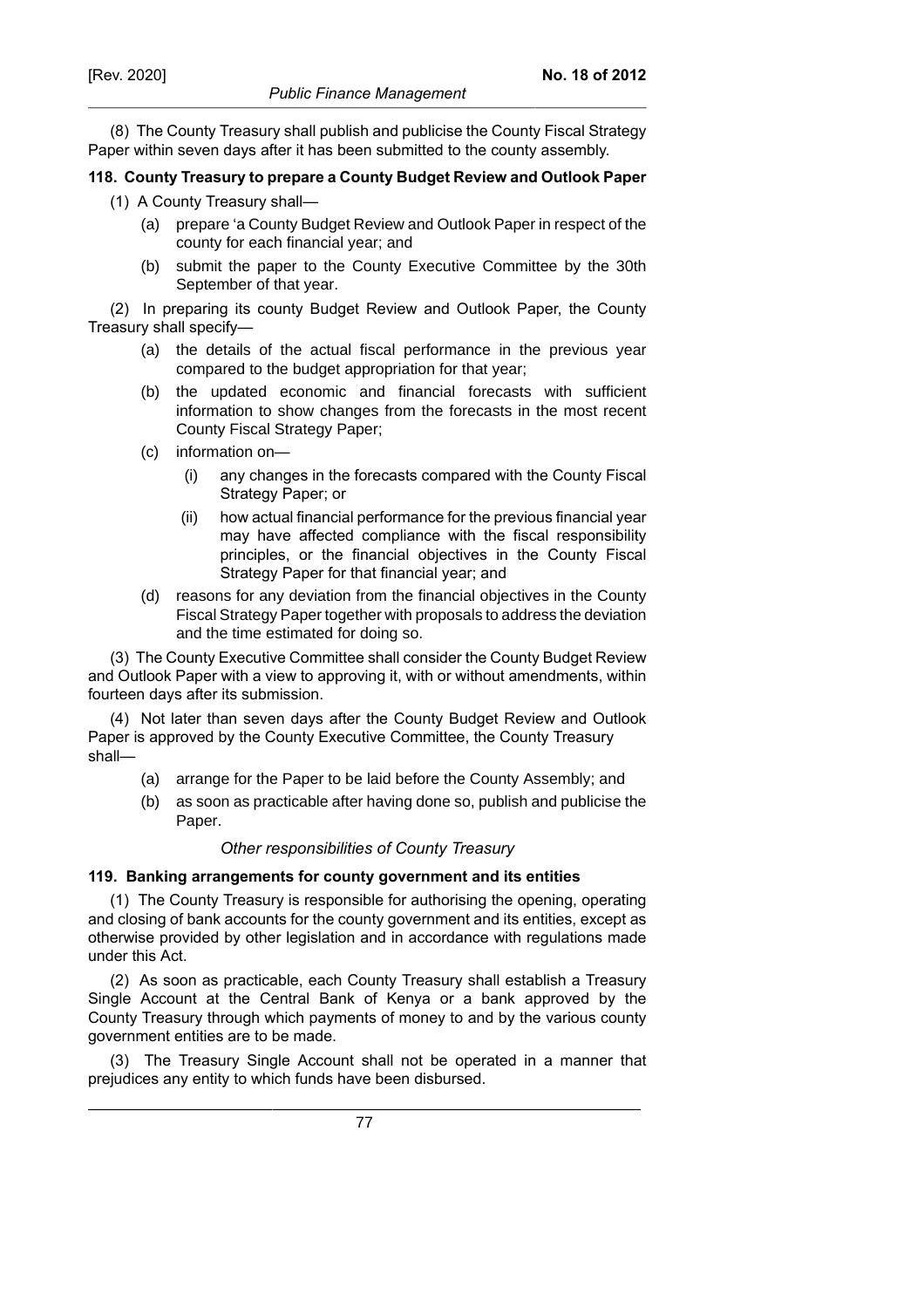(8) The County Treasury shall publish and publicise the County Fiscal Strategy Paper within seven days after it has been submitted to the county assembly.

**118. County Treasury to prepare a County Budget Review and Outlook Paper**

(1) A County Treasury shall—

(a) prepare 'a County Budget Review and Outlook Paper in respect of the county for each financial year; and

(b) submit the paper to the County Executive Committee by the 30th September of that year.

(2) In preparing its county Budget Review and Outlook Paper, the County Treasury shall specify—

(a) the details of the actual fiscal performance in the previous year compared to the budget appropriation for that year;

(b) the updated economic and financial forecasts with sufficient information to show changes from the forecasts in the most recent County Fiscal Strategy Paper;

(c) information on—

(i) any changes in the forecasts compared with the County Fiscal Strategy Paper; or

(ii) how actual financial performance for the previous financial year may have affected compliance with the fiscal responsibility principles, or the financial objectives in the County Fiscal Strategy Paper for that financial year; and

(d) reasons for any deviation from the financial objectives in the County Fiscal Strategy Paper together with proposals to address the deviation and the time estimated for doing so.

(3) The County Executive Committee shall consider the County Budget Review and Outlook Paper with a view to approving it, with or without amendments, within fourteen days after its submission.

(4) Not later than seven days after the County Budget Review and Outlook Paper is approved by the County Executive Committee, the County Treasury shall—

(a) arrange for the Paper to be laid before the County Assembly; and

(b) as soon as practicable after having done so, publish and publicise the Paper.

*Other responsibilities of County Treasury*

**119. Banking arrangements for county government and its entities**

(1) The County Treasury is responsible for authorising the opening, operating and closing of bank accounts for the county government and its entities, except as otherwise provided by other legislation and in accordance with regulations made under this Act.

(2) As soon as practicable, each County Treasury shall establish a Treasury Single Account at the Central Bank of Kenya or a bank approved by the County Treasury through which payments of money to and by the various county government entities are to be made.

(3) The Treasury Single Account shall not be operated in a manner that prejudices any entity to which funds have been disbursed.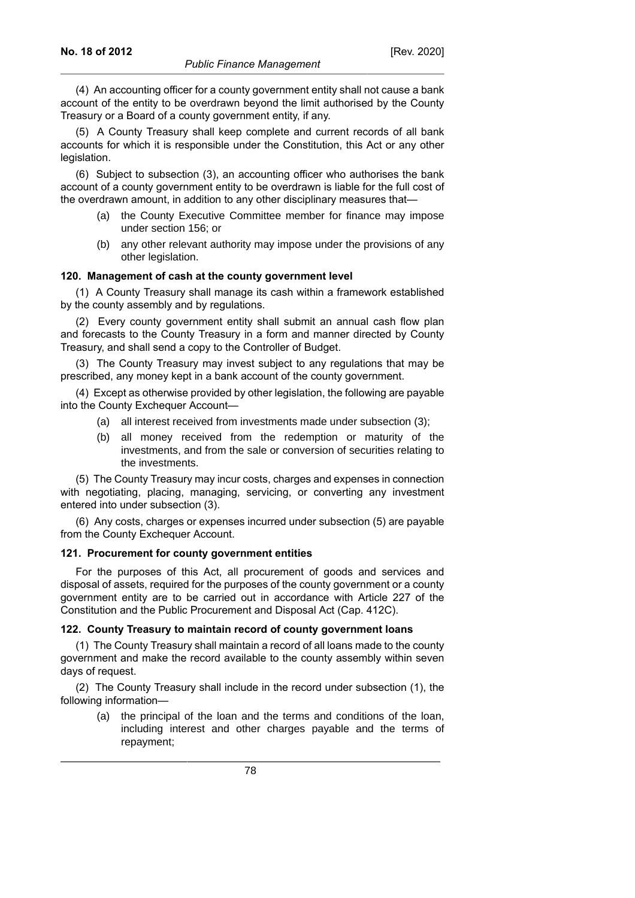(4) An accounting officer for a county government entity shall not cause a bank account of the entity to be overdrawn beyond the limit authorised by the County Treasury or a Board of a county government entity, if any.

(5) A County Treasury shall keep complete and current records of all bank accounts for which it is responsible under the Constitution, this Act or any other legislation.

(6) Subject to subsection (3), an accounting officer who authorises the bank account of a county government entity to be overdrawn is liable for the full cost of the overdrawn amount, in addition to any other disciplinary measures that—

- (a) the County Executive Committee member for finance may impose under section 156; or
- (b) any other relevant authority may impose under the provisions of any other legislation.

**120. Management of cash at the county government level**

(1) A County Treasury shall manage its cash within a framework established by the county assembly and by regulations.

(2) Every county government entity shall submit an annual cash flow plan and forecasts to the County Treasury in a form and manner directed by County Treasury, and shall send a copy to the Controller of Budget.

(3) The County Treasury may invest subject to any regulations that may be prescribed, any money kept in a bank account of the county government.

(4) Except as otherwise provided by other legislation, the following are payable into the County Exchequer Account—

- (a) all interest received from investments made under subsection (3);
- (b) all money received from the redemption or maturity of the investments, and from the sale or conversion of securities relating to the investments.

(5) The County Treasury may incur costs, charges and expenses in connection with negotiating, placing, managing, servicing, or converting any investment entered into under subsection (3).

(6) Any costs, charges or expenses incurred under subsection (5) are payable from the County Exchequer Account.

**121. Procurement for county government entities**

For the purposes of this Act, all procurement of goods and services and disposal of assets, required for the purposes of the county government or a county government entity are to be carried out in accordance with Article 227 of the Constitution and the Public Procurement and Disposal Act (Cap. 412C).

**122. County Treasury to maintain record of county government loans**

(1) The County Treasury shall maintain a record of all loans made to the county government and make the record available to the county assembly within seven days of request.

(2) The County Treasury shall include in the record under subsection (1), the following information—

- (a) the principal of the loan and the terms and conditions of the loan, including interest and other charges payable and the terms of repayment;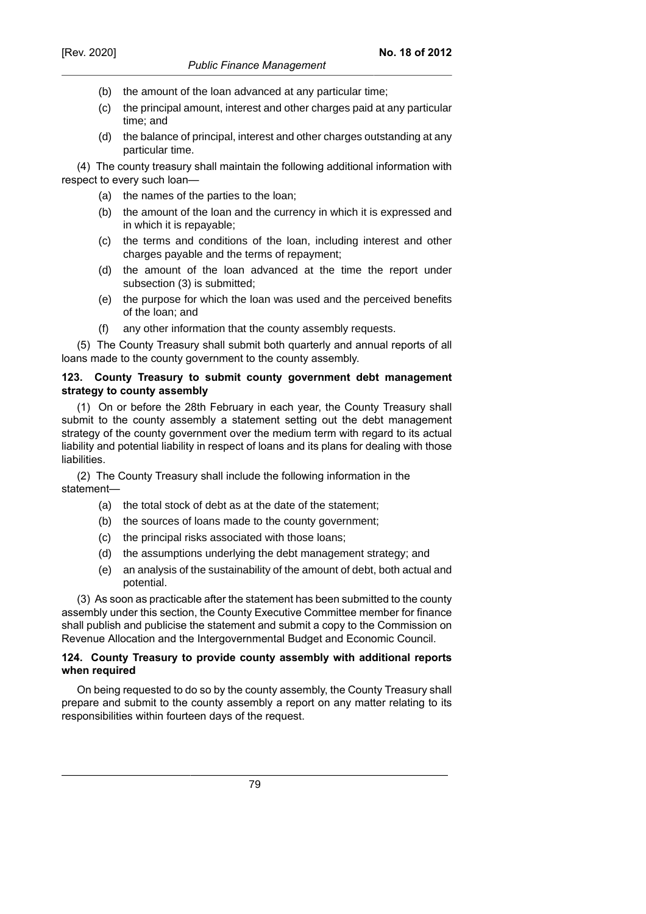(b) the amount of the loan advanced at any particular time;

(c) the principal amount, interest and other charges paid at any particular time; and

(d) the balance of principal, interest and other charges outstanding at any particular time.

(4) The county treasury shall maintain the following additional information with respect to every such loan—

(a) the names of the parties to the loan;

(b) the amount of the loan and the currency in which it is expressed and in which it is repayable;

(c) the terms and conditions of the loan, including interest and other charges payable and the terms of repayment;

(d) the amount of the loan advanced at the time the report under subsection (3) is submitted;

(e) the purpose for which the loan was used and the perceived benefits of the loan; and

(f) any other information that the county assembly requests.

(5) The County Treasury shall submit both quarterly and annual reports of all loans made to the county government to the county assembly.

**123. County Treasury to submit county government debt management strategy to county assembly**

(1) On or before the 28th February in each year, the County Treasury shall submit to the county assembly a statement setting out the debt management strategy of the county government over the medium term with regard to its actual liability and potential liability in respect of loans and its plans for dealing with those liabilities.

(2) The County Treasury shall include the following information in the statement—

(a) the total stock of debt as at the date of the statement;

(b) the sources of loans made to the county government;

(c) the principal risks associated with those loans;

(d) the assumptions underlying the debt management strategy; and

(e) an analysis of the sustainability of the amount of debt, both actual and potential.

(3) As soon as practicable after the statement has been submitted to the county assembly under this section, the County Executive Committee member for finance shall publish and publicise the statement and submit a copy to the Commission on Revenue Allocation and the Intergovernmental Budget and Economic Council.

**124. County Treasury to provide county assembly with additional reports when required**

On being requested to do so by the county assembly, the County Treasury shall prepare and submit to the county assembly a report on any matter relating to its responsibilities within fourteen days of the request.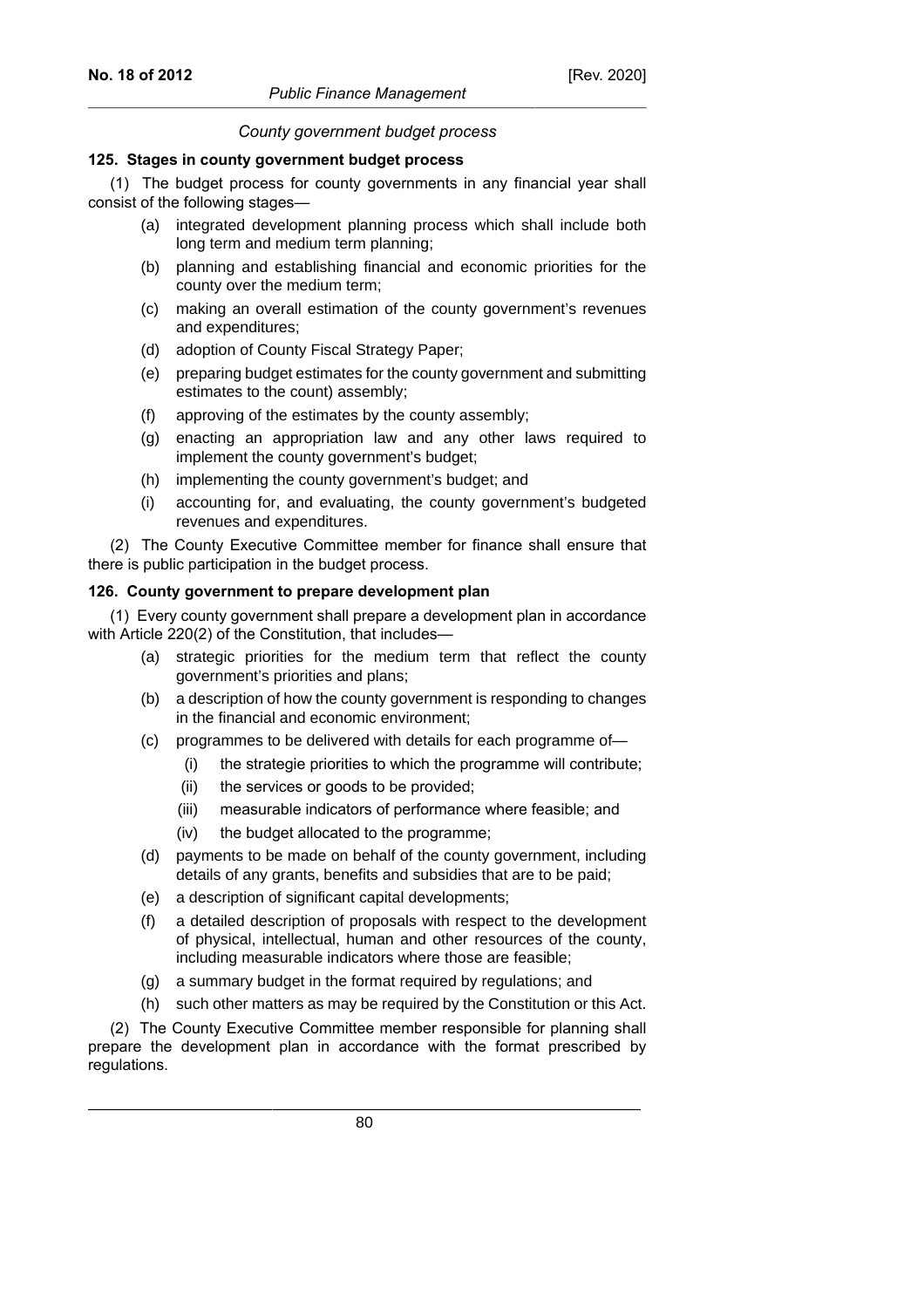*County government budget process*

**125. Stages in county government budget process**

(1) The budget process for county governments in any financial year shall consist of the following stages—

- (a) integrated development planning process which shall include both long term and medium term planning;
- (b) planning and establishing financial and economic priorities for the county over the medium term;
- (c) making an overall estimation of the county government's revenues and expenditures;
- (d) adoption of County Fiscal Strategy Paper;
- (e) preparing budget estimates for the county government and submitting estimates to the count) assembly;
- (f) approving of the estimates by the county assembly;
- (g) enacting an appropriation law and any other laws required to implement the county government's budget;
- (h) implementing the county government's budget; and
- (i) accounting for, and evaluating, the county government's budgeted revenues and expenditures.

(2) The County Executive Committee member for finance shall ensure that there is public participation in the budget process.

**126. County government to prepare development plan**

(1) Every county government shall prepare a development plan in accordance with Article 220(2) of the Constitution, that includes—

- (a) strategic priorities for the medium term that reflect the county government's priorities and plans;
- (b) a description of how the county government is responding to changes in the financial and economic environment;
- (c) programmes to be delivered with details for each programme of—
  - (i) the strategie priorities to which the programme will contribute;
  - (ii) the services or goods to be provided;
  - (iii) measurable indicators of performance where feasible; and
  - (iv) the budget allocated to the programme;
- (d) payments to be made on behalf of the county government, including details of any grants, benefits and subsidies that are to be paid;
- (e) a description of significant capital developments;
- (f) a detailed description of proposals with respect to the development of physical, intellectual, human and other resources of the county, including measurable indicators where those are feasible;
- (g) a summary budget in the format required by regulations; and
- (h) such other matters as may be required by the Constitution or this Act.

(2) The County Executive Committee member responsible for planning shall prepare the development plan in accordance with the format prescribed by regulations.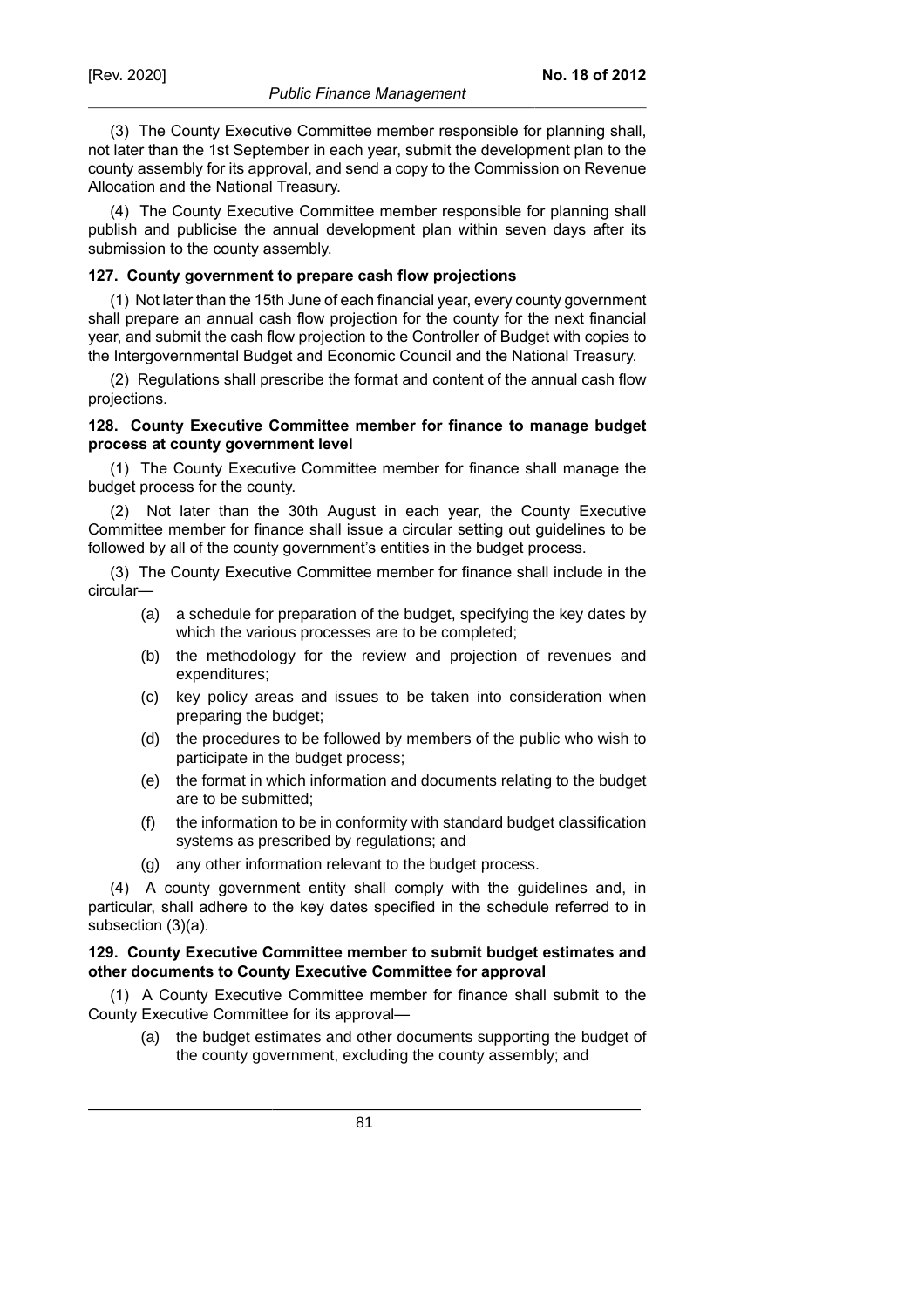(3) The County Executive Committee member responsible for planning shall, not later than the 1st September in each year, submit the development plan to the county assembly for its approval, and send a copy to the Commission on Revenue Allocation and the National Treasury.

(4) The County Executive Committee member responsible for planning shall publish and publicise the annual development plan within seven days after its submission to the county assembly.

**127. County government to prepare cash flow projections**

(1) Not later than the 15th June of each financial year, every county government shall prepare an annual cash flow projection for the county for the next financial year, and submit the cash flow projection to the Controller of Budget with copies to the Intergovernmental Budget and Economic Council and the National Treasury.

(2) Regulations shall prescribe the format and content of the annual cash flow projections.

**128. County Executive Committee member for finance to manage budget process at county government level**

(1) The County Executive Committee member for finance shall manage the budget process for the county.

(2) Not later than the 30th August in each year, the County Executive Committee member for finance shall issue a circular setting out guidelines to be followed by all of the county government's entities in the budget process.

(3) The County Executive Committee member for finance shall include in the circular—

- (a) a schedule for preparation of the budget, specifying the key dates by which the various processes are to be completed;
- (b) the methodology for the review and projection of revenues and expenditures;
- (c) key policy areas and issues to be taken into consideration when preparing the budget;
- (d) the procedures to be followed by members of the public who wish to participate in the budget process;
- (e) the format in which information and documents relating to the budget are to be submitted;
- (f) the information to be in conformity with standard budget classification systems as prescribed by regulations; and
- (g) any other information relevant to the budget process.

(4) A county government entity shall comply with the guidelines and, in particular, shall adhere to the key dates specified in the schedule referred to in subsection (3)(a).

**129. County Executive Committee member to submit budget estimates and other documents to County Executive Committee for approval**

(1) A County Executive Committee member for finance shall submit to the County Executive Committee for its approval—

- (a) the budget estimates and other documents supporting the budget of the county government, excluding the county assembly; and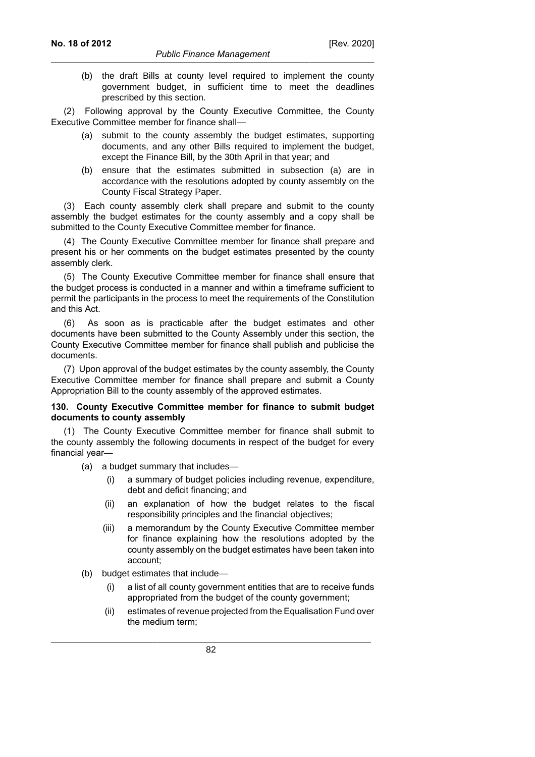(b) the draft Bills at county level required to implement the county government budget, in sufficient time to meet the deadlines prescribed by this section.

(2) Following approval by the County Executive Committee, the County Executive Committee member for finance shall—

(a) submit to the county assembly the budget estimates, supporting documents, and any other Bills required to implement the budget, except the Finance Bill, by the 30th April in that year; and

(b) ensure that the estimates submitted in subsection (a) are in accordance with the resolutions adopted by county assembly on the County Fiscal Strategy Paper.

(3) Each county assembly clerk shall prepare and submit to the county assembly the budget estimates for the county assembly and a copy shall be submitted to the County Executive Committee member for finance.

(4) The County Executive Committee member for finance shall prepare and present his or her comments on the budget estimates presented by the county assembly clerk.

(5) The County Executive Committee member for finance shall ensure that the budget process is conducted in a manner and within a timeframe sufficient to permit the participants in the process to meet the requirements of the Constitution and this Act.

(6) As soon as is practicable after the budget estimates and other documents have been submitted to the County Assembly under this section, the County Executive Committee member for finance shall publish and publicise the documents.

(7) Upon approval of the budget estimates by the county assembly, the County Executive Committee member for finance shall prepare and submit a County Appropriation Bill to the county assembly of the approved estimates.

**130. County Executive Committee member for finance to submit budget documents to county assembly**

(1) The County Executive Committee member for finance shall submit to the county assembly the following documents in respect of the budget for every financial year—

(a) a budget summary that includes—

(i) a summary of budget policies including revenue, expenditure, debt and deficit financing; and

(ii) an explanation of how the budget relates to the fiscal responsibility principles and the financial objectives;

(iii) a memorandum by the County Executive Committee member for finance explaining how the resolutions adopted by the county assembly on the budget estimates have been taken into account;

(b) budget estimates that include—

(i) a list of all county government entities that are to receive funds appropriated from the budget of the county government;

(ii) estimates of revenue projected from the Equalisation Fund over the medium term;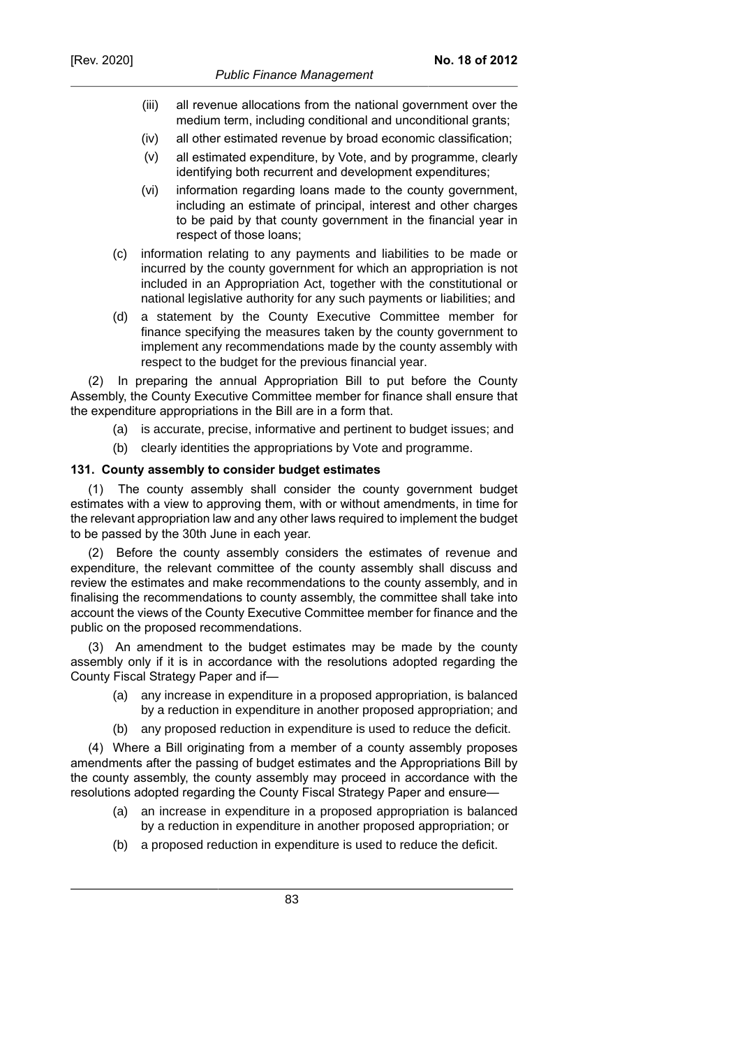- (iii) all revenue allocations from the national government over the medium term, including conditional and unconditional grants;
- (iv) all other estimated revenue by broad economic classification;
- (v) all estimated expenditure, by Vote, and by programme, clearly identifying both recurrent and development expenditures;
- (vi) information regarding loans made to the county government, including an estimate of principal, interest and other charges to be paid by that county government in the financial year in respect of those loans;

(c) information relating to any payments and liabilities to be made or incurred by the county government for which an appropriation is not included in an Appropriation Act, together with the constitutional or national legislative authority for any such payments or liabilities; and

(d) a statement by the County Executive Committee member for finance specifying the measures taken by the county government to implement any recommendations made by the county assembly with respect to the budget for the previous financial year.

(2) In preparing the annual Appropriation Bill to put before the County Assembly, the County Executive Committee member for finance shall ensure that the expenditure appropriations in the Bill are in a form that.

(a) is accurate, precise, informative and pertinent to budget issues; and

(b) clearly identities the appropriations by Vote and programme.

**131. County assembly to consider budget estimates**

(1) The county assembly shall consider the county government budget estimates with a view to approving them, with or without amendments, in time for the relevant appropriation law and any other laws required to implement the budget to be passed by the 30th June in each year.

(2) Before the county assembly considers the estimates of revenue and expenditure, the relevant committee of the county assembly shall discuss and review the estimates and make recommendations to the county assembly, and in finalising the recommendations to county assembly, the committee shall take into account the views of the County Executive Committee member for finance and the public on the proposed recommendations.

(3) An amendment to the budget estimates may be made by the county assembly only if it is in accordance with the resolutions adopted regarding the County Fiscal Strategy Paper and if—

(a) any increase in expenditure in a proposed appropriation, is balanced by a reduction in expenditure in another proposed appropriation; and

(b) any proposed reduction in expenditure is used to reduce the deficit.

(4) Where a Bill originating from a member of a county assembly proposes amendments after the passing of budget estimates and the Appropriations Bill by the county assembly, the county assembly may proceed in accordance with the resolutions adopted regarding the County Fiscal Strategy Paper and ensure—

(a) an increase in expenditure in a proposed appropriation is balanced by a reduction in expenditure in another proposed appropriation; or

(b) a proposed reduction in expenditure is used to reduce the deficit.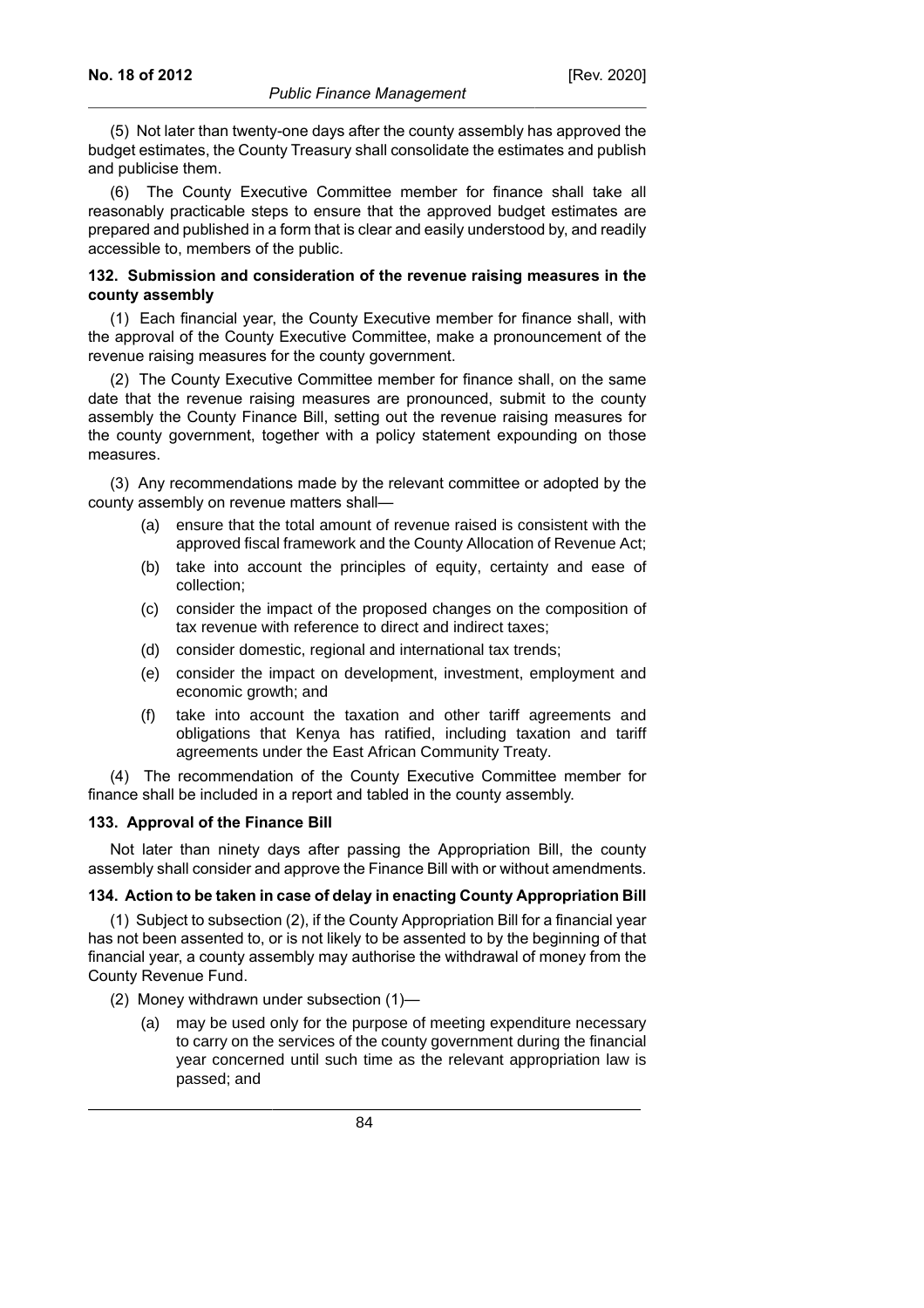(5) Not later than twenty-one days after the county assembly has approved the budget estimates, the County Treasury shall consolidate the estimates and publish and publicise them.

(6) The County Executive Committee member for finance shall take all reasonably practicable steps to ensure that the approved budget estimates are prepared and published in a form that is clear and easily understood by, and readily accessible to, members of the public.

**132. Submission and consideration of the revenue raising measures in the county assembly**

(1) Each financial year, the County Executive member for finance shall, with the approval of the County Executive Committee, make a pronouncement of the revenue raising measures for the county government.

(2) The County Executive Committee member for finance shall, on the same date that the revenue raising measures are pronounced, submit to the county assembly the County Finance Bill, setting out the revenue raising measures for the county government, together with a policy statement expounding on those measures.

(3) Any recommendations made by the relevant committee or adopted by the county assembly on revenue matters shall—

- (a) ensure that the total amount of revenue raised is consistent with the approved fiscal framework and the County Allocation of Revenue Act;
- (b) take into account the principles of equity, certainty and ease of collection;
- (c) consider the impact of the proposed changes on the composition of tax revenue with reference to direct and indirect taxes;
- (d) consider domestic, regional and international tax trends;
- (e) consider the impact on development, investment, employment and economic growth; and
- (f) take into account the taxation and other tariff agreements and obligations that Kenya has ratified, including taxation and tariff agreements under the East African Community Treaty.

(4) The recommendation of the County Executive Committee member for finance shall be included in a report and tabled in the county assembly.

**133. Approval of the Finance Bill**

Not later than ninety days after passing the Appropriation Bill, the county assembly shall consider and approve the Finance Bill with or without amendments.

**134. Action to be taken in case of delay in enacting County Appropriation Bill**

(1) Subject to subsection (2), if the County Appropriation Bill for a financial year has not been assented to, or is not likely to be assented to by the beginning of that financial year, a county assembly may authorise the withdrawal of money from the County Revenue Fund.

(2) Money withdrawn under subsection (1)—

- (a) may be used only for the purpose of meeting expenditure necessary to carry on the services of the county government during the financial year concerned until such time as the relevant appropriation law is passed; and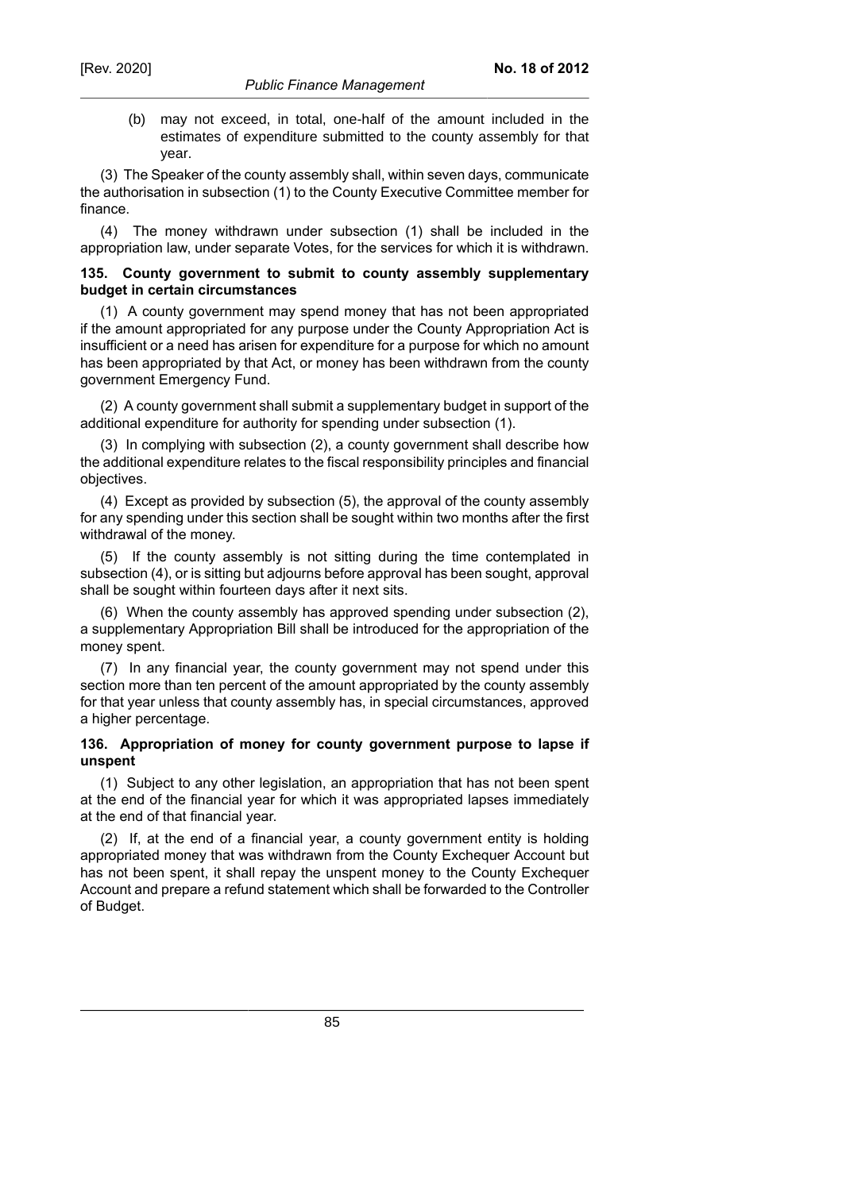(b) may not exceed, in total, one-half of the amount included in the estimates of expenditure submitted to the county assembly for that year.

(3) The Speaker of the county assembly shall, within seven days, communicate the authorisation in subsection (1) to the County Executive Committee member for finance.

(4) The money withdrawn under subsection (1) shall be included in the appropriation law, under separate Votes, for the services for which it is withdrawn.

**135. County government to submit to county assembly supplementary budget in certain circumstances**

(1) A county government may spend money that has not been appropriated if the amount appropriated for any purpose under the County Appropriation Act is insufficient or a need has arisen for expenditure for a purpose for which no amount has been appropriated by that Act, or money has been withdrawn from the county government Emergency Fund.

(2) A county government shall submit a supplementary budget in support of the additional expenditure for authority for spending under subsection (1).

(3) In complying with subsection (2), a county government shall describe how the additional expenditure relates to the fiscal responsibility principles and financial objectives.

(4) Except as provided by subsection (5), the approval of the county assembly for any spending under this section shall be sought within two months after the first withdrawal of the money.

(5) If the county assembly is not sitting during the time contemplated in subsection (4), or is sitting but adjourns before approval has been sought, approval shall be sought within fourteen days after it next sits.

(6) When the county assembly has approved spending under subsection (2), a supplementary Appropriation Bill shall be introduced for the appropriation of the money spent.

(7) In any financial year, the county government may not spend under this section more than ten percent of the amount appropriated by the county assembly for that year unless that county assembly has, in special circumstances, approved a higher percentage.

**136. Appropriation of money for county government purpose to lapse if unspent**

(1) Subject to any other legislation, an appropriation that has not been spent at the end of the financial year for which it was appropriated lapses immediately at the end of that financial year.

(2) If, at the end of a financial year, a county government entity is holding appropriated money that was withdrawn from the County Exchequer Account but has not been spent, it shall repay the unspent money to the County Exchequer Account and prepare a refund statement which shall be forwarded to the Controller of Budget.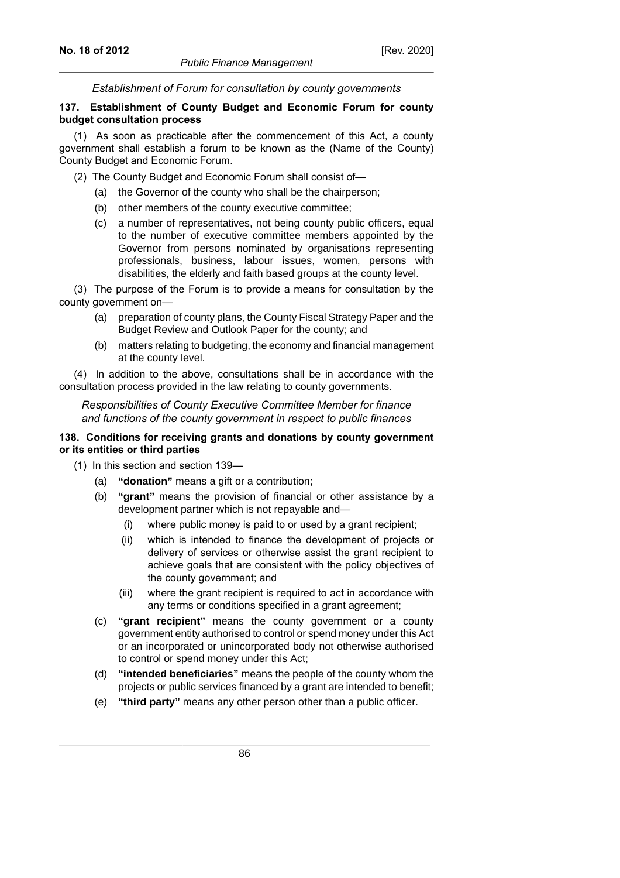*Establishment of Forum for consultation by county governments*

**137. Establishment of County Budget and Economic Forum for county budget consultation process**

(1) As soon as practicable after the commencement of this Act, a county government shall establish a forum to be known as the (Name of the County) County Budget and Economic Forum.

(2) The County Budget and Economic Forum shall consist of—

- (a) the Governor of the county who shall be the chairperson;
- (b) other members of the county executive committee;
- (c) a number of representatives, not being county public officers, equal to the number of executive committee members appointed by the Governor from persons nominated by organisations representing professionals, business, labour issues, women, persons with disabilities, the elderly and faith based groups at the county level.

(3) The purpose of the Forum is to provide a means for consultation by the county government on—

- (a) preparation of county plans, the County Fiscal Strategy Paper and the Budget Review and Outlook Paper for the county; and
- (b) matters relating to budgeting, the economy and financial management at the county level.

(4) In addition to the above, consultations shall be in accordance with the consultation process provided in the law relating to county governments.

*Responsibilities of County Executive Committee Member for finance and functions of the county government in respect to public finances*

**138. Conditions for receiving grants and donations by county government or its entities or third parties**

(1) In this section and section 139—

- (a) **"donation"** means a gift or a contribution;
- (b) **"grant"** means the provision of financial or other assistance by a development partner which is not repayable and—
  - (i) where public money is paid to or used by a grant recipient;
  - (ii) which is intended to finance the development of projects or delivery of services or otherwise assist the grant recipient to achieve goals that are consistent with the policy objectives of the county government; and
  - (iii) where the grant recipient is required to act in accordance with any terms or conditions specified in a grant agreement;
- (c) **"grant recipient"** means the county government or a county government entity authorised to control or spend money under this Act or an incorporated or unincorporated body not otherwise authorised to control or spend money under this Act;
- (d) **"intended beneficiaries"** means the people of the county whom the projects or public services financed by a grant are intended to benefit;
- (e) **"third party"** means any other person other than a public officer.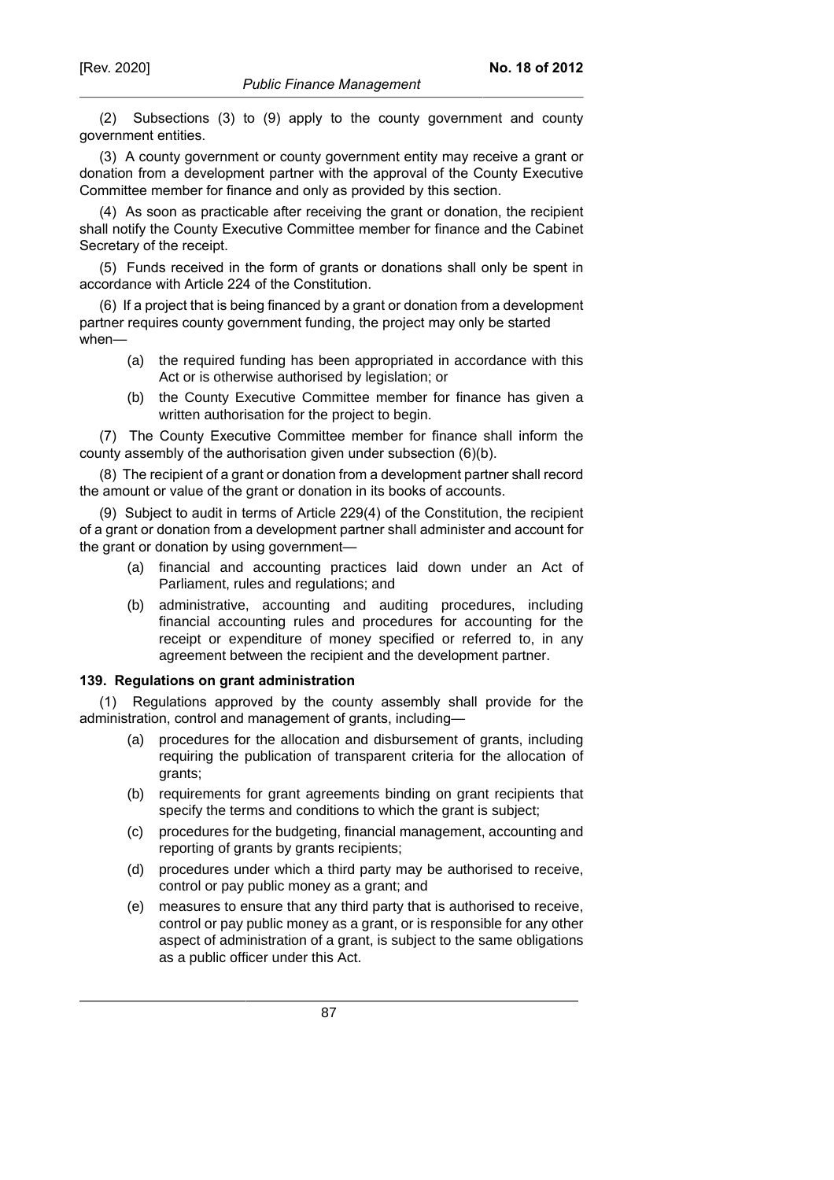(2) Subsections (3) to (9) apply to the county government and county government entities.

(3) A county government or county government entity may receive a grant or donation from a development partner with the approval of the County Executive Committee member for finance and only as provided by this section.

(4) As soon as practicable after receiving the grant or donation, the recipient shall notify the County Executive Committee member for finance and the Cabinet Secretary of the receipt.

(5) Funds received in the form of grants or donations shall only be spent in accordance with Article 224 of the Constitution.

(6) If a project that is being financed by a grant or donation from a development partner requires county government funding, the project may only be started when—

- (a) the required funding has been appropriated in accordance with this Act or is otherwise authorised by legislation; or
- (b) the County Executive Committee member for finance has given a written authorisation for the project to begin.

(7) The County Executive Committee member for finance shall inform the county assembly of the authorisation given under subsection (6)(b).

(8) The recipient of a grant or donation from a development partner shall record the amount or value of the grant or donation in its books of accounts.

(9) Subject to audit in terms of Article 229(4) of the Constitution, the recipient of a grant or donation from a development partner shall administer and account for the grant or donation by using government—

- (a) financial and accounting practices laid down under an Act of Parliament, rules and regulations; and
- (b) administrative, accounting and auditing procedures, including financial accounting rules and procedures for accounting for the receipt or expenditure of money specified or referred to, in any agreement between the recipient and the development partner.

**139. Regulations on grant administration**

(1) Regulations approved by the county assembly shall provide for the administration, control and management of grants, including—

- (a) procedures for the allocation and disbursement of grants, including requiring the publication of transparent criteria for the allocation of grants;
- (b) requirements for grant agreements binding on grant recipients that specify the terms and conditions to which the grant is subject;
- (c) procedures for the budgeting, financial management, accounting and reporting of grants by grants recipients;
- (d) procedures under which a third party may be authorised to receive, control or pay public money as a grant; and
- (e) measures to ensure that any third party that is authorised to receive, control or pay public money as a grant, or is responsible for any other aspect of administration of a grant, is subject to the same obligations as a public officer under this Act.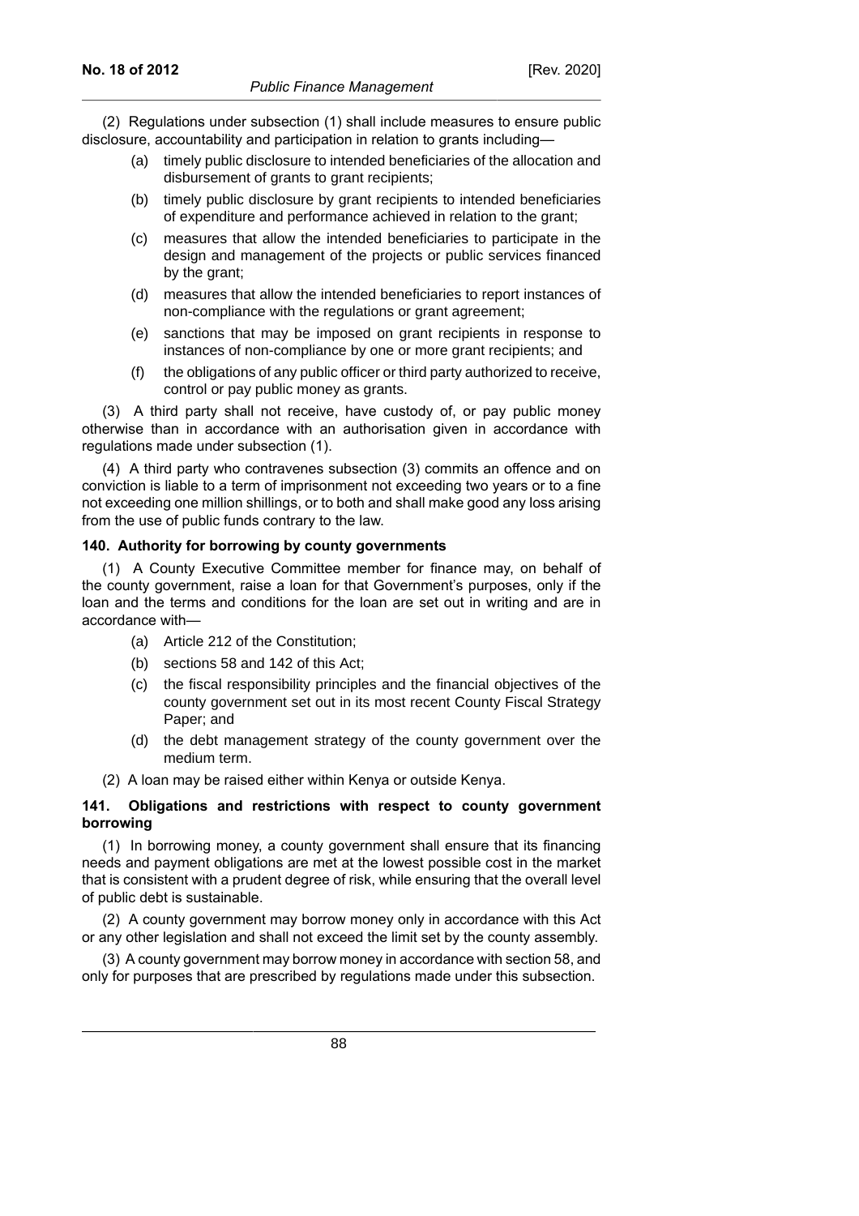(2) Regulations under subsection (1) shall include measures to ensure public disclosure, accountability and participation in relation to grants including—

- (a) timely public disclosure to intended beneficiaries of the allocation and disbursement of grants to grant recipients;
- (b) timely public disclosure by grant recipients to intended beneficiaries of expenditure and performance achieved in relation to the grant;
- (c) measures that allow the intended beneficiaries to participate in the design and management of the projects or public services financed by the grant;
- (d) measures that allow the intended beneficiaries to report instances of non-compliance with the regulations or grant agreement;
- (e) sanctions that may be imposed on grant recipients in response to instances of non-compliance by one or more grant recipients; and
- (f) the obligations of any public officer or third party authorized to receive, control or pay public money as grants.

(3) A third party shall not receive, have custody of, or pay public money otherwise than in accordance with an authorisation given in accordance with regulations made under subsection (1).

(4) A third party who contravenes subsection (3) commits an offence and on conviction is liable to a term of imprisonment not exceeding two years or to a fine not exceeding one million shillings, or to both and shall make good any loss arising from the use of public funds contrary to the law.

**140. Authority for borrowing by county governments**

(1) A County Executive Committee member for finance may, on behalf of the county government, raise a loan for that Government's purposes, only if the loan and the terms and conditions for the loan are set out in writing and are in accordance with—

- (a) Article 212 of the Constitution;
- (b) sections 58 and 142 of this Act;
- (c) the fiscal responsibility principles and the financial objectives of the county government set out in its most recent County Fiscal Strategy Paper; and
- (d) the debt management strategy of the county government over the medium term.

(2) A loan may be raised either within Kenya or outside Kenya.

**141. Obligations and restrictions with respect to county government borrowing**

(1) In borrowing money, a county government shall ensure that its financing needs and payment obligations are met at the lowest possible cost in the market that is consistent with a prudent degree of risk, while ensuring that the overall level of public debt is sustainable.

(2) A county government may borrow money only in accordance with this Act or any other legislation and shall not exceed the limit set by the county assembly.

(3) A county government may borrow money in accordance with section 58, and only for purposes that are prescribed by regulations made under this subsection.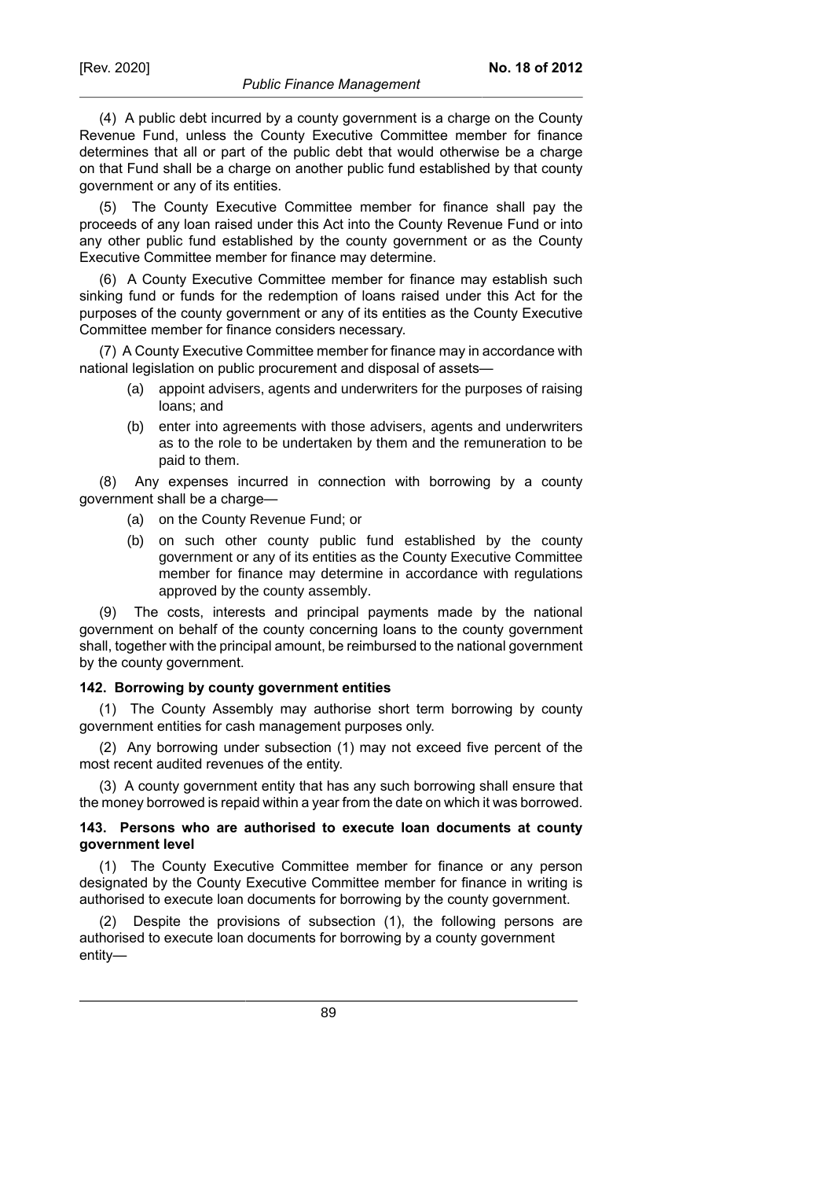(4) A public debt incurred by a county government is a charge on the County Revenue Fund, unless the County Executive Committee member for finance determines that all or part of the public debt that would otherwise be a charge on that Fund shall be a charge on another public fund established by that county government or any of its entities.

(5) The County Executive Committee member for finance shall pay the proceeds of any loan raised under this Act into the County Revenue Fund or into any other public fund established by the county government or as the County Executive Committee member for finance may determine.

(6) A County Executive Committee member for finance may establish such sinking fund or funds for the redemption of loans raised under this Act for the purposes of the county government or any of its entities as the County Executive Committee member for finance considers necessary.

(7) A County Executive Committee member for finance may in accordance with national legislation on public procurement and disposal of assets—

- (a) appoint advisers, agents and underwriters for the purposes of raising loans; and
- (b) enter into agreements with those advisers, agents and underwriters as to the role to be undertaken by them and the remuneration to be paid to them.

(8) Any expenses incurred in connection with borrowing by a county government shall be a charge—

- (a) on the County Revenue Fund; or
- (b) on such other county public fund established by the county government or any of its entities as the County Executive Committee member for finance may determine in accordance with regulations approved by the county assembly.

(9) The costs, interests and principal payments made by the national government on behalf of the county concerning loans to the county government shall, together with the principal amount, be reimbursed to the national government by the county government.

**142. Borrowing by county government entities**

(1) The County Assembly may authorise short term borrowing by county government entities for cash management purposes only.

(2) Any borrowing under subsection (1) may not exceed five percent of the most recent audited revenues of the entity.

(3) A county government entity that has any such borrowing shall ensure that the money borrowed is repaid within a year from the date on which it was borrowed.

**143. Persons who are authorised to execute loan documents at county government level**

(1) The County Executive Committee member for finance or any person designated by the County Executive Committee member for finance in writing is authorised to execute loan documents for borrowing by the county government.

(2) Despite the provisions of subsection (1), the following persons are authorised to execute loan documents for borrowing by a county government entity—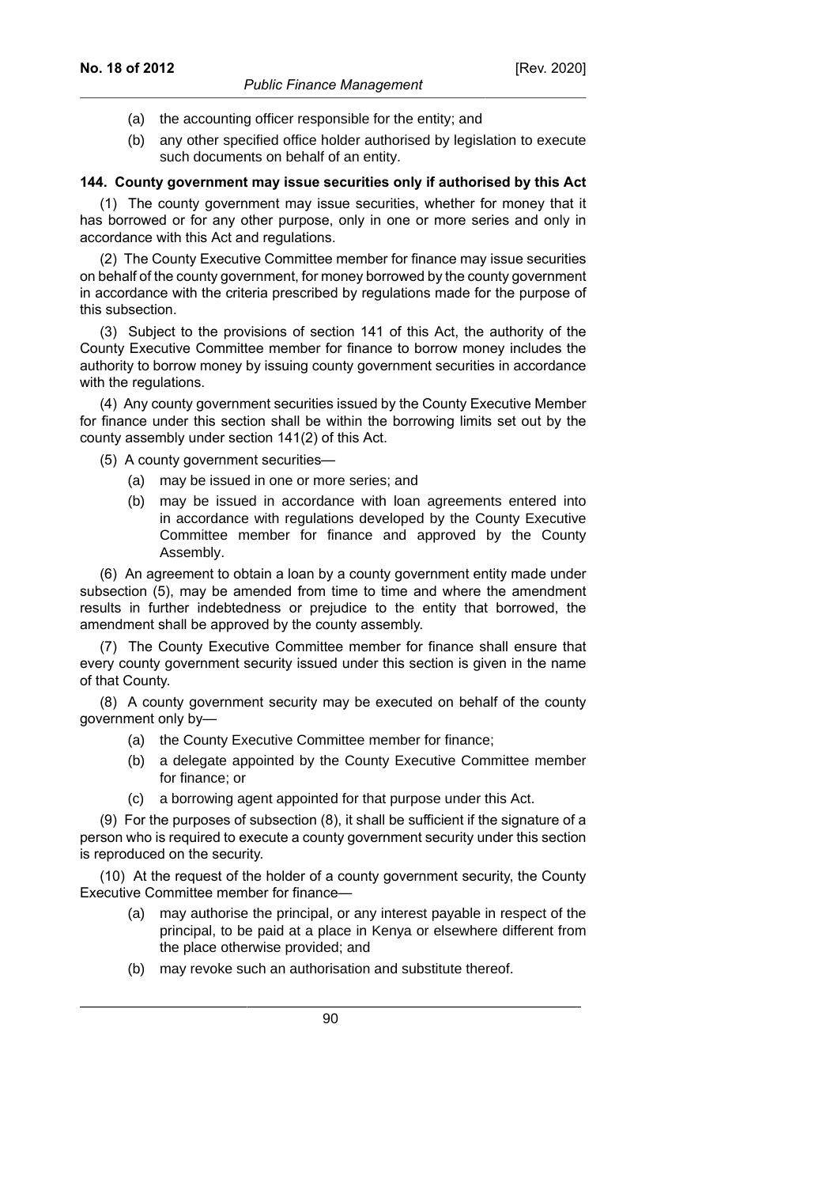(a) the accounting officer responsible for the entity; and

(b) any other specified office holder authorised by legislation to execute such documents on behalf of an entity.

**144. County government may issue securities only if authorised by this Act**

(1) The county government may issue securities, whether for money that it has borrowed or for any other purpose, only in one or more series and only in accordance with this Act and regulations.

(2) The County Executive Committee member for finance may issue securities on behalf of the county government, for money borrowed by the county government in accordance with the criteria prescribed by regulations made for the purpose of this subsection.

(3) Subject to the provisions of section 141 of this Act, the authority of the County Executive Committee member for finance to borrow money includes the authority to borrow money by issuing county government securities in accordance with the regulations.

(4) Any county government securities issued by the County Executive Member for finance under this section shall be within the borrowing limits set out by the county assembly under section 141(2) of this Act.

(5) A county government securities—

(a) may be issued in one or more series; and

(b) may be issued in accordance with loan agreements entered into in accordance with regulations developed by the County Executive Committee member for finance and approved by the County Assembly.

(6) An agreement to obtain a loan by a county government entity made under subsection (5), may be amended from time to time and where the amendment results in further indebtedness or prejudice to the entity that borrowed, the amendment shall be approved by the county assembly.

(7) The County Executive Committee member for finance shall ensure that every county government security issued under this section is given in the name of that County.

(8) A county government security may be executed on behalf of the county government only by—

(a) the County Executive Committee member for finance;

(b) a delegate appointed by the County Executive Committee member for finance; or

(c) a borrowing agent appointed for that purpose under this Act.

(9) For the purposes of subsection (8), it shall be sufficient if the signature of a person who is required to execute a county government security under this section is reproduced on the security.

(10) At the request of the holder of a county government security, the County Executive Committee member for finance—

(a) may authorise the principal, or any interest payable in respect of the principal, to be paid at a place in Kenya or elsewhere different from the place otherwise provided; and

(b) may revoke such an authorisation and substitute thereof.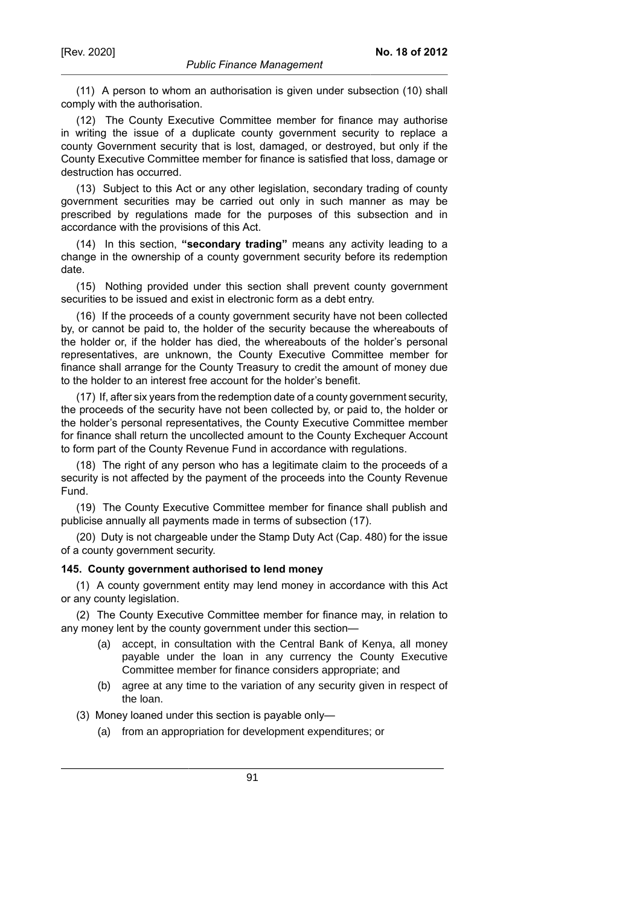(11) A person to whom an authorisation is given under subsection (10) shall comply with the authorisation.

(12) The County Executive Committee member for finance may authorise in writing the issue of a duplicate county government security to replace a county Government security that is lost, damaged, or destroyed, but only if the County Executive Committee member for finance is satisfied that loss, damage or destruction has occurred.

(13) Subject to this Act or any other legislation, secondary trading of county government securities may be carried out only in such manner as may be prescribed by regulations made for the purposes of this subsection and in accordance with the provisions of this Act.

(14) In this section, **"secondary trading"** means any activity leading to a change in the ownership of a county government security before its redemption date.

(15) Nothing provided under this section shall prevent county government securities to be issued and exist in electronic form as a debt entry.

(16) If the proceeds of a county government security have not been collected by, or cannot be paid to, the holder of the security because the whereabouts of the holder or, if the holder has died, the whereabouts of the holder's personal representatives, are unknown, the County Executive Committee member for finance shall arrange for the County Treasury to credit the amount of money due to the holder to an interest free account for the holder's benefit.

(17) If, after six years from the redemption date of a county government security, the proceeds of the security have not been collected by, or paid to, the holder or the holder's personal representatives, the County Executive Committee member for finance shall return the uncollected amount to the County Exchequer Account to form part of the County Revenue Fund in accordance with regulations.

(18) The right of any person who has a legitimate claim to the proceeds of a security is not affected by the payment of the proceeds into the County Revenue Fund.

(19) The County Executive Committee member for finance shall publish and publicise annually all payments made in terms of subsection (17).

(20) Duty is not chargeable under the Stamp Duty Act (Cap. 480) for the issue of a county government security.

### 145. County government authorised to lend money

(1) A county government entity may lend money in accordance with this Act or any county legislation.

(2) The County Executive Committee member for finance may, in relation to any money lent by the county government under this section—

- (a) accept, in consultation with the Central Bank of Kenya, all money payable under the loan in any currency the County Executive Committee member for finance considers appropriate; and
- (b) agree at any time to the variation of any security given in respect of the loan.

(3) Money loaned under this section is payable only—

- (a) from an appropriation for development expenditures; or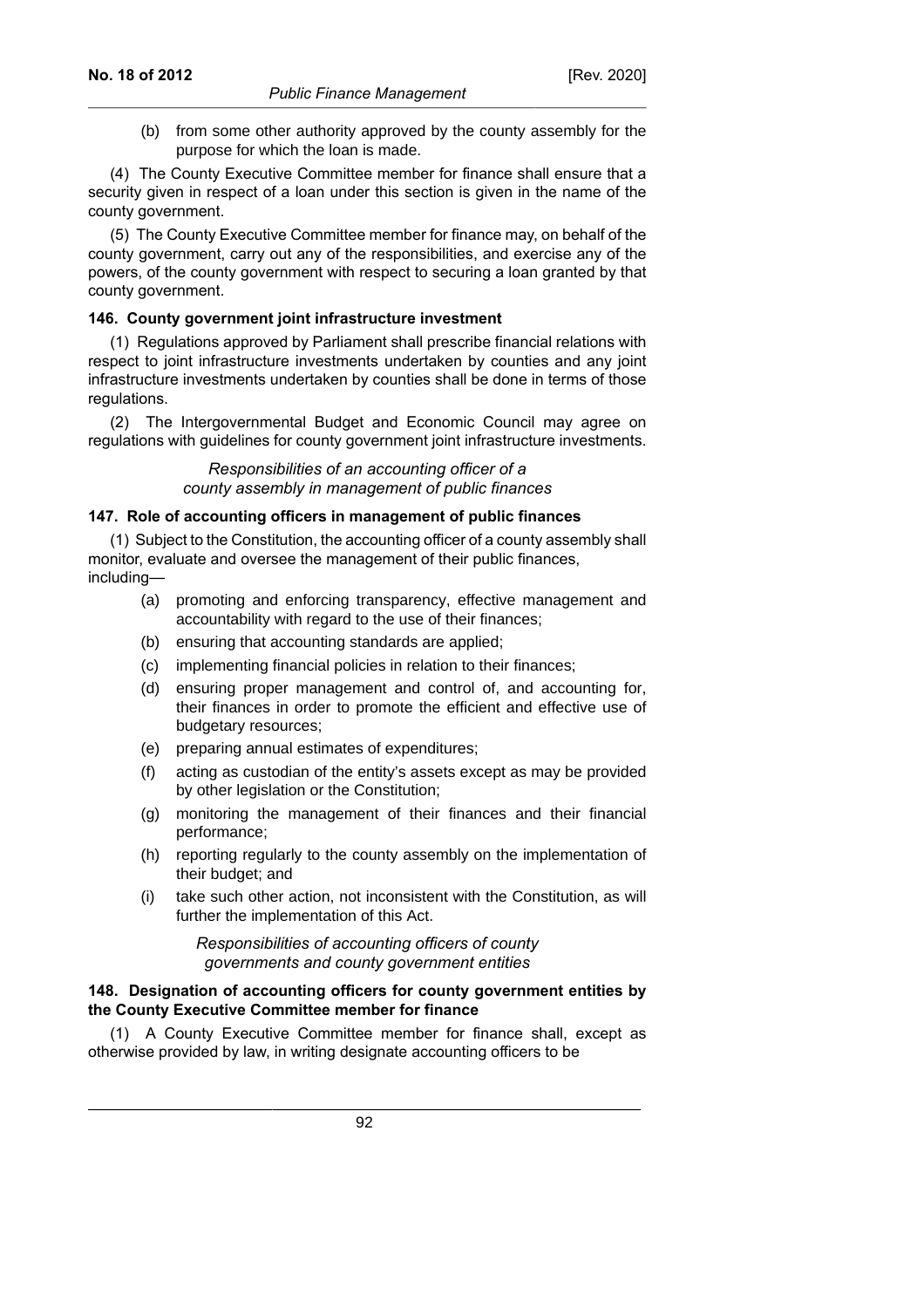(b) from some other authority approved by the county assembly for the purpose for which the loan is made.

(4) The County Executive Committee member for finance shall ensure that a security given in respect of a loan under this section is given in the name of the county government.

(5) The County Executive Committee member for finance may, on behalf of the county government, carry out any of the responsibilities, and exercise any of the powers, of the county government with respect to securing a loan granted by that county government.

**146. County government joint infrastructure investment**

(1) Regulations approved by Parliament shall prescribe financial relations with respect to joint infrastructure investments undertaken by counties and any joint infrastructure investments undertaken by counties shall be done in terms of those regulations.

(2) The Intergovernmental Budget and Economic Council may agree on regulations with guidelines for county government joint infrastructure investments.

*Responsibilities of an accounting officer of a county assembly in management of public finances*

**147. Role of accounting officers in management of public finances**

(1) Subject to the Constitution, the accounting officer of a county assembly shall monitor, evaluate and oversee the management of their public finances, including—

(a) promoting and enforcing transparency, effective management and accountability with regard to the use of their finances;

(b) ensuring that accounting standards are applied;

(c) implementing financial policies in relation to their finances;

(d) ensuring proper management and control of, and accounting for, their finances in order to promote the efficient and effective use of budgetary resources;

(e) preparing annual estimates of expenditures;

(f) acting as custodian of the entity's assets except as may be provided by other legislation or the Constitution;

(g) monitoring the management of their finances and their financial performance;

(h) reporting regularly to the county assembly on the implementation of their budget; and

(i) take such other action, not inconsistent with the Constitution, as will further the implementation of this Act.

*Responsibilities of accounting officers of county governments and county government entities*

**148. Designation of accounting officers for county government entities by the County Executive Committee member for finance**

(1) A County Executive Committee member for finance shall, except as otherwise provided by law, in writing designate accounting officers to be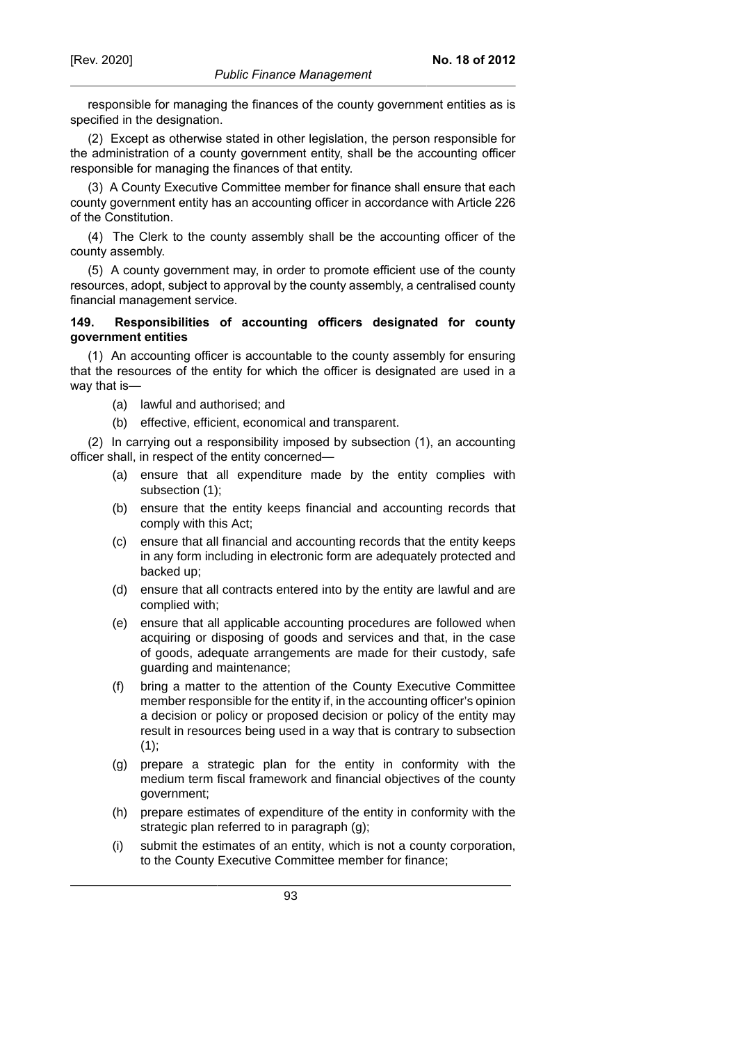responsible for managing the finances of the county government entities as is specified in the designation.

(2) Except as otherwise stated in other legislation, the person responsible for the administration of a county government entity, shall be the accounting officer responsible for managing the finances of that entity.

(3) A County Executive Committee member for finance shall ensure that each county government entity has an accounting officer in accordance with Article 226 of the Constitution.

(4) The Clerk to the county assembly shall be the accounting officer of the county assembly.

(5) A county government may, in order to promote efficient use of the county resources, adopt, subject to approval by the county assembly, a centralised county financial management service.

**149. Responsibilities of accounting officers designated for county government entities**

(1) An accounting officer is accountable to the county assembly for ensuring that the resources of the entity for which the officer is designated are used in a way that is—

(a) lawful and authorised; and

(b) effective, efficient, economical and transparent.

(2) In carrying out a responsibility imposed by subsection (1), an accounting officer shall, in respect of the entity concerned—

(a) ensure that all expenditure made by the entity complies with subsection (1);

(b) ensure that the entity keeps financial and accounting records that comply with this Act;

(c) ensure that all financial and accounting records that the entity keeps in any form including in electronic form are adequately protected and backed up;

(d) ensure that all contracts entered into by the entity are lawful and are complied with;

(e) ensure that all applicable accounting procedures are followed when acquiring or disposing of goods and services and that, in the case of goods, adequate arrangements are made for their custody, safe guarding and maintenance;

(f) bring a matter to the attention of the County Executive Committee member responsible for the entity if, in the accounting officer's opinion a decision or policy or proposed decision or policy of the entity may result in resources being used in a way that is contrary to subsection (1);

(g) prepare a strategic plan for the entity in conformity with the medium term fiscal framework and financial objectives of the county government;

(h) prepare estimates of expenditure of the entity in conformity with the strategic plan referred to in paragraph (g);

(i) submit the estimates of an entity, which is not a county corporation, to the County Executive Committee member for finance;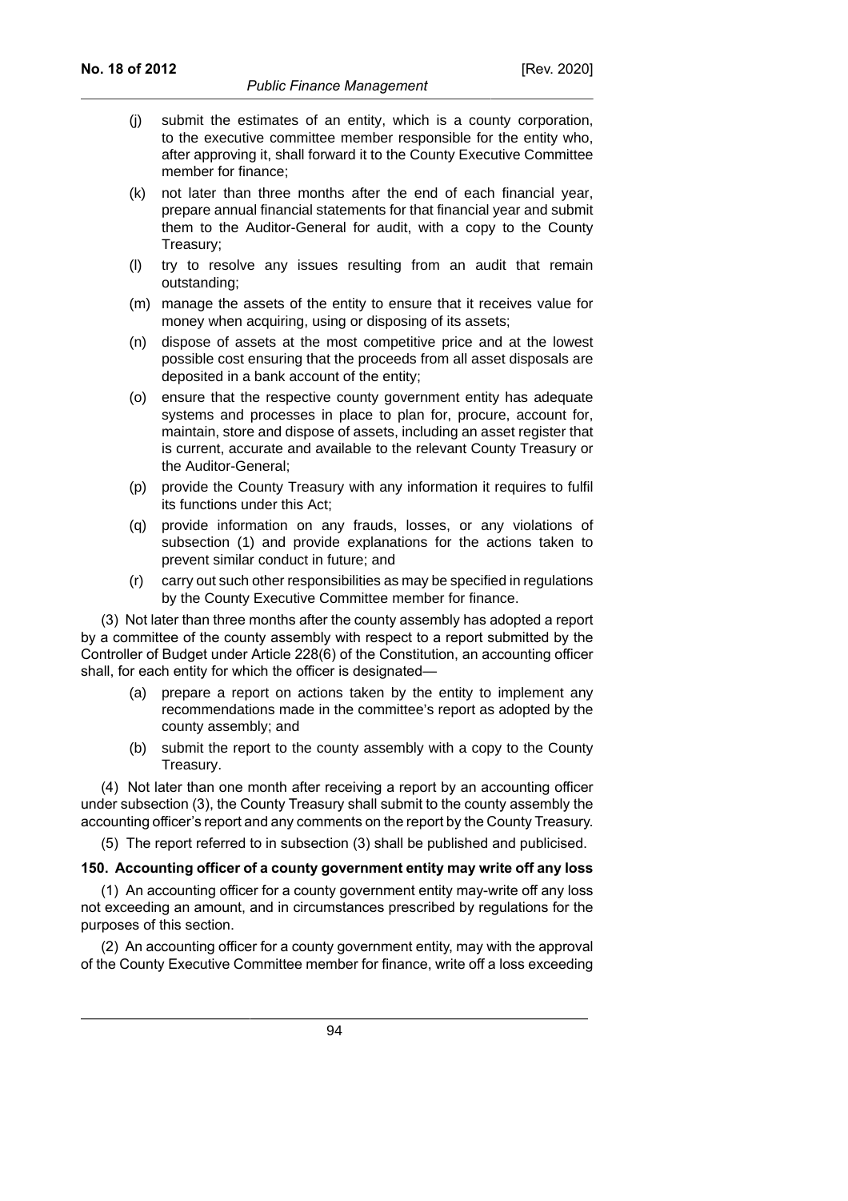(j) submit the estimates of an entity, which is a county corporation, to the executive committee member responsible for the entity who, after approving it, shall forward it to the County Executive Committee member for finance;

(k) not later than three months after the end of each financial year, prepare annual financial statements for that financial year and submit them to the Auditor-General for audit, with a copy to the County Treasury;

(l) try to resolve any issues resulting from an audit that remain outstanding;

(m) manage the assets of the entity to ensure that it receives value for money when acquiring, using or disposing of its assets;

(n) dispose of assets at the most competitive price and at the lowest possible cost ensuring that the proceeds from all asset disposals are deposited in a bank account of the entity;

(o) ensure that the respective county government entity has adequate systems and processes in place to plan for, procure, account for, maintain, store and dispose of assets, including an asset register that is current, accurate and available to the relevant County Treasury or the Auditor-General;

(p) provide the County Treasury with any information it requires to fulfil its functions under this Act;

(q) provide information on any frauds, losses, or any violations of subsection (1) and provide explanations for the actions taken to prevent similar conduct in future; and

(r) carry out such other responsibilities as may be specified in regulations by the County Executive Committee member for finance.

(3) Not later than three months after the county assembly has adopted a report by a committee of the county assembly with respect to a report submitted by the Controller of Budget under Article 228(6) of the Constitution, an accounting officer shall, for each entity for which the officer is designated—

(a) prepare a report on actions taken by the entity to implement any recommendations made in the committee's report as adopted by the county assembly; and

(b) submit the report to the county assembly with a copy to the County Treasury.

(4) Not later than one month after receiving a report by an accounting officer under subsection (3), the County Treasury shall submit to the county assembly the accounting officer's report and any comments on the report by the County Treasury.

(5) The report referred to in subsection (3) shall be published and publicised.

**150. Accounting officer of a county government entity may write off any loss**

(1) An accounting officer for a county government entity may-write off any loss not exceeding an amount, and in circumstances prescribed by regulations for the purposes of this section.

(2) An accounting officer for a county government entity, may with the approval of the County Executive Committee member for finance, write off a loss exceeding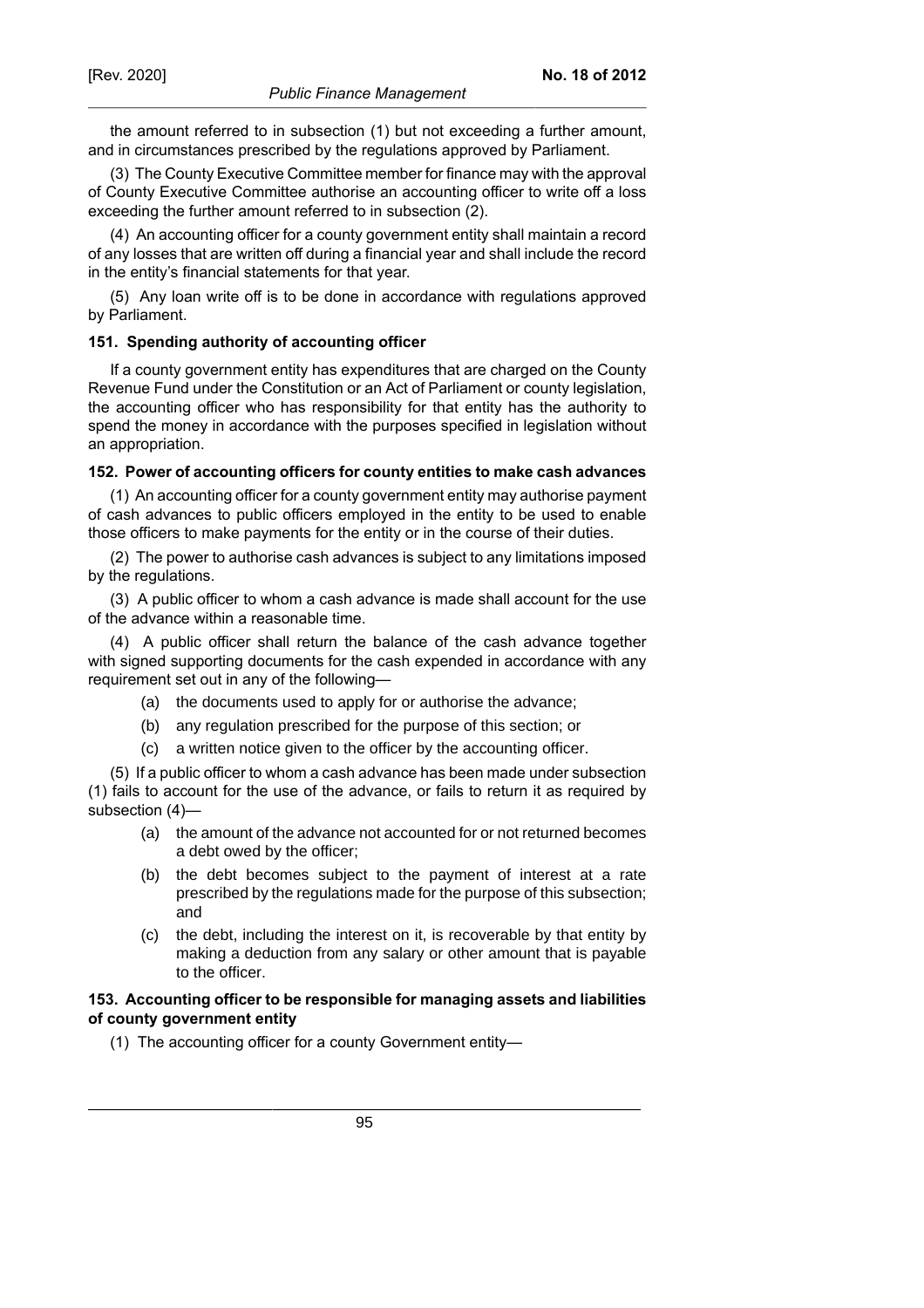the amount referred to in subsection (1) but not exceeding a further amount, and in circumstances prescribed by the regulations approved by Parliament.

(3) The County Executive Committee member for finance may with the approval of County Executive Committee authorise an accounting officer to write off a loss exceeding the further amount referred to in subsection (2).

(4) An accounting officer for a county government entity shall maintain a record of any losses that are written off during a financial year and shall include the record in the entity's financial statements for that year.

(5) Any loan write off is to be done in accordance with regulations approved by Parliament.

**151. Spending authority of accounting officer**

If a county government entity has expenditures that are charged on the County Revenue Fund under the Constitution or an Act of Parliament or county legislation, the accounting officer who has responsibility for that entity has the authority to spend the money in accordance with the purposes specified in legislation without an appropriation.

**152. Power of accounting officers for county entities to make cash advances**

(1) An accounting officer for a county government entity may authorise payment of cash advances to public officers employed in the entity to be used to enable those officers to make payments for the entity or in the course of their duties.

(2) The power to authorise cash advances is subject to any limitations imposed by the regulations.

(3) A public officer to whom a cash advance is made shall account for the use of the advance within a reasonable time.

(4) A public officer shall return the balance of the cash advance together with signed supporting documents for the cash expended in accordance with any requirement set out in any of the following—

(a) the documents used to apply for or authorise the advance;

(b) any regulation prescribed for the purpose of this section; or

(c) a written notice given to the officer by the accounting officer.

(5) If a public officer to whom a cash advance has been made under subsection (1) fails to account for the use of the advance, or fails to return it as required by subsection (4)—

(a) the amount of the advance not accounted for or not returned becomes a debt owed by the officer;

(b) the debt becomes subject to the payment of interest at a rate prescribed by the regulations made for the purpose of this subsection; and

(c) the debt, including the interest on it, is recoverable by that entity by making a deduction from any salary or other amount that is payable to the officer.

**153. Accounting officer to be responsible for managing assets and liabilities of county government entity**

(1) The accounting officer for a county Government entity—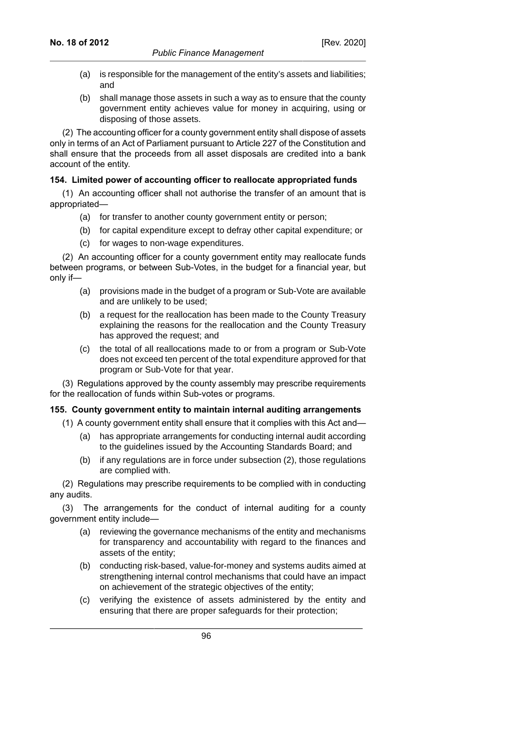(a) is responsible for the management of the entity's assets and liabilities; and

(b) shall manage those assets in such a way as to ensure that the county government entity achieves value for money in acquiring, using or disposing of those assets.

(2) The accounting officer for a county government entity shall dispose of assets only in terms of an Act of Parliament pursuant to Article 227 of the Constitution and shall ensure that the proceeds from all asset disposals are credited into a bank account of the entity.

**154. Limited power of accounting officer to reallocate appropriated funds**

(1) An accounting officer shall not authorise the transfer of an amount that is appropriated—

(a) for transfer to another county government entity or person;

(b) for capital expenditure except to defray other capital expenditure; or

(c) for wages to non-wage expenditures.

(2) An accounting officer for a county government entity may reallocate funds between programs, or between Sub-Votes, in the budget for a financial year, but only if—

(a) provisions made in the budget of a program or Sub-Vote are available and are unlikely to be used;

(b) a request for the reallocation has been made to the County Treasury explaining the reasons for the reallocation and the County Treasury has approved the request; and

(c) the total of all reallocations made to or from a program or Sub-Vote does not exceed ten percent of the total expenditure approved for that program or Sub-Vote for that year.

(3) Regulations approved by the county assembly may prescribe requirements for the reallocation of funds within Sub-votes or programs.

**155. County government entity to maintain internal auditing arrangements**

(1) A county government entity shall ensure that it complies with this Act and—

(a) has appropriate arrangements for conducting internal audit according to the guidelines issued by the Accounting Standards Board; and

(b) if any regulations are in force under subsection (2), those regulations are complied with.

(2) Regulations may prescribe requirements to be complied with in conducting any audits.

(3) The arrangements for the conduct of internal auditing for a county government entity include—

(a) reviewing the governance mechanisms of the entity and mechanisms for transparency and accountability with regard to the finances and assets of the entity;

(b) conducting risk-based, value-for-money and systems audits aimed at strengthening internal control mechanisms that could have an impact on achievement of the strategic objectives of the entity;

(c) verifying the existence of assets administered by the entity and ensuring that there are proper safeguards for their protection;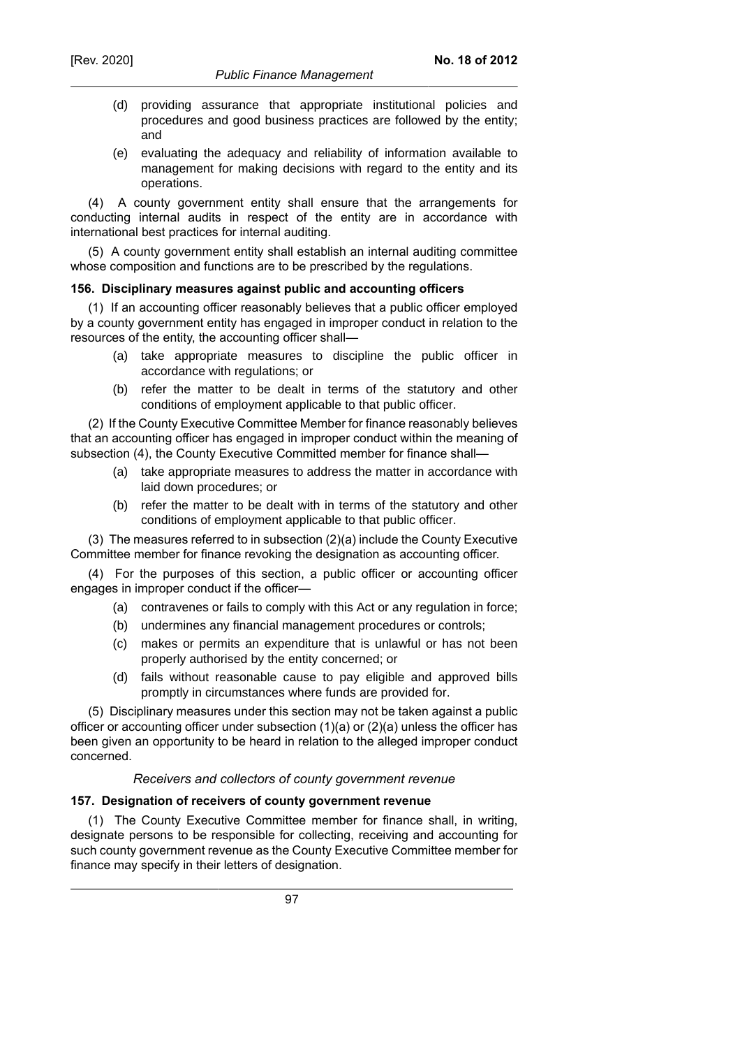(d) providing assurance that appropriate institutional policies and procedures and good business practices are followed by the entity; and

(e) evaluating the adequacy and reliability of information available to management for making decisions with regard to the entity and its operations.

(4) A county government entity shall ensure that the arrangements for conducting internal audits in respect of the entity are in accordance with international best practices for internal auditing.

(5) A county government entity shall establish an internal auditing committee whose composition and functions are to be prescribed by the regulations.

**156. Disciplinary measures against public and accounting officers**

(1) If an accounting officer reasonably believes that a public officer employed by a county government entity has engaged in improper conduct in relation to the resources of the entity, the accounting officer shall—

(a) take appropriate measures to discipline the public officer in accordance with regulations; or

(b) refer the matter to be dealt in terms of the statutory and other conditions of employment applicable to that public officer.

(2) If the County Executive Committee Member for finance reasonably believes that an accounting officer has engaged in improper conduct within the meaning of subsection (4), the County Executive Committed member for finance shall—

(a) take appropriate measures to address the matter in accordance with laid down procedures; or

(b) refer the matter to be dealt with in terms of the statutory and other conditions of employment applicable to that public officer.

(3) The measures referred to in subsection (2)(a) include the County Executive Committee member for finance revoking the designation as accounting officer.

(4) For the purposes of this section, a public officer or accounting officer engages in improper conduct if the officer—

(a) contravenes or fails to comply with this Act or any regulation in force;

(b) undermines any financial management procedures or controls;

(c) makes or permits an expenditure that is unlawful or has not been properly authorised by the entity concerned; or

(d) fails without reasonable cause to pay eligible and approved bills promptly in circumstances where funds are provided for.

(5) Disciplinary measures under this section may not be taken against a public officer or accounting officer under subsection (1)(a) or (2)(a) unless the officer has been given an opportunity to be heard in relation to the alleged improper conduct concerned.

*Receivers and collectors of county government revenue*

**157. Designation of receivers of county government revenue**

(1) The County Executive Committee member for finance shall, in writing, designate persons to be responsible for collecting, receiving and accounting for such county government revenue as the County Executive Committee member for finance may specify in their letters of designation.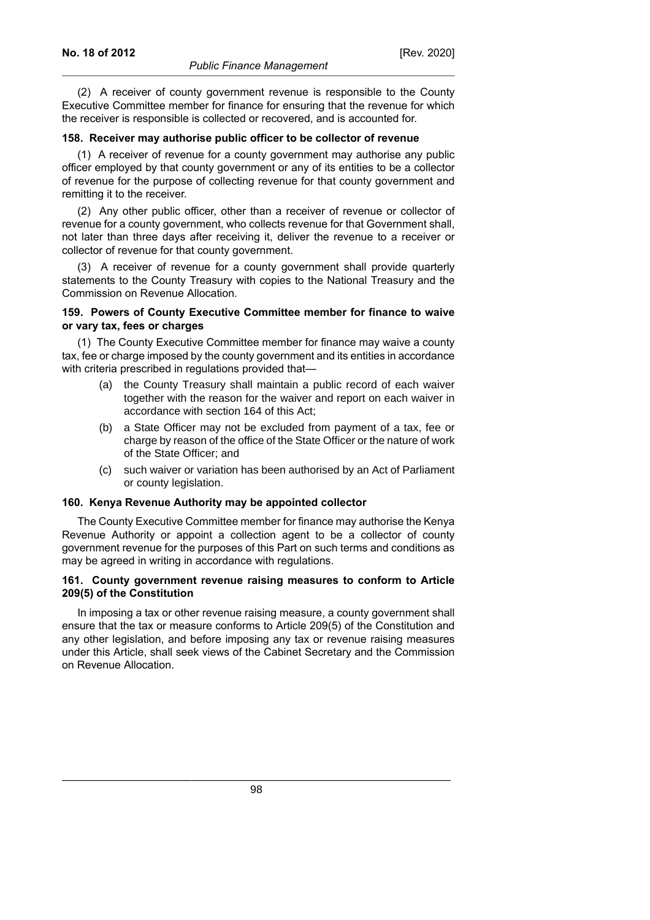(2) A receiver of county government revenue is responsible to the County Executive Committee member for finance for ensuring that the revenue for which the receiver is responsible is collected or recovered, and is accounted for.

**158. Receiver may authorise public officer to be collector of revenue**

(1) A receiver of revenue for a county government may authorise any public officer employed by that county government or any of its entities to be a collector of revenue for the purpose of collecting revenue for that county government and remitting it to the receiver.

(2) Any other public officer, other than a receiver of revenue or collector of revenue for a county government, who collects revenue for that Government shall, not later than three days after receiving it, deliver the revenue to a receiver or collector of revenue for that county government.

(3) A receiver of revenue for a county government shall provide quarterly statements to the County Treasury with copies to the National Treasury and the Commission on Revenue Allocation.

**159. Powers of County Executive Committee member for finance to waive or vary tax, fees or charges**

(1) The County Executive Committee member for finance may waive a county tax, fee or charge imposed by the county government and its entities in accordance with criteria prescribed in regulations provided that—

- (a) the County Treasury shall maintain a public record of each waiver together with the reason for the waiver and report on each waiver in accordance with section 164 of this Act;
- (b) a State Officer may not be excluded from payment of a tax, fee or charge by reason of the office of the State Officer or the nature of work of the State Officer; and
- (c) such waiver or variation has been authorised by an Act of Parliament or county legislation.

**160. Kenya Revenue Authority may be appointed collector**

The County Executive Committee member for finance may authorise the Kenya Revenue Authority or appoint a collection agent to be a collector of county government revenue for the purposes of this Part on such terms and conditions as may be agreed in writing in accordance with regulations.

**161. County government revenue raising measures to conform to Article 209(5) of the Constitution**

In imposing a tax or other revenue raising measure, a county government shall ensure that the tax or measure conforms to Article 209(5) of the Constitution and any other legislation, and before imposing any tax or revenue raising measures under this Article, shall seek views of the Cabinet Secretary and the Commission on Revenue Allocation.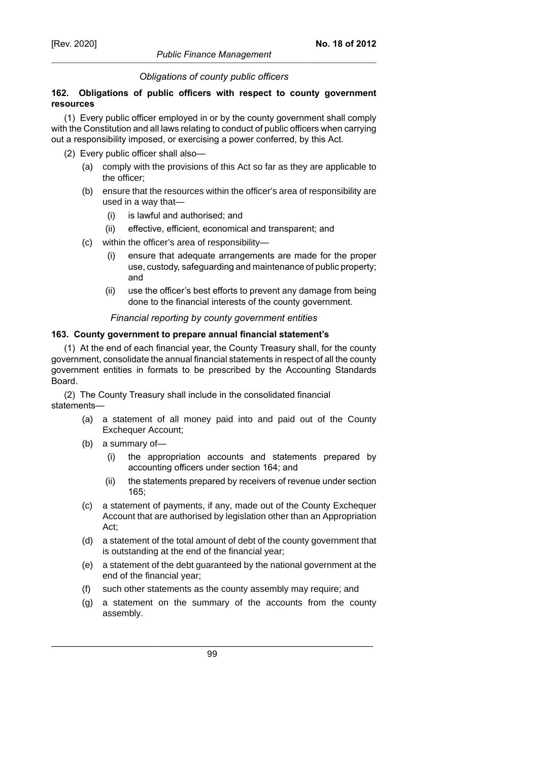*Obligations of county public officers*

**162. Obligations of public officers with respect to county government resources**

(1) Every public officer employed in or by the county government shall comply with the Constitution and all laws relating to conduct of public officers when carrying out a responsibility imposed, or exercising a power conferred, by this Act.

(2) Every public officer shall also—

- (a) comply with the provisions of this Act so far as they are applicable to the officer;
- (b) ensure that the resources within the officer's area of responsibility are used in a way that—
  - (i) is lawful and authorised; and
  - (ii) effective, efficient, economical and transparent; and
- (c) within the officer's area of responsibility—
  - (i) ensure that adequate arrangements are made for the proper use, custody, safeguarding and maintenance of public property; and
  - (ii) use the officer's best efforts to prevent any damage from being done to the financial interests of the county government.

*Financial reporting by county government entities*

**163. County government to prepare annual financial statement's**

(1) At the end of each financial year, the County Treasury shall, for the county government, consolidate the annual financial statements in respect of all the county government entities in formats to be prescribed by the Accounting Standards Board.

(2) The County Treasury shall include in the consolidated financial statements—

- (a) a statement of all money paid into and paid out of the County Exchequer Account;
- (b) a summary of—
  - (i) the appropriation accounts and statements prepared by accounting officers under section 164; and
  - (ii) the statements prepared by receivers of revenue under section 165;
- (c) a statement of payments, if any, made out of the County Exchequer Account that are authorised by legislation other than an Appropriation Act;
- (d) a statement of the total amount of debt of the county government that is outstanding at the end of the financial year;
- (e) a statement of the debt guaranteed by the national government at the end of the financial year;
- (f) such other statements as the county assembly may require; and
- (g) a statement on the summary of the accounts from the county assembly.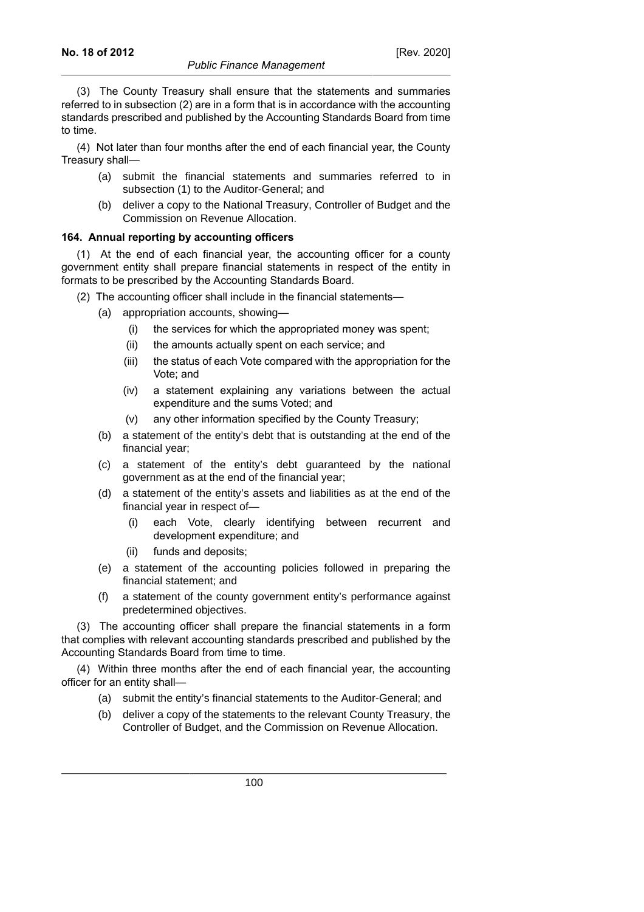(3) The County Treasury shall ensure that the statements and summaries referred to in subsection (2) are in a form that is in accordance with the accounting standards prescribed and published by the Accounting Standards Board from time to time.

(4) Not later than four months after the end of each financial year, the County Treasury shall—

- (a) submit the financial statements and summaries referred to in subsection (1) to the Auditor-General; and
- (b) deliver a copy to the National Treasury, Controller of Budget and the Commission on Revenue Allocation.

### 164. Annual reporting by accounting officers

(1) At the end of each financial year, the accounting officer for a county government entity shall prepare financial statements in respect of the entity in formats to be prescribed by the Accounting Standards Board.

(2) The accounting officer shall include in the financial statements—

- (a) appropriation accounts, showing—
  - (i) the services for which the appropriated money was spent;
  - (ii) the amounts actually spent on each service; and
  - (iii) the status of each Vote compared with the appropriation for the Vote; and
  - (iv) a statement explaining any variations between the actual expenditure and the sums Voted; and
  - (v) any other information specified by the County Treasury;
- (b) a statement of the entity's debt that is outstanding at the end of the financial year;
- (c) a statement of the entity's debt guaranteed by the national government as at the end of the financial year;
- (d) a statement of the entity's assets and liabilities as at the end of the financial year in respect of—
  - (i) each Vote, clearly identifying between recurrent and development expenditure; and
  - (ii) funds and deposits;
- (e) a statement of the accounting policies followed in preparing the financial statement; and
- (f) a statement of the county government entity's performance against predetermined objectives.

(3) The accounting officer shall prepare the financial statements in a form that complies with relevant accounting standards prescribed and published by the Accounting Standards Board from time to time.

(4) Within three months after the end of each financial year, the accounting officer for an entity shall—

- (a) submit the entity's financial statements to the Auditor-General; and
- (b) deliver a copy of the statements to the relevant County Treasury, the Controller of Budget, and the Commission on Revenue Allocation.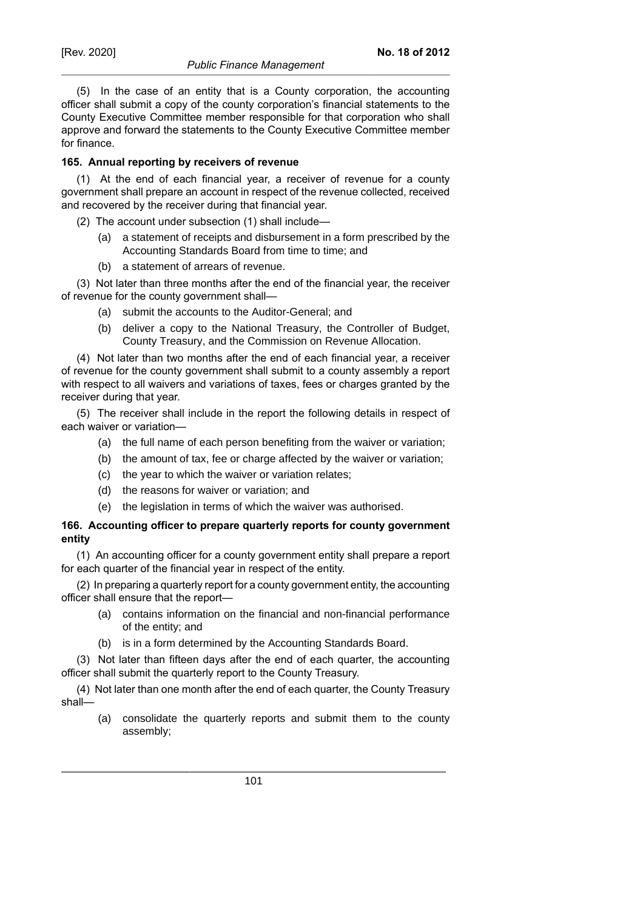(5) In the case of an entity that is a County corporation, the accounting officer shall submit a copy of the county corporation's financial statements to the County Executive Committee member responsible for that corporation who shall approve and forward the statements to the County Executive Committee member for finance.

**165. Annual reporting by receivers of revenue**

(1) At the end of each financial year, a receiver of revenue for a county government shall prepare an account in respect of the revenue collected, received and recovered by the receiver during that financial year.

(2) The account under subsection (1) shall include—

(a) a statement of receipts and disbursement in a form prescribed by the Accounting Standards Board from time to time; and

(b) a statement of arrears of revenue.

(3) Not later than three months after the end of the financial year, the receiver of revenue for the county government shall—

(a) submit the accounts to the Auditor-General; and

(b) deliver a copy to the National Treasury, the Controller of Budget, County Treasury, and the Commission on Revenue Allocation.

(4) Not later than two months after the end of each financial year, a receiver of revenue for the county government shall submit to a county assembly a report with respect to all waivers and variations of taxes, fees or charges granted by the receiver during that year.

(5) The receiver shall include in the report the following details in respect of each waiver or variation—

(a) the full name of each person benefiting from the waiver or variation;

(b) the amount of tax, fee or charge affected by the waiver or variation;

(c) the year to which the waiver or variation relates;

(d) the reasons for waiver or variation; and

(e) the legislation in terms of which the waiver was authorised.

**166. Accounting officer to prepare quarterly reports for county government entity**

(1) An accounting officer for a county government entity shall prepare a report for each quarter of the financial year in respect of the entity.

(2) In preparing a quarterly report for a county government entity, the accounting officer shall ensure that the report—

(a) contains information on the financial and non-financial performance of the entity; and

(b) is in a form determined by the Accounting Standards Board.

(3) Not later than fifteen days after the end of each quarter, the accounting officer shall submit the quarterly report to the County Treasury.

(4) Not later than one month after the end of each quarter, the County Treasury shall—

(a) consolidate the quarterly reports and submit them to the county assembly;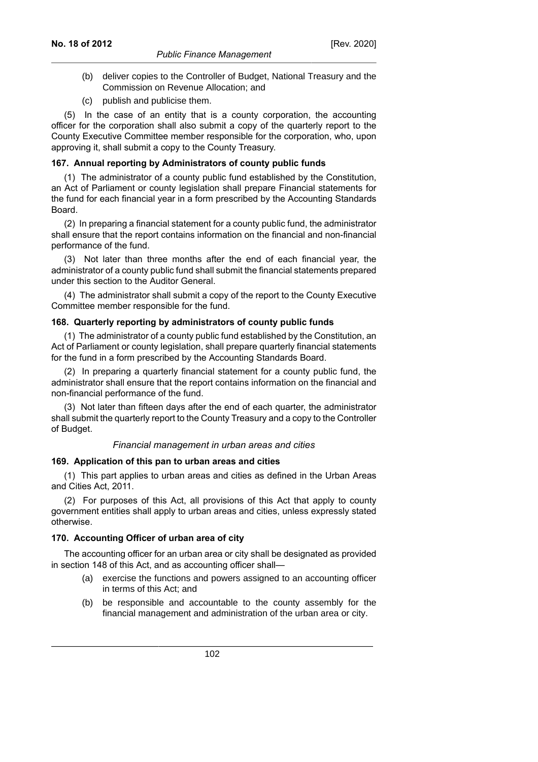(b) deliver copies to the Controller of Budget, National Treasury and the Commission on Revenue Allocation; and

(c) publish and publicise them.

(5) In the case of an entity that is a county corporation, the accounting officer for the corporation shall also submit a copy of the quarterly report to the County Executive Committee member responsible for the corporation, who, upon approving it, shall submit a copy to the County Treasury.

**167. Annual reporting by Administrators of county public funds**

(1) The administrator of a county public fund established by the Constitution, an Act of Parliament or county legislation shall prepare Financial statements for the fund for each financial year in a form prescribed by the Accounting Standards Board.

(2) In preparing a financial statement for a county public fund, the administrator shall ensure that the report contains information on the financial and non-financial performance of the fund.

(3) Not later than three months after the end of each financial year, the administrator of a county public fund shall submit the financial statements prepared under this section to the Auditor General.

(4) The administrator shall submit a copy of the report to the County Executive Committee member responsible for the fund.

**168. Quarterly reporting by administrators of county public funds**

(1) The administrator of a county public fund established by the Constitution, an Act of Parliament or county legislation, shall prepare quarterly financial statements for the fund in a form prescribed by the Accounting Standards Board.

(2) In preparing a quarterly financial statement for a county public fund, the administrator shall ensure that the report contains information on the financial and non-financial performance of the fund.

(3) Not later than fifteen days after the end of each quarter, the administrator shall submit the quarterly report to the County Treasury and a copy to the Controller of Budget.

*Financial management in urban areas and cities*

**169. Application of this pan to urban areas and cities**

(1) This part applies to urban areas and cities as defined in the Urban Areas and Cities Act, 2011.

(2) For purposes of this Act, all provisions of this Act that apply to county government entities shall apply to urban areas and cities, unless expressly stated otherwise.

**170. Accounting Officer of urban area of city**

The accounting officer for an urban area or city shall be designated as provided in section 148 of this Act, and as accounting officer shall—

(a) exercise the functions and powers assigned to an accounting officer in terms of this Act; and

(b) be responsible and accountable to the county assembly for the financial management and administration of the urban area or city.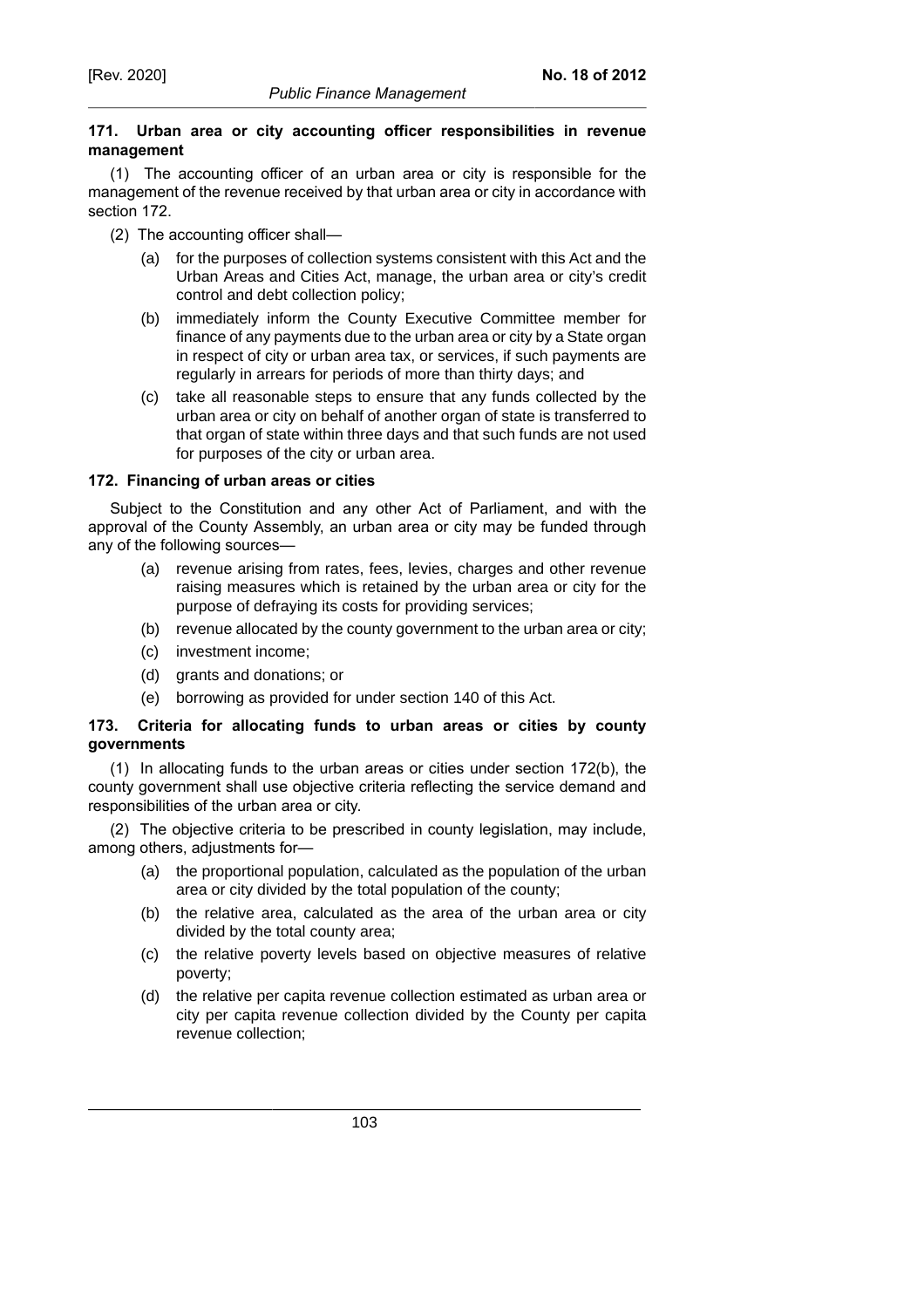**171. Urban area or city accounting officer responsibilities in revenue management**

(1) The accounting officer of an urban area or city is responsible for the management of the revenue received by that urban area or city in accordance with section 172.

(2) The accounting officer shall—

(a) for the purposes of collection systems consistent with this Act and the Urban Areas and Cities Act, manage, the urban area or city's credit control and debt collection policy;

(b) immediately inform the County Executive Committee member for finance of any payments due to the urban area or city by a State organ in respect of city or urban area tax, or services, if such payments are regularly in arrears for periods of more than thirty days; and

(c) take all reasonable steps to ensure that any funds collected by the urban area or city on behalf of another organ of state is transferred to that organ of state within three days and that such funds are not used for purposes of the city or urban area.

**172. Financing of urban areas or cities**

Subject to the Constitution and any other Act of Parliament, and with the approval of the County Assembly, an urban area or city may be funded through any of the following sources—

(a) revenue arising from rates, fees, levies, charges and other revenue raising measures which is retained by the urban area or city for the purpose of defraying its costs for providing services;

(b) revenue allocated by the county government to the urban area or city;

(c) investment income;

(d) grants and donations; or

(e) borrowing as provided for under section 140 of this Act.

**173. Criteria for allocating funds to urban areas or cities by county governments**

(1) In allocating funds to the urban areas or cities under section 172(b), the county government shall use objective criteria reflecting the service demand and responsibilities of the urban area or city.

(2) The objective criteria to be prescribed in county legislation, may include, among others, adjustments for—

(a) the proportional population, calculated as the population of the urban area or city divided by the total population of the county;

(b) the relative area, calculated as the area of the urban area or city divided by the total county area;

(c) the relative poverty levels based on objective measures of relative poverty;

(d) the relative per capita revenue collection estimated as urban area or city per capita revenue collection divided by the County per capita revenue collection;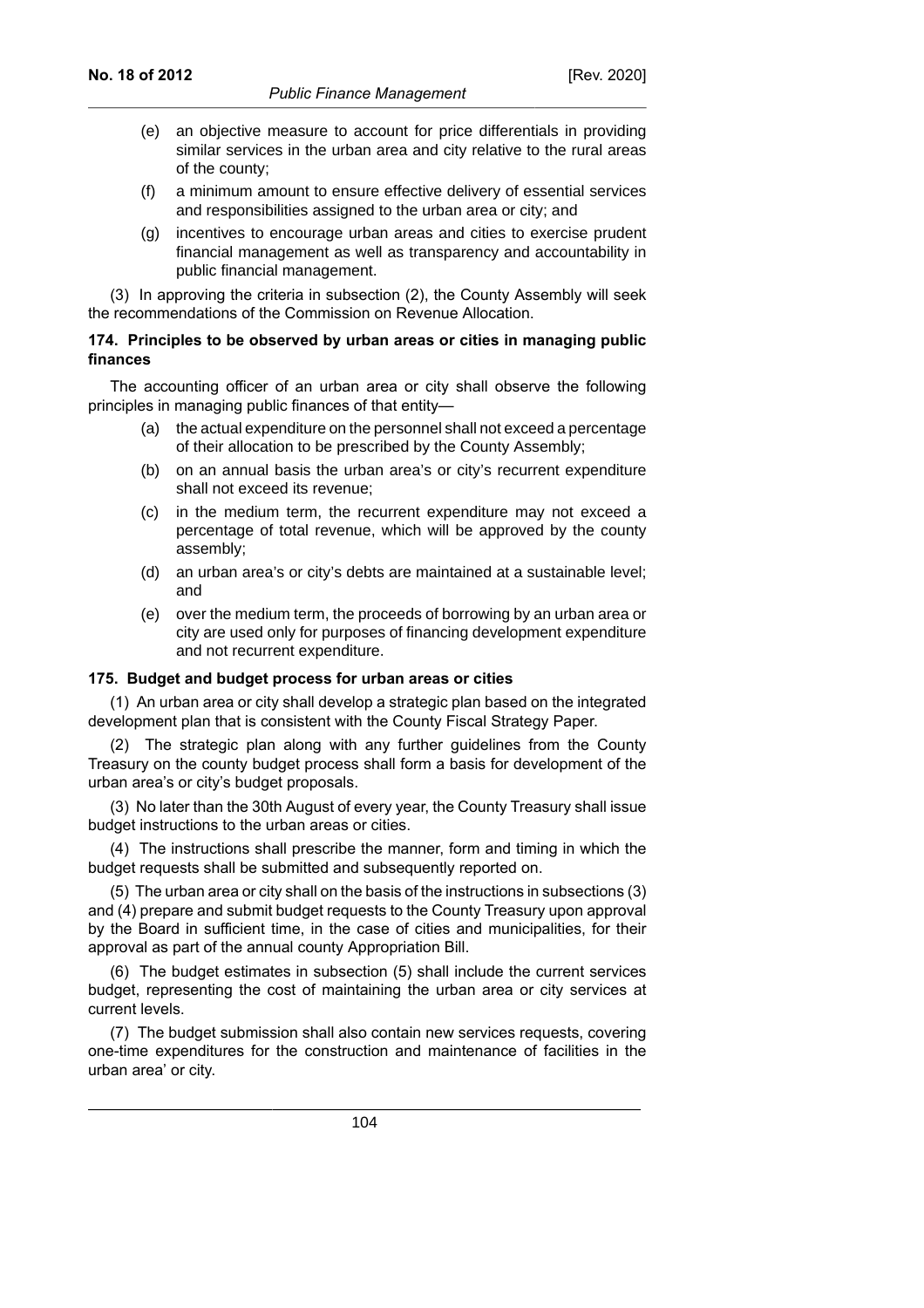(e) an objective measure to account for price differentials in providing similar services in the urban area and city relative to the rural areas of the county;

(f) a minimum amount to ensure effective delivery of essential services and responsibilities assigned to the urban area or city; and

(g) incentives to encourage urban areas and cities to exercise prudent financial management as well as transparency and accountability in public financial management.

(3) In approving the criteria in subsection (2), the County Assembly will seek the recommendations of the Commission on Revenue Allocation.

**174. Principles to be observed by urban areas or cities in managing public finances**

The accounting officer of an urban area or city shall observe the following principles in managing public finances of that entity—

(a) the actual expenditure on the personnel shall not exceed a percentage of their allocation to be prescribed by the County Assembly;

(b) on an annual basis the urban area's or city's recurrent expenditure shall not exceed its revenue;

(c) in the medium term, the recurrent expenditure may not exceed a percentage of total revenue, which will be approved by the county assembly;

(d) an urban area's or city's debts are maintained at a sustainable level; and

(e) over the medium term, the proceeds of borrowing by an urban area or city are used only for purposes of financing development expenditure and not recurrent expenditure.

**175. Budget and budget process for urban areas or cities**

(1) An urban area or city shall develop a strategic plan based on the integrated development plan that is consistent with the County Fiscal Strategy Paper.

(2) The strategic plan along with any further guidelines from the County Treasury on the county budget process shall form a basis for development of the urban area's or city's budget proposals.

(3) No later than the 30th August of every year, the County Treasury shall issue budget instructions to the urban areas or cities.

(4) The instructions shall prescribe the manner, form and timing in which the budget requests shall be submitted and subsequently reported on.

(5) The urban area or city shall on the basis of the instructions in subsections (3) and (4) prepare and submit budget requests to the County Treasury upon approval by the Board in sufficient time, in the case of cities and municipalities, for their approval as part of the annual county Appropriation Bill.

(6) The budget estimates in subsection (5) shall include the current services budget, representing the cost of maintaining the urban area or city services at current levels.

(7) The budget submission shall also contain new services requests, covering one-time expenditures for the construction and maintenance of facilities in the urban area' or city.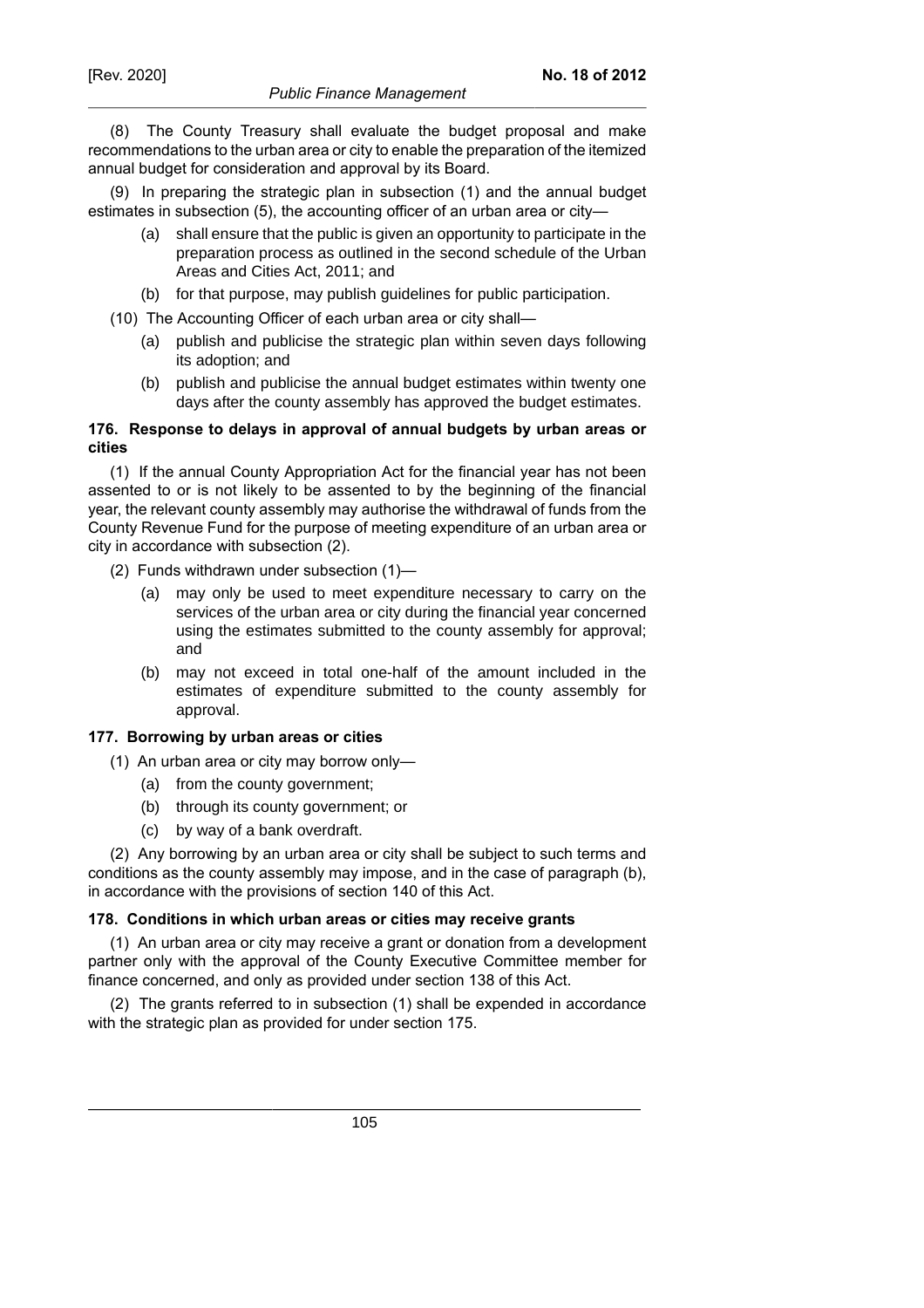(8) The County Treasury shall evaluate the budget proposal and make recommendations to the urban area or city to enable the preparation of the itemized annual budget for consideration and approval by its Board.

(9) In preparing the strategic plan in subsection (1) and the annual budget estimates in subsection (5), the accounting officer of an urban area or city—

(a) shall ensure that the public is given an opportunity to participate in the preparation process as outlined in the second schedule of the Urban Areas and Cities Act, 2011; and

(b) for that purpose, may publish guidelines for public participation.

(10) The Accounting Officer of each urban area or city shall—

(a) publish and publicise the strategic plan within seven days following its adoption; and

(b) publish and publicise the annual budget estimates within twenty one days after the county assembly has approved the budget estimates.

**176. Response to delays in approval of annual budgets by urban areas or cities**

(1) If the annual County Appropriation Act for the financial year has not been assented to or is not likely to be assented to by the beginning of the financial year, the relevant county assembly may authorise the withdrawal of funds from the County Revenue Fund for the purpose of meeting expenditure of an urban area or city in accordance with subsection (2).

(2) Funds withdrawn under subsection (1)—

(a) may only be used to meet expenditure necessary to carry on the services of the urban area or city during the financial year concerned using the estimates submitted to the county assembly for approval; and

(b) may not exceed in total one-half of the amount included in the estimates of expenditure submitted to the county assembly for approval.

**177. Borrowing by urban areas or cities**

(1) An urban area or city may borrow only—

(a) from the county government;

(b) through its county government; or

(c) by way of a bank overdraft.

(2) Any borrowing by an urban area or city shall be subject to such terms and conditions as the county assembly may impose, and in the case of paragraph (b), in accordance with the provisions of section 140 of this Act.

**178. Conditions in which urban areas or cities may receive grants**

(1) An urban area or city may receive a grant or donation from a development partner only with the approval of the County Executive Committee member for finance concerned, and only as provided under section 138 of this Act.

(2) The grants referred to in subsection (1) shall be expended in accordance with the strategic plan as provided for under section 175.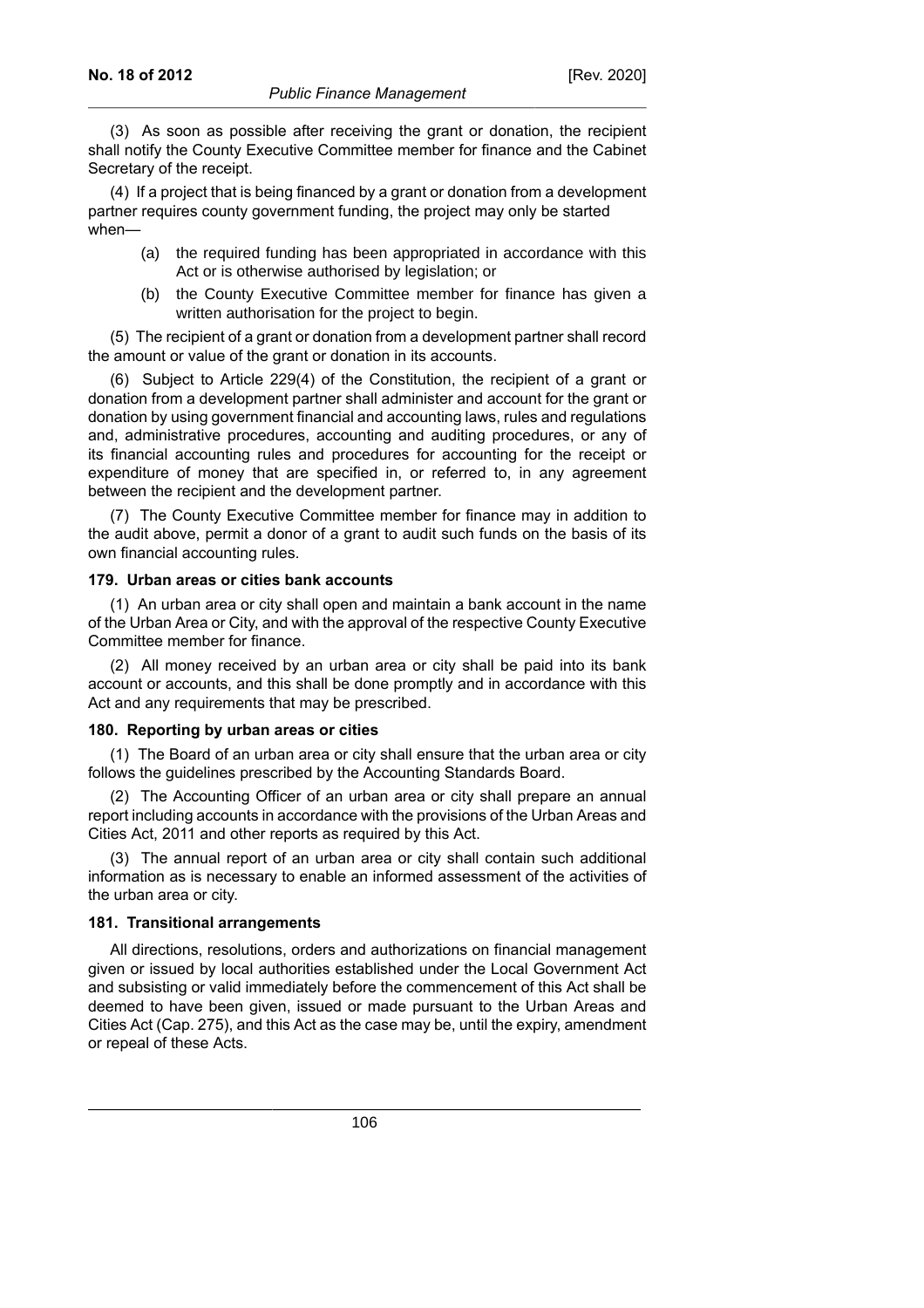(3) As soon as possible after receiving the grant or donation, the recipient shall notify the County Executive Committee member for finance and the Cabinet Secretary of the receipt.

(4) If a project that is being financed by a grant or donation from a development partner requires county government funding, the project may only be started when—

- (a) the required funding has been appropriated in accordance with this Act or is otherwise authorised by legislation; or
- (b) the County Executive Committee member for finance has given a written authorisation for the project to begin.

(5) The recipient of a grant or donation from a development partner shall record the amount or value of the grant or donation in its accounts.

(6) Subject to Article 229(4) of the Constitution, the recipient of a grant or donation from a development partner shall administer and account for the grant or donation by using government financial and accounting laws, rules and regulations and, administrative procedures, accounting and auditing procedures, or any of its financial accounting rules and procedures for accounting for the receipt or expenditure of money that are specified in, or referred to, in any agreement between the recipient and the development partner.

(7) The County Executive Committee member for finance may in addition to the audit above, permit a donor of a grant to audit such funds on the basis of its own financial accounting rules.

**179. Urban areas or cities bank accounts**

(1) An urban area or city shall open and maintain a bank account in the name of the Urban Area or City, and with the approval of the respective County Executive Committee member for finance.

(2) All money received by an urban area or city shall be paid into its bank account or accounts, and this shall be done promptly and in accordance with this Act and any requirements that may be prescribed.

**180. Reporting by urban areas or cities**

(1) The Board of an urban area or city shall ensure that the urban area or city follows the guidelines prescribed by the Accounting Standards Board.

(2) The Accounting Officer of an urban area or city shall prepare an annual report including accounts in accordance with the provisions of the Urban Areas and Cities Act, 2011 and other reports as required by this Act.

(3) The annual report of an urban area or city shall contain such additional information as is necessary to enable an informed assessment of the activities of the urban area or city.

**181. Transitional arrangements**

All directions, resolutions, orders and authorizations on financial management given or issued by local authorities established under the Local Government Act and subsisting or valid immediately before the commencement of this Act shall be deemed to have been given, issued or made pursuant to the Urban Areas and Cities Act (Cap. 275), and this Act as the case may be, until the expiry, amendment or repeal of these Acts.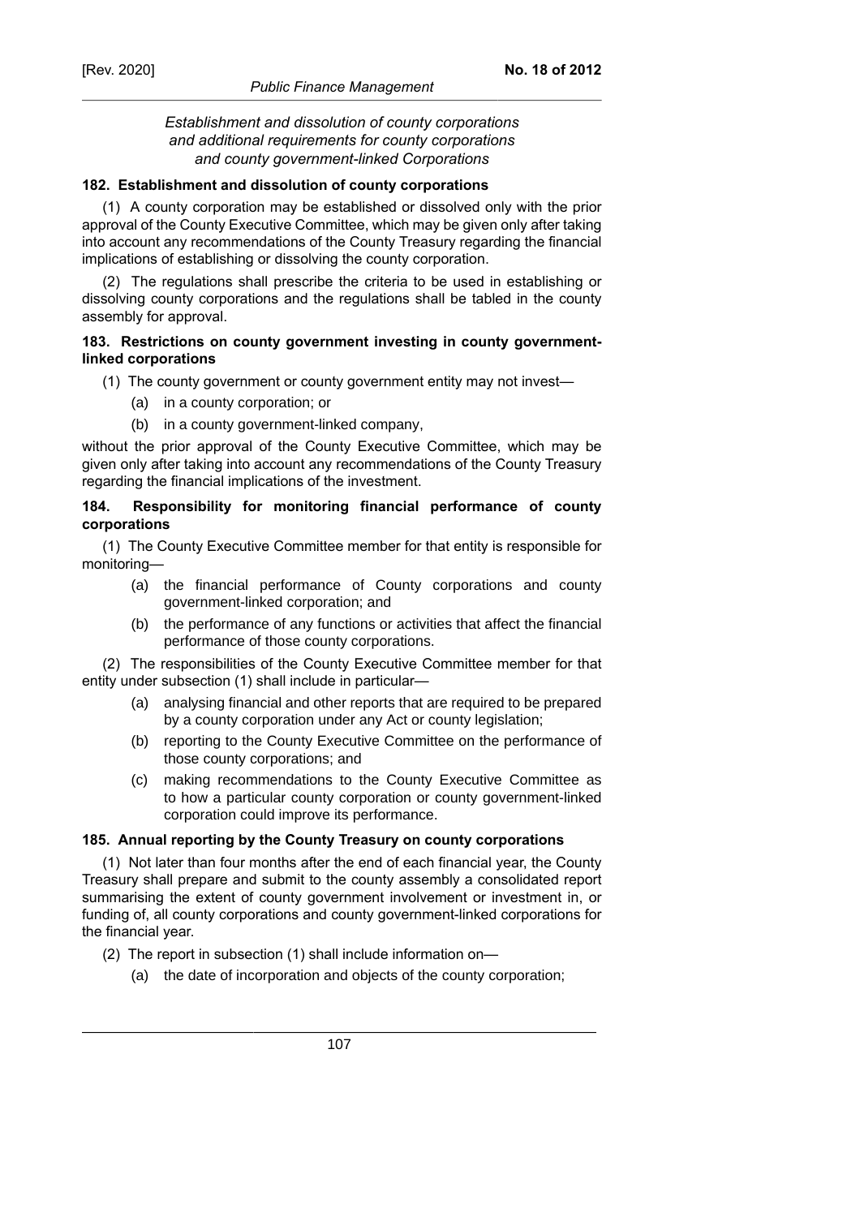*Establishment and dissolution of county corporations and additional requirements for county corporations and county government-linked Corporations*

**182. Establishment and dissolution of county corporations**

(1) A county corporation may be established or dissolved only with the prior approval of the County Executive Committee, which may be given only after taking into account any recommendations of the County Treasury regarding the financial implications of establishing or dissolving the county corporation.

(2) The regulations shall prescribe the criteria to be used in establishing or dissolving county corporations and the regulations shall be tabled in the county assembly for approval.

**183. Restrictions on county government investing in county government-linked corporations**

(1) The county government or county government entity may not invest—

- (a) in a county corporation; or
- (b) in a county government-linked company,

without the prior approval of the County Executive Committee, which may be given only after taking into account any recommendations of the County Treasury regarding the financial implications of the investment.

**184. Responsibility for monitoring financial performance of county corporations**

(1) The County Executive Committee member for that entity is responsible for monitoring—

- (a) the financial performance of County corporations and county government-linked corporation; and
- (b) the performance of any functions or activities that affect the financial performance of those county corporations.

(2) The responsibilities of the County Executive Committee member for that entity under subsection (1) shall include in particular—

- (a) analysing financial and other reports that are required to be prepared by a county corporation under any Act or county legislation;
- (b) reporting to the County Executive Committee on the performance of those county corporations; and
- (c) making recommendations to the County Executive Committee as to how a particular county corporation or county government-linked corporation could improve its performance.

**185. Annual reporting by the County Treasury on county corporations**

(1) Not later than four months after the end of each financial year, the County Treasury shall prepare and submit to the county assembly a consolidated report summarising the extent of county government involvement or investment in, or funding of, all county corporations and county government-linked corporations for the financial year.

(2) The report in subsection (1) shall include information on—

- (a) the date of incorporation and objects of the county corporation;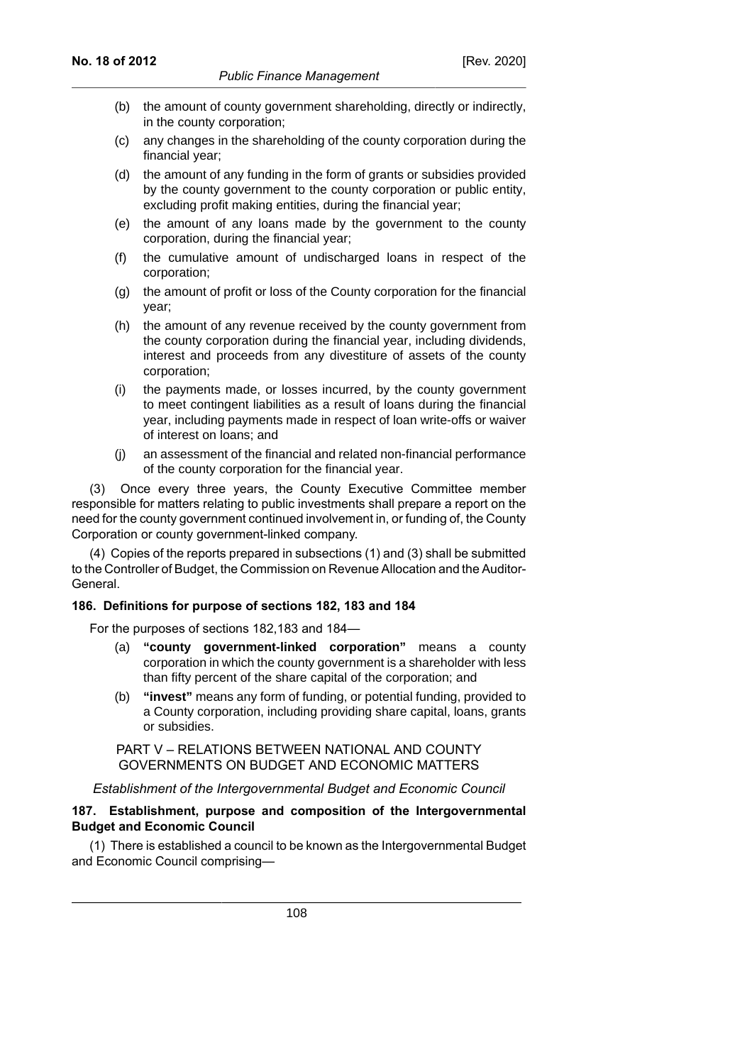(b) the amount of county government shareholding, directly or indirectly, in the county corporation;

(c) any changes in the shareholding of the county corporation during the financial year;

(d) the amount of any funding in the form of grants or subsidies provided by the county government to the county corporation or public entity, excluding profit making entities, during the financial year;

(e) the amount of any loans made by the government to the county corporation, during the financial year;

(f) the cumulative amount of undischarged loans in respect of the corporation;

(g) the amount of profit or loss of the County corporation for the financial year;

(h) the amount of any revenue received by the county government from the county corporation during the financial year, including dividends, interest and proceeds from any divestiture of assets of the county corporation;

(i) the payments made, or losses incurred, by the county government to meet contingent liabilities as a result of loans during the financial year, including payments made in respect of loan write-offs or waiver of interest on loans; and

(j) an assessment of the financial and related non-financial performance of the county corporation for the financial year.

(3) Once every three years, the County Executive Committee member responsible for matters relating to public investments shall prepare a report on the need for the county government continued involvement in, or funding of, the County Corporation or county government-linked company.

(4) Copies of the reports prepared in subsections (1) and (3) shall be submitted to the Controller of Budget, the Commission on Revenue Allocation and the Auditor-General.

### 186. Definitions for purpose of sections 182, 183 and 184

For the purposes of sections 182,183 and 184—

(a) **"county government-linked corporation"** means a county corporation in which the county government is a shareholder with less than fifty percent of the share capital of the corporation; and

(b) **"invest"** means any form of funding, or potential funding, provided to a County corporation, including providing share capital, loans, grants or subsidies.

## PART V – RELATIONS BETWEEN NATIONAL AND COUNTY GOVERNMENTS ON BUDGET AND ECONOMIC MATTERS

*Establishment of the Intergovernmental Budget and Economic Council*

### 187. Establishment, purpose and composition of the Intergovernmental Budget and Economic Council

(1) There is established a council to be known as the Intergovernmental Budget and Economic Council comprising—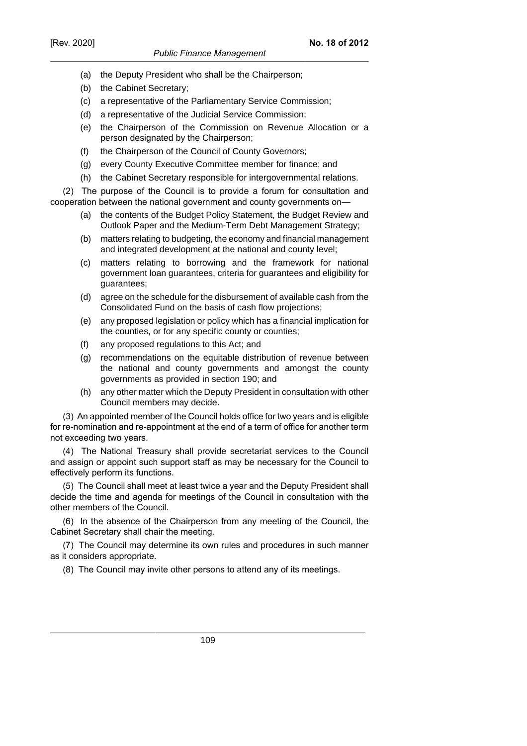(a) the Deputy President who shall be the Chairperson;

(b) the Cabinet Secretary;

(c) a representative of the Parliamentary Service Commission;

(d) a representative of the Judicial Service Commission;

(e) the Chairperson of the Commission on Revenue Allocation or a person designated by the Chairperson;

(f) the Chairperson of the Council of County Governors;

(g) every County Executive Committee member for finance; and

(h) the Cabinet Secretary responsible for intergovernmental relations.

(2) The purpose of the Council is to provide a forum for consultation and cooperation between the national government and county governments on—

(a) the contents of the Budget Policy Statement, the Budget Review and Outlook Paper and the Medium-Term Debt Management Strategy;

(b) matters relating to budgeting, the economy and financial management and integrated development at the national and county level;

(c) matters relating to borrowing and the framework for national government loan guarantees, criteria for guarantees and eligibility for guarantees;

(d) agree on the schedule for the disbursement of available cash from the Consolidated Fund on the basis of cash flow projections;

(e) any proposed legislation or policy which has a financial implication for the counties, or for any specific county or counties;

(f) any proposed regulations to this Act; and

(g) recommendations on the equitable distribution of revenue between the national and county governments and amongst the county governments as provided in section 190; and

(h) any other matter which the Deputy President in consultation with other Council members may decide.

(3) An appointed member of the Council holds office for two years and is eligible for re-nomination and re-appointment at the end of a term of office for another term not exceeding two years.

(4) The National Treasury shall provide secretariat services to the Council and assign or appoint such support staff as may be necessary for the Council to effectively perform its functions.

(5) The Council shall meet at least twice a year and the Deputy President shall decide the time and agenda for meetings of the Council in consultation with the other members of the Council.

(6) In the absence of the Chairperson from any meeting of the Council, the Cabinet Secretary shall chair the meeting.

(7) The Council may determine its own rules and procedures in such manner as it considers appropriate.

(8) The Council may invite other persons to attend any of its meetings.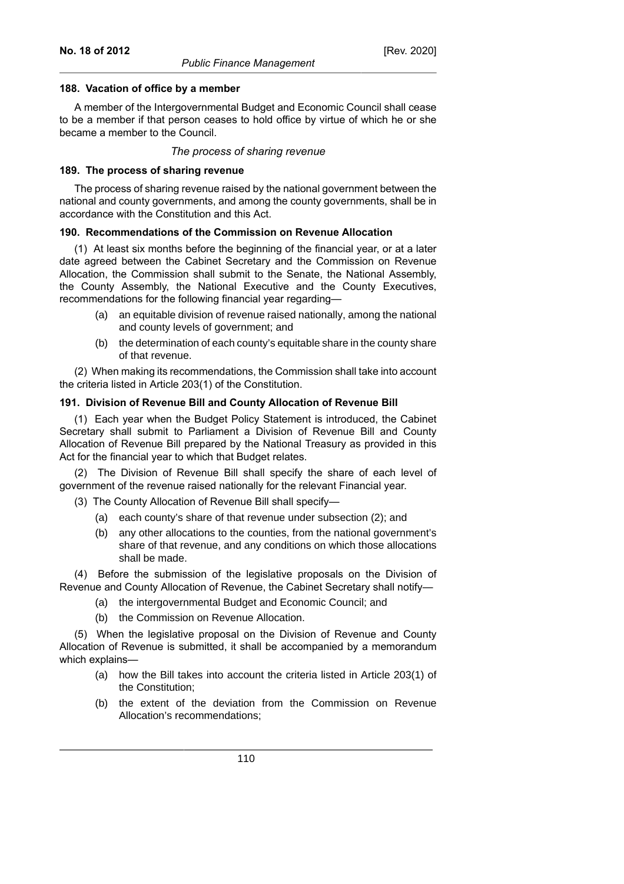### 188. Vacation of office by a member

A member of the Intergovernmental Budget and Economic Council shall cease to be a member if that person ceases to hold office by virtue of which he or she became a member to the Council.

*The process of sharing revenue*

### 189. The process of sharing revenue

The process of sharing revenue raised by the national government between the national and county governments, and among the county governments, shall be in accordance with the Constitution and this Act.

### 190. Recommendations of the Commission on Revenue Allocation

(1) At least six months before the beginning of the financial year, or at a later date agreed between the Cabinet Secretary and the Commission on Revenue Allocation, the Commission shall submit to the Senate, the National Assembly, the County Assembly, the National Executive and the County Executives, recommendations for the following financial year regarding—

- (a) an equitable division of revenue raised nationally, among the national and county levels of government; and
- (b) the determination of each county's equitable share in the county share of that revenue.

(2) When making its recommendations, the Commission shall take into account the criteria listed in Article 203(1) of the Constitution.

### 191. Division of Revenue Bill and County Allocation of Revenue Bill

(1) Each year when the Budget Policy Statement is introduced, the Cabinet Secretary shall submit to Parliament a Division of Revenue Bill and County Allocation of Revenue Bill prepared by the National Treasury as provided in this Act for the financial year to which that Budget relates.

(2) The Division of Revenue Bill shall specify the share of each level of government of the revenue raised nationally for the relevant Financial year.

(3) The County Allocation of Revenue Bill shall specify—

- (a) each county's share of that revenue under subsection (2); and
- (b) any other allocations to the counties, from the national government's share of that revenue, and any conditions on which those allocations shall be made.

(4) Before the submission of the legislative proposals on the Division of Revenue and County Allocation of Revenue, the Cabinet Secretary shall notify—

- (a) the intergovernmental Budget and Economic Council; and
- (b) the Commission on Revenue Allocation.

(5) When the legislative proposal on the Division of Revenue and County Allocation of Revenue is submitted, it shall be accompanied by a memorandum which explains—

- (a) how the Bill takes into account the criteria listed in Article 203(1) of the Constitution;
- (b) the extent of the deviation from the Commission on Revenue Allocation's recommendations;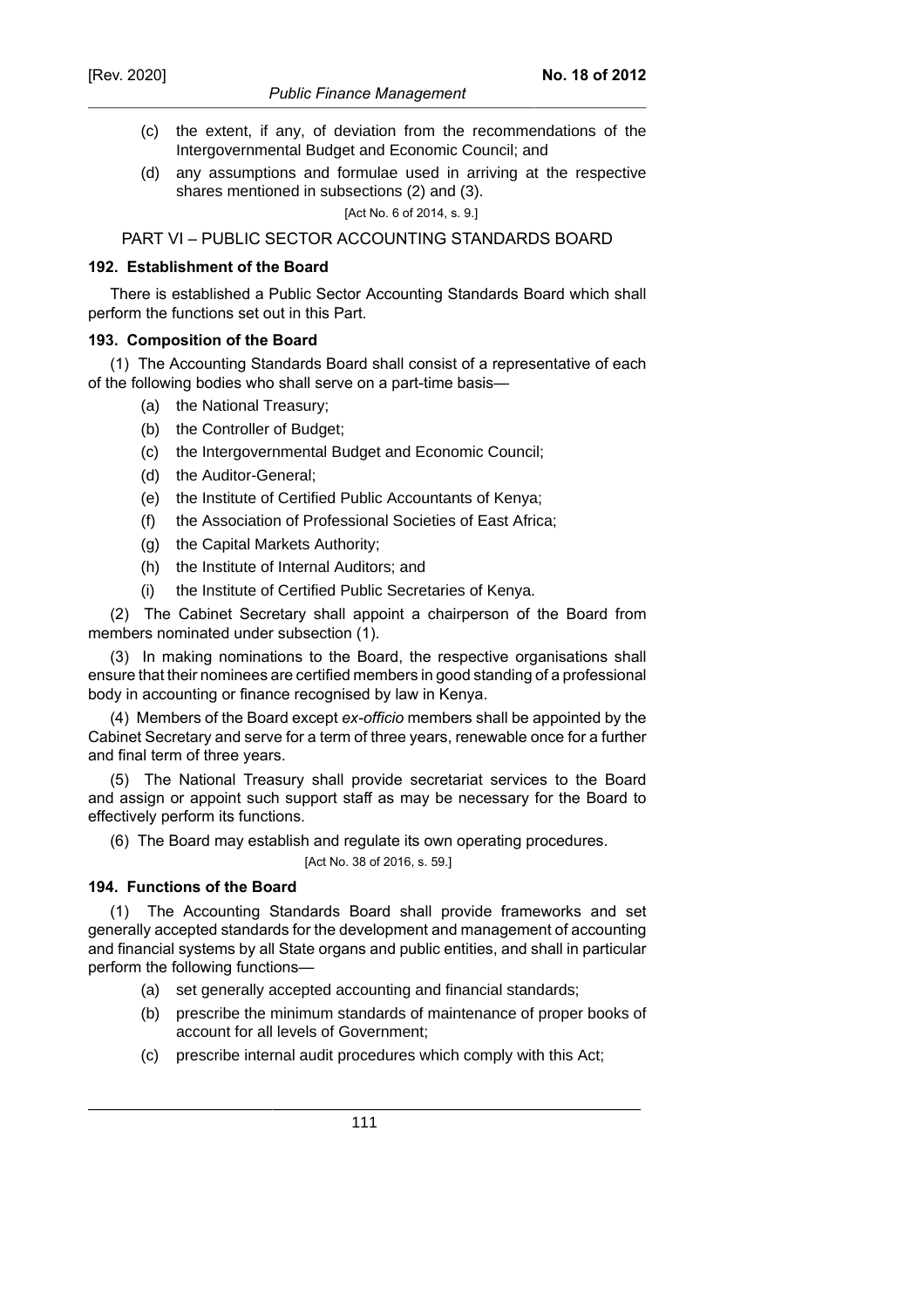(c) the extent, if any, of deviation from the recommendations of the Intergovernmental Budget and Economic Council; and

(d) any assumptions and formulae used in arriving at the respective shares mentioned in subsections (2) and (3).

[Act No. 6 of 2014, s. 9.]

## PART VI – PUBLIC SECTOR ACCOUNTING STANDARDS BOARD

### 192. Establishment of the Board

There is established a Public Sector Accounting Standards Board which shall perform the functions set out in this Part.

### 193. Composition of the Board

(1) The Accounting Standards Board shall consist of a representative of each of the following bodies who shall serve on a part-time basis—

(a) the National Treasury;

(b) the Controller of Budget;

(c) the Intergovernmental Budget and Economic Council;

(d) the Auditor-General;

(e) the Institute of Certified Public Accountants of Kenya;

(f) the Association of Professional Societies of East Africa;

(g) the Capital Markets Authority;

(h) the Institute of Internal Auditors; and

(i) the Institute of Certified Public Secretaries of Kenya.

(2) The Cabinet Secretary shall appoint a chairperson of the Board from members nominated under subsection (1).

(3) In making nominations to the Board, the respective organisations shall ensure that their nominees are certified members in good standing of a professional body in accounting or finance recognised by law in Kenya.

(4) Members of the Board except *ex-officio* members shall be appointed by the Cabinet Secretary and serve for a term of three years, renewable once for a further and final term of three years.

(5) The National Treasury shall provide secretariat services to the Board and assign or appoint such support staff as may be necessary for the Board to effectively perform its functions.

(6) The Board may establish and regulate its own operating procedures.

[Act No. 38 of 2016, s. 59.]

### 194. Functions of the Board

(1) The Accounting Standards Board shall provide frameworks and set generally accepted standards for the development and management of accounting and financial systems by all State organs and public entities, and shall in particular perform the following functions—

(a) set generally accepted accounting and financial standards;

(b) prescribe the minimum standards of maintenance of proper books of account for all levels of Government;

(c) prescribe internal audit procedures which comply with this Act;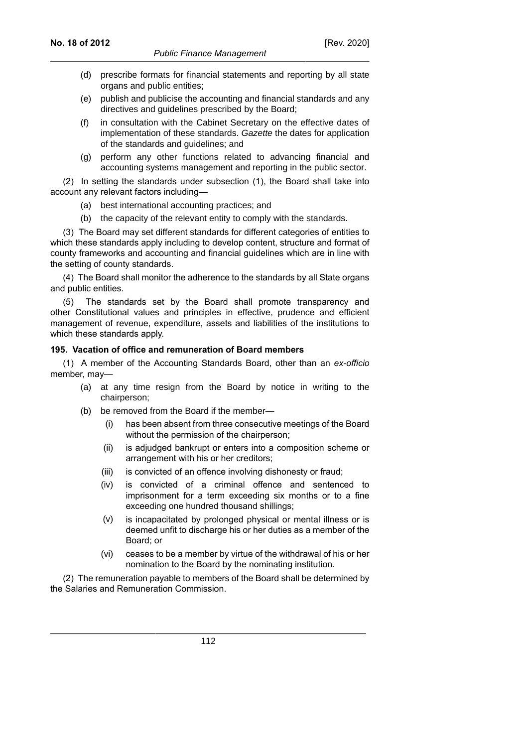(d) prescribe formats for financial statements and reporting by all state organs and public entities;

(e) publish and publicise the accounting and financial standards and any directives and guidelines prescribed by the Board;

(f) in consultation with the Cabinet Secretary on the effective dates of implementation of these standards. *Gazette* the dates for application of the standards and guidelines; and

(g) perform any other functions related to advancing financial and accounting systems management and reporting in the public sector.

(2) In setting the standards under subsection (1), the Board shall take into account any relevant factors including—

(a) best international accounting practices; and

(b) the capacity of the relevant entity to comply with the standards.

(3) The Board may set different standards for different categories of entities to which these standards apply including to develop content, structure and format of county frameworks and accounting and financial guidelines which are in line with the setting of county standards.

(4) The Board shall monitor the adherence to the standards by all State organs and public entities.

(5) The standards set by the Board shall promote transparency and other Constitutional values and principles in effective, prudence and efficient management of revenue, expenditure, assets and liabilities of the institutions to which these standards apply.

**195. Vacation of office and remuneration of Board members**

(1) A member of the Accounting Standards Board, other than an *ex-officio* member, may—

(a) at any time resign from the Board by notice in writing to the chairperson;

(b) be removed from the Board if the member—

(i) has been absent from three consecutive meetings of the Board without the permission of the chairperson;

(ii) is adjudged bankrupt or enters into a composition scheme or arrangement with his or her creditors;

(iii) is convicted of an offence involving dishonesty or fraud;

(iv) is convicted of a criminal offence and sentenced to imprisonment for a term exceeding six months or to a fine exceeding one hundred thousand shillings;

(v) is incapacitated by prolonged physical or mental illness or is deemed unfit to discharge his or her duties as a member of the Board; or

(vi) ceases to be a member by virtue of the withdrawal of his or her nomination to the Board by the nominating institution.

(2) The remuneration payable to members of the Board shall be determined by the Salaries and Remuneration Commission.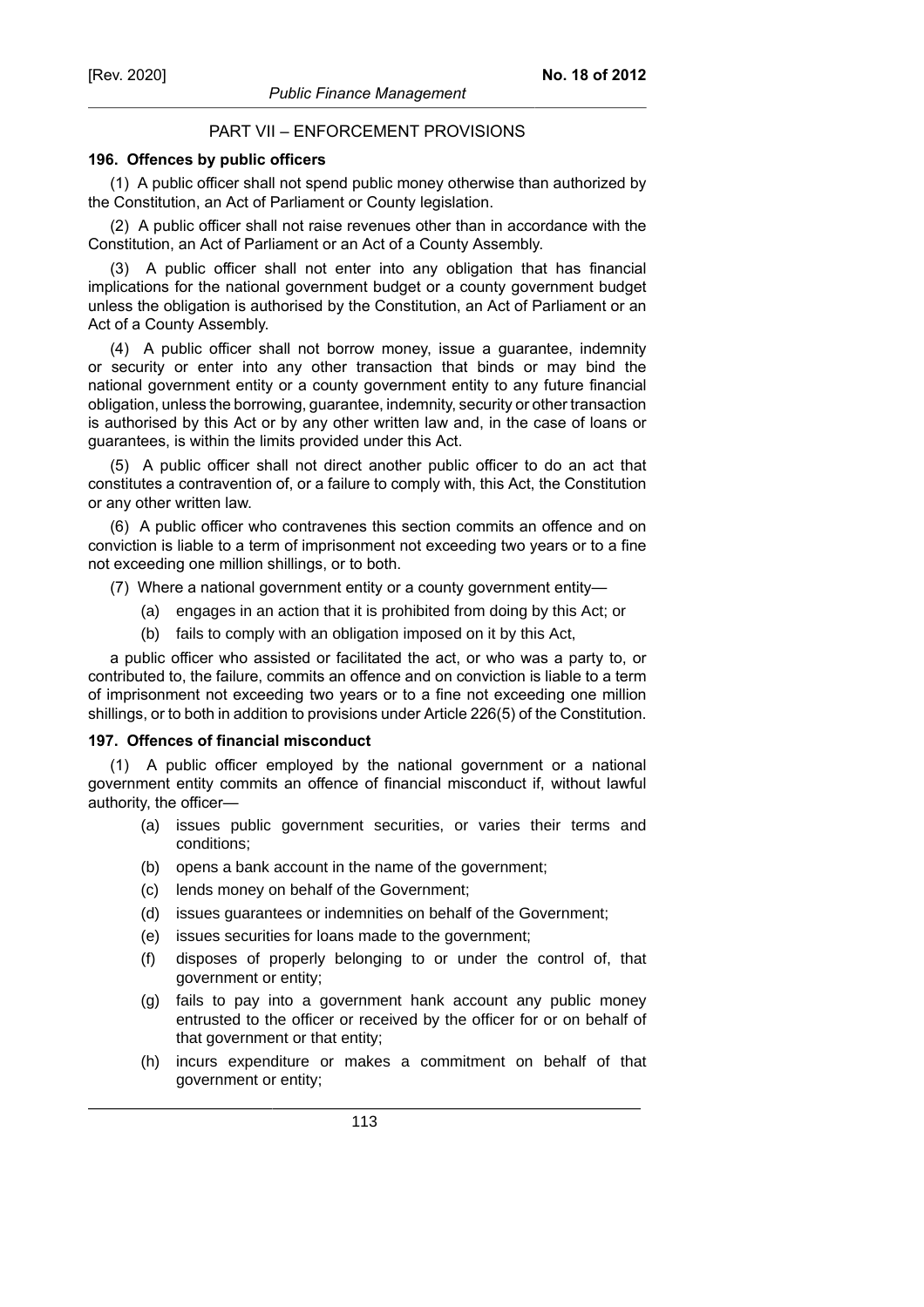## PART VII – ENFORCEMENT PROVISIONS

### 196. Offences by public officers

(1) A public officer shall not spend public money otherwise than authorized by the Constitution, an Act of Parliament or County legislation.

(2) A public officer shall not raise revenues other than in accordance with the Constitution, an Act of Parliament or an Act of a County Assembly.

(3) A public officer shall not enter into any obligation that has financial implications for the national government budget or a county government budget unless the obligation is authorised by the Constitution, an Act of Parliament or an Act of a County Assembly.

(4) A public officer shall not borrow money, issue a guarantee, indemnity or security or enter into any other transaction that binds or may bind the national government entity or a county government entity to any future financial obligation, unless the borrowing, guarantee, indemnity, security or other transaction is authorised by this Act or by any other written law and, in the case of loans or guarantees, is within the limits provided under this Act.

(5) A public officer shall not direct another public officer to do an act that constitutes a contravention of, or a failure to comply with, this Act, the Constitution or any other written law.

(6) A public officer who contravenes this section commits an offence and on conviction is liable to a term of imprisonment not exceeding two years or to a fine not exceeding one million shillings, or to both.

(7) Where a national government entity or a county government entity—

(a) engages in an action that it is prohibited from doing by this Act; or

(b) fails to comply with an obligation imposed on it by this Act,

a public officer who assisted or facilitated the act, or who was a party to, or contributed to, the failure, commits an offence and on conviction is liable to a term of imprisonment not exceeding two years or to a fine not exceeding one million shillings, or to both in addition to provisions under Article 226(5) of the Constitution.

### 197. Offences of financial misconduct

(1) A public officer employed by the national government or a national government entity commits an offence of financial misconduct if, without lawful authority, the officer—

(a) issues public government securities, or varies their terms and conditions;

(b) opens a bank account in the name of the government;

(c) lends money on behalf of the Government;

(d) issues guarantees or indemnities on behalf of the Government;

(e) issues securities for loans made to the government;

(f) disposes of properly belonging to or under the control of, that government or entity;

(g) fails to pay into a government hank account any public money entrusted to the officer or received by the officer for or on behalf of that government or that entity;

(h) incurs expenditure or makes a commitment on behalf of that government or entity;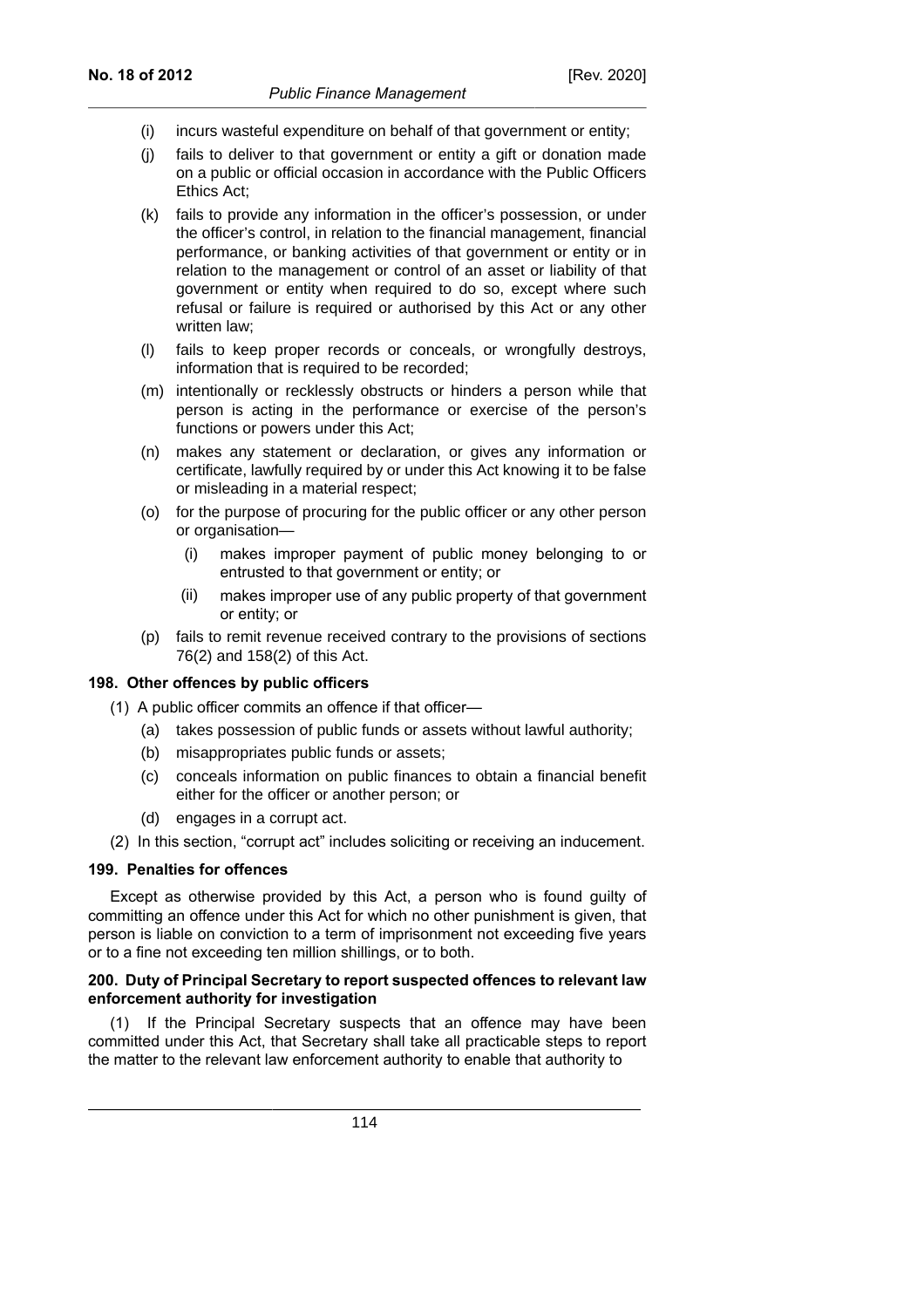- (i) incurs wasteful expenditure on behalf of that government or entity;
- (j) fails to deliver to that government or entity a gift or donation made on a public or official occasion in accordance with the Public Officers Ethics Act;
- (k) fails to provide any information in the officer's possession, or under the officer's control, in relation to the financial management, financial performance, or banking activities of that government or entity or in relation to the management or control of an asset or liability of that government or entity when required to do so, except where such refusal or failure is required or authorised by this Act or any other written law;
- (l) fails to keep proper records or conceals, or wrongfully destroys, information that is required to be recorded;
- (m) intentionally or recklessly obstructs or hinders a person while that person is acting in the performance or exercise of the person's functions or powers under this Act;
- (n) makes any statement or declaration, or gives any information or certificate, lawfully required by or under this Act knowing it to be false or misleading in a material respect;
- (o) for the purpose of procuring for the public officer or any other person or organisation—
  - (i) makes improper payment of public money belonging to or entrusted to that government or entity; or
  - (ii) makes improper use of any public property of that government or entity; or
- (p) fails to remit revenue received contrary to the provisions of sections 76(2) and 158(2) of this Act.

**198. Other offences by public officers**

(1) A public officer commits an offence if that officer—

- (a) takes possession of public funds or assets without lawful authority;
- (b) misappropriates public funds or assets;
- (c) conceals information on public finances to obtain a financial benefit either for the officer or another person; or
- (d) engages in a corrupt act.

(2) In this section, "corrupt act" includes soliciting or receiving an inducement.

**199. Penalties for offences**

Except as otherwise provided by this Act, a person who is found guilty of committing an offence under this Act for which no other punishment is given, that person is liable on conviction to a term of imprisonment not exceeding five years or to a fine not exceeding ten million shillings, or to both.

**200. Duty of Principal Secretary to report suspected offences to relevant law enforcement authority for investigation**

(1) If the Principal Secretary suspects that an offence may have been committed under this Act, that Secretary shall take all practicable steps to report the matter to the relevant law enforcement authority to enable that authority to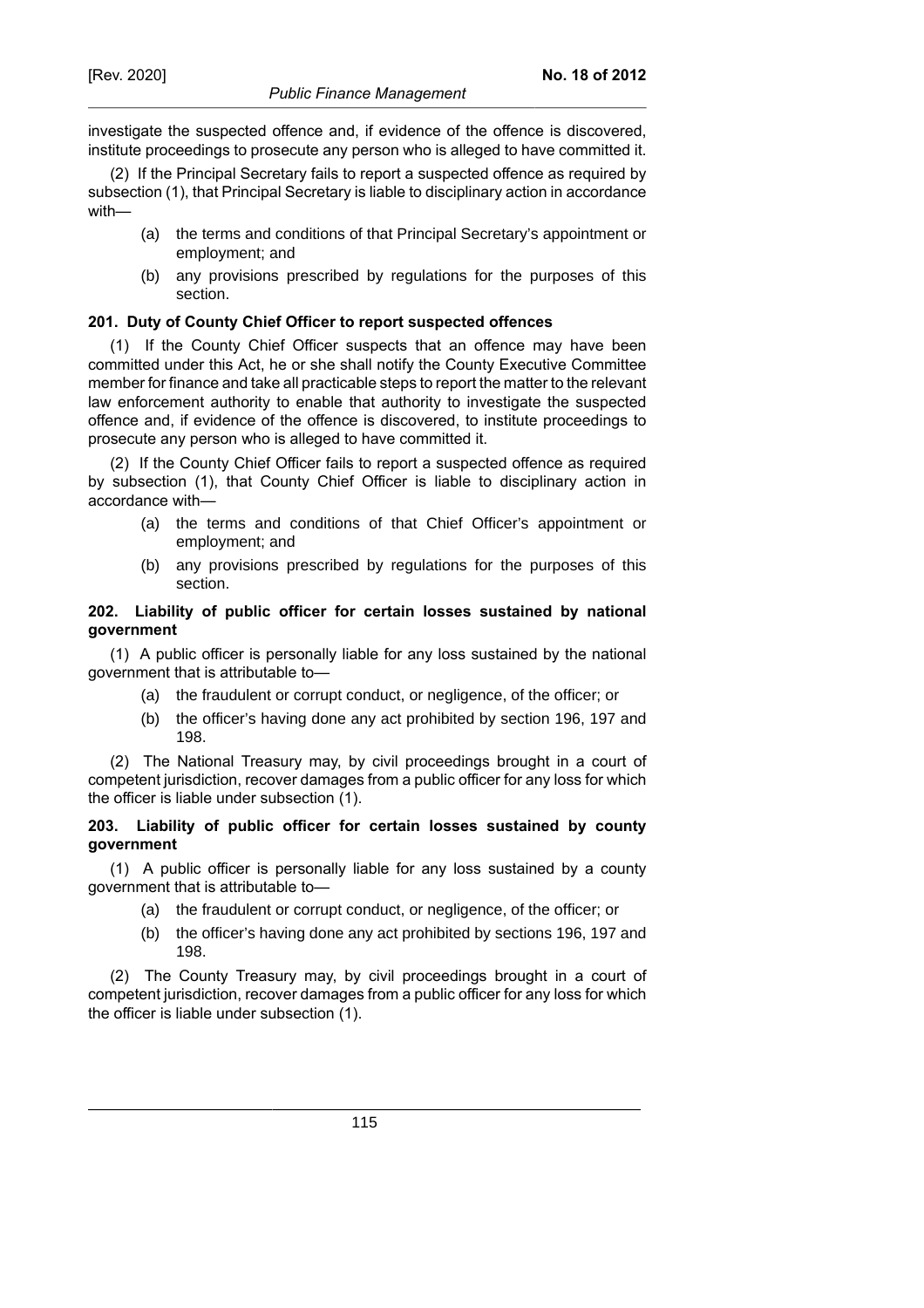investigate the suspected offence and, if evidence of the offence is discovered, institute proceedings to prosecute any person who is alleged to have committed it.

(2) If the Principal Secretary fails to report a suspected offence as required by subsection (1), that Principal Secretary is liable to disciplinary action in accordance with—

- (a) the terms and conditions of that Principal Secretary's appointment or employment; and
- (b) any provisions prescribed by regulations for the purposes of this section.

**201. Duty of County Chief Officer to report suspected offences**

(1) If the County Chief Officer suspects that an offence may have been committed under this Act, he or she shall notify the County Executive Committee member for finance and take all practicable steps to report the matter to the relevant law enforcement authority to enable that authority to investigate the suspected offence and, if evidence of the offence is discovered, to institute proceedings to prosecute any person who is alleged to have committed it.

(2) If the County Chief Officer fails to report a suspected offence as required by subsection (1), that County Chief Officer is liable to disciplinary action in accordance with—

- (a) the terms and conditions of that Chief Officer's appointment or employment; and
- (b) any provisions prescribed by regulations for the purposes of this section.

**202. Liability of public officer for certain losses sustained by national government**

(1) A public officer is personally liable for any loss sustained by the national government that is attributable to—

- (a) the fraudulent or corrupt conduct, or negligence, of the officer; or
- (b) the officer's having done any act prohibited by section 196, 197 and 198.

(2) The National Treasury may, by civil proceedings brought in a court of competent jurisdiction, recover damages from a public officer for any loss for which the officer is liable under subsection (1).

**203. Liability of public officer for certain losses sustained by county government**

(1) A public officer is personally liable for any loss sustained by a county government that is attributable to—

- (a) the fraudulent or corrupt conduct, or negligence, of the officer; or
- (b) the officer's having done any act prohibited by sections 196, 197 and 198.

(2) The County Treasury may, by civil proceedings brought in a court of competent jurisdiction, recover damages from a public officer for any loss for which the officer is liable under subsection (1).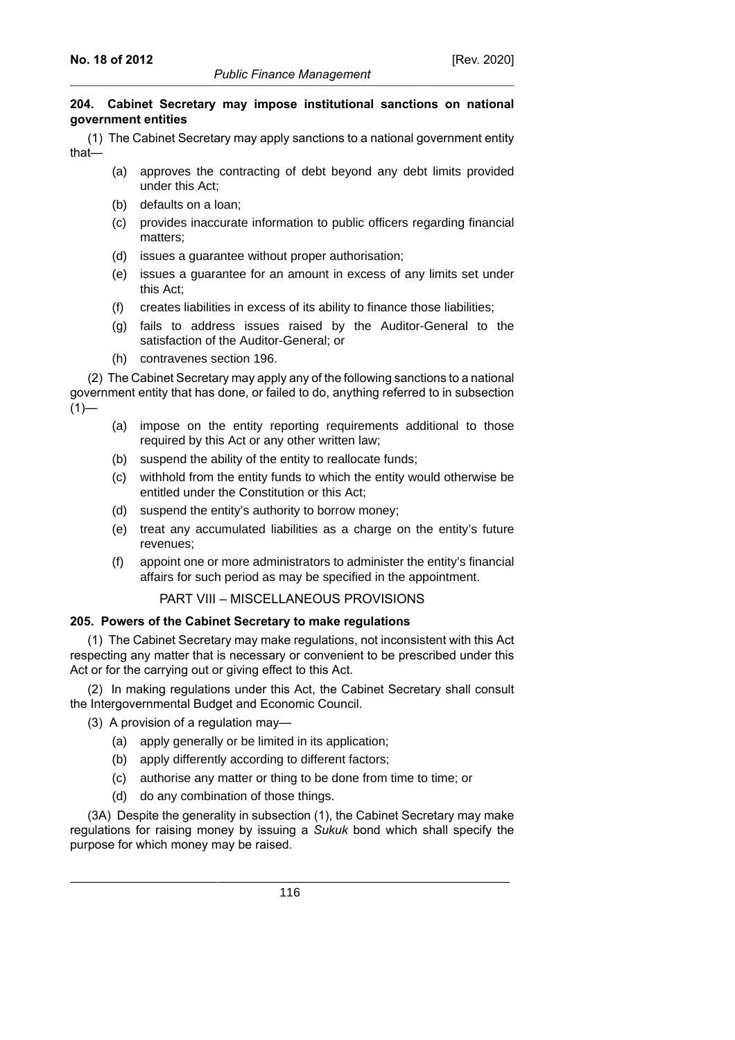**204. Cabinet Secretary may impose institutional sanctions on national government entities**

(1) The Cabinet Secretary may apply sanctions to a national government entity that—

(a) approves the contracting of debt beyond any debt limits provided under this Act;

(b) defaults on a loan;

(c) provides inaccurate information to public officers regarding financial matters;

(d) issues a guarantee without proper authorisation;

(e) issues a guarantee for an amount in excess of any limits set under this Act;

(f) creates liabilities in excess of its ability to finance those liabilities;

(g) fails to address issues raised by the Auditor-General to the satisfaction of the Auditor-General; or

(h) contravenes section 196.

(2) The Cabinet Secretary may apply any of the following sanctions to a national government entity that has done, or failed to do, anything referred to in subsection (1)—

(a) impose on the entity reporting requirements additional to those required by this Act or any other written law;

(b) suspend the ability of the entity to reallocate funds;

(c) withhold from the entity funds to which the entity would otherwise be entitled under the Constitution or this Act;

(d) suspend the entity's authority to borrow money;

(e) treat any accumulated liabilities as a charge on the entity's future revenues;

(f) appoint one or more administrators to administer the entity's financial affairs for such period as may be specified in the appointment.

## PART VIII – MISCELLANEOUS PROVISIONS

**205. Powers of the Cabinet Secretary to make regulations**

(1) The Cabinet Secretary may make regulations, not inconsistent with this Act respecting any matter that is necessary or convenient to be prescribed under this Act or for the carrying out or giving effect to this Act.

(2) In making regulations under this Act, the Cabinet Secretary shall consult the Intergovernmental Budget and Economic Council.

(3) A provision of a regulation may—

(a) apply generally or be limited in its application;

(b) apply differently according to different factors;

(c) authorise any matter or thing to be done from time to time; or

(d) do any combination of those things.

(3A) Despite the generality in subsection (1), the Cabinet Secretary may make regulations for raising money by issuing a *Sukuk* bond which shall specify the purpose for which money may be raised.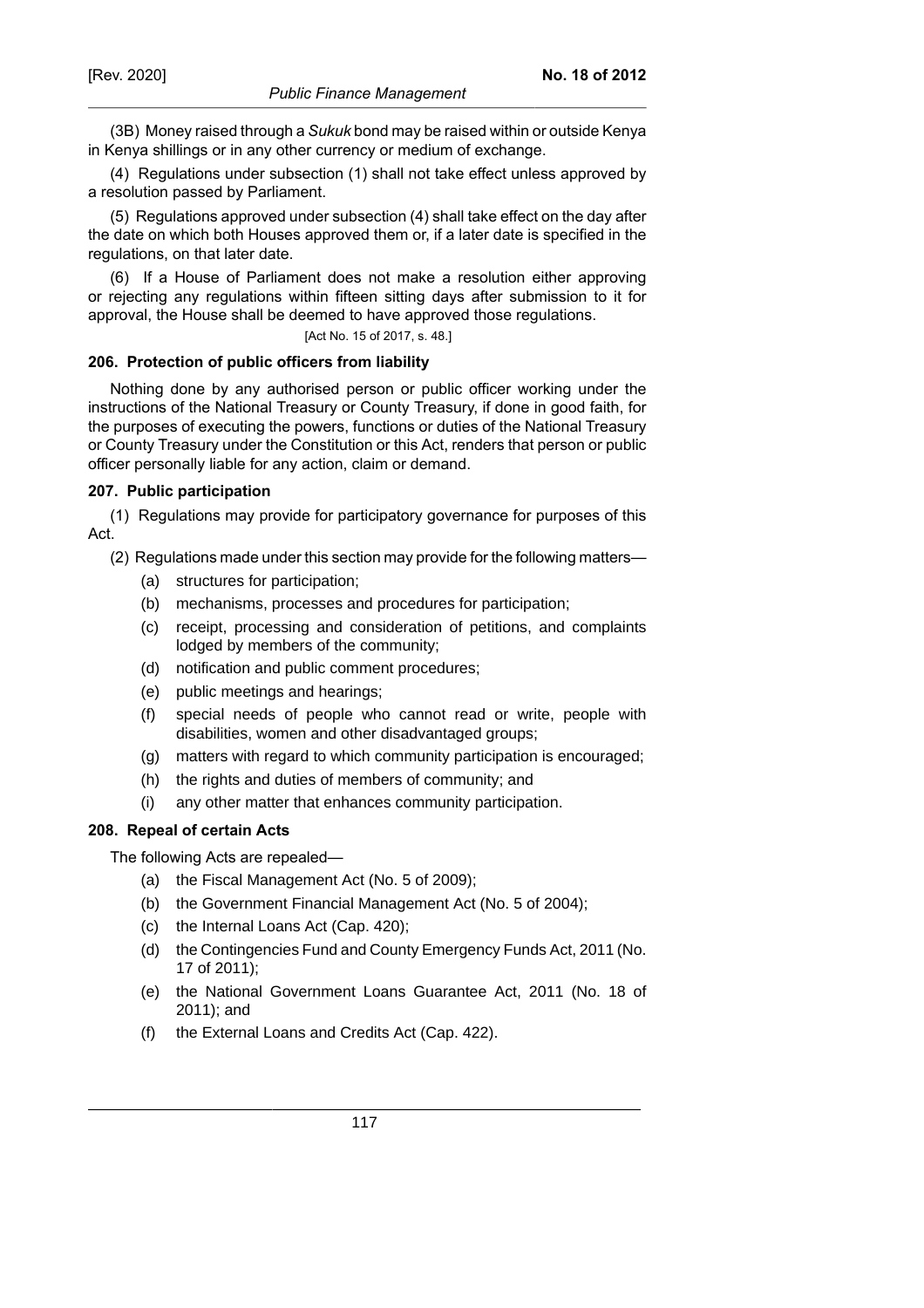(3B) Money raised through a *Sukuk* bond may be raised within or outside Kenya in Kenya shillings or in any other currency or medium of exchange.

(4) Regulations under subsection (1) shall not take effect unless approved by a resolution passed by Parliament.

(5) Regulations approved under subsection (4) shall take effect on the day after the date on which both Houses approved them or, if a later date is specified in the regulations, on that later date.

(6) If a House of Parliament does not make a resolution either approving or rejecting any regulations within fifteen sitting days after submission to it for approval, the House shall be deemed to have approved those regulations.

[Act No. 15 of 2017, s. 48.]

**206. Protection of public officers from liability**

Nothing done by any authorised person or public officer working under the instructions of the National Treasury or County Treasury, if done in good faith, for the purposes of executing the powers, functions or duties of the National Treasury or County Treasury under the Constitution or this Act, renders that person or public officer personally liable for any action, claim or demand.

**207. Public participation**

(1) Regulations may provide for participatory governance for purposes of this Act.

(2) Regulations made under this section may provide for the following matters—

- (a) structures for participation;
- (b) mechanisms, processes and procedures for participation;
- (c) receipt, processing and consideration of petitions, and complaints lodged by members of the community;
- (d) notification and public comment procedures;
- (e) public meetings and hearings;
- (f) special needs of people who cannot read or write, people with disabilities, women and other disadvantaged groups;
- (g) matters with regard to which community participation is encouraged;
- (h) the rights and duties of members of community; and
- (i) any other matter that enhances community participation.

**208. Repeal of certain Acts**

The following Acts are repealed—

- (a) the Fiscal Management Act (No. 5 of 2009);
- (b) the Government Financial Management Act (No. 5 of 2004);
- (c) the Internal Loans Act (Cap. 420);
- (d) the Contingencies Fund and County Emergency Funds Act, 2011 (No. 17 of 2011);
- (e) the National Government Loans Guarantee Act, 2011 (No. 18 of 2011); and
- (f) the External Loans and Credits Act (Cap. 422).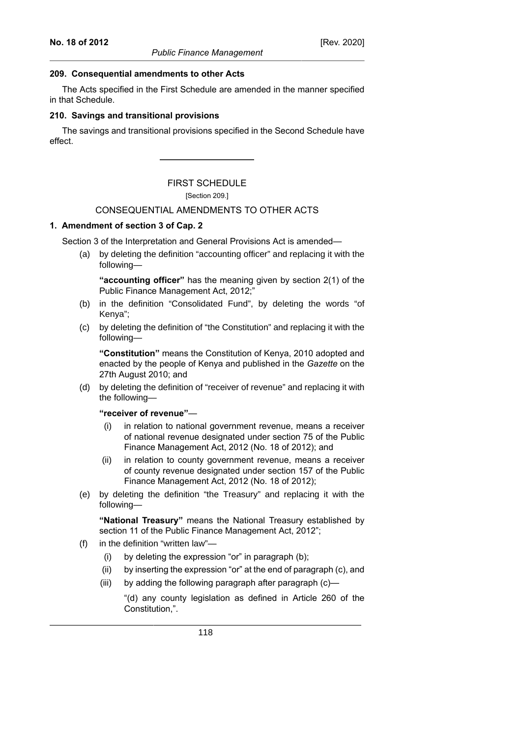#### 209. Consequential amendments to other Acts

The Acts specified in the First Schedule are amended in the manner specified in that Schedule.

#### 210. Savings and transitional provisions

The savings and transitional provisions specified in the Second Schedule have effect.

---

## FIRST SCHEDULE

[Section 209.]

## CONSEQUENTIAL AMENDMENTS TO OTHER ACTS

#### 1. Amendment of section 3 of Cap. 2

Section 3 of the Interpretation and General Provisions Act is amended—

(a) by deleting the definition "accounting officer" and replacing it with the following—

> **"accounting officer"** has the meaning given by section 2(1) of the Public Finance Management Act, 2012;"

(b) in the definition "Consolidated Fund", by deleting the words "of Kenya";

(c) by deleting the definition of "the Constitution" and replacing it with the following—

> **"Constitution"** means the Constitution of Kenya, 2010 adopted and enacted by the people of Kenya and published in the *Gazette* on the 27th August 2010; and

(d) by deleting the definition of "receiver of revenue" and replacing it with the following—

> **"receiver of revenue"**—
>
> (i) in relation to national government revenue, means a receiver of national revenue designated under section 75 of the Public Finance Management Act, 2012 (No. 18 of 2012); and
>
> (ii) in relation to county government revenue, means a receiver of county revenue designated under section 157 of the Public Finance Management Act, 2012 (No. 18 of 2012);

(e) by deleting the definition "the Treasury" and replacing it with the following—

> **"National Treasury"** means the National Treasury established by section 11 of the Public Finance Management Act, 2012";

(f) in the definition "written law"—

> (i) by deleting the expression "or" in paragraph (b);
>
> (ii) by inserting the expression "or" at the end of paragraph (c), and
>
> (iii) by adding the following paragraph after paragraph (c)—
>
> > "(d) any county legislation as defined in Article 260 of the Constitution,".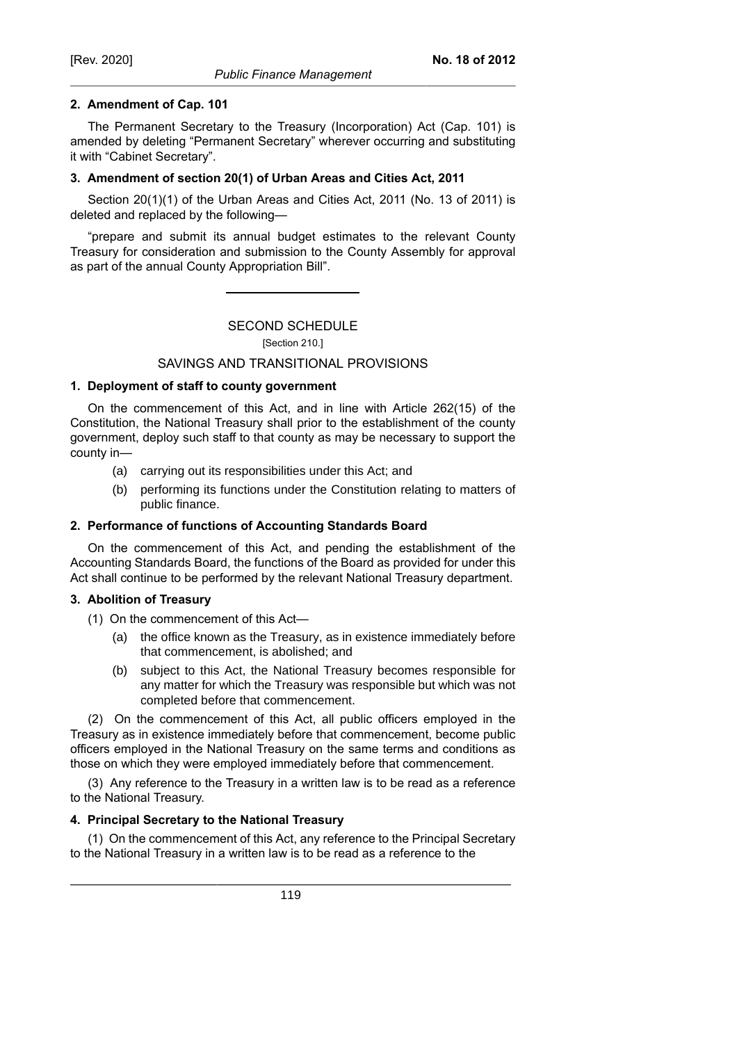**2. Amendment of Cap. 101**

The Permanent Secretary to the Treasury (Incorporation) Act (Cap. 101) is amended by deleting "Permanent Secretary" wherever occurring and substituting it with "Cabinet Secretary".

**3. Amendment of section 20(1) of Urban Areas and Cities Act, 2011**

Section 20(1)(1) of the Urban Areas and Cities Act, 2011 (No. 13 of 2011) is deleted and replaced by the following—

"prepare and submit its annual budget estimates to the relevant County Treasury for consideration and submission to the County Assembly for approval as part of the annual County Appropriation Bill".

---

## SECOND SCHEDULE

[Section 210.]

## SAVINGS AND TRANSITIONAL PROVISIONS

**1. Deployment of staff to county government**

On the commencement of this Act, and in line with Article 262(15) of the Constitution, the National Treasury shall prior to the establishment of the county government, deploy such staff to that county as may be necessary to support the county in—

(a) carrying out its responsibilities under this Act; and

(b) performing its functions under the Constitution relating to matters of public finance.

**2. Performance of functions of Accounting Standards Board**

On the commencement of this Act, and pending the establishment of the Accounting Standards Board, the functions of the Board as provided for under this Act shall continue to be performed by the relevant National Treasury department.

**3. Abolition of Treasury**

(1) On the commencement of this Act—

(a) the office known as the Treasury, as in existence immediately before that commencement, is abolished; and

(b) subject to this Act, the National Treasury becomes responsible for any matter for which the Treasury was responsible but which was not completed before that commencement.

(2) On the commencement of this Act, all public officers employed in the Treasury as in existence immediately before that commencement, become public officers employed in the National Treasury on the same terms and conditions as those on which they were employed immediately before that commencement.

(3) Any reference to the Treasury in a written law is to be read as a reference to the National Treasury.

**4. Principal Secretary to the National Treasury**

(1) On the commencement of this Act, any reference to the Principal Secretary to the National Treasury in a written law is to be read as a reference to the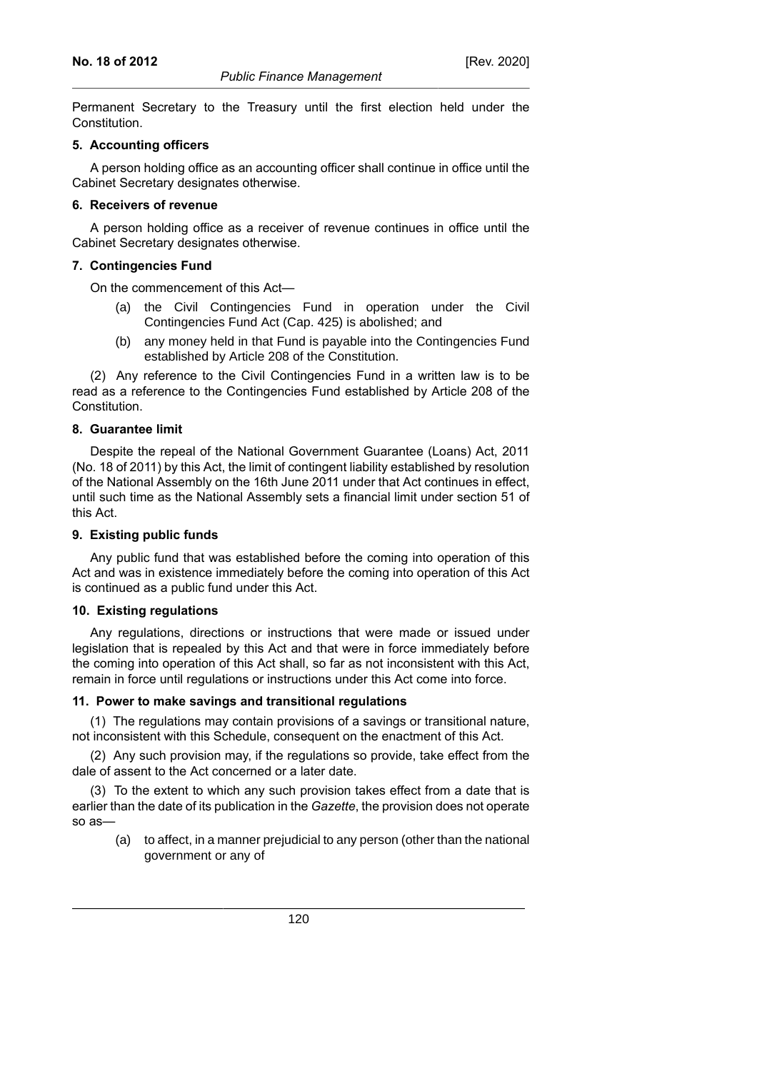Permanent Secretary to the Treasury until the first election held under the Constitution.

#### 5. Accounting officers

A person holding office as an accounting officer shall continue in office until the Cabinet Secretary designates otherwise.

#### 6. Receivers of revenue

A person holding office as a receiver of revenue continues in office until the Cabinet Secretary designates otherwise.

#### 7. Contingencies Fund

On the commencement of this Act—

- (a) the Civil Contingencies Fund in operation under the Civil Contingencies Fund Act (Cap. 425) is abolished; and
- (b) any money held in that Fund is payable into the Contingencies Fund established by Article 208 of the Constitution.

(2) Any reference to the Civil Contingencies Fund in a written law is to be read as a reference to the Contingencies Fund established by Article 208 of the Constitution.

#### 8. Guarantee limit

Despite the repeal of the National Government Guarantee (Loans) Act, 2011 (No. 18 of 2011) by this Act, the limit of contingent liability established by resolution of the National Assembly on the 16th June 2011 under that Act continues in effect, until such time as the National Assembly sets a financial limit under section 51 of this Act.

#### 9. Existing public funds

Any public fund that was established before the coming into operation of this Act and was in existence immediately before the coming into operation of this Act is continued as a public fund under this Act.

#### 10. Existing regulations

Any regulations, directions or instructions that were made or issued under legislation that is repealed by this Act and that were in force immediately before the coming into operation of this Act shall, so far as not inconsistent with this Act, remain in force until regulations or instructions under this Act come into force.

#### 11. Power to make savings and transitional regulations

(1) The regulations may contain provisions of a savings or transitional nature, not inconsistent with this Schedule, consequent on the enactment of this Act.

(2) Any such provision may, if the regulations so provide, take effect from the dale of assent to the Act concerned or a later date.

(3) To the extent to which any such provision takes effect from a date that is earlier than the date of its publication in the *Gazette*, the provision does not operate so as—

- (a) to affect, in a manner prejudicial to any person (other than the national government or any of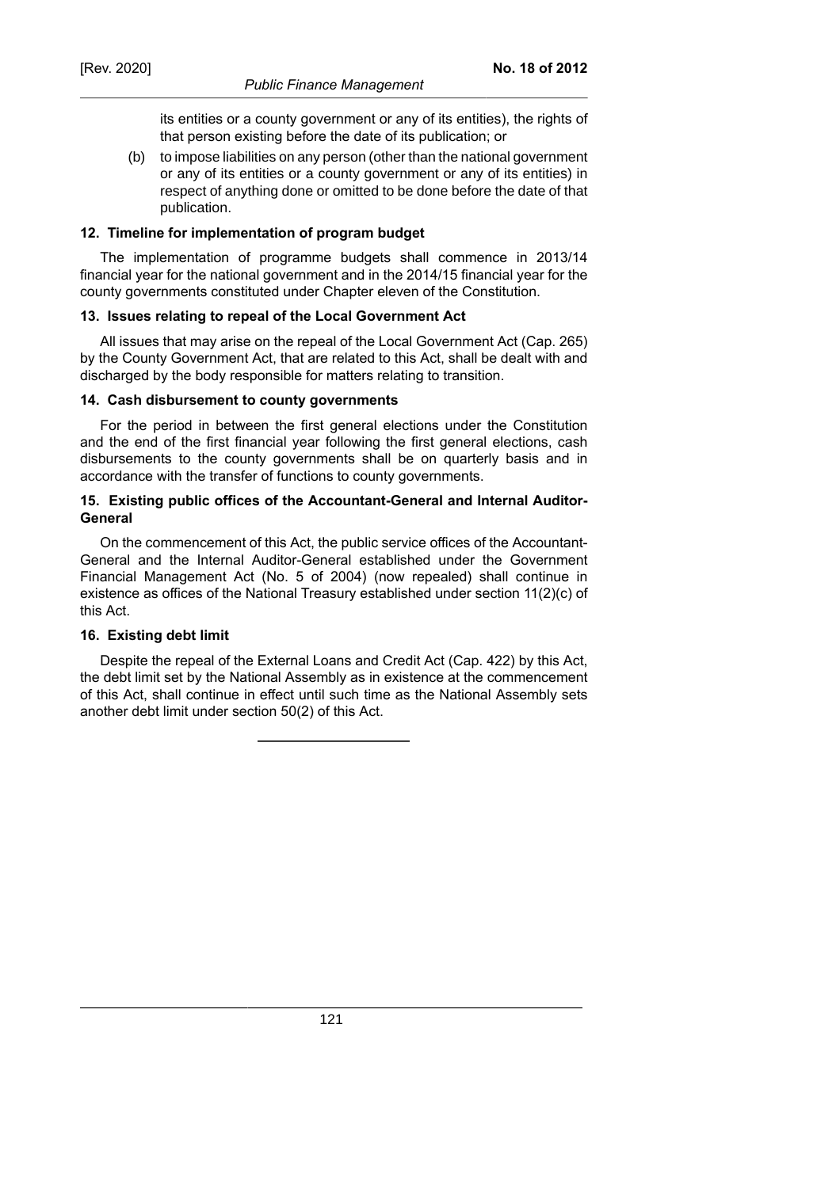its entities or a county government or any of its entities), the rights of that person existing before the date of its publication; or

(b) to impose liabilities on any person (other than the national government or any of its entities or a county government or any of its entities) in respect of anything done or omitted to be done before the date of that publication.

**12. Timeline for implementation of program budget**

The implementation of programme budgets shall commence in 2013/14 financial year for the national government and in the 2014/15 financial year for the county governments constituted under Chapter eleven of the Constitution.

**13. Issues relating to repeal of the Local Government Act**

All issues that may arise on the repeal of the Local Government Act (Cap. 265) by the County Government Act, that are related to this Act, shall be dealt with and discharged by the body responsible for matters relating to transition.

**14. Cash disbursement to county governments**

For the period in between the first general elections under the Constitution and the end of the first financial year following the first general elections, cash disbursements to the county governments shall be on quarterly basis and in accordance with the transfer of functions to county governments.

**15. Existing public offices of the Accountant-General and Internal Auditor-General**

On the commencement of this Act, the public service offices of the Accountant-General and the Internal Auditor-General established under the Government Financial Management Act (No. 5 of 2004) (now repealed) shall continue in existence as offices of the National Treasury established under section 11(2)(c) of this Act.

**16. Existing debt limit**

Despite the repeal of the External Loans and Credit Act (Cap. 422) by this Act, the debt limit set by the National Assembly as in existence at the commencement of this Act, shall continue in effect until such time as the National Assembly sets another debt limit under section 50(2) of this Act.